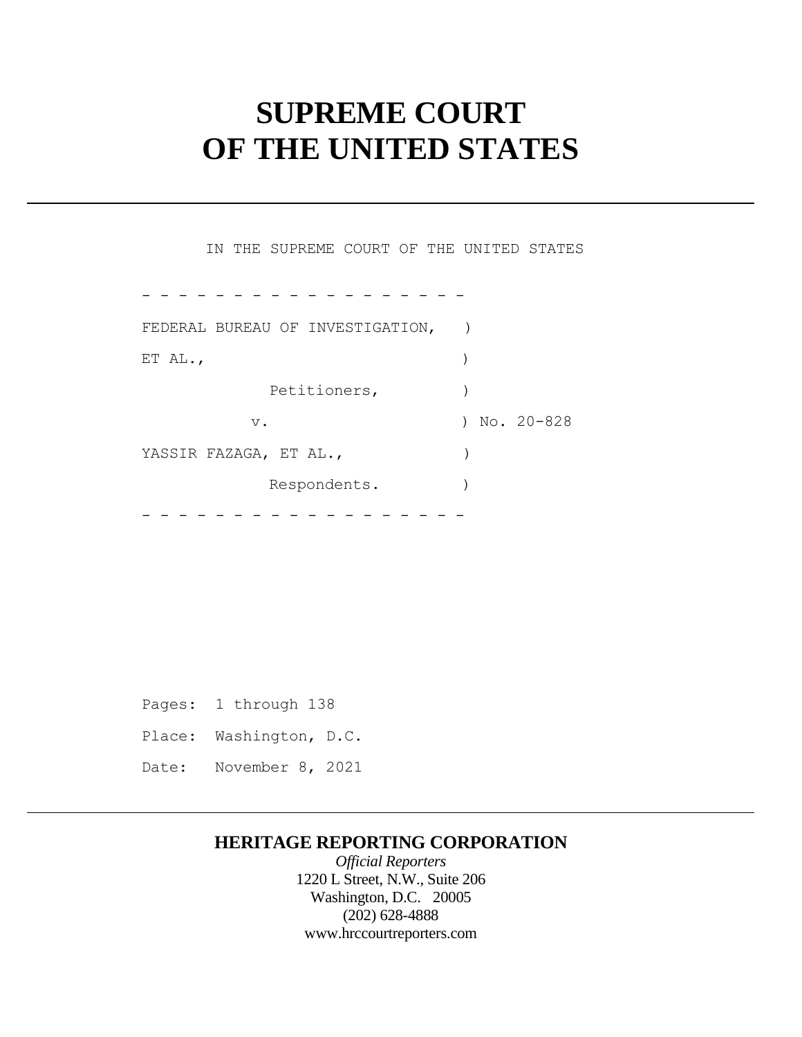# SUPREME COURT OF THE UNITED STATES

---

IN THE SUPREME COURT OF THE UNITED STATES

\- - - - - - - - - - - - - - - - - -

FEDERAL BUREAU OF INVESTIGATION, )
ET AL., )
Petitioners, )
v. ) No. 20-828
YASSIR FAZAGA, ET AL., )
Respondents. )

\- - - - - - - - - - - - - - - - - -

Pages: 1 through 138

Place: Washington, D.C.

Date: November 8, 2021

---

**HERITAGE REPORTING CORPORATION**

*Official Reporters*

1220 L Street, N.W., Suite 206

Washington, D.C. 20005

(202) 628-4888

www.hrccourtreporters.com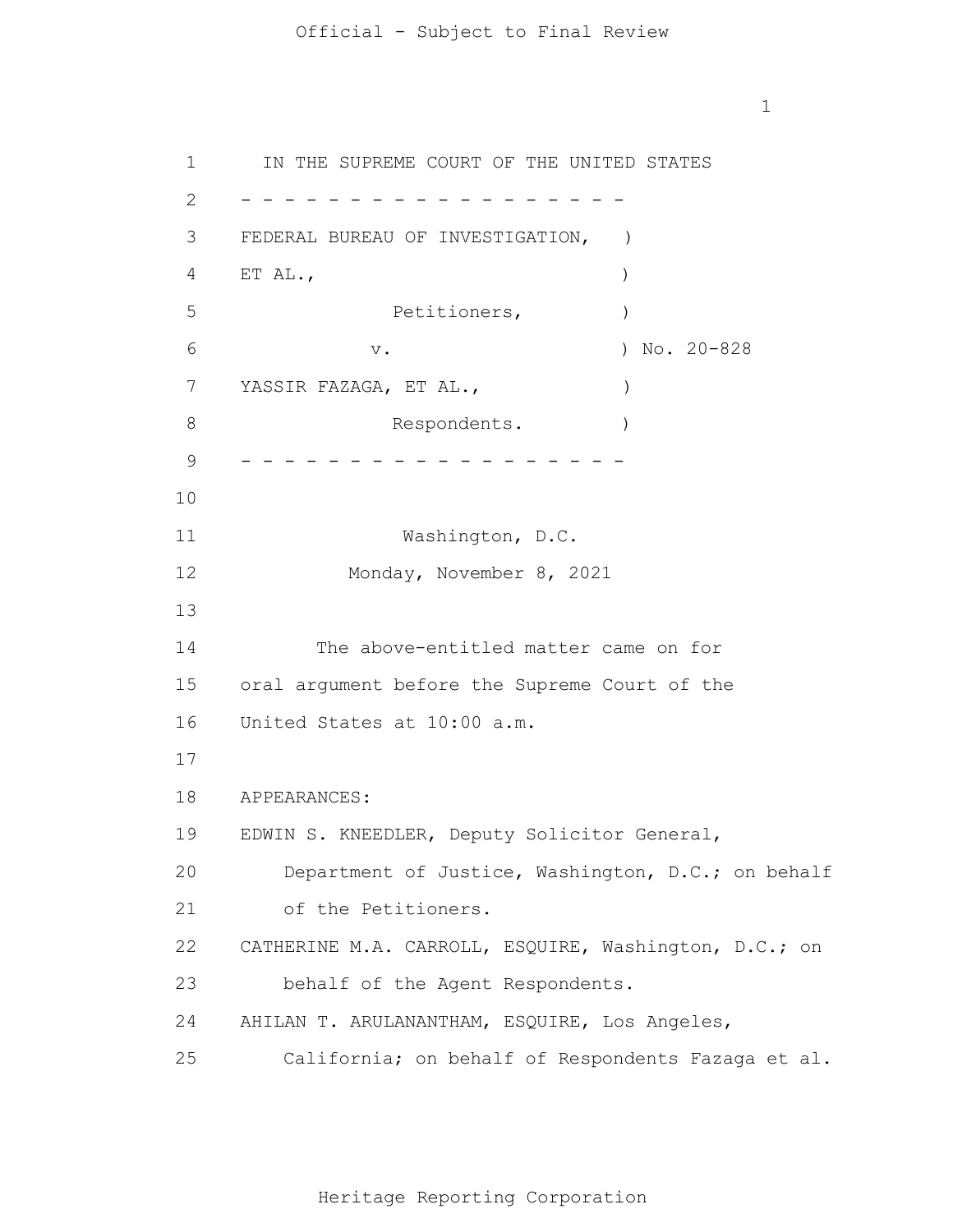IN THE SUPREME COURT OF THE UNITED STATES

- - - - - - - - - - - - - - - - - - - -

FEDERAL BUREAU OF INVESTIGATION, )
ET AL., )
Petitioners, )
v. ) No. 20-828
YASSIR FAZAGA, ET AL., )
Respondents. )

- - - - - - - - - - - - - - - - - - - -

Washington, D.C.

Monday, November 8, 2021

The above-entitled matter came on for oral argument before the Supreme Court of the United States at 10:00 a.m.

APPEARANCES:

EDWIN S. KNEEDLER, Deputy Solicitor General, Department of Justice, Washington, D.C.; on behalf of the Petitioners.

CATHERINE M.A. CARROLL, ESQUIRE, Washington, D.C.; on behalf of the Agent Respondents.

AHILAN T. ARULANANTHAM, ESQUIRE, Los Angeles, California; on behalf of Respondents Fazaga et al.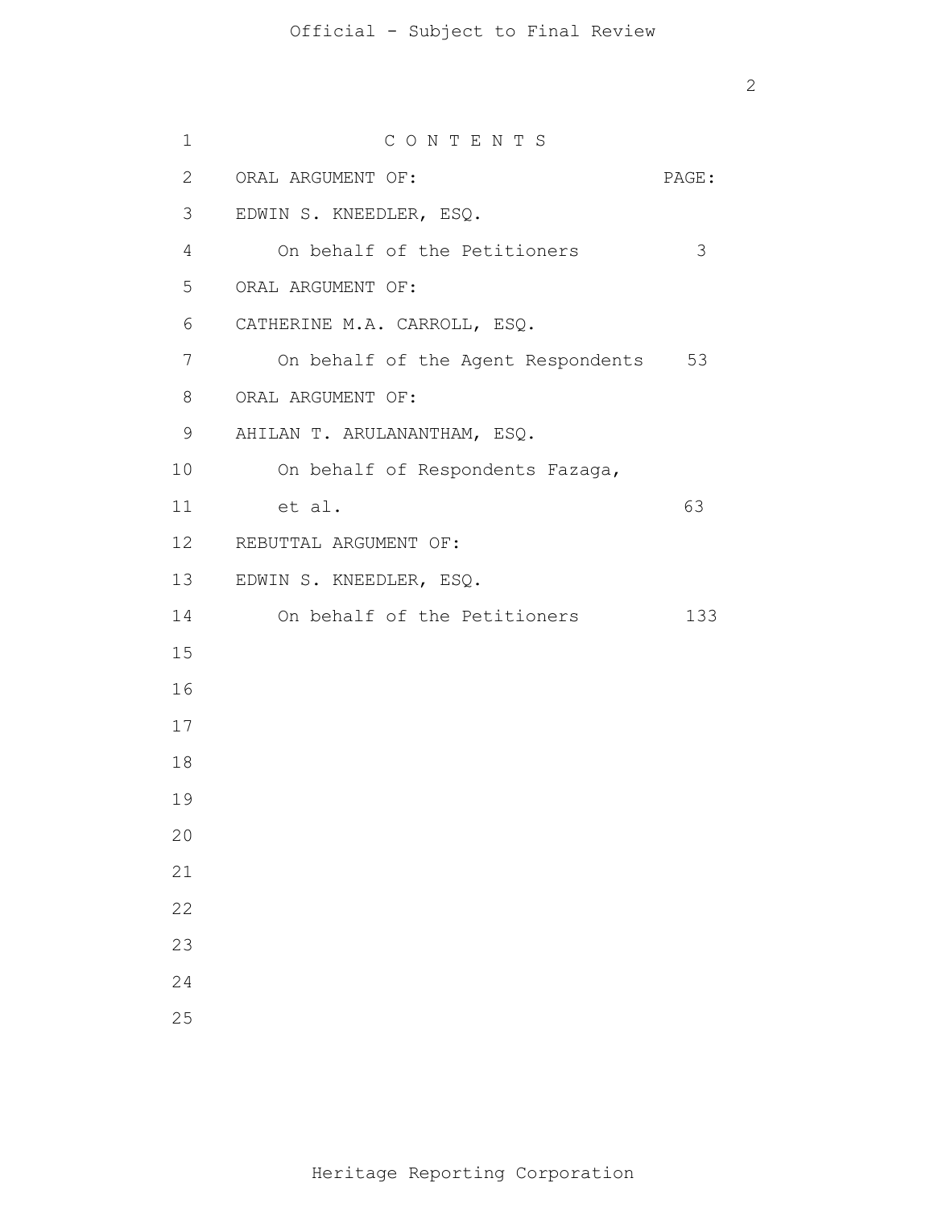# C O N T E N T S

| ORAL ARGUMENT OF: | PAGE: |
|---|---|
| EDWIN S. KNEEDLER, ESQ. | |
| On behalf of the Petitioners | 3 |
| ORAL ARGUMENT OF: | |
| CATHERINE M.A. CARROLL, ESQ. | |
| On behalf of the Agent Respondents | 53 |
| ORAL ARGUMENT OF: | |
| AHILAN T. ARULANANTHAM, ESQ. | |
| On behalf of Respondents Fazaga, et al. | 63 |
| REBUTTAL ARGUMENT OF: | |
| EDWIN S. KNEEDLER, ESQ. | |
| On behalf of the Petitioners | 133 |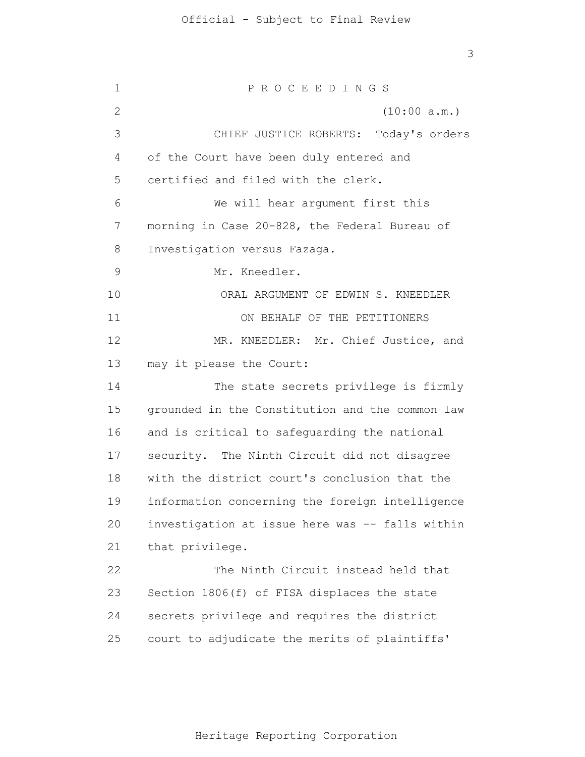P R O C E E D I N G S

(10:00 a.m.)

CHIEF JUSTICE ROBERTS: Today's orders of the Court have been duly entered and certified and filed with the clerk.

We will hear argument first this morning in Case 20-828, the Federal Bureau of Investigation versus Fazaga.

Mr. Kneedler.

ORAL ARGUMENT OF EDWIN S. KNEEDLER

ON BEHALF OF THE PETITIONERS

MR. KNEEDLER: Mr. Chief Justice, and may it please the Court:

The state secrets privilege is firmly grounded in the Constitution and the common law and is critical to safeguarding the national security. The Ninth Circuit did not disagree with the district court's conclusion that the information concerning the foreign intelligence investigation at issue here was -- falls within that privilege.

The Ninth Circuit instead held that Section 1806(f) of FISA displaces the state secrets privilege and requires the district court to adjudicate the merits of plaintiffs'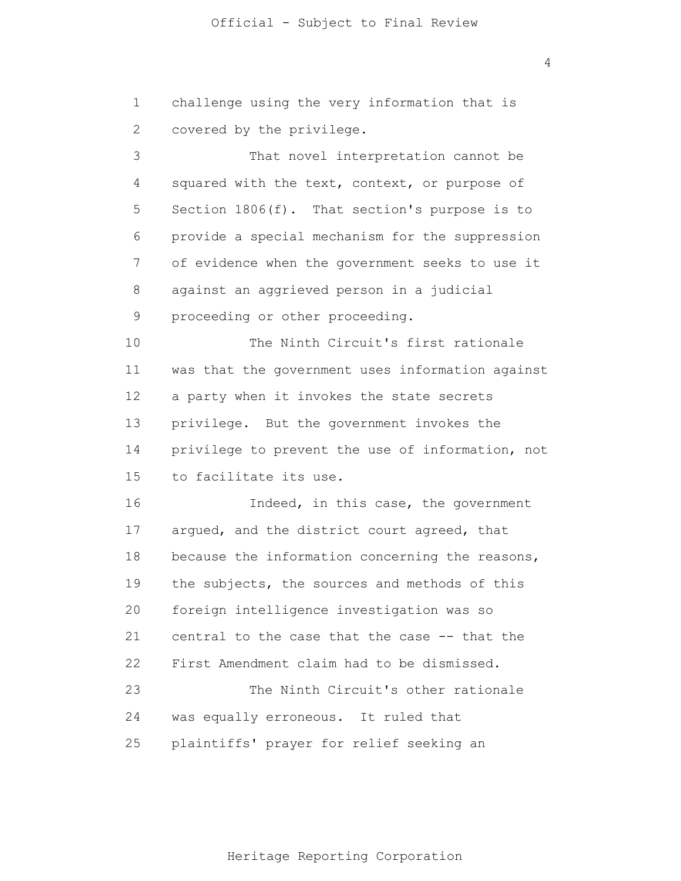challenge using the very information that is covered by the privilege.

That novel interpretation cannot be squared with the text, context, or purpose of Section 1806(f). That section's purpose is to provide a special mechanism for the suppression of evidence when the government seeks to use it against an aggrieved person in a judicial proceeding or other proceeding.

The Ninth Circuit's first rationale was that the government uses information against a party when it invokes the state secrets privilege. But the government invokes the privilege to prevent the use of information, not to facilitate its use.

Indeed, in this case, the government argued, and the district court agreed, that because the information concerning the reasons, the subjects, the sources and methods of this foreign intelligence investigation was so central to the case that the case -- that the First Amendment claim had to be dismissed.

The Ninth Circuit's other rationale was equally erroneous. It ruled that plaintiffs' prayer for relief seeking an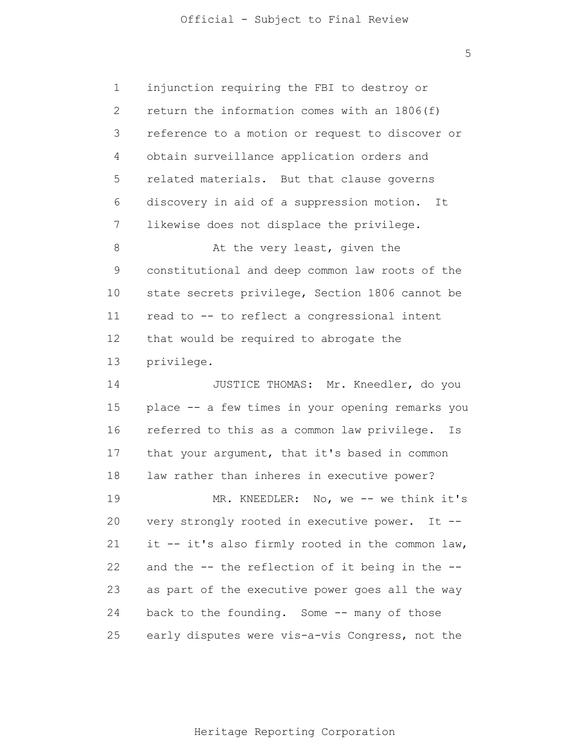injunction requiring the FBI to destroy or return the information comes with an 1806(f) reference to a motion or request to discover or obtain surveillance application orders and related materials. But that clause governs discovery in aid of a suppression motion. It likewise does not displace the privilege.

At the very least, given the constitutional and deep common law roots of the state secrets privilege, Section 1806 cannot be read to -- to reflect a congressional intent that would be required to abrogate the privilege.

JUSTICE THOMAS: Mr. Kneedler, do you place -- a few times in your opening remarks you referred to this as a common law privilege. Is that your argument, that it's based in common law rather than inheres in executive power?

MR. KNEEDLER: No, we -- we think it's very strongly rooted in executive power. It -- it -- it's also firmly rooted in the common law, and the -- the reflection of it being in the -- as part of the executive power goes all the way back to the founding. Some -- many of those early disputes were vis-a-vis Congress, not the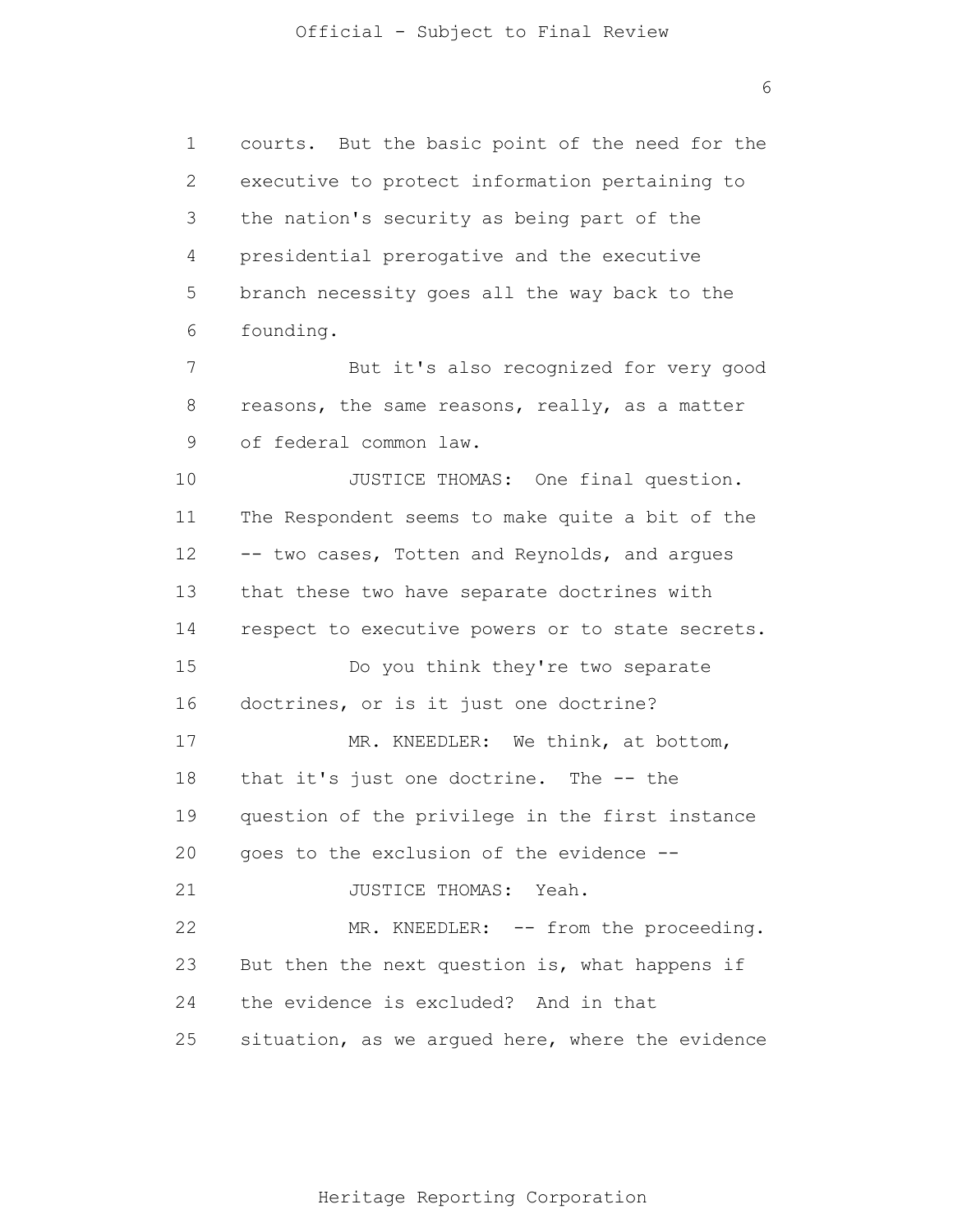courts. But the basic point of the need for the executive to protect information pertaining to the nation's security as being part of the presidential prerogative and the executive branch necessity goes all the way back to the founding.

But it's also recognized for very good reasons, the same reasons, really, as a matter of federal common law.

JUSTICE THOMAS: One final question. The Respondent seems to make quite a bit of the -- two cases, Totten and Reynolds, and argues that these two have separate doctrines with respect to executive powers or to state secrets.

Do you think they're two separate doctrines, or is it just one doctrine?

MR. KNEEDLER: We think, at bottom, that it's just one doctrine. The -- the question of the privilege in the first instance goes to the exclusion of the evidence --

JUSTICE THOMAS: Yeah.

MR. KNEEDLER: -- from the proceeding. But then the next question is, what happens if the evidence is excluded? And in that situation, as we argued here, where the evidence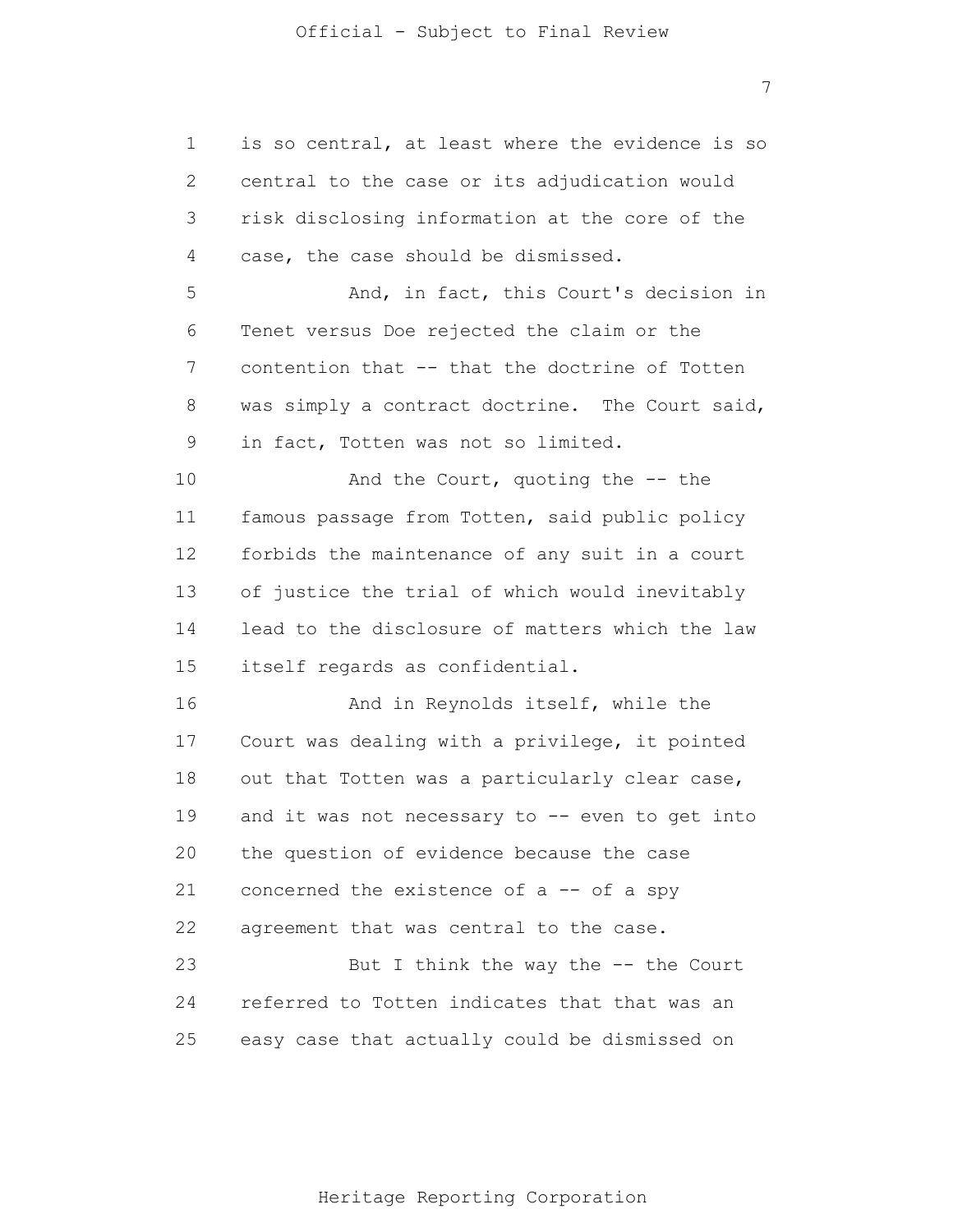is so central, at least where the evidence is so central to the case or its adjudication would risk disclosing information at the core of the case, the case should be dismissed.

And, in fact, this Court's decision in Tenet versus Doe rejected the claim or the contention that -- that the doctrine of Totten was simply a contract doctrine. The Court said, in fact, Totten was not so limited.

And the Court, quoting the -- the famous passage from Totten, said public policy forbids the maintenance of any suit in a court of justice the trial of which would inevitably lead to the disclosure of matters which the law itself regards as confidential.

And in Reynolds itself, while the Court was dealing with a privilege, it pointed out that Totten was a particularly clear case, and it was not necessary to -- even to get into the question of evidence because the case concerned the existence of a -- of a spy agreement that was central to the case.

But I think the way the -- the Court referred to Totten indicates that that was an easy case that actually could be dismissed on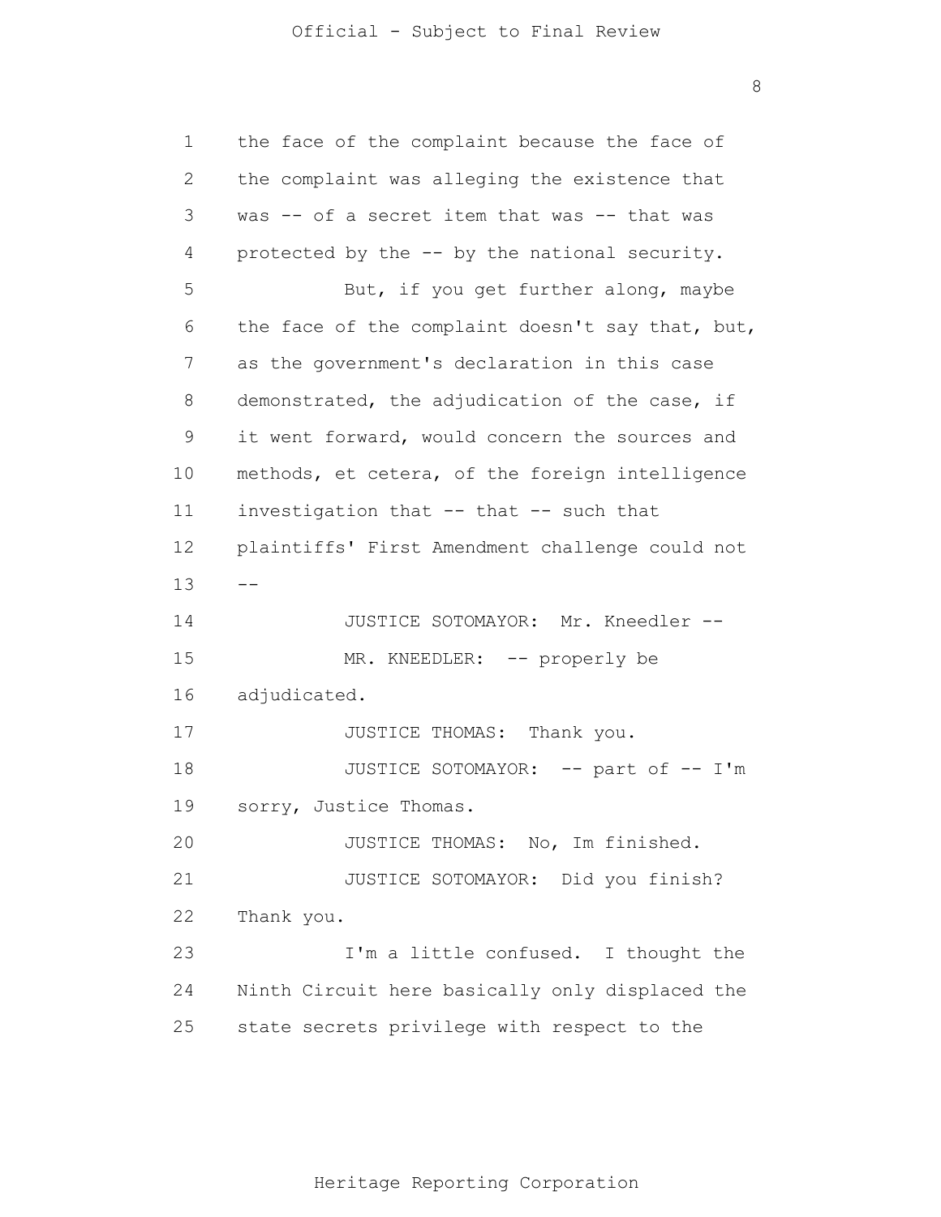the face of the complaint because the face of the complaint was alleging the existence that was -- of a secret item that was -- that was protected by the -- by the national security.

But, if you get further along, maybe the face of the complaint doesn't say that, but, as the government's declaration in this case demonstrated, the adjudication of the case, if it went forward, would concern the sources and methods, et cetera, of the foreign intelligence investigation that -- that -- such that plaintiffs' First Amendment challenge could not --

JUSTICE SOTOMAYOR: Mr. Kneedler --

MR. KNEEDLER: -- properly be adjudicated.

JUSTICE THOMAS: Thank you.

JUSTICE SOTOMAYOR: -- part of -- I'm sorry, Justice Thomas.

JUSTICE THOMAS: No, Im finished.

JUSTICE SOTOMAYOR: Did you finish? Thank you.

I'm a little confused. I thought the Ninth Circuit here basically only displaced the state secrets privilege with respect to the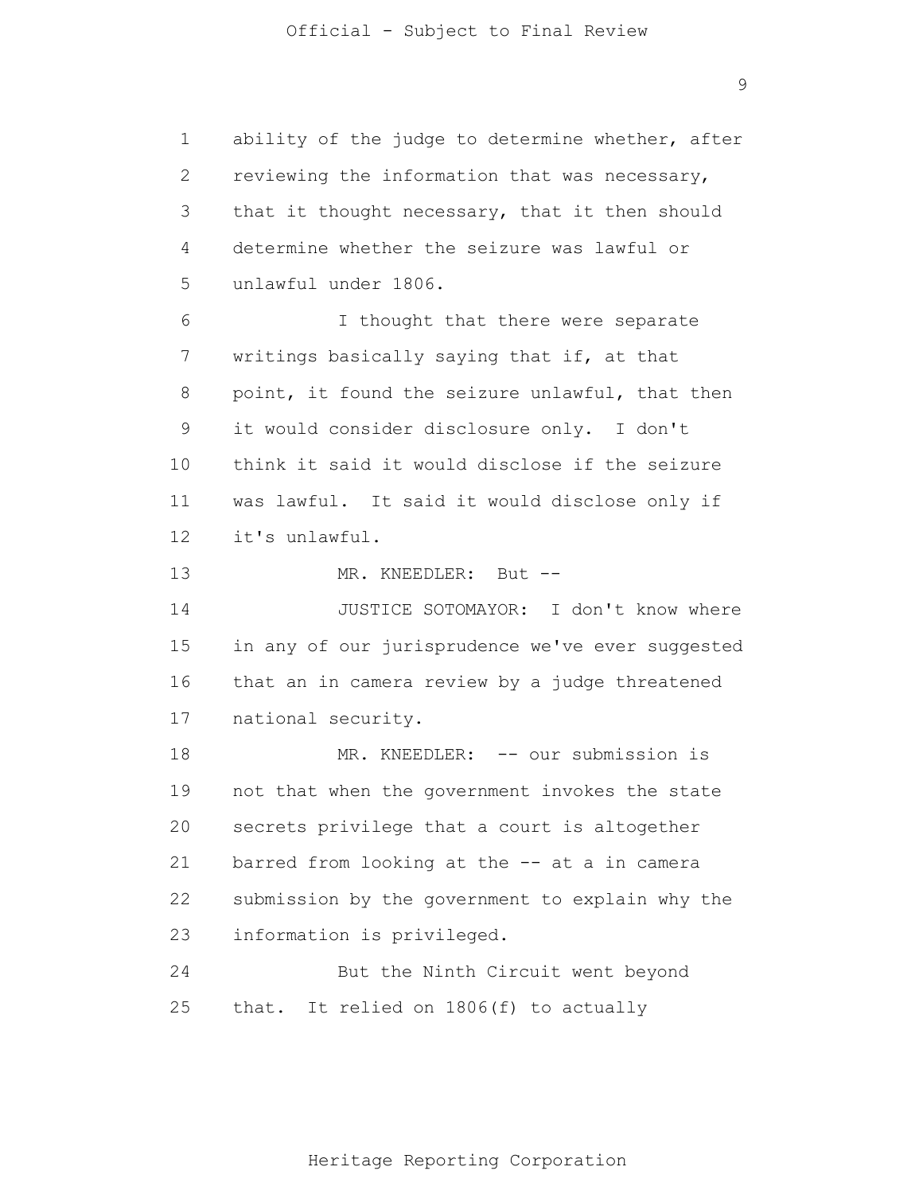ability of the judge to determine whether, after reviewing the information that was necessary, that it thought necessary, that it then should determine whether the seizure was lawful or unlawful under 1806.

I thought that there were separate writings basically saying that if, at that point, it found the seizure unlawful, that then it would consider disclosure only. I don't think it said it would disclose if the seizure was lawful. It said it would disclose only if it's unlawful.

MR. KNEEDLER: But --

JUSTICE SOTOMAYOR: I don't know where in any of our jurisprudence we've ever suggested that an in camera review by a judge threatened national security.

MR. KNEEDLER: -- our submission is not that when the government invokes the state secrets privilege that a court is altogether barred from looking at the -- at a in camera submission by the government to explain why the information is privileged.

But the Ninth Circuit went beyond that. It relied on 1806(f) to actually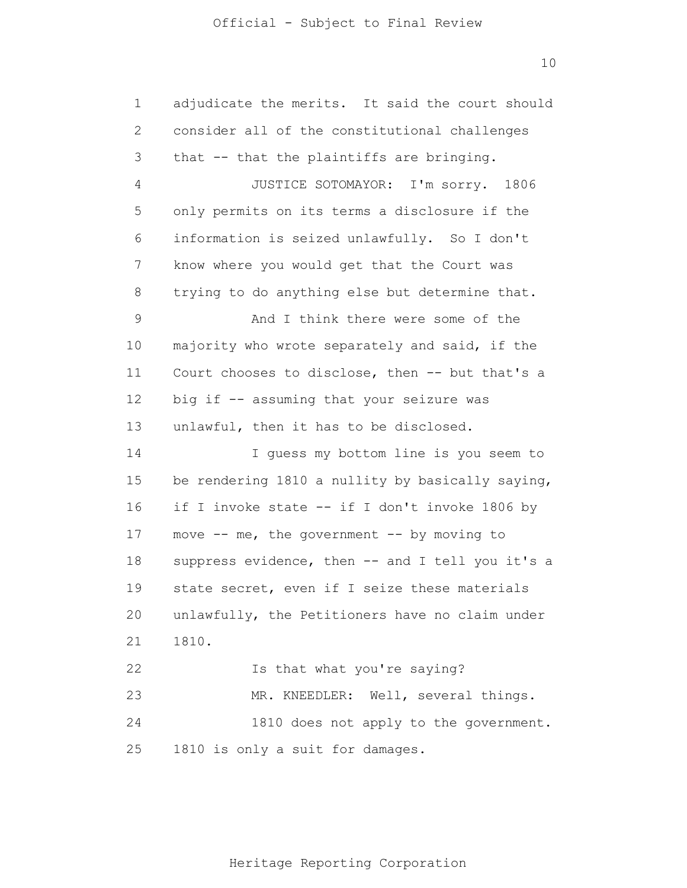adjudicate the merits. It said the court should consider all of the constitutional challenges that -- that the plaintiffs are bringing.

JUSTICE SOTOMAYOR: I'm sorry. 1806 only permits on its terms a disclosure if the information is seized unlawfully. So I don't know where you would get that the Court was trying to do anything else but determine that.

And I think there were some of the majority who wrote separately and said, if the Court chooses to disclose, then -- but that's a big if -- assuming that your seizure was unlawful, then it has to be disclosed.

I guess my bottom line is you seem to be rendering 1810 a nullity by basically saying, if I invoke state -- if I don't invoke 1806 by move -- me, the government -- by moving to suppress evidence, then -- and I tell you it's a state secret, even if I seize these materials unlawfully, the Petitioners have no claim under 1810.

Is that what you're saying?

MR. KNEEDLER: Well, several things.

1810 does not apply to the government. 1810 is only a suit for damages.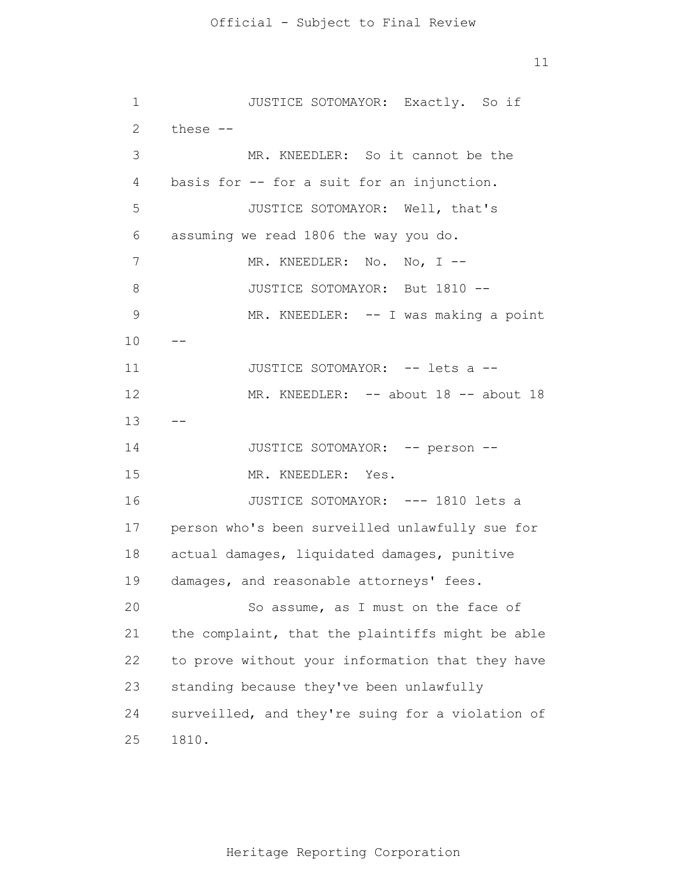JUSTICE SOTOMAYOR: Exactly. So if these --

MR. KNEEDLER: So it cannot be the basis for -- for a suit for an injunction.

JUSTICE SOTOMAYOR: Well, that's assuming we read 1806 the way you do.

MR. KNEEDLER: No. No, I --

JUSTICE SOTOMAYOR: But 1810 --

MR. KNEEDLER: -- I was making a point --

JUSTICE SOTOMAYOR: -- lets a --

MR. KNEEDLER: -- about 18 -- about 18 --

JUSTICE SOTOMAYOR: -- person --

MR. KNEEDLER: Yes.

JUSTICE SOTOMAYOR: --- 1810 lets a person who's been surveilled unlawfully sue for actual damages, liquidated damages, punitive damages, and reasonable attorneys' fees.

So assume, as I must on the face of the complaint, that the plaintiffs might be able to prove without your information that they have standing because they've been unlawfully surveilled, and they're suing for a violation of 1810.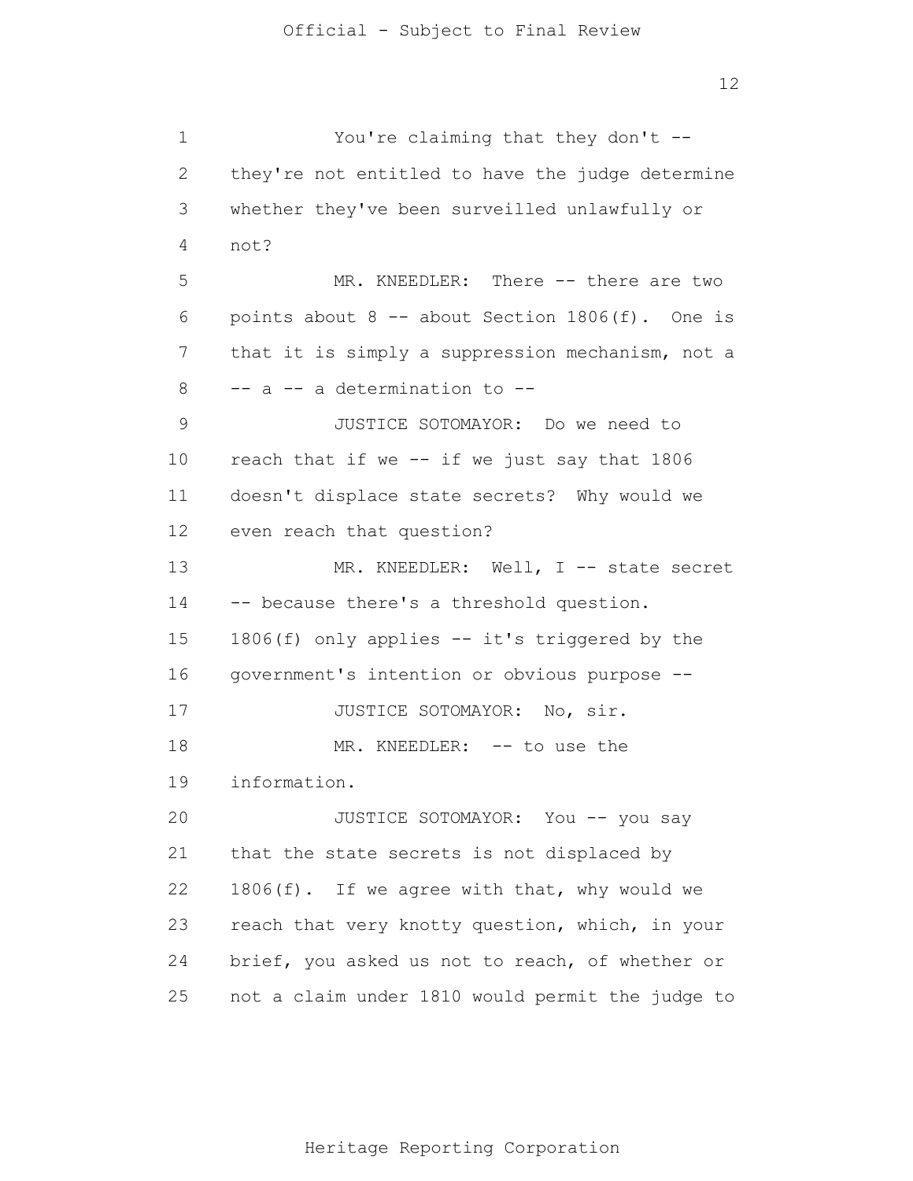You're claiming that they don't -- they're not entitled to have the judge determine whether they've been surveilled unlawfully or not?

MR. KNEEDLER: There -- there are two points about 8 -- about Section 1806(f). One is that it is simply a suppression mechanism, not a -- a -- a determination to --

JUSTICE SOTOMAYOR: Do we need to reach that if we -- if we just say that 1806 doesn't displace state secrets? Why would we even reach that question?

MR. KNEEDLER: Well, I -- state secret -- because there's a threshold question. 1806(f) only applies -- it's triggered by the government's intention or obvious purpose --

JUSTICE SOTOMAYOR: No, sir.

MR. KNEEDLER: -- to use the information.

JUSTICE SOTOMAYOR: You -- you say that the state secrets is not displaced by 1806(f). If we agree with that, why would we reach that very knotty question, which, in your brief, you asked us not to reach, of whether or not a claim under 1810 would permit the judge to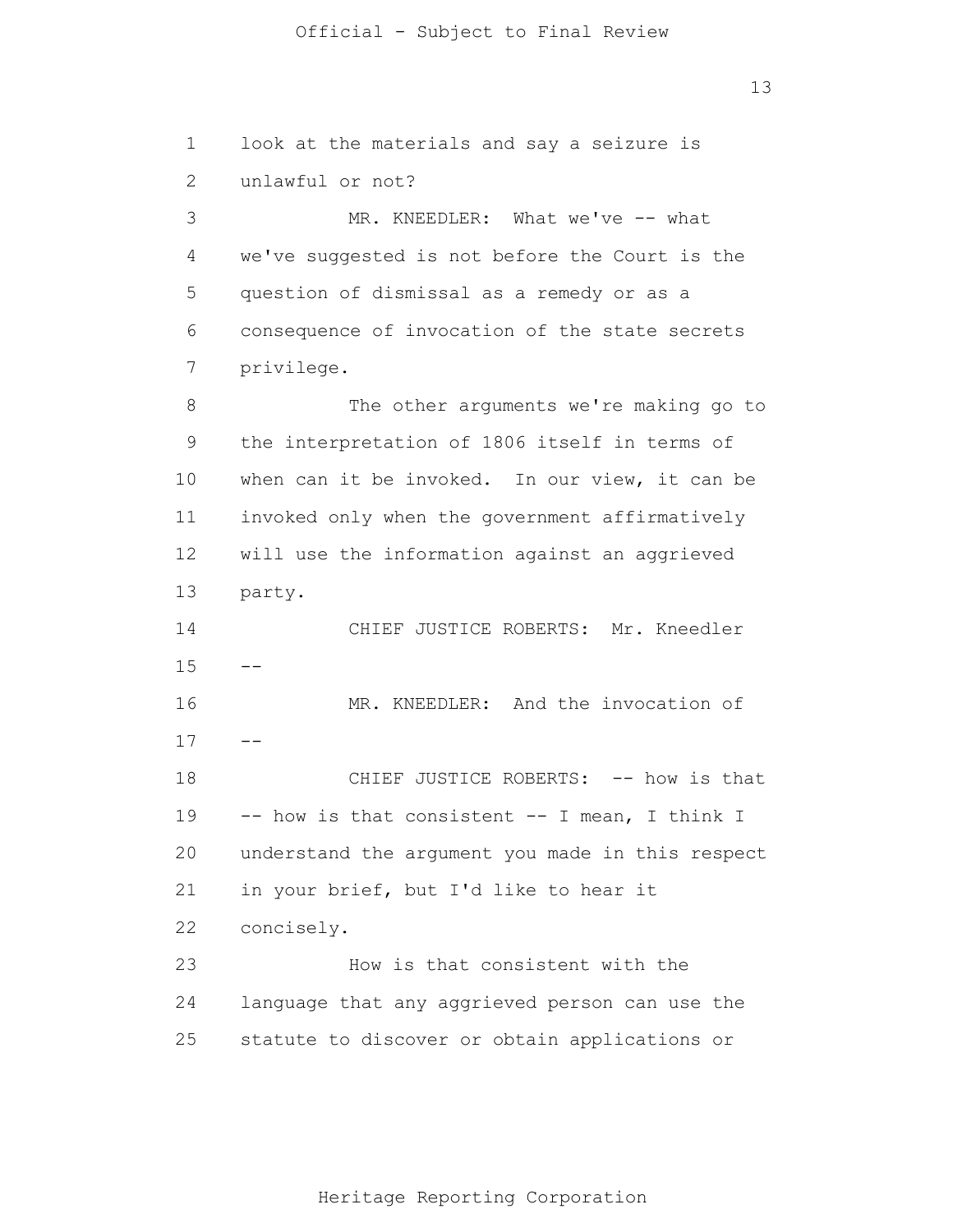look at the materials and say a seizure is unlawful or not?

MR. KNEEDLER: What we've -- what we've suggested is not before the Court is the question of dismissal as a remedy or as a consequence of invocation of the state secrets privilege.

The other arguments we're making go to the interpretation of 1806 itself in terms of when can it be invoked. In our view, it can be invoked only when the government affirmatively will use the information against an aggrieved party.

CHIEF JUSTICE ROBERTS: Mr. Kneedler --

MR. KNEEDLER: And the invocation of --

CHIEF JUSTICE ROBERTS: -- how is that -- how is that consistent -- I mean, I think I understand the argument you made in this respect in your brief, but I'd like to hear it concisely.

How is that consistent with the language that any aggrieved person can use the statute to discover or obtain applications or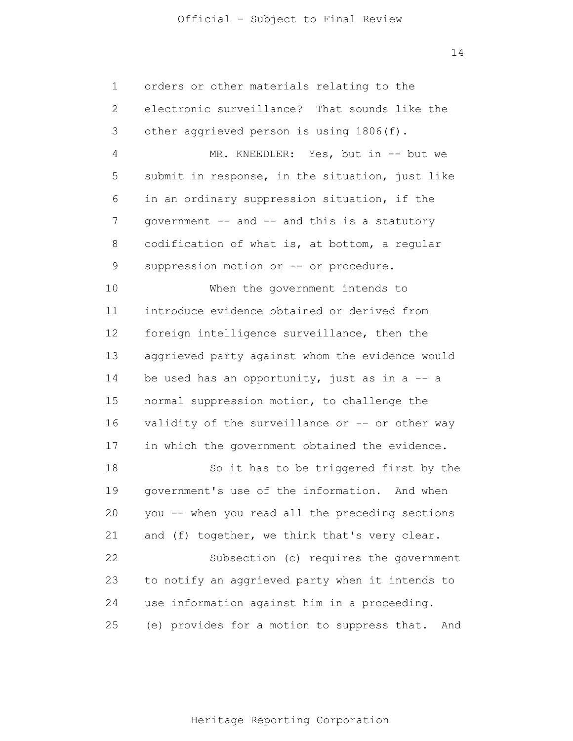orders or other materials relating to the electronic surveillance? That sounds like the other aggrieved person is using 1806(f).

MR. KNEEDLER: Yes, but in -- but we submit in response, in the situation, just like in an ordinary suppression situation, if the government -- and -- and this is a statutory codification of what is, at bottom, a regular suppression motion or -- or procedure.

When the government intends to introduce evidence obtained or derived from foreign intelligence surveillance, then the aggrieved party against whom the evidence would be used has an opportunity, just as in a -- a normal suppression motion, to challenge the validity of the surveillance or -- or other way in which the government obtained the evidence.

So it has to be triggered first by the government's use of the information. And when you -- when you read all the preceding sections and (f) together, we think that's very clear.

Subsection (c) requires the government to notify an aggrieved party when it intends to use information against him in a proceeding. (e) provides for a motion to suppress that. And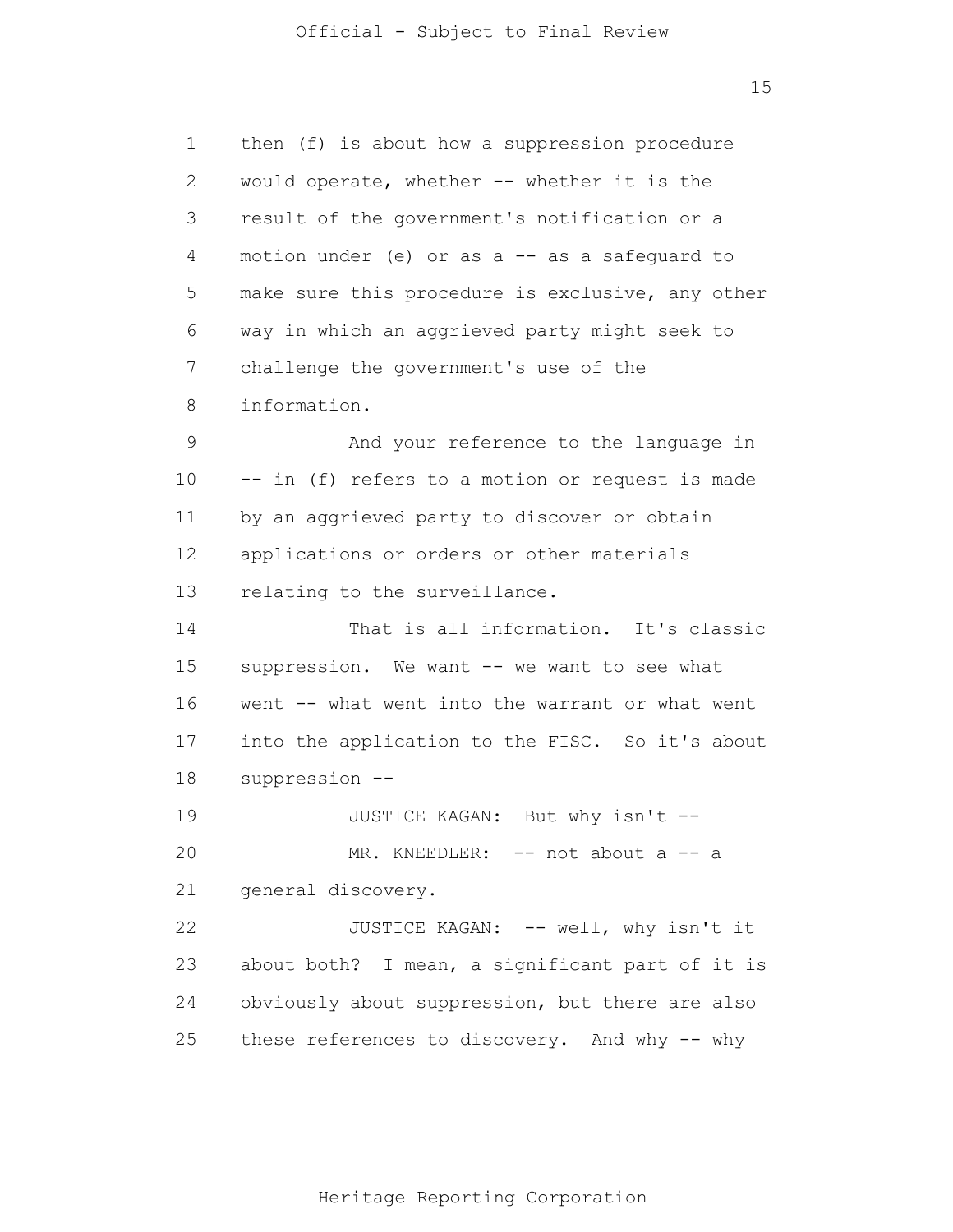then (f) is about how a suppression procedure would operate, whether -- whether it is the result of the government's notification or a motion under (e) or as a -- as a safeguard to make sure this procedure is exclusive, any other way in which an aggrieved party might seek to challenge the government's use of the information.

And your reference to the language in -- in (f) refers to a motion or request is made by an aggrieved party to discover or obtain applications or orders or other materials relating to the surveillance.

That is all information. It's classic suppression. We want -- we want to see what went -- what went into the warrant or what went into the application to the FISC. So it's about suppression --

JUSTICE KAGAN: But why isn't --

MR. KNEEDLER: -- not about a -- a general discovery.

JUSTICE KAGAN: -- well, why isn't it about both? I mean, a significant part of it is obviously about suppression, but there are also these references to discovery. And why -- why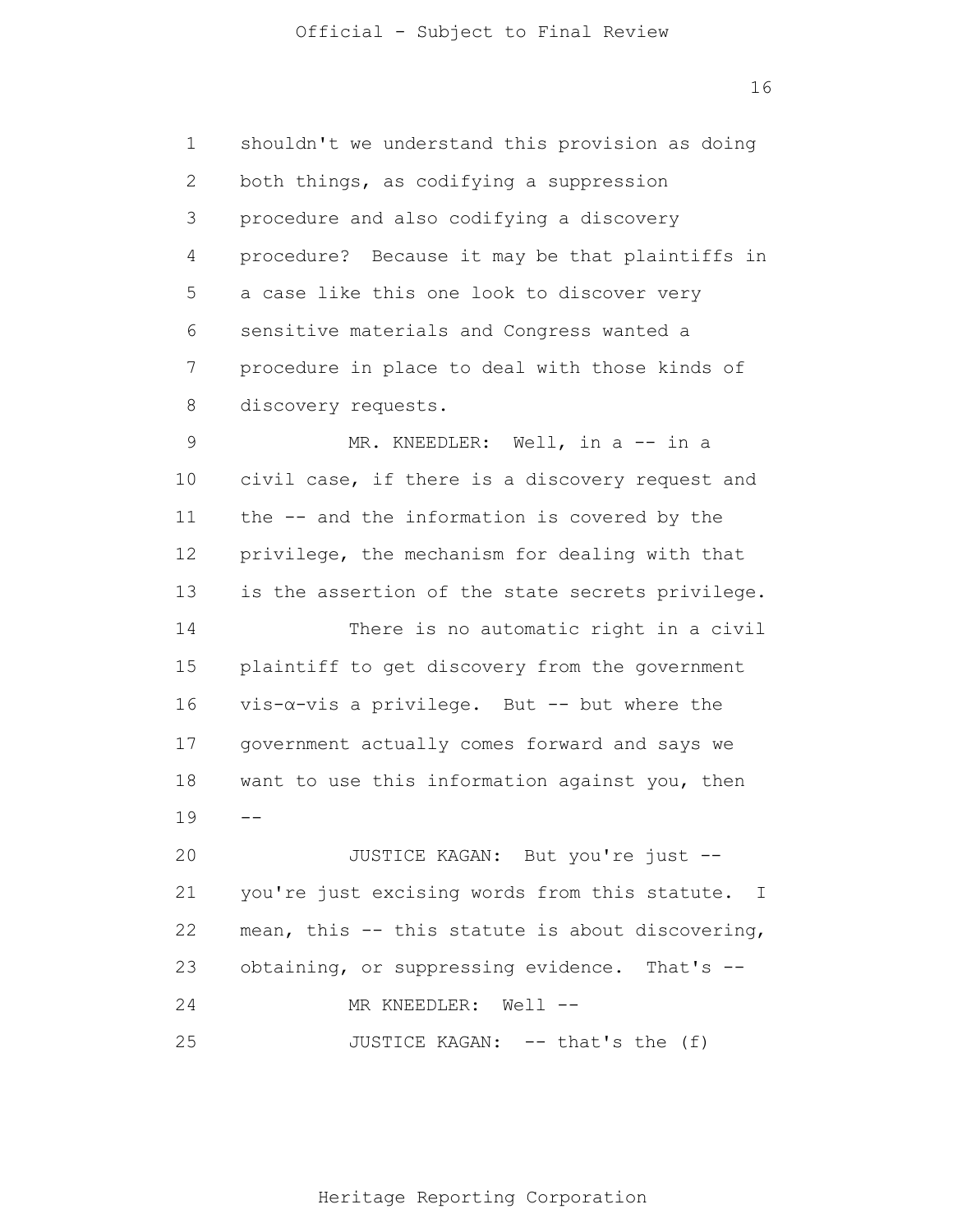1 shouldn't we understand this provision as doing
2 both things, as codifying a suppression
3 procedure and also codifying a discovery
4 procedure? Because it may be that plaintiffs in
5 a case like this one look to discover very
6 sensitive materials and Congress wanted a
7 procedure in place to deal with those kinds of
8 discovery requests.

9 MR. KNEEDLER: Well, in a -- in a
10 civil case, if there is a discovery request and
11 the -- and the information is covered by the
12 privilege, the mechanism for dealing with that
13 is the assertion of the state secrets privilege.

14 There is no automatic right in a civil
15 plaintiff to get discovery from the government
16 vis-α-vis a privilege. But -- but where the
17 government actually comes forward and says we
18 want to use this information against you, then
19 --

20 JUSTICE KAGAN: But you're just --
21 you're just excising words from this statute. I
22 mean, this -- this statute is about discovering,
23 obtaining, or suppressing evidence. That's --

24 MR KNEEDLER: Well --

25 JUSTICE KAGAN: -- that's the (f)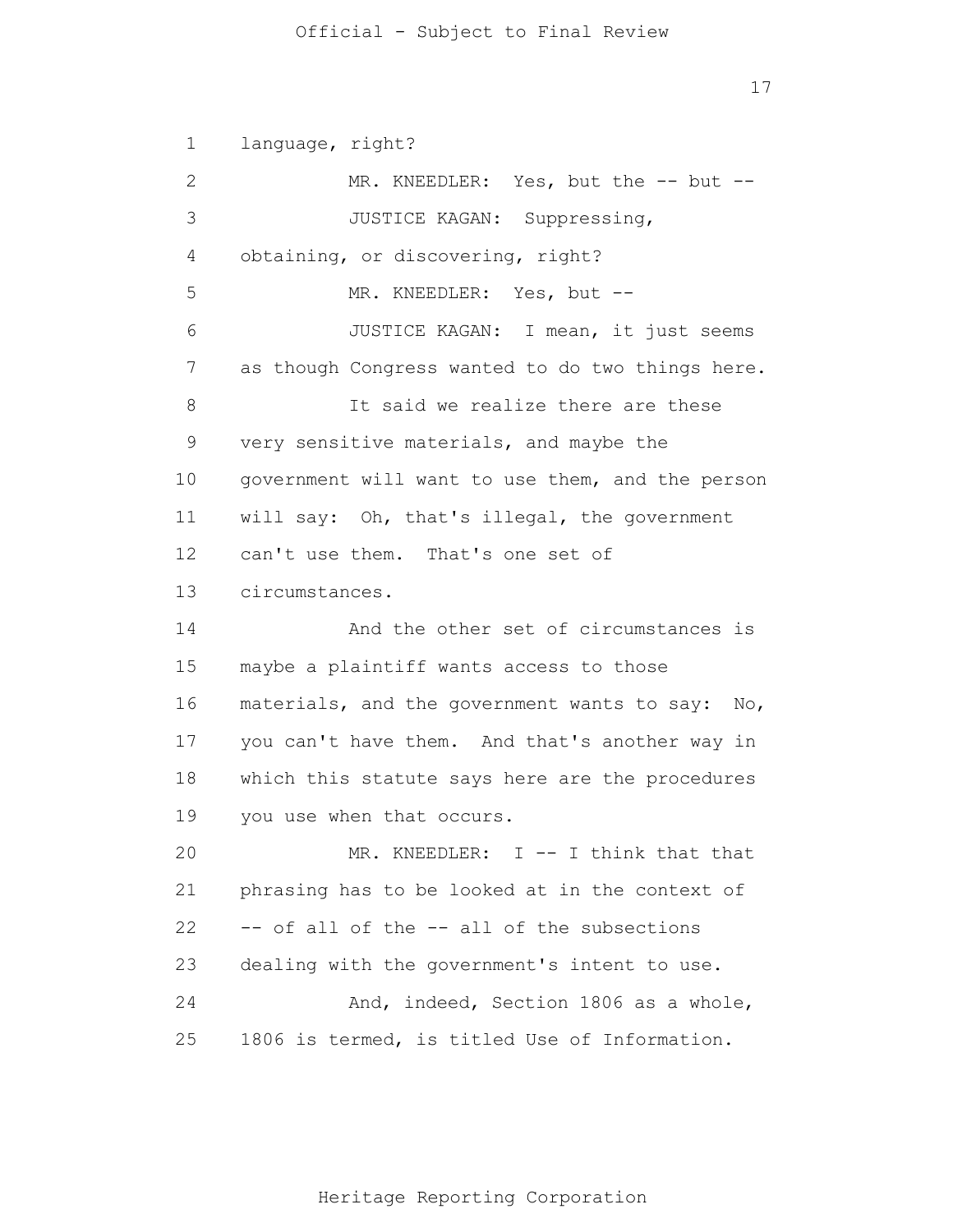language, right?

MR. KNEEDLER: Yes, but the -- but --

JUSTICE KAGAN: Suppressing, obtaining, or discovering, right?

MR. KNEEDLER: Yes, but --

JUSTICE KAGAN: I mean, it just seems as though Congress wanted to do two things here.

It said we realize there are these very sensitive materials, and maybe the government will want to use them, and the person will say: Oh, that's illegal, the government can't use them. That's one set of circumstances.

And the other set of circumstances is maybe a plaintiff wants access to those materials, and the government wants to say: No, you can't have them. And that's another way in which this statute says here are the procedures you use when that occurs.

MR. KNEEDLER: I -- I think that that phrasing has to be looked at in the context of -- of all of the -- all of the subsections dealing with the government's intent to use.

And, indeed, Section 1806 as a whole, 1806 is termed, is titled Use of Information.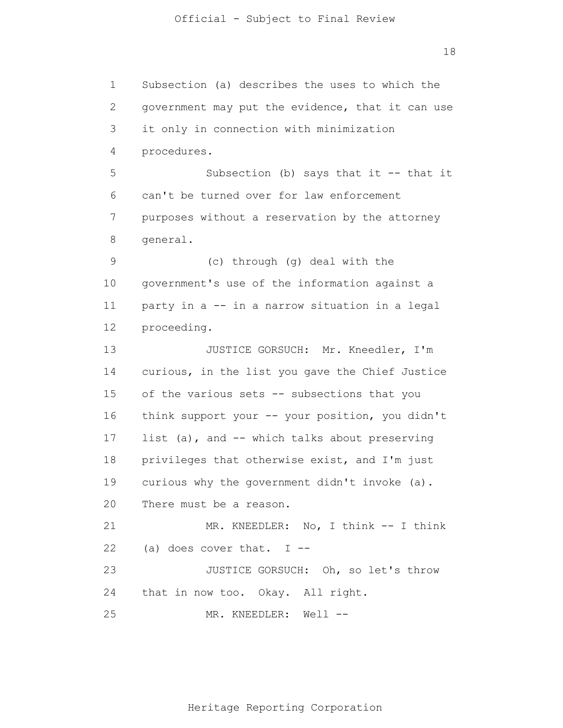Subsection (a) describes the uses to which the government may put the evidence, that it can use it only in connection with minimization procedures.

Subsection (b) says that it -- that it can't be turned over for law enforcement purposes without a reservation by the attorney general.

(c) through (g) deal with the government's use of the information against a party in a -- in a narrow situation in a legal proceeding.

JUSTICE GORSUCH: Mr. Kneedler, I'm curious, in the list you gave the Chief Justice of the various sets -- subsections that you think support your -- your position, you didn't list (a), and -- which talks about preserving privileges that otherwise exist, and I'm just curious why the government didn't invoke (a). There must be a reason.

MR. KNEEDLER: No, I think -- I think (a) does cover that. I --

JUSTICE GORSUCH: Oh, so let's throw that in now too. Okay. All right.

MR. KNEEDLER: Well --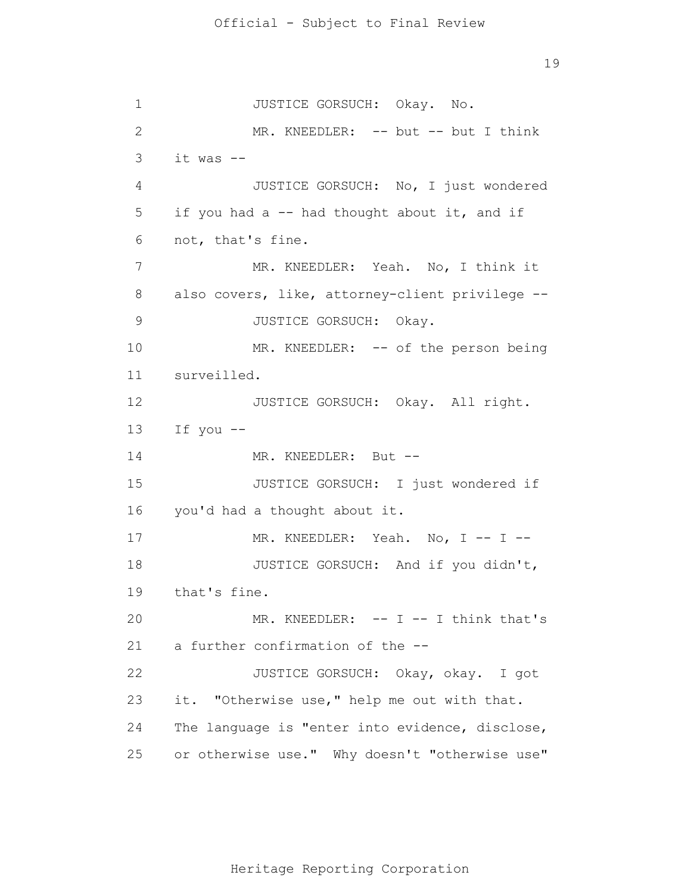JUSTICE GORSUCH: Okay. No.

MR. KNEEDLER: -- but -- but I think it was --

JUSTICE GORSUCH: No, I just wondered if you had a -- had thought about it, and if not, that's fine.

MR. KNEEDLER: Yeah. No, I think it also covers, like, attorney-client privilege --

JUSTICE GORSUCH: Okay.

MR. KNEEDLER: -- of the person being surveilled.

JUSTICE GORSUCH: Okay. All right. If you --

MR. KNEEDLER: But --

JUSTICE GORSUCH: I just wondered if you'd had a thought about it.

MR. KNEEDLER: Yeah. No, I -- I --

JUSTICE GORSUCH: And if you didn't, that's fine.

MR. KNEEDLER: -- I -- I think that's a further confirmation of the --

JUSTICE GORSUCH: Okay, okay. I got it. "Otherwise use," help me out with that. The language is "enter into evidence, disclose, or otherwise use." Why doesn't "otherwise use"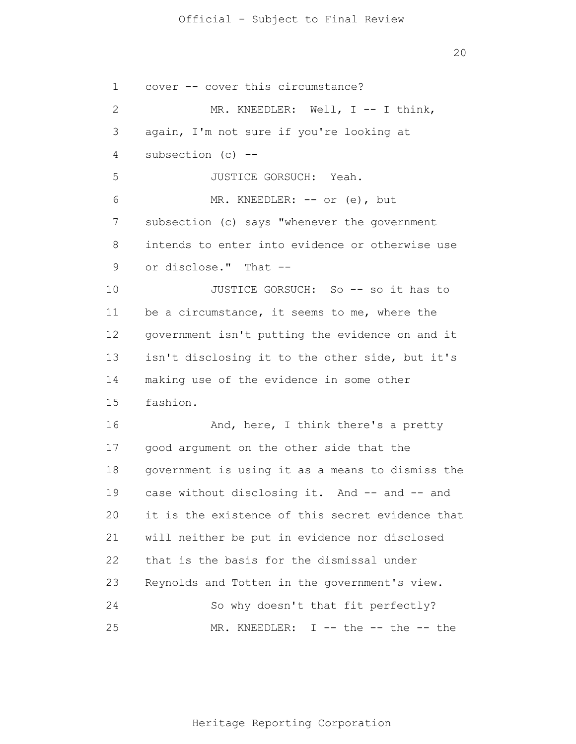cover -- cover this circumstance?

MR. KNEEDLER: Well, I -- I think, again, I'm not sure if you're looking at subsection (c) --

JUSTICE GORSUCH: Yeah.

MR. KNEEDLER: -- or (e), but subsection (c) says "whenever the government intends to enter into evidence or otherwise use or disclose." That --

JUSTICE GORSUCH: So -- so it has to be a circumstance, it seems to me, where the government isn't putting the evidence on and it isn't disclosing it to the other side, but it's making use of the evidence in some other fashion.

And, here, I think there's a pretty good argument on the other side that the government is using it as a means to dismiss the case without disclosing it. And -- and -- and it is the existence of this secret evidence that will neither be put in evidence nor disclosed that is the basis for the dismissal under Reynolds and Totten in the government's view.

So why doesn't that fit perfectly?

MR. KNEEDLER: I -- the -- the -- the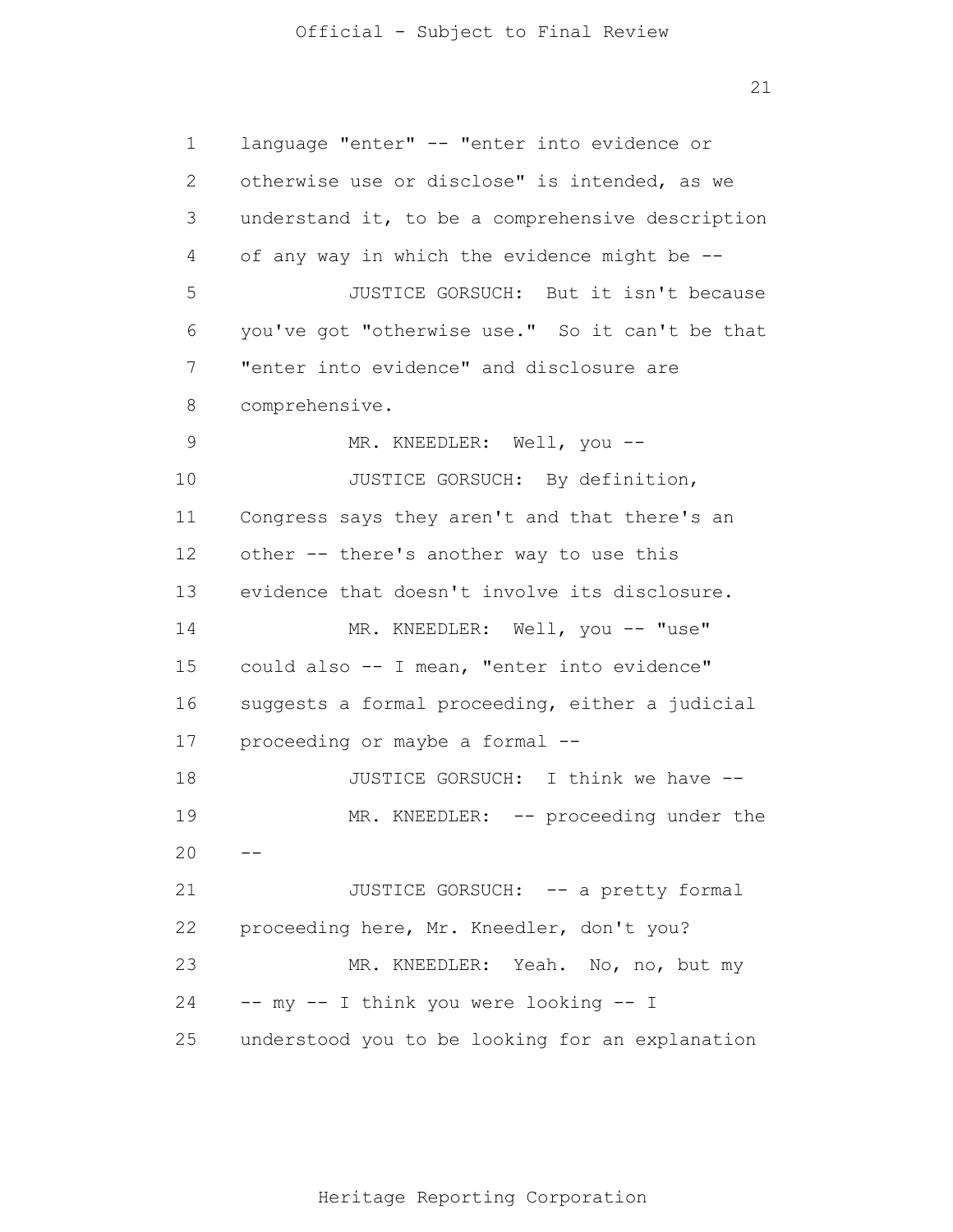language "enter" -- "enter into evidence or otherwise use or disclose" is intended, as we understand it, to be a comprehensive description of any way in which the evidence might be --

JUSTICE GORSUCH: But it isn't because you've got "otherwise use." So it can't be that "enter into evidence" and disclosure are comprehensive.

MR. KNEEDLER: Well, you --

JUSTICE GORSUCH: By definition, Congress says they aren't and that there's an other -- there's another way to use this evidence that doesn't involve its disclosure.

MR. KNEEDLER: Well, you -- "use" could also -- I mean, "enter into evidence" suggests a formal proceeding, either a judicial proceeding or maybe a formal --

JUSTICE GORSUCH: I think we have --

MR. KNEEDLER: -- proceeding under the --

JUSTICE GORSUCH: -- a pretty formal proceeding here, Mr. Kneedler, don't you?

MR. KNEEDLER: Yeah. No, no, but my -- my -- I think you were looking -- I understood you to be looking for an explanation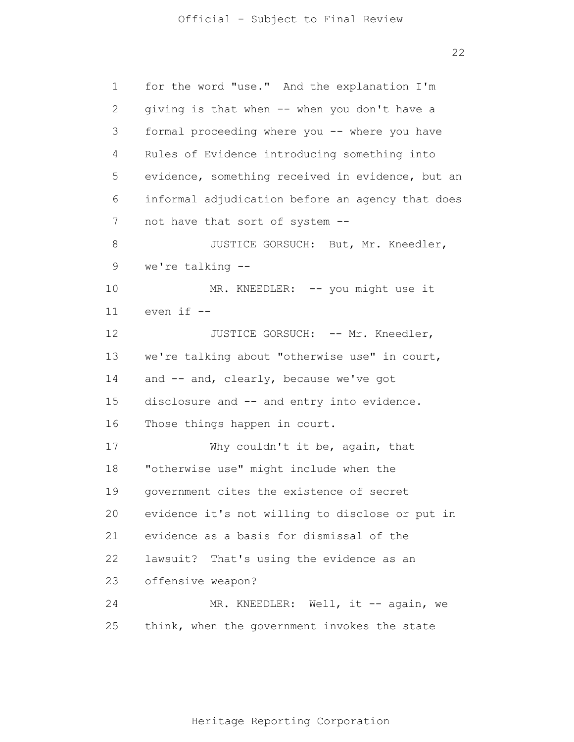for the word "use." And the explanation I'm giving is that when -- when you don't have a formal proceeding where you -- where you have Rules of Evidence introducing something into evidence, something received in evidence, but an informal adjudication before an agency that does not have that sort of system --

JUSTICE GORSUCH: But, Mr. Kneedler, we're talking --

MR. KNEEDLER: -- you might use it even if --

JUSTICE GORSUCH: -- Mr. Kneedler, we're talking about "otherwise use" in court, and -- and, clearly, because we've got disclosure and -- and entry into evidence. Those things happen in court.

Why couldn't it be, again, that "otherwise use" might include when the government cites the existence of secret evidence it's not willing to disclose or put in evidence as a basis for dismissal of the lawsuit? That's using the evidence as an offensive weapon?

MR. KNEEDLER: Well, it -- again, we think, when the government invokes the state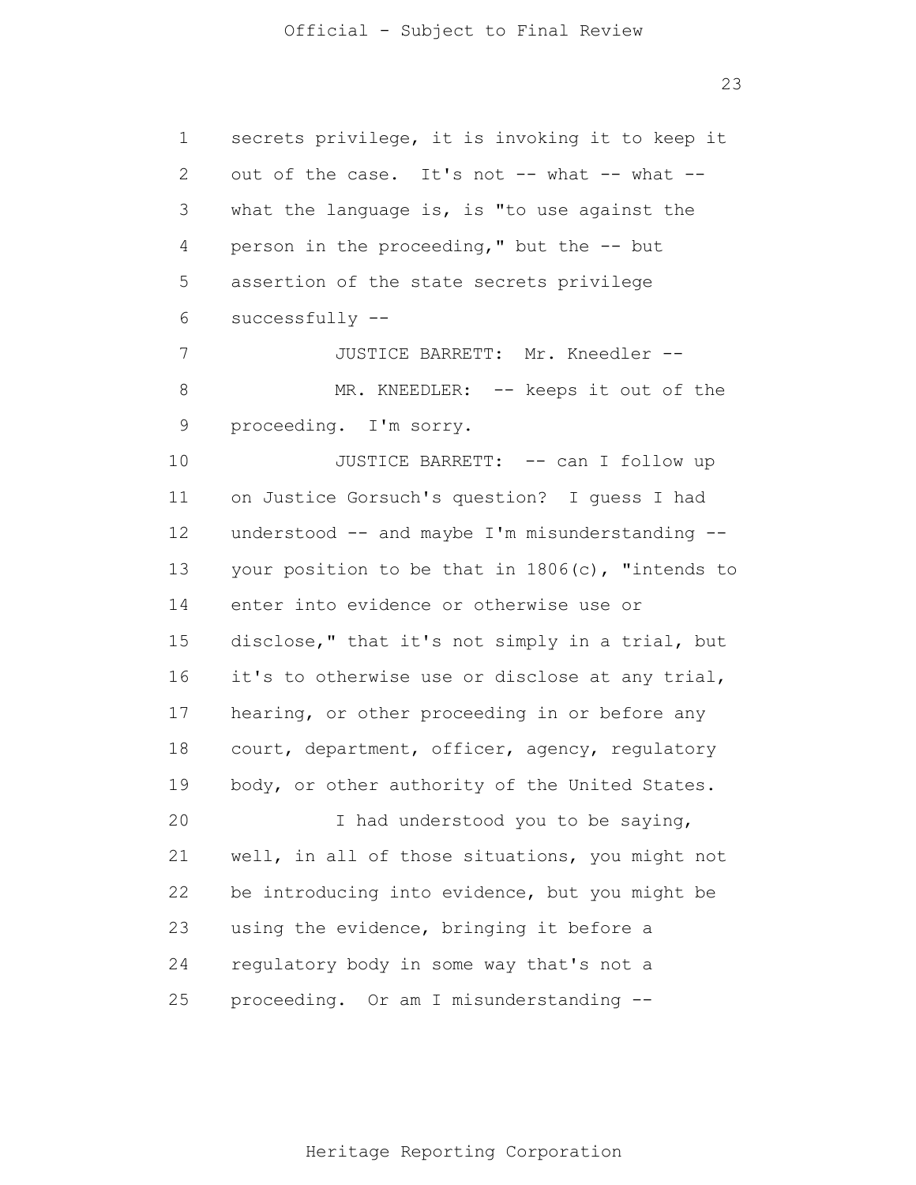secrets privilege, it is invoking it to keep it out of the case. It's not -- what -- what -- what the language is, is "to use against the person in the proceeding," but the -- but assertion of the state secrets privilege successfully --

JUSTICE BARRETT: Mr. Kneedler --

MR. KNEEDLER: -- keeps it out of the proceeding. I'm sorry.

JUSTICE BARRETT: -- can I follow up on Justice Gorsuch's question? I guess I had understood -- and maybe I'm misunderstanding -- your position to be that in 1806(c), "intends to enter into evidence or otherwise use or disclose," that it's not simply in a trial, but it's to otherwise use or disclose at any trial, hearing, or other proceeding in or before any court, department, officer, agency, regulatory body, or other authority of the United States.

I had understood you to be saying, well, in all of those situations, you might not be introducing into evidence, but you might be using the evidence, bringing it before a regulatory body in some way that's not a proceeding. Or am I misunderstanding --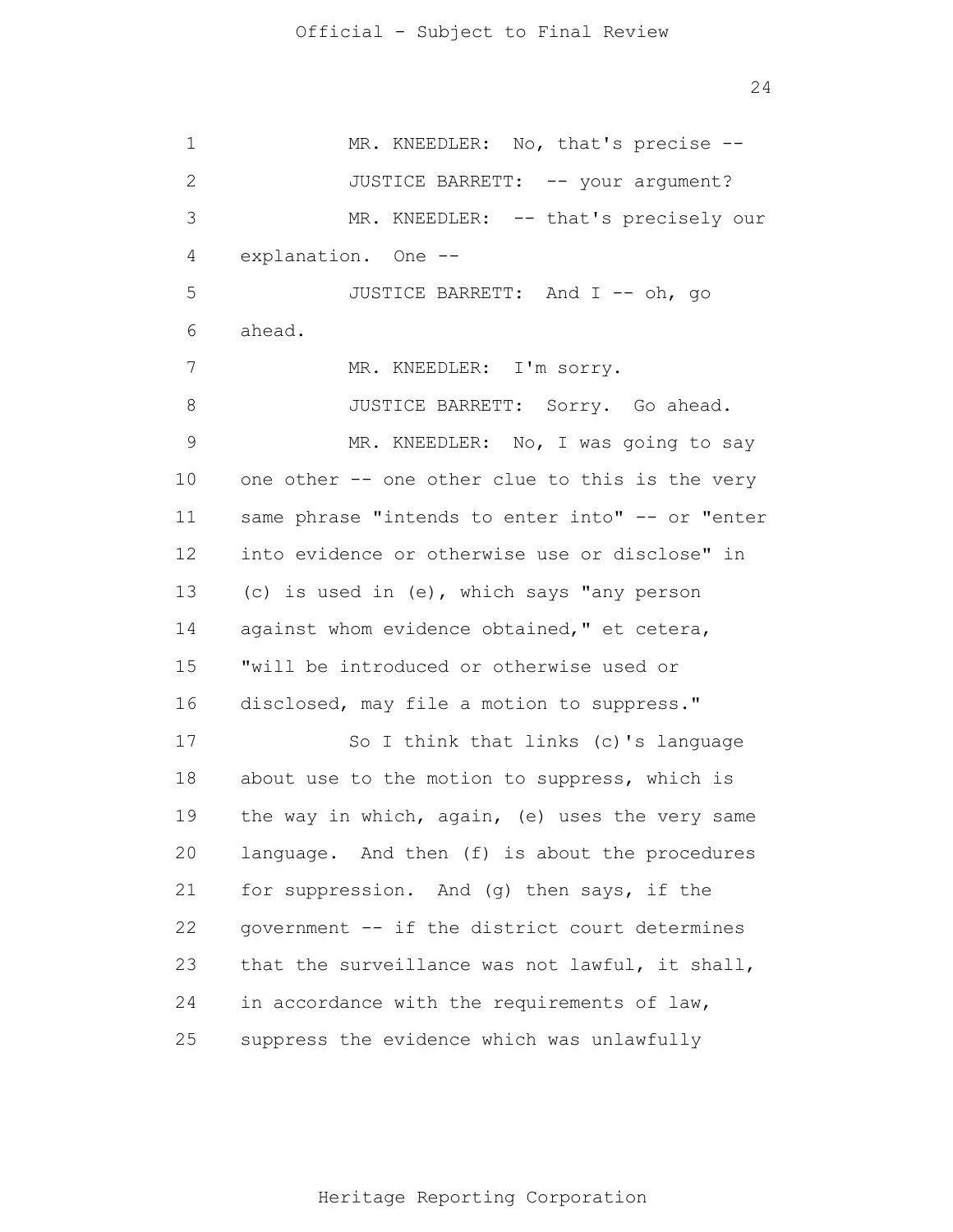MR. KNEEDLER: No, that's precise --

JUSTICE BARRETT: -- your argument?

MR. KNEEDLER: -- that's precisely our explanation. One --

JUSTICE BARRETT: And I -- oh, go ahead.

MR. KNEEDLER: I'm sorry.

JUSTICE BARRETT: Sorry. Go ahead.

MR. KNEEDLER: No, I was going to say one other -- one other clue to this is the very same phrase "intends to enter into" -- or "enter into evidence or otherwise use or disclose" in (c) is used in (e), which says "any person against whom evidence obtained," et cetera, "will be introduced or otherwise used or disclosed, may file a motion to suppress."

So I think that links (c)'s language about use to the motion to suppress, which is the way in which, again, (e) uses the very same language. And then (f) is about the procedures for suppression. And (g) then says, if the government -- if the district court determines that the surveillance was not lawful, it shall, in accordance with the requirements of law, suppress the evidence which was unlawfully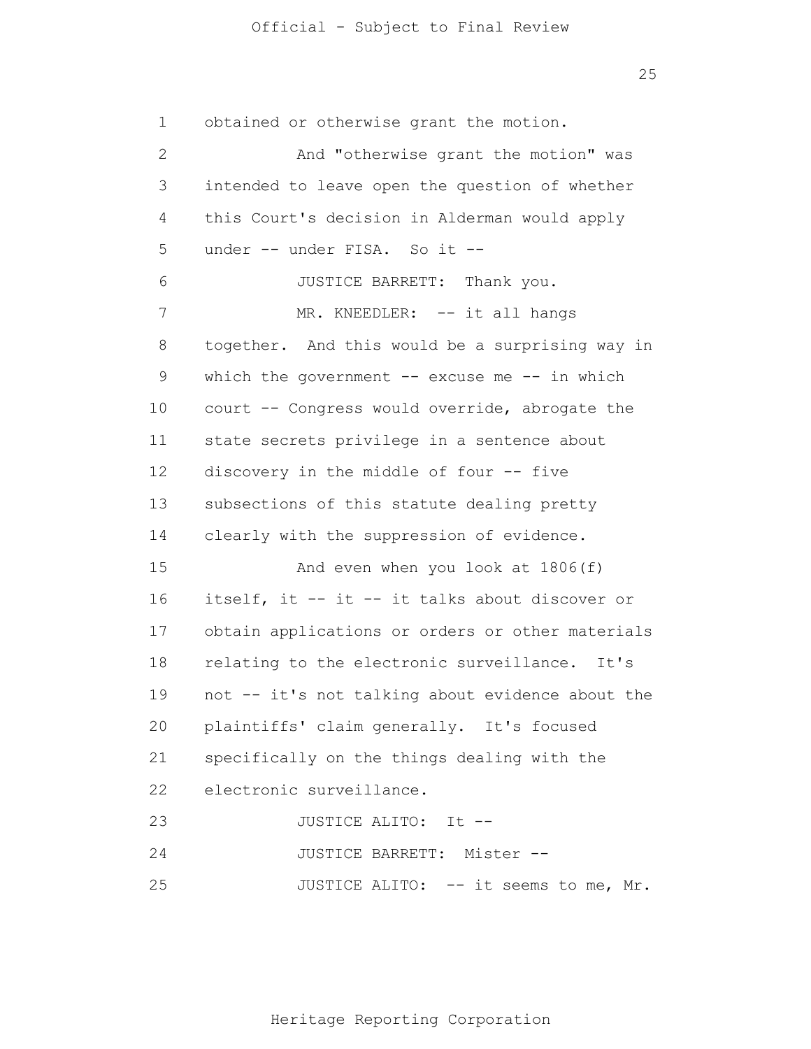obtained or otherwise grant the motion.

And "otherwise grant the motion" was intended to leave open the question of whether this Court's decision in Alderman would apply under -- under FISA. So it --

JUSTICE BARRETT: Thank you.

MR. KNEEDLER: -- it all hangs together. And this would be a surprising way in which the government -- excuse me -- in which court -- Congress would override, abrogate the state secrets privilege in a sentence about discovery in the middle of four -- five subsections of this statute dealing pretty clearly with the suppression of evidence.

And even when you look at 1806(f) itself, it -- it -- it talks about discover or obtain applications or orders or other materials relating to the electronic surveillance. It's not -- it's not talking about evidence about the plaintiffs' claim generally. It's focused specifically on the things dealing with the electronic surveillance.

JUSTICE ALITO: It --

JUSTICE BARRETT: Mister --

JUSTICE ALITO: -- it seems to me, Mr.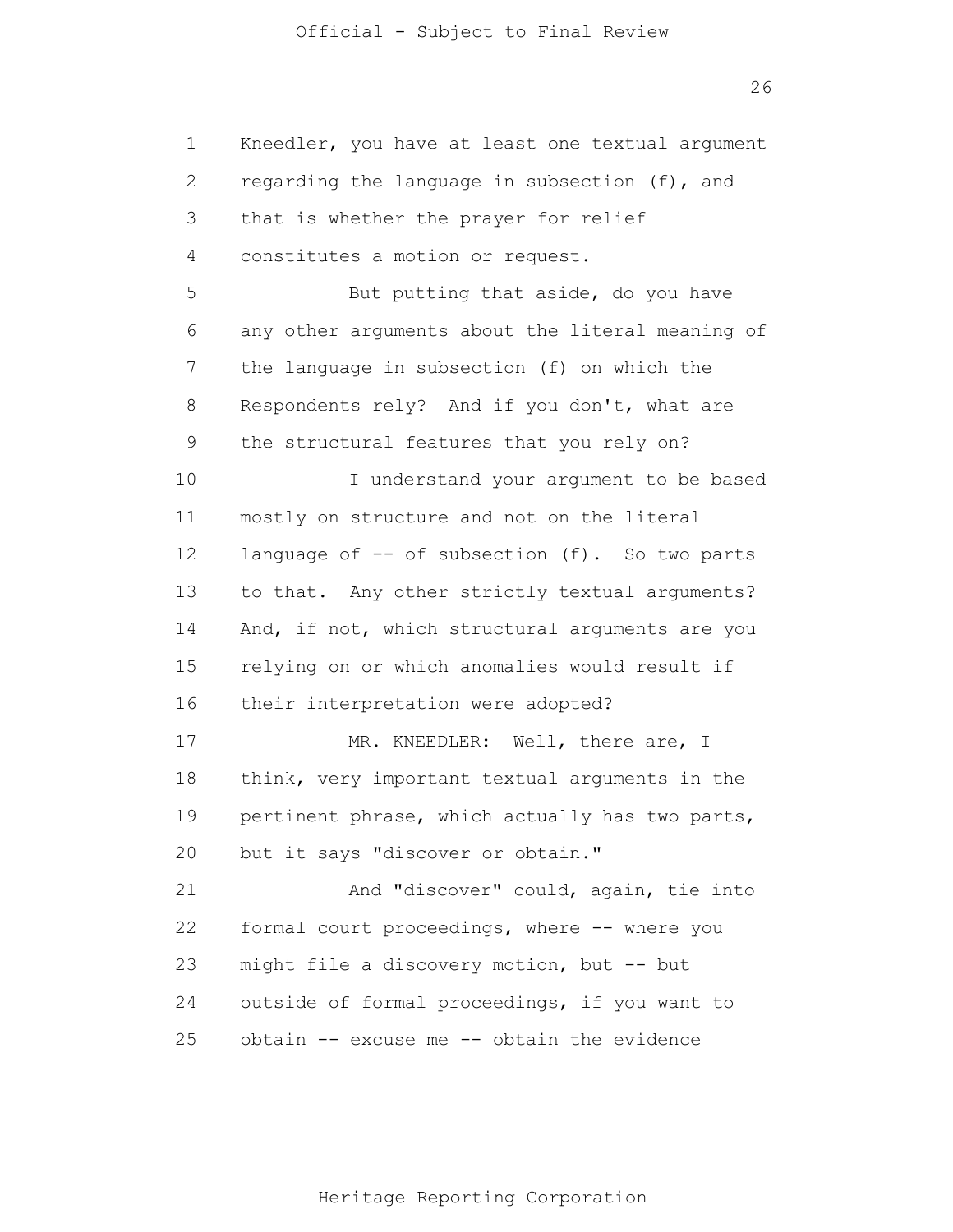Kneedler, you have at least one textual argument regarding the language in subsection (f), and that is whether the prayer for relief constitutes a motion or request.

But putting that aside, do you have any other arguments about the literal meaning of the language in subsection (f) on which the Respondents rely? And if you don't, what are the structural features that you rely on?

I understand your argument to be based mostly on structure and not on the literal language of -- of subsection (f). So two parts to that. Any other strictly textual arguments? And, if not, which structural arguments are you relying on or which anomalies would result if their interpretation were adopted?

MR. KNEEDLER: Well, there are, I think, very important textual arguments in the pertinent phrase, which actually has two parts, but it says "discover or obtain."

And "discover" could, again, tie into formal court proceedings, where -- where you might file a discovery motion, but -- but outside of formal proceedings, if you want to obtain -- excuse me -- obtain the evidence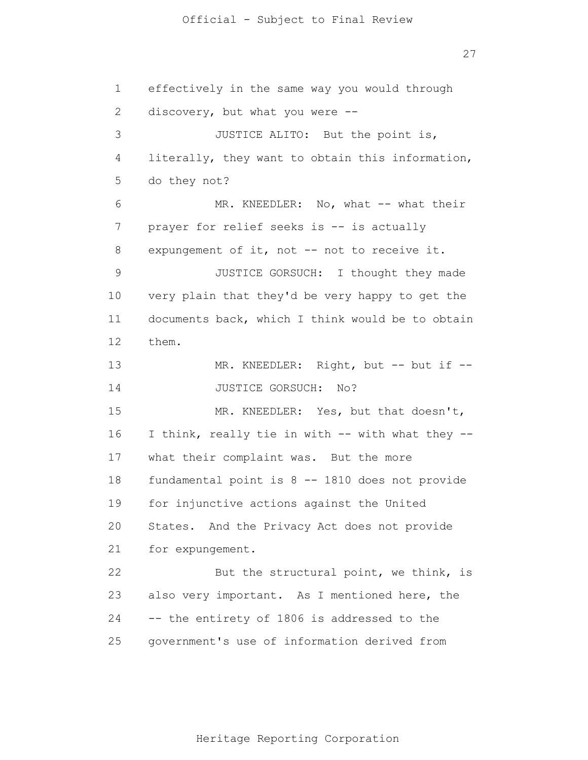effectively in the same way you would through discovery, but what you were --

JUSTICE ALITO: But the point is, literally, they want to obtain this information, do they not?

MR. KNEEDLER: No, what -- what their prayer for relief seeks is -- is actually expungement of it, not -- not to receive it.

JUSTICE GORSUCH: I thought they made very plain that they'd be very happy to get the documents back, which I think would be to obtain them.

MR. KNEEDLER: Right, but -- but if --

JUSTICE GORSUCH: No?

MR. KNEEDLER: Yes, but that doesn't, I think, really tie in with -- with what they -- what their complaint was. But the more fundamental point is 8 -- 1810 does not provide for injunctive actions against the United States. And the Privacy Act does not provide for expungement.

But the structural point, we think, is also very important. As I mentioned here, the -- the entirety of 1806 is addressed to the government's use of information derived from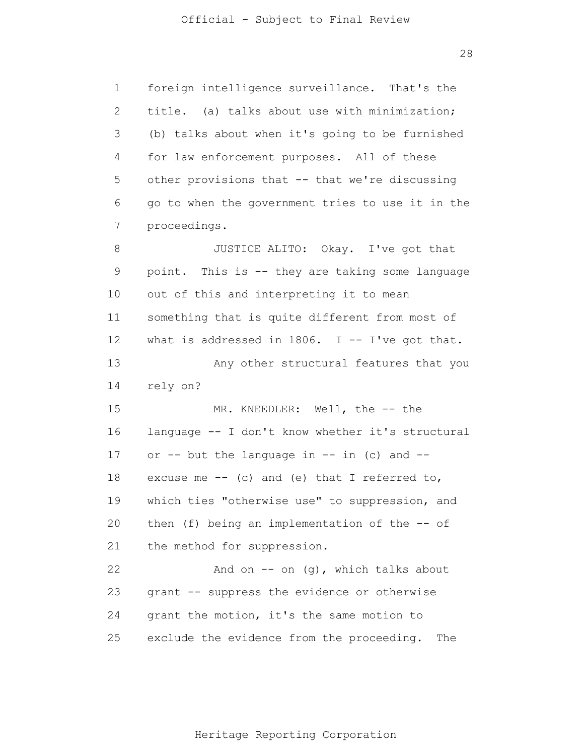foreign intelligence surveillance. That's the title. (a) talks about use with minimization; (b) talks about when it's going to be furnished for law enforcement purposes. All of these other provisions that -- that we're discussing go to when the government tries to use it in the proceedings.

JUSTICE ALITO: Okay. I've got that point. This is -- they are taking some language out of this and interpreting it to mean something that is quite different from most of what is addressed in 1806. I -- I've got that.

Any other structural features that you rely on?

MR. KNEEDLER: Well, the -- the language -- I don't know whether it's structural or -- but the language in -- in (c) and -- excuse me -- (c) and (e) that I referred to, which ties "otherwise use" to suppression, and then (f) being an implementation of the -- of the method for suppression.

And on -- on (g), which talks about grant -- suppress the evidence or otherwise grant the motion, it's the same motion to exclude the evidence from the proceeding. The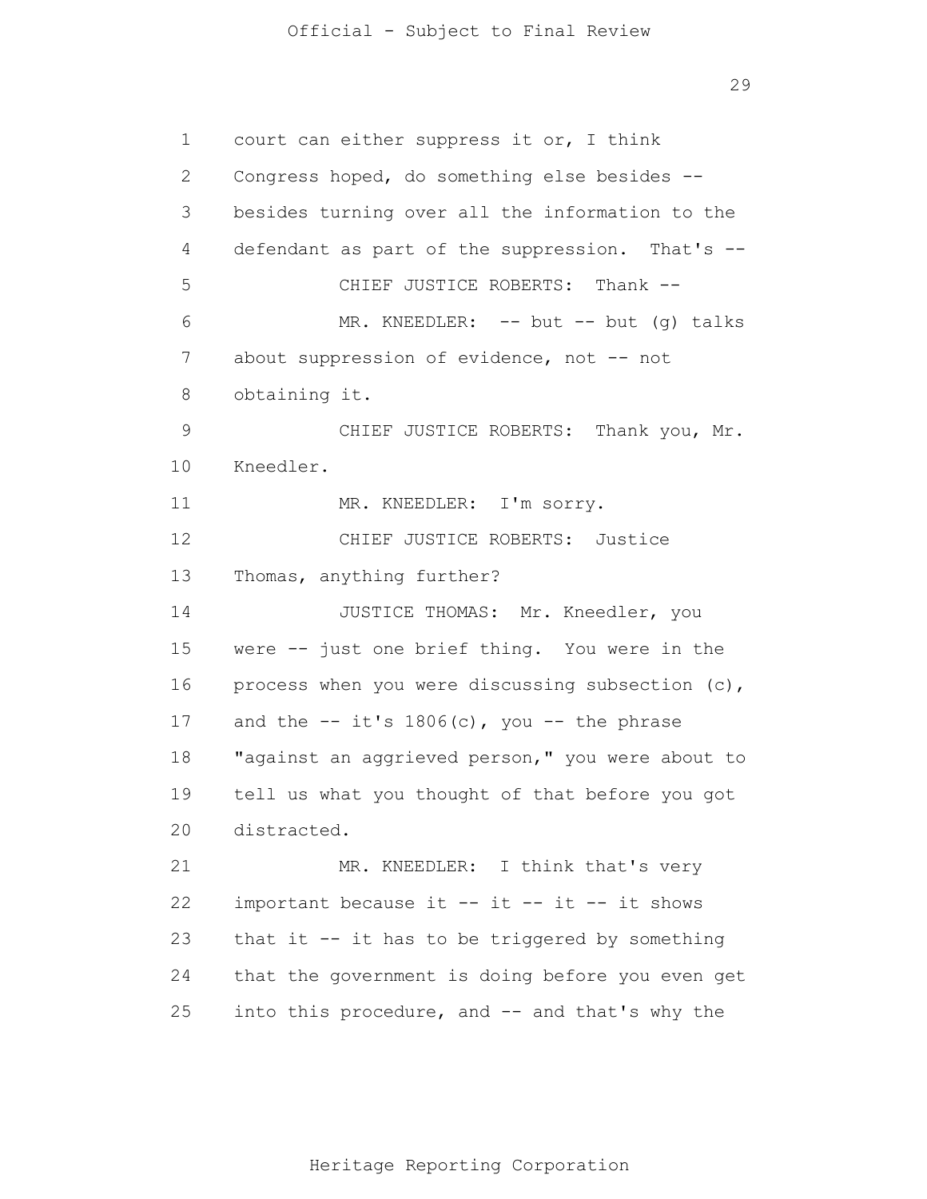court can either suppress it or, I think Congress hoped, do something else besides -- besides turning over all the information to the defendant as part of the suppression. That's --

CHIEF JUSTICE ROBERTS: Thank --

MR. KNEEDLER: -- but -- but (g) talks about suppression of evidence, not -- not obtaining it.

CHIEF JUSTICE ROBERTS: Thank you, Mr. Kneedler.

MR. KNEEDLER: I'm sorry.

CHIEF JUSTICE ROBERTS: Justice Thomas, anything further?

JUSTICE THOMAS: Mr. Kneedler, you were -- just one brief thing. You were in the process when you were discussing subsection (c), and the -- it's 1806(c), you -- the phrase "against an aggrieved person," you were about to tell us what you thought of that before you got distracted.

MR. KNEEDLER: I think that's very important because it -- it -- it -- it shows that it -- it has to be triggered by something that the government is doing before you even get into this procedure, and -- and that's why the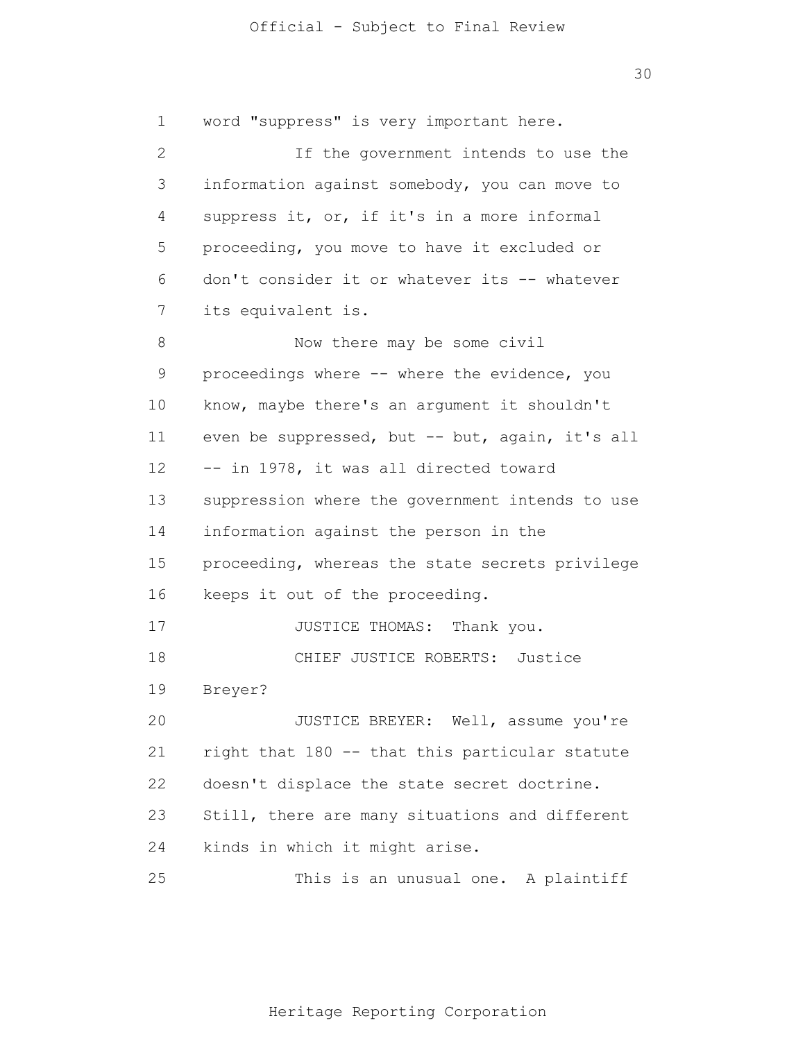word "suppress" is very important here.

If the government intends to use the information against somebody, you can move to suppress it, or, if it's in a more informal proceeding, you move to have it excluded or don't consider it or whatever its -- whatever its equivalent is.

Now there may be some civil proceedings where -- where the evidence, you know, maybe there's an argument it shouldn't even be suppressed, but -- but, again, it's all -- in 1978, it was all directed toward suppression where the government intends to use information against the person in the proceeding, whereas the state secrets privilege keeps it out of the proceeding.

JUSTICE THOMAS: Thank you.

CHIEF JUSTICE ROBERTS: Justice Breyer?

JUSTICE BREYER: Well, assume you're right that 180 -- that this particular statute doesn't displace the state secret doctrine. Still, there are many situations and different kinds in which it might arise.

This is an unusual one. A plaintiff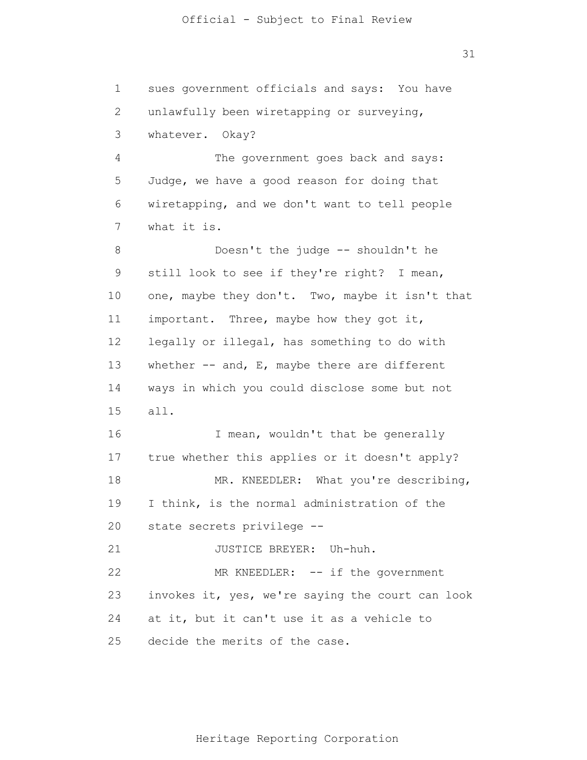sues government officials and says: You have unlawfully been wiretapping or surveying, whatever. Okay?

The government goes back and says: Judge, we have a good reason for doing that wiretapping, and we don't want to tell people what it is.

Doesn't the judge -- shouldn't he still look to see if they're right? I mean, one, maybe they don't. Two, maybe it isn't that important. Three, maybe how they got it, legally or illegal, has something to do with whether -- and, E, maybe there are different ways in which you could disclose some but not all.

I mean, wouldn't that be generally true whether this applies or it doesn't apply?

MR. KNEEDLER: What you're describing, I think, is the normal administration of the state secrets privilege --

JUSTICE BREYER: Uh-huh.

MR KNEEDLER: -- if the government invokes it, yes, we're saying the court can look at it, but it can't use it as a vehicle to decide the merits of the case.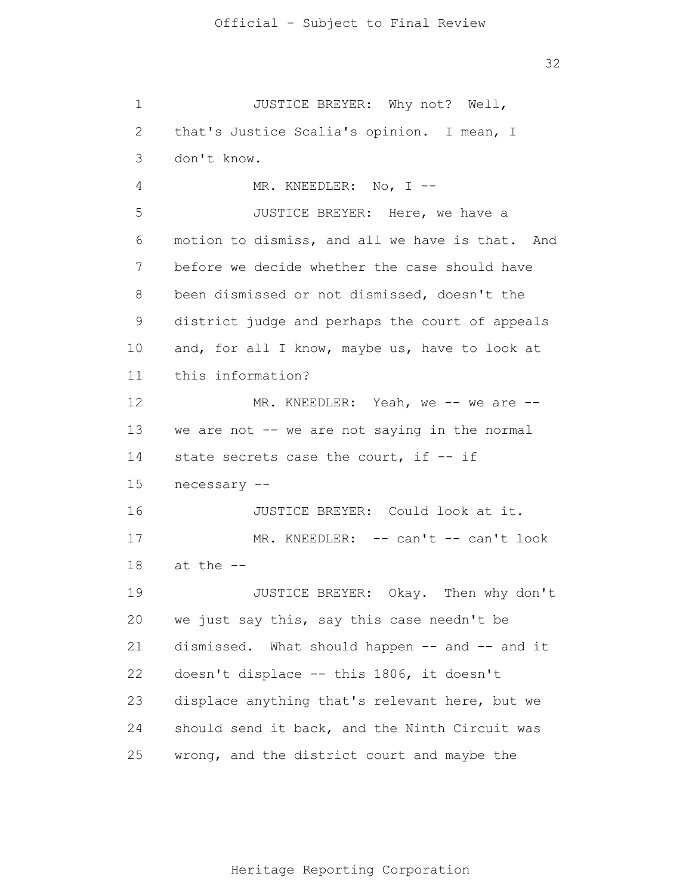JUSTICE BREYER: Why not? Well, that's Justice Scalia's opinion. I mean, I don't know.

MR. KNEEDLER: No, I --

JUSTICE BREYER: Here, we have a motion to dismiss, and all we have is that. And before we decide whether the case should have been dismissed or not dismissed, doesn't the district judge and perhaps the court of appeals and, for all I know, maybe us, have to look at this information?

MR. KNEEDLER: Yeah, we -- we are -- we are not -- we are not saying in the normal state secrets case the court, if -- if necessary --

JUSTICE BREYER: Could look at it.

MR. KNEEDLER: -- can't -- can't look at the --

JUSTICE BREYER: Okay. Then why don't we just say this, say this case needn't be dismissed. What should happen -- and -- and it doesn't displace -- this 1806, it doesn't displace anything that's relevant here, but we should send it back, and the Ninth Circuit was wrong, and the district court and maybe the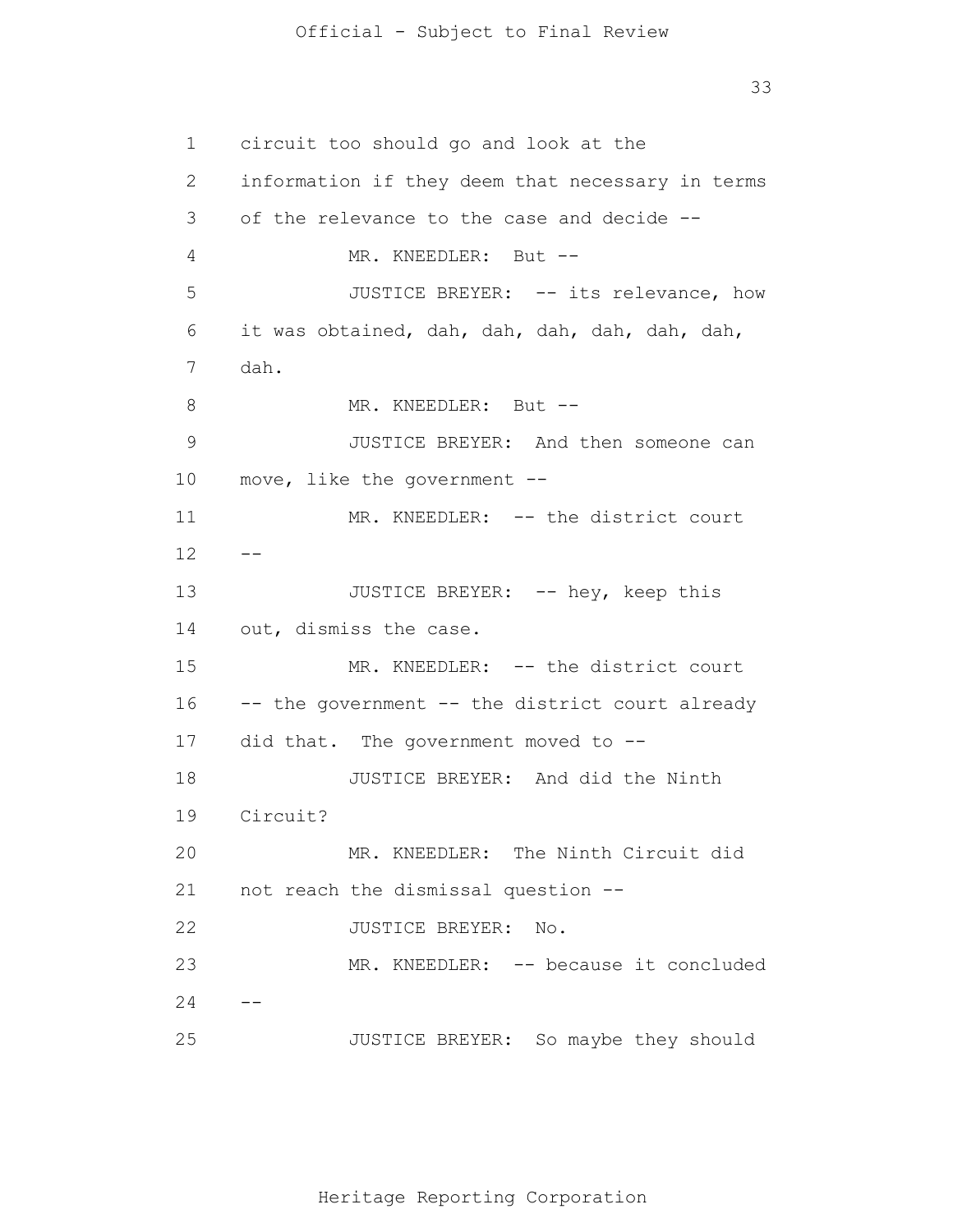circuit too should go and look at the information if they deem that necessary in terms of the relevance to the case and decide --

MR. KNEEDLER: But --

JUSTICE BREYER: -- its relevance, how it was obtained, dah, dah, dah, dah, dah, dah, dah.

MR. KNEEDLER: But --

JUSTICE BREYER: And then someone can move, like the government --

MR. KNEEDLER: -- the district court --

JUSTICE BREYER: -- hey, keep this out, dismiss the case.

MR. KNEEDLER: -- the district court -- the government -- the district court already did that. The government moved to --

JUSTICE BREYER: And did the Ninth Circuit?

MR. KNEEDLER: The Ninth Circuit did not reach the dismissal question --

JUSTICE BREYER: No.

MR. KNEEDLER: -- because it concluded --

JUSTICE BREYER: So maybe they should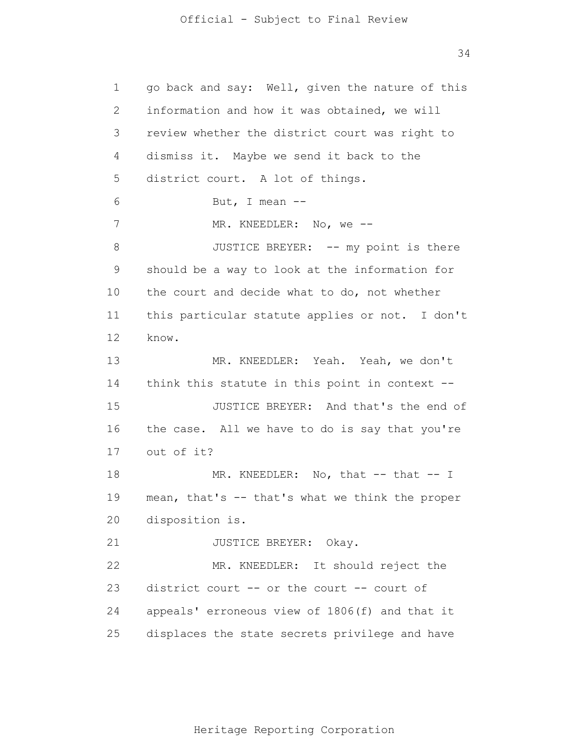go back and say: Well, given the nature of this information and how it was obtained, we will review whether the district court was right to dismiss it. Maybe we send it back to the district court. A lot of things.

But, I mean --

MR. KNEEDLER: No, we --

JUSTICE BREYER: -- my point is there should be a way to look at the information for the court and decide what to do, not whether this particular statute applies or not. I don't know.

MR. KNEEDLER: Yeah. Yeah, we don't think this statute in this point in context --

JUSTICE BREYER: And that's the end of the case. All we have to do is say that you're out of it?

MR. KNEEDLER: No, that -- that -- I mean, that's -- that's what we think the proper disposition is.

JUSTICE BREYER: Okay.

MR. KNEEDLER: It should reject the district court -- or the court -- court of appeals' erroneous view of 1806(f) and that it displaces the state secrets privilege and have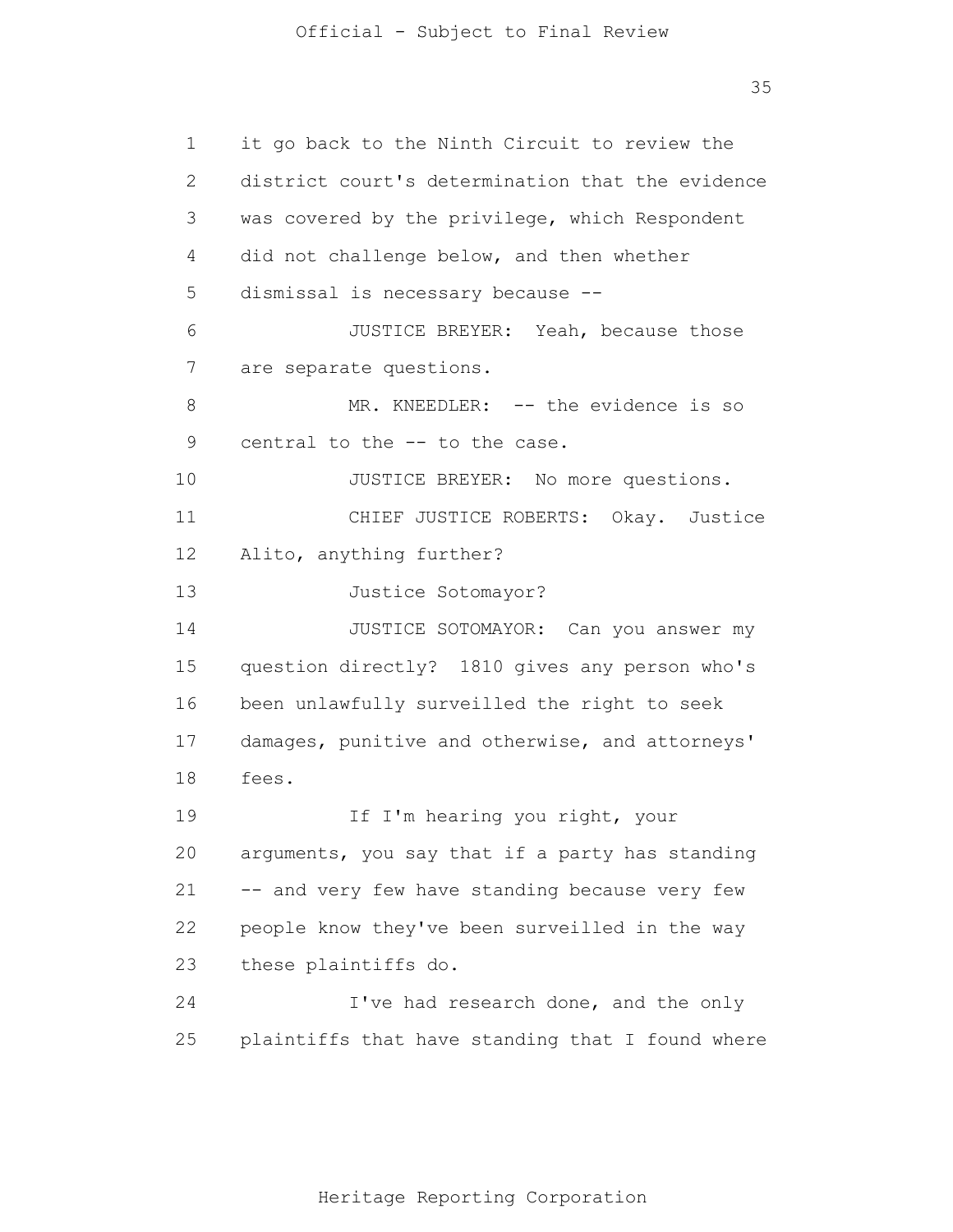it go back to the Ninth Circuit to review the district court's determination that the evidence was covered by the privilege, which Respondent did not challenge below, and then whether dismissal is necessary because --

JUSTICE BREYER: Yeah, because those are separate questions.

MR. KNEEDLER: -- the evidence is so central to the -- to the case.

JUSTICE BREYER: No more questions.

CHIEF JUSTICE ROBERTS: Okay. Justice Alito, anything further?

Justice Sotomayor?

JUSTICE SOTOMAYOR: Can you answer my question directly? 1810 gives any person who's been unlawfully surveilled the right to seek damages, punitive and otherwise, and attorneys' fees.

If I'm hearing you right, your arguments, you say that if a party has standing -- and very few have standing because very few people know they've been surveilled in the way these plaintiffs do.

I've had research done, and the only plaintiffs that have standing that I found where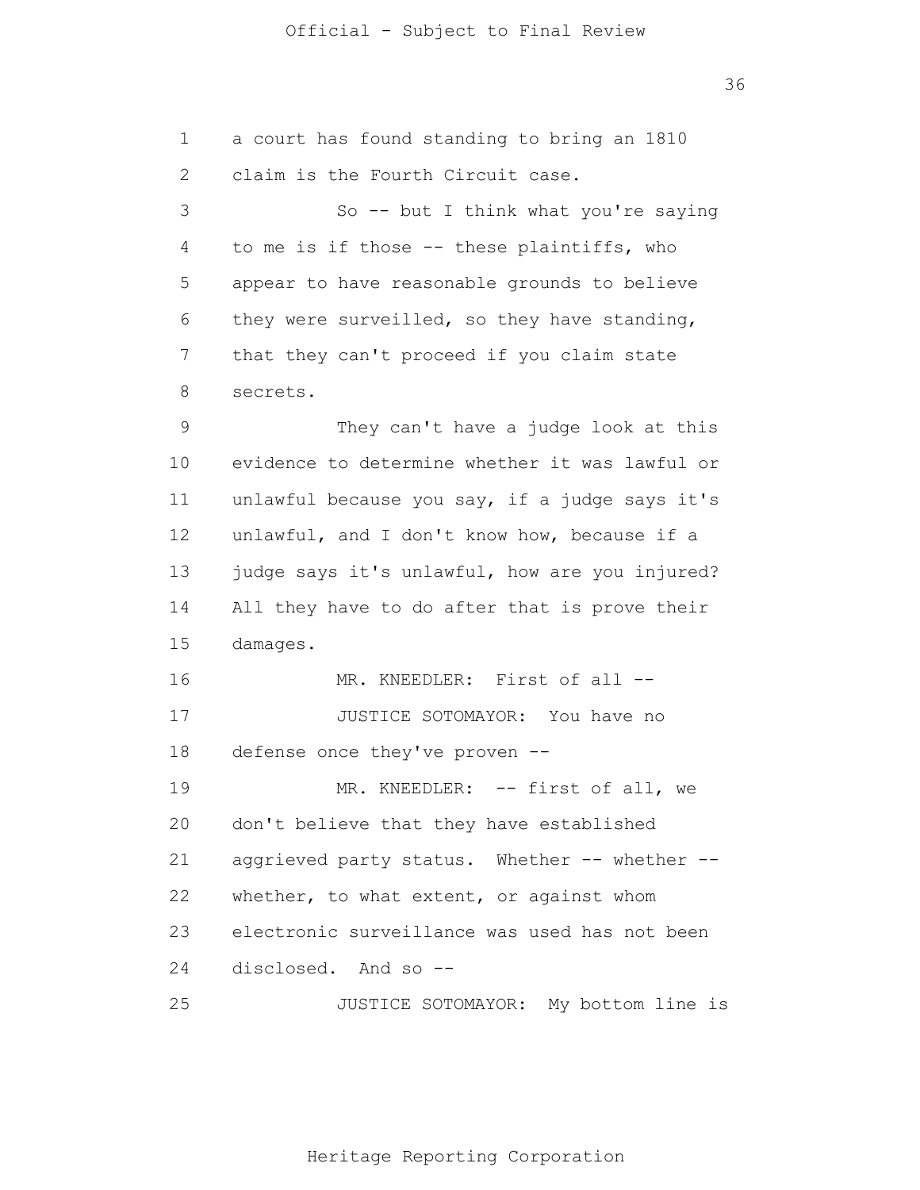a court has found standing to bring an 1810 claim is the Fourth Circuit case.

So -- but I think what you're saying to me is if those -- these plaintiffs, who appear to have reasonable grounds to believe they were surveilled, so they have standing, that they can't proceed if you claim state secrets.

They can't have a judge look at this evidence to determine whether it was lawful or unlawful because you say, if a judge says it's unlawful, and I don't know how, because if a judge says it's unlawful, how are you injured? All they have to do after that is prove their damages.

MR. KNEEDLER: First of all --

JUSTICE SOTOMAYOR: You have no defense once they've proven --

MR. KNEEDLER: -- first of all, we don't believe that they have established aggrieved party status. Whether -- whether -- whether, to what extent, or against whom electronic surveillance was used has not been disclosed. And so --

JUSTICE SOTOMAYOR: My bottom line is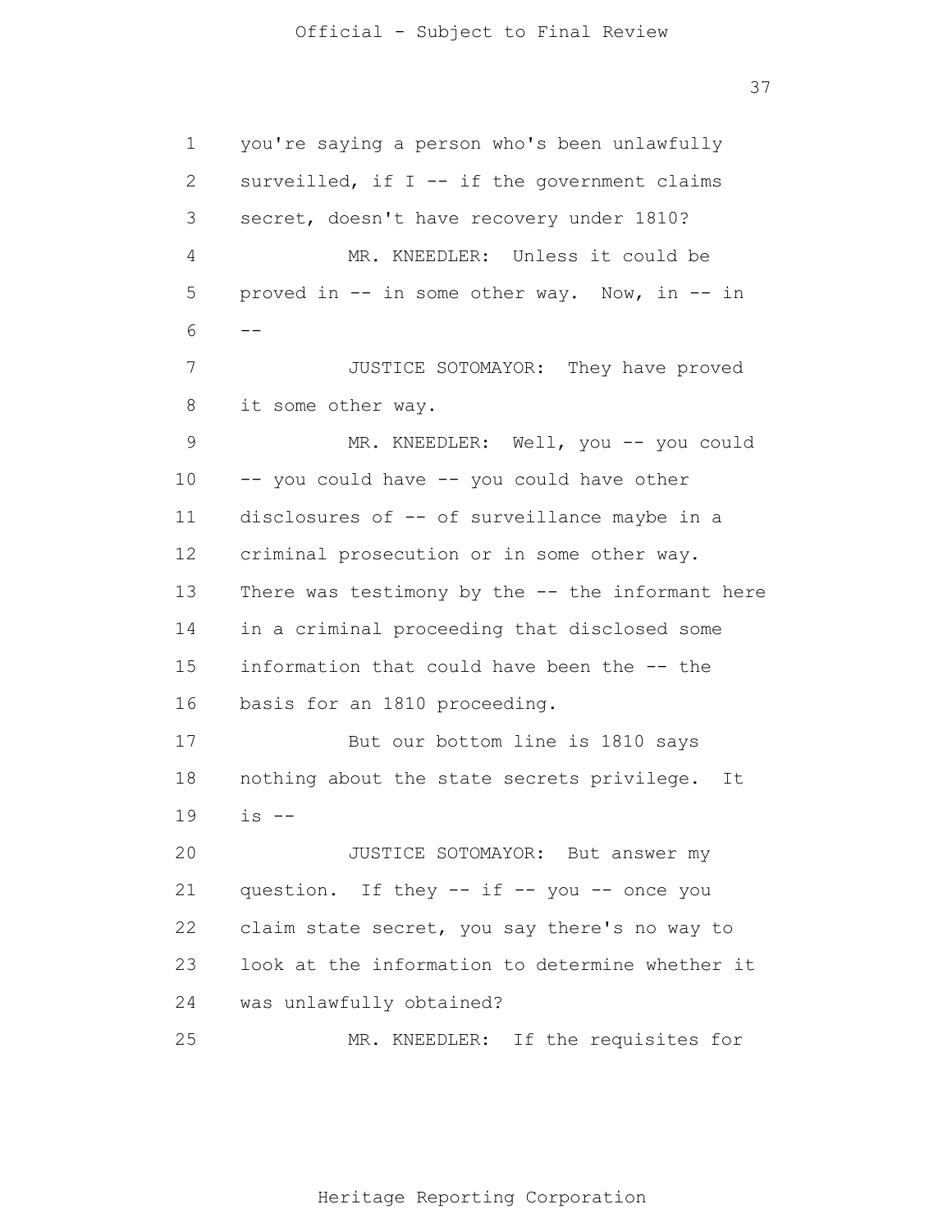you're saying a person who's been unlawfully surveilled, if I -- if the government claims secret, doesn't have recovery under 1810?

MR. KNEEDLER: Unless it could be proved in -- in some other way. Now, in -- in --

JUSTICE SOTOMAYOR: They have proved it some other way.

MR. KNEEDLER: Well, you -- you could -- you could have -- you could have other disclosures of -- of surveillance maybe in a criminal prosecution or in some other way. There was testimony by the -- the informant here in a criminal proceeding that disclosed some information that could have been the -- the basis for an 1810 proceeding.

But our bottom line is 1810 says nothing about the state secrets privilege. It is --

JUSTICE SOTOMAYOR: But answer my question. If they -- if -- you -- once you claim state secret, you say there's no way to look at the information to determine whether it was unlawfully obtained?

MR. KNEEDLER: If the requisites for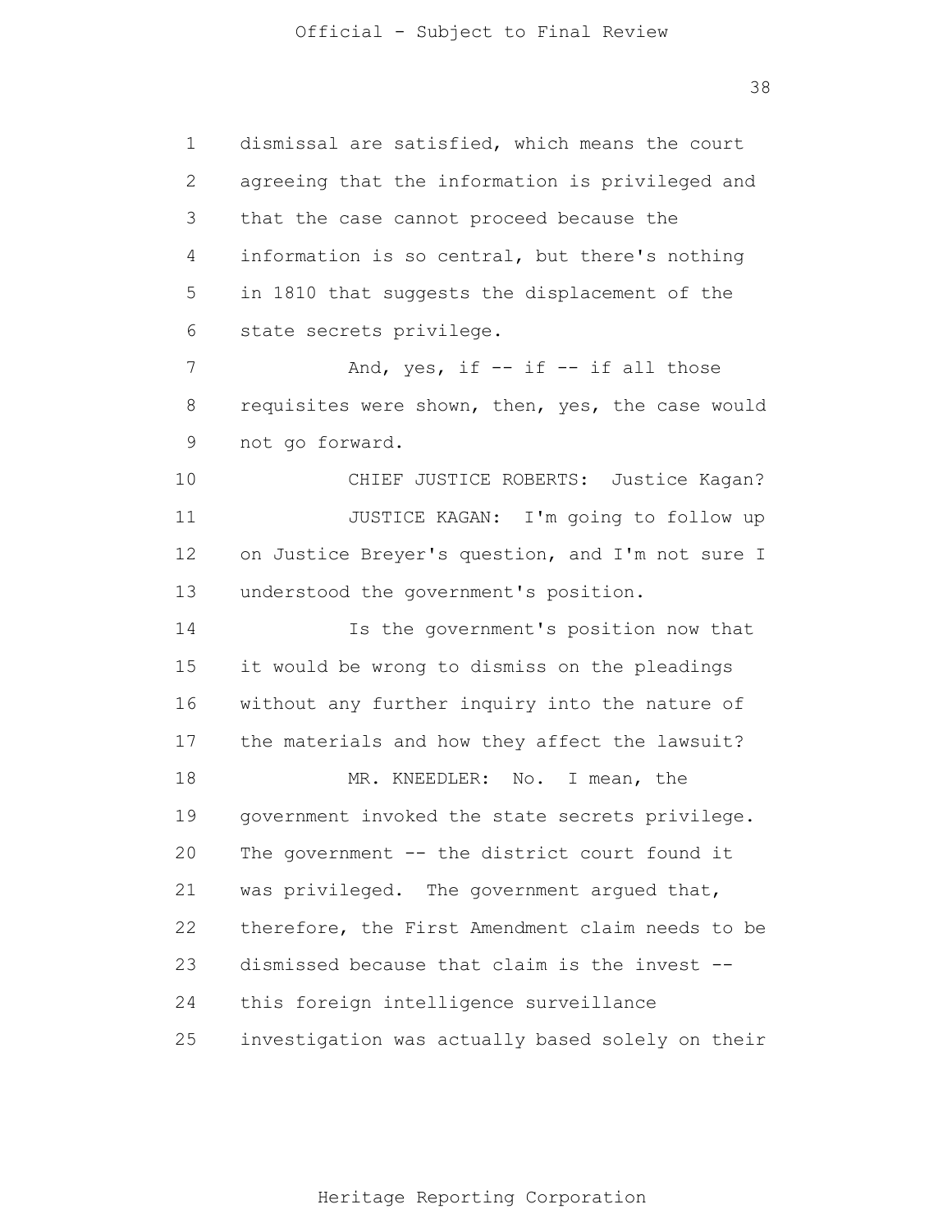dismissal are satisfied, which means the court agreeing that the information is privileged and that the case cannot proceed because the information is so central, but there's nothing in 1810 that suggests the displacement of the state secrets privilege.

And, yes, if -- if -- if all those requisites were shown, then, yes, the case would not go forward.

CHIEF JUSTICE ROBERTS: Justice Kagan?

JUSTICE KAGAN: I'm going to follow up on Justice Breyer's question, and I'm not sure I understood the government's position.

Is the government's position now that it would be wrong to dismiss on the pleadings without any further inquiry into the nature of the materials and how they affect the lawsuit?

MR. KNEEDLER: No. I mean, the government invoked the state secrets privilege. The government -- the district court found it was privileged. The government argued that, therefore, the First Amendment claim needs to be dismissed because that claim is the invest -- this foreign intelligence surveillance investigation was actually based solely on their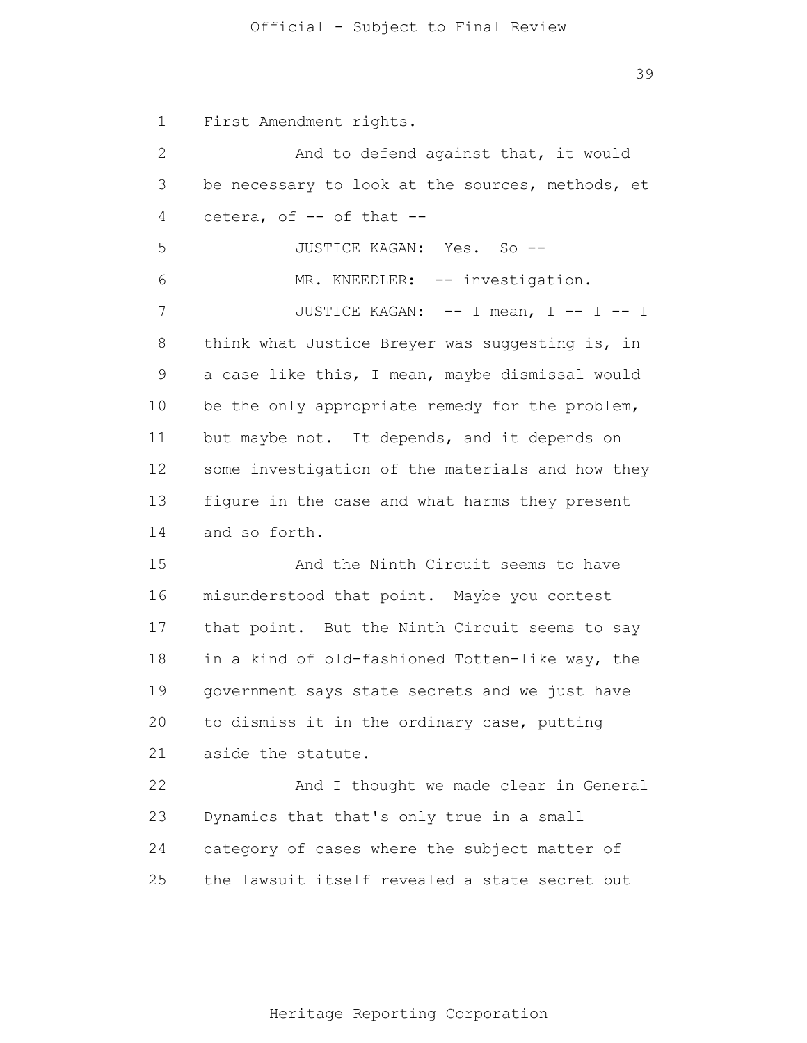First Amendment rights.

And to defend against that, it would be necessary to look at the sources, methods, et cetera, of -- of that --

JUSTICE KAGAN: Yes. So --

MR. KNEEDLER: -- investigation.

JUSTICE KAGAN: -- I mean, I -- I -- I think what Justice Breyer was suggesting is, in a case like this, I mean, maybe dismissal would be the only appropriate remedy for the problem, but maybe not. It depends, and it depends on some investigation of the materials and how they figure in the case and what harms they present and so forth.

And the Ninth Circuit seems to have misunderstood that point. Maybe you contest that point. But the Ninth Circuit seems to say in a kind of old-fashioned Totten-like way, the government says state secrets and we just have to dismiss it in the ordinary case, putting aside the statute.

And I thought we made clear in General Dynamics that that's only true in a small category of cases where the subject matter of the lawsuit itself revealed a state secret but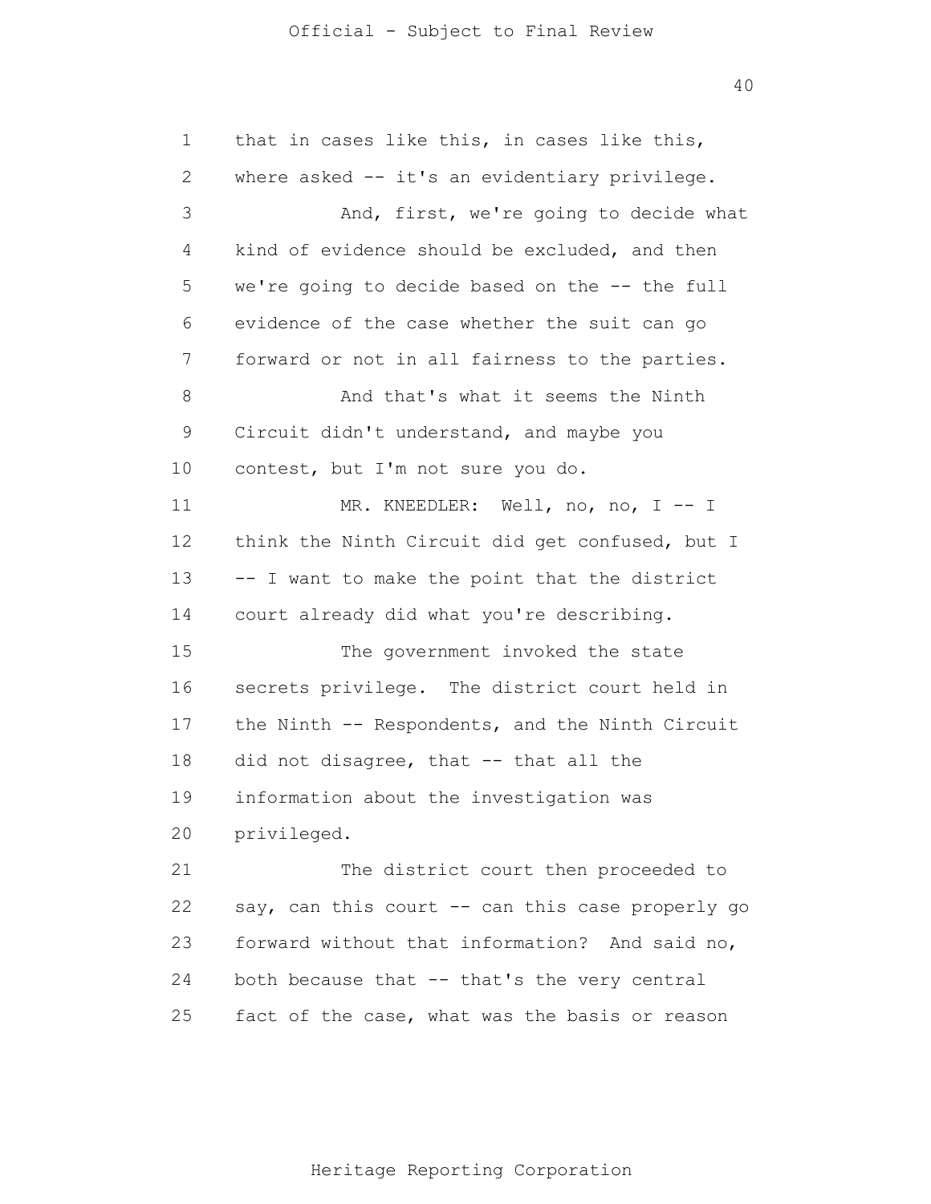that in cases like this, in cases like this, where asked -- it's an evidentiary privilege.

And, first, we're going to decide what kind of evidence should be excluded, and then we're going to decide based on the -- the full evidence of the case whether the suit can go forward or not in all fairness to the parties.

And that's what it seems the Ninth Circuit didn't understand, and maybe you contest, but I'm not sure you do.

MR. KNEEDLER: Well, no, no, I -- I think the Ninth Circuit did get confused, but I -- I want to make the point that the district court already did what you're describing.

The government invoked the state secrets privilege. The district court held in the Ninth -- Respondents, and the Ninth Circuit did not disagree, that -- that all the information about the investigation was privileged.

The district court then proceeded to say, can this court -- can this case properly go forward without that information? And said no, both because that -- that's the very central fact of the case, what was the basis or reason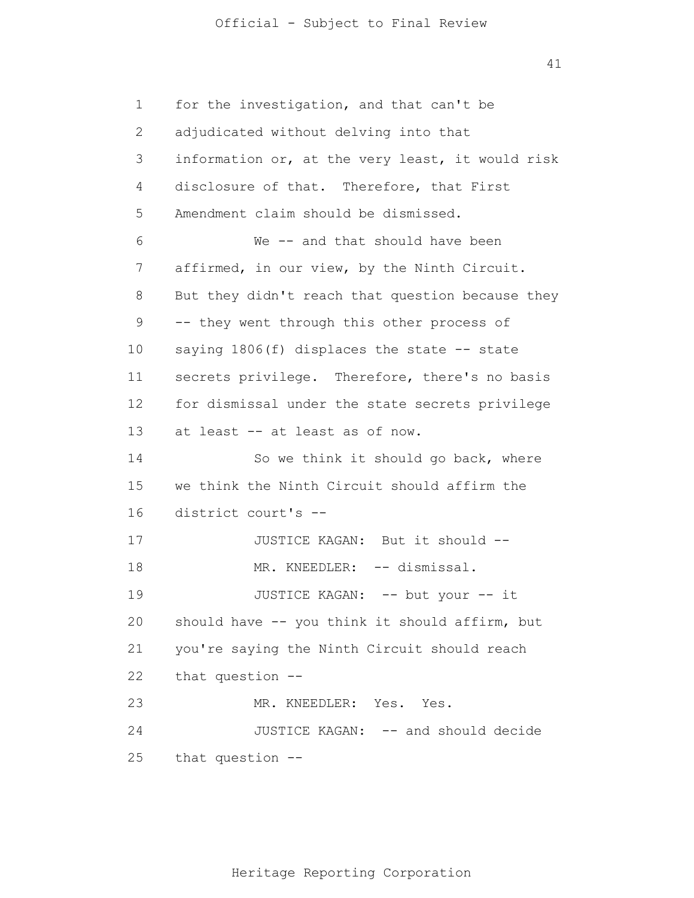for the investigation, and that can't be adjudicated without delving into that information or, at the very least, it would risk disclosure of that. Therefore, that First Amendment claim should be dismissed.

We -- and that should have been affirmed, in our view, by the Ninth Circuit. But they didn't reach that question because they -- they went through this other process of saying 1806(f) displaces the state -- state secrets privilege. Therefore, there's no basis for dismissal under the state secrets privilege at least -- at least as of now.

So we think it should go back, where we think the Ninth Circuit should affirm the district court's --

JUSTICE KAGAN: But it should --

MR. KNEEDLER: -- dismissal.

JUSTICE KAGAN: -- but your -- it should have -- you think it should affirm, but you're saying the Ninth Circuit should reach that question --

MR. KNEEDLER: Yes. Yes.

JUSTICE KAGAN: -- and should decide that question --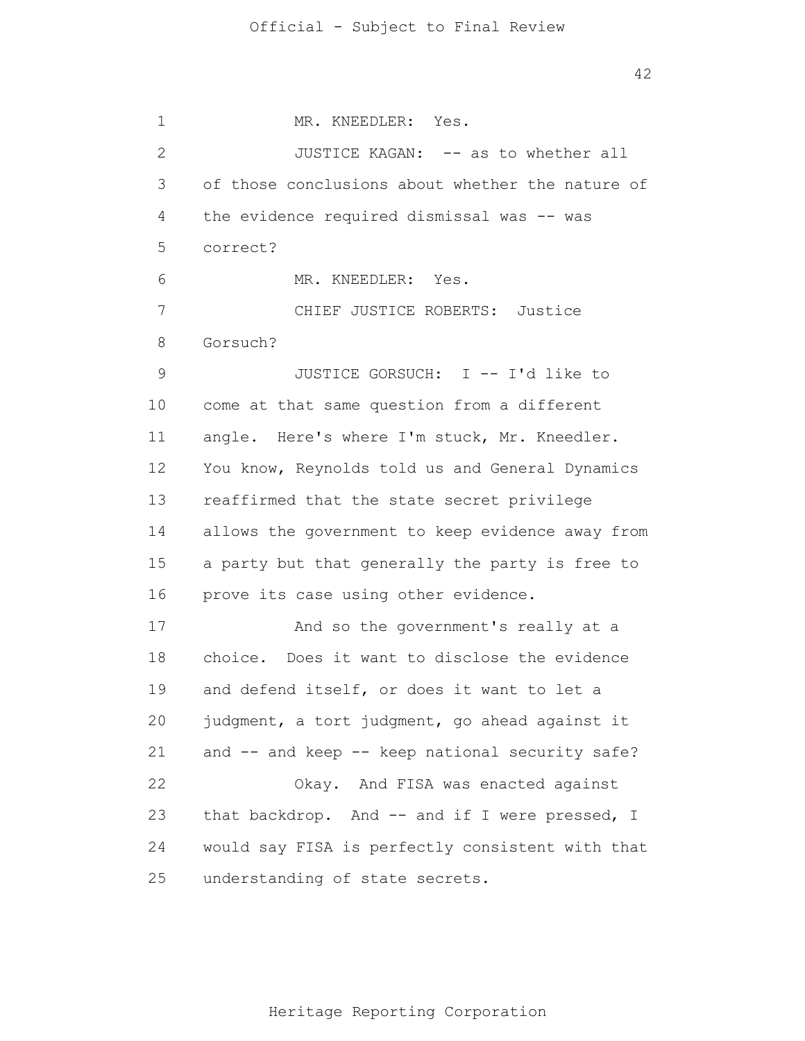MR. KNEEDLER: Yes.

JUSTICE KAGAN: -- as to whether all of those conclusions about whether the nature of the evidence required dismissal was -- was correct?

MR. KNEEDLER: Yes.

CHIEF JUSTICE ROBERTS: Justice Gorsuch?

JUSTICE GORSUCH: I -- I'd like to come at that same question from a different angle. Here's where I'm stuck, Mr. Kneedler. You know, Reynolds told us and General Dynamics reaffirmed that the state secret privilege allows the government to keep evidence away from a party but that generally the party is free to prove its case using other evidence.

And so the government's really at a choice. Does it want to disclose the evidence and defend itself, or does it want to let a judgment, a tort judgment, go ahead against it and -- and keep -- keep national security safe?

Okay. And FISA was enacted against that backdrop. And -- and if I were pressed, I would say FISA is perfectly consistent with that understanding of state secrets.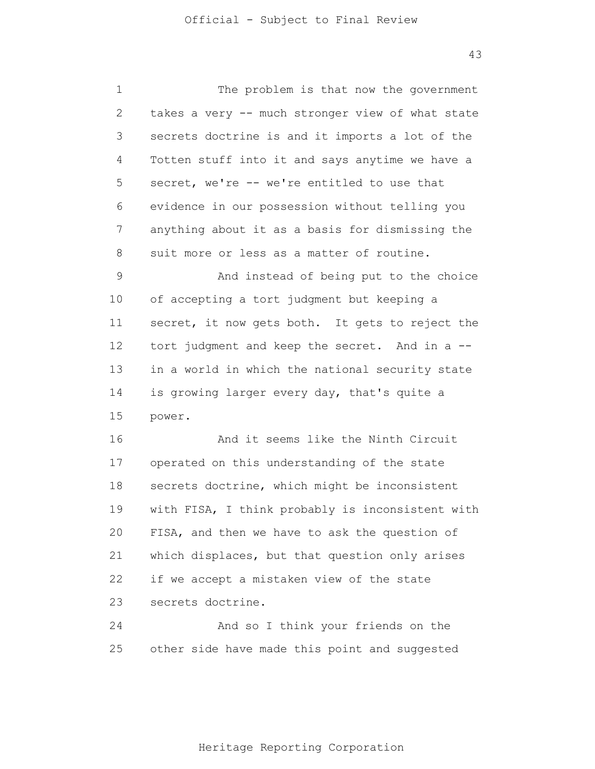The problem is that now the government takes a very -- much stronger view of what state secrets doctrine is and it imports a lot of the Totten stuff into it and says anytime we have a secret, we're -- we're entitled to use that evidence in our possession without telling you anything about it as a basis for dismissing the suit more or less as a matter of routine.

And instead of being put to the choice of accepting a tort judgment but keeping a secret, it now gets both. It gets to reject the tort judgment and keep the secret. And in a -- in a world in which the national security state is growing larger every day, that's quite a power.

And it seems like the Ninth Circuit operated on this understanding of the state secrets doctrine, which might be inconsistent with FISA, I think probably is inconsistent with FISA, and then we have to ask the question of which displaces, but that question only arises if we accept a mistaken view of the state secrets doctrine.

And so I think your friends on the other side have made this point and suggested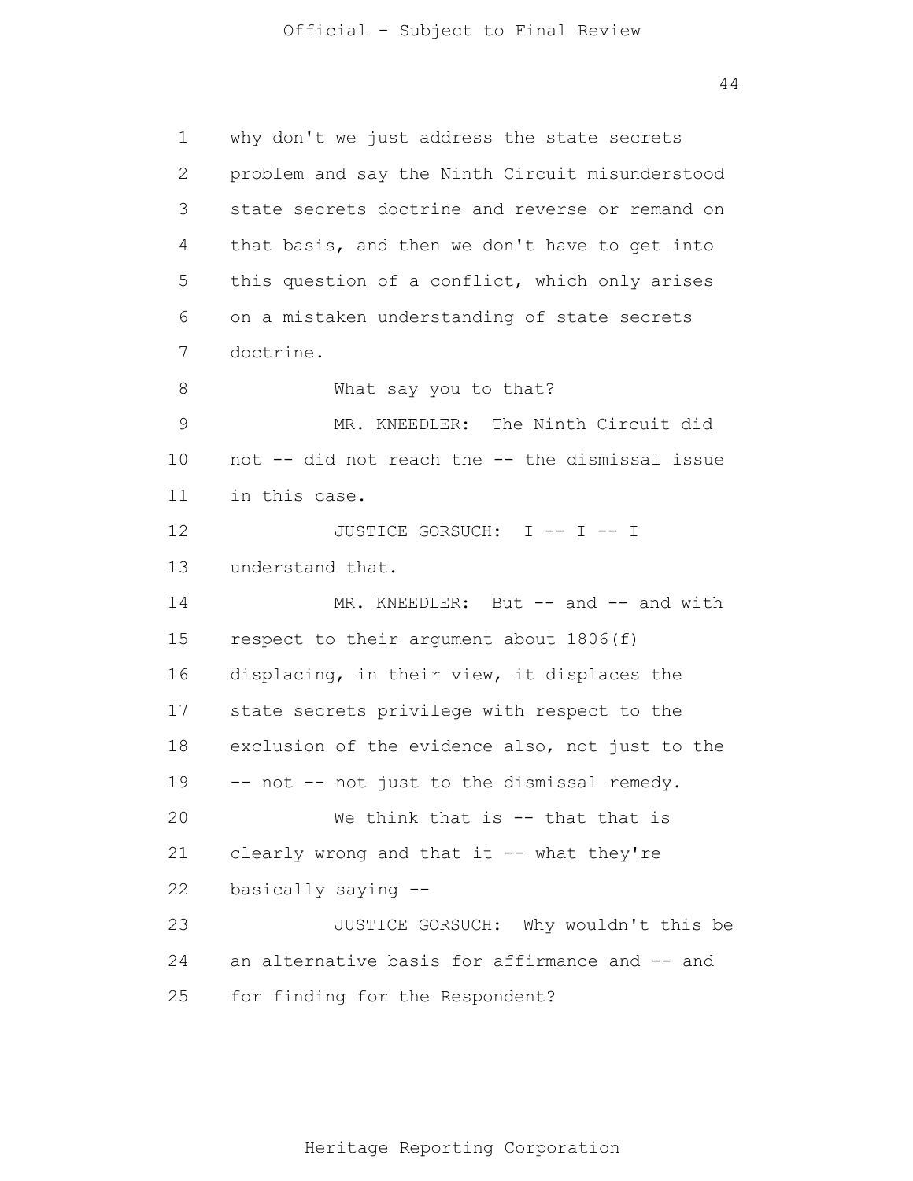why don't we just address the state secrets problem and say the Ninth Circuit misunderstood state secrets doctrine and reverse or remand on that basis, and then we don't have to get into this question of a conflict, which only arises on a mistaken understanding of state secrets doctrine.

What say you to that?

MR. KNEEDLER: The Ninth Circuit did not -- did not reach the -- the dismissal issue in this case.

JUSTICE GORSUCH: I -- I -- I understand that.

MR. KNEEDLER: But -- and -- and with respect to their argument about 1806(f) displacing, in their view, it displaces the state secrets privilege with respect to the exclusion of the evidence also, not just to the -- not -- not just to the dismissal remedy.

We think that is -- that that is clearly wrong and that it -- what they're basically saying --

JUSTICE GORSUCH: Why wouldn't this be an alternative basis for affirmance and -- and for finding for the Respondent?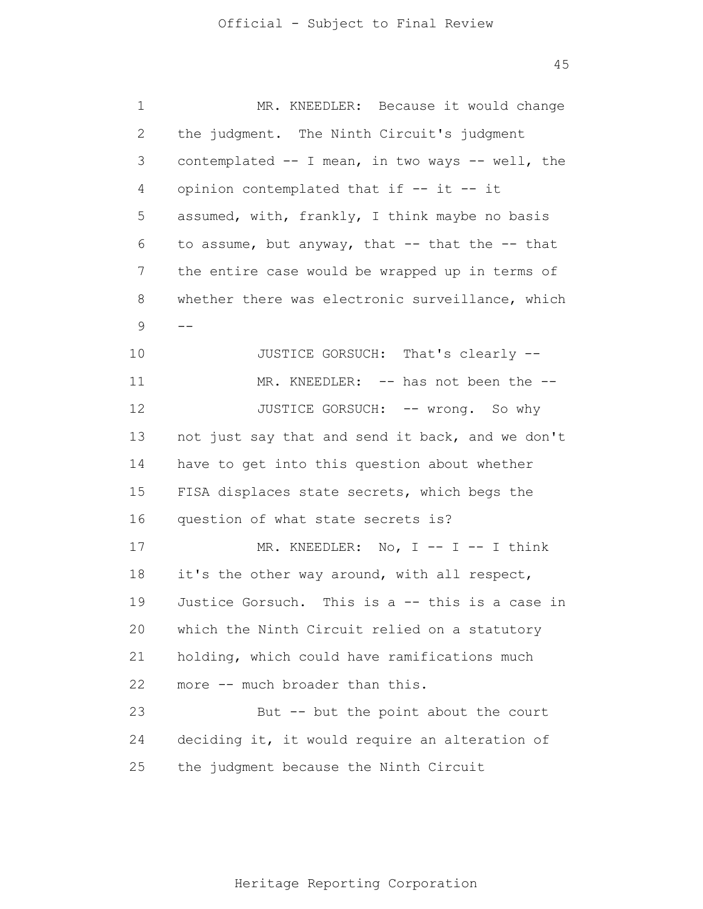MR. KNEEDLER: Because it would change the judgment. The Ninth Circuit's judgment contemplated -- I mean, in two ways -- well, the opinion contemplated that if -- it -- it assumed, with, frankly, I think maybe no basis to assume, but anyway, that -- that the -- that the entire case would be wrapped up in terms of whether there was electronic surveillance, which --

JUSTICE GORSUCH: That's clearly --

MR. KNEEDLER: -- has not been the --

JUSTICE GORSUCH: -- wrong. So why not just say that and send it back, and we don't have to get into this question about whether FISA displaces state secrets, which begs the question of what state secrets is?

MR. KNEEDLER: No, I -- I -- I think it's the other way around, with all respect, Justice Gorsuch. This is a -- this is a case in which the Ninth Circuit relied on a statutory holding, which could have ramifications much more -- much broader than this.

But -- but the point about the court deciding it, it would require an alteration of the judgment because the Ninth Circuit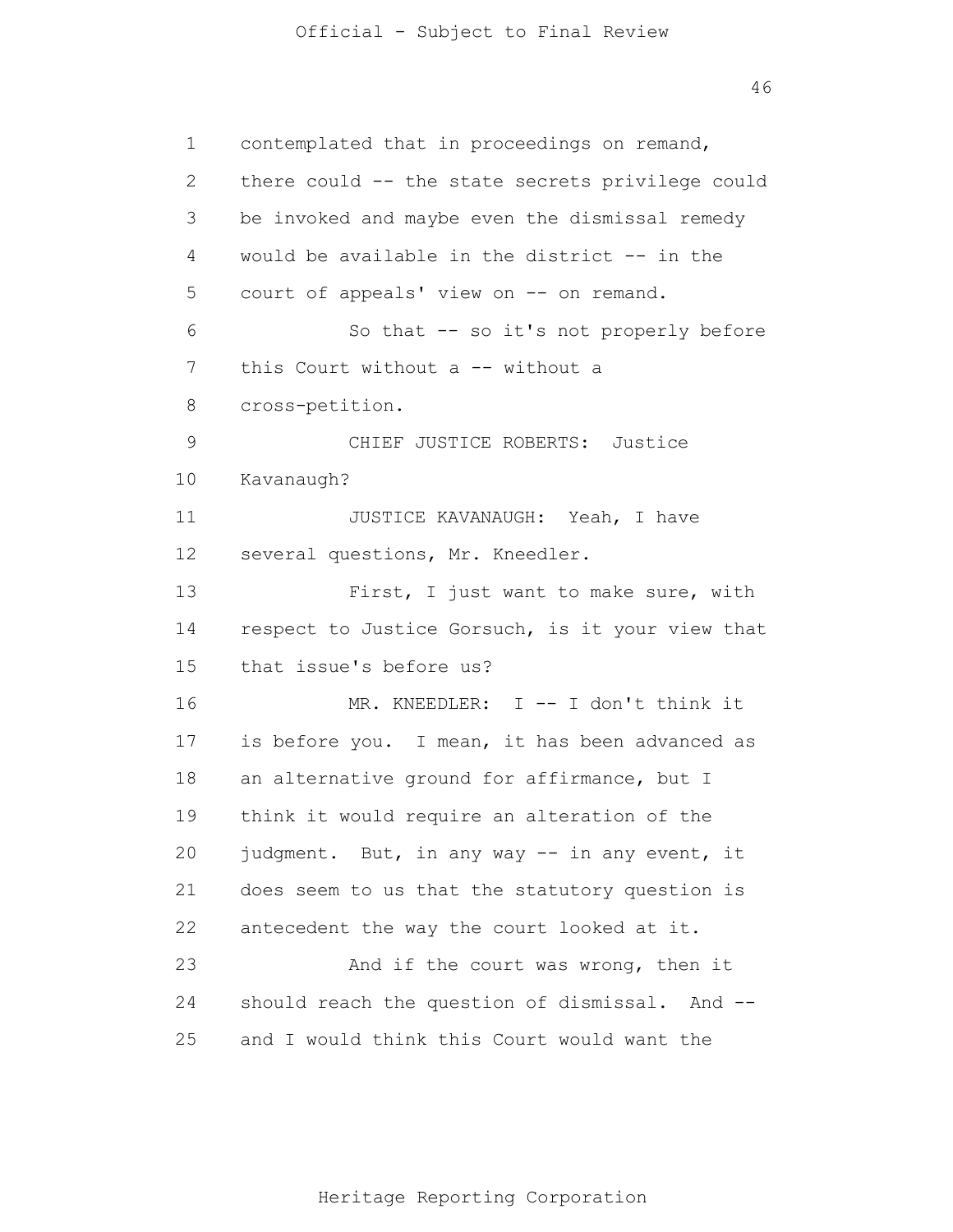contemplated that in proceedings on remand, there could -- the state secrets privilege could be invoked and maybe even the dismissal remedy would be available in the district -- in the court of appeals' view on -- on remand.

So that -- so it's not properly before this Court without a -- without a cross-petition.

CHIEF JUSTICE ROBERTS: Justice Kavanaugh?

JUSTICE KAVANAUGH: Yeah, I have several questions, Mr. Kneedler.

First, I just want to make sure, with respect to Justice Gorsuch, is it your view that that issue's before us?

MR. KNEEDLER: I -- I don't think it is before you. I mean, it has been advanced as an alternative ground for affirmance, but I think it would require an alteration of the judgment. But, in any way -- in any event, it does seem to us that the statutory question is antecedent the way the court looked at it.

And if the court was wrong, then it should reach the question of dismissal. And -- and I would think this Court would want the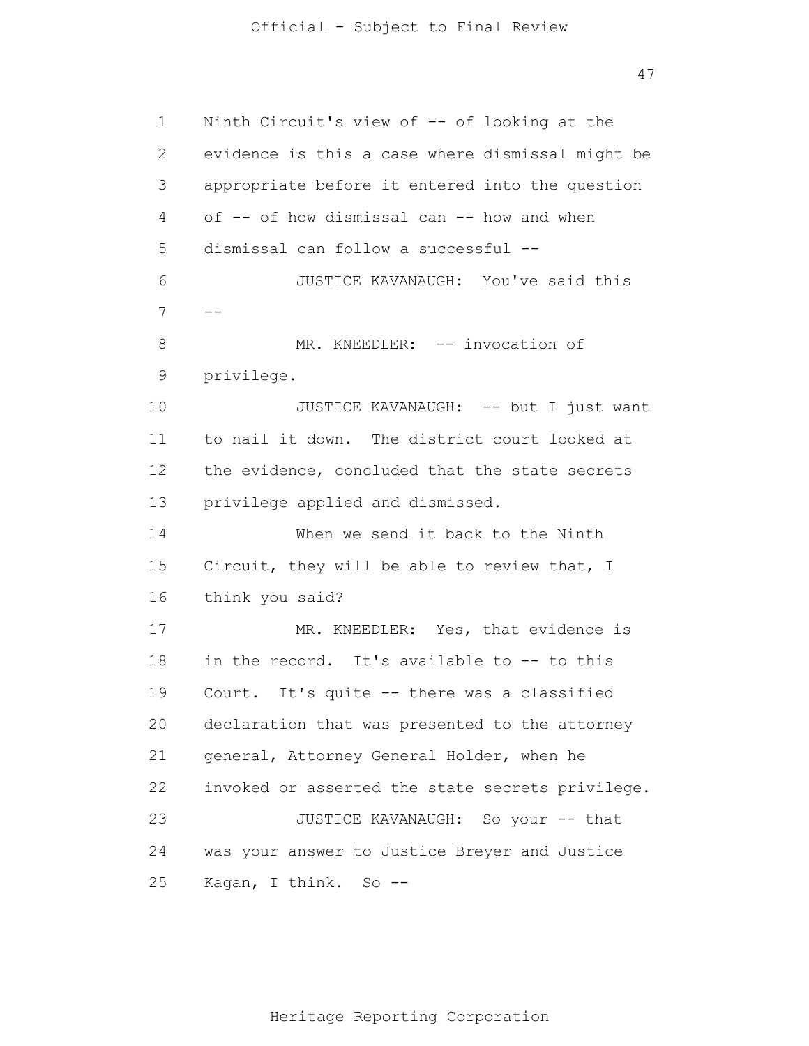Ninth Circuit's view of -- of looking at the evidence is this a case where dismissal might be appropriate before it entered into the question of -- of how dismissal can -- how and when dismissal can follow a successful --

JUSTICE KAVANAUGH: You've said this --

MR. KNEEDLER: -- invocation of privilege.

JUSTICE KAVANAUGH: -- but I just want to nail it down. The district court looked at the evidence, concluded that the state secrets privilege applied and dismissed.

When we send it back to the Ninth Circuit, they will be able to review that, I think you said?

MR. KNEEDLER: Yes, that evidence is in the record. It's available to -- to this Court. It's quite -- there was a classified declaration that was presented to the attorney general, Attorney General Holder, when he invoked or asserted the state secrets privilege.

JUSTICE KAVANAUGH: So your -- that was your answer to Justice Breyer and Justice Kagan, I think. So --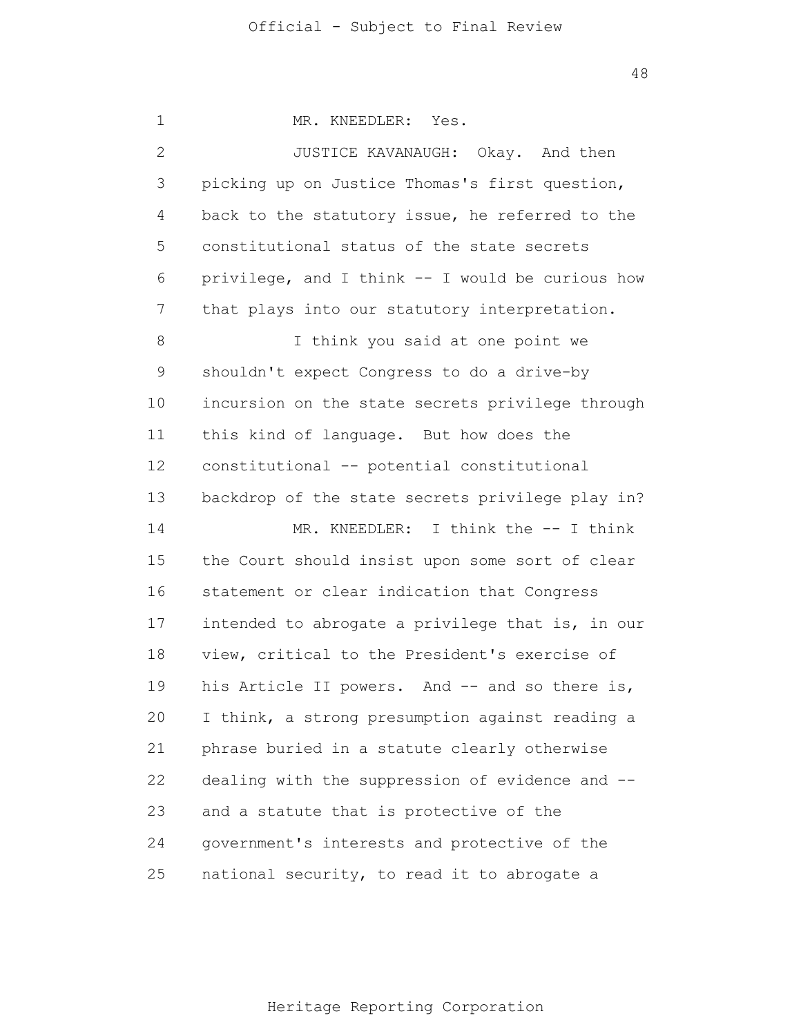MR. KNEEDLER: Yes.

JUSTICE KAVANAUGH: Okay. And then picking up on Justice Thomas's first question, back to the statutory issue, he referred to the constitutional status of the state secrets privilege, and I think -- I would be curious how that plays into our statutory interpretation.

I think you said at one point we shouldn't expect Congress to do a drive-by incursion on the state secrets privilege through this kind of language. But how does the constitutional -- potential constitutional backdrop of the state secrets privilege play in?

MR. KNEEDLER: I think the -- I think the Court should insist upon some sort of clear statement or clear indication that Congress intended to abrogate a privilege that is, in our view, critical to the President's exercise of his Article II powers. And -- and so there is, I think, a strong presumption against reading a phrase buried in a statute clearly otherwise dealing with the suppression of evidence and -- and a statute that is protective of the government's interests and protective of the national security, to read it to abrogate a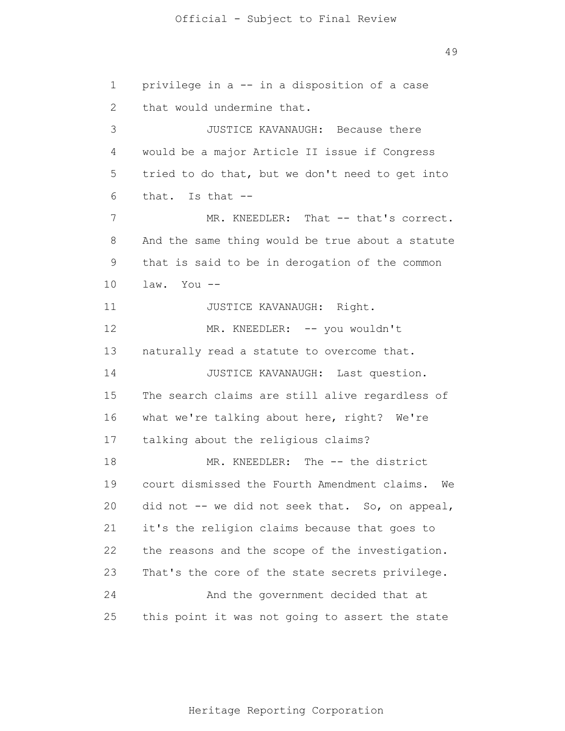privilege in a -- in a disposition of a case that would undermine that.

JUSTICE KAVANAUGH: Because there would be a major Article II issue if Congress tried to do that, but we don't need to get into that. Is that --

MR. KNEEDLER: That -- that's correct. And the same thing would be true about a statute that is said to be in derogation of the common law. You --

JUSTICE KAVANAUGH: Right.

MR. KNEEDLER: -- you wouldn't naturally read a statute to overcome that.

JUSTICE KAVANAUGH: Last question. The search claims are still alive regardless of what we're talking about here, right? We're talking about the religious claims?

MR. KNEEDLER: The -- the district court dismissed the Fourth Amendment claims. We did not -- we did not seek that. So, on appeal, it's the religion claims because that goes to the reasons and the scope of the investigation. That's the core of the state secrets privilege.

And the government decided that at this point it was not going to assert the state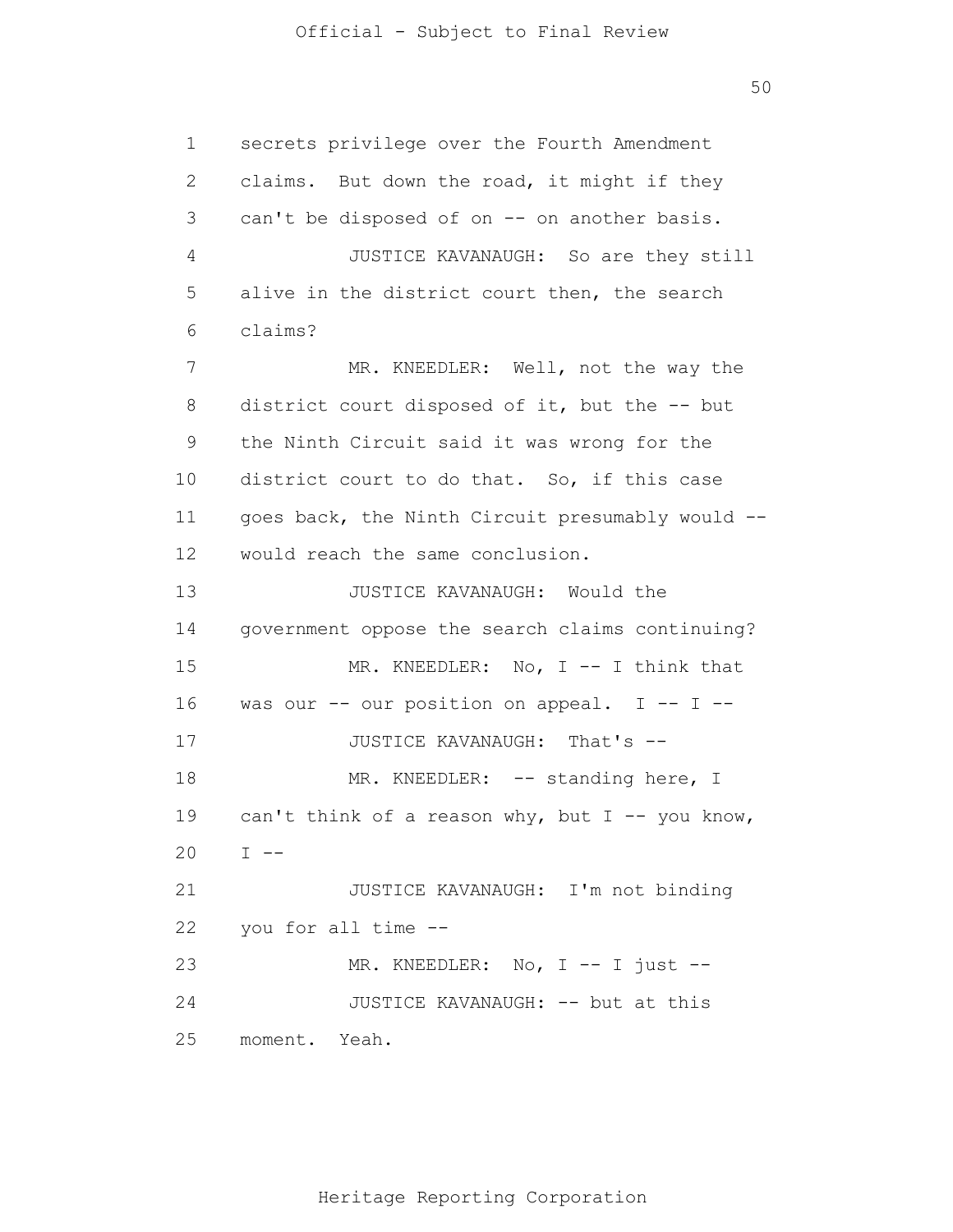secrets privilege over the Fourth Amendment claims. But down the road, it might if they can't be disposed of on -- on another basis.

JUSTICE KAVANAUGH: So are they still alive in the district court then, the search claims?

MR. KNEEDLER: Well, not the way the district court disposed of it, but the -- but the Ninth Circuit said it was wrong for the district court to do that. So, if this case goes back, the Ninth Circuit presumably would -- would reach the same conclusion.

JUSTICE KAVANAUGH: Would the government oppose the search claims continuing?

MR. KNEEDLER: No, I -- I think that was our -- our position on appeal. I -- I --

JUSTICE KAVANAUGH: That's --

MR. KNEEDLER: -- standing here, I can't think of a reason why, but I -- you know, I --

JUSTICE KAVANAUGH: I'm not binding you for all time --

MR. KNEEDLER: No, I -- I just --

JUSTICE KAVANAUGH: -- but at this moment. Yeah.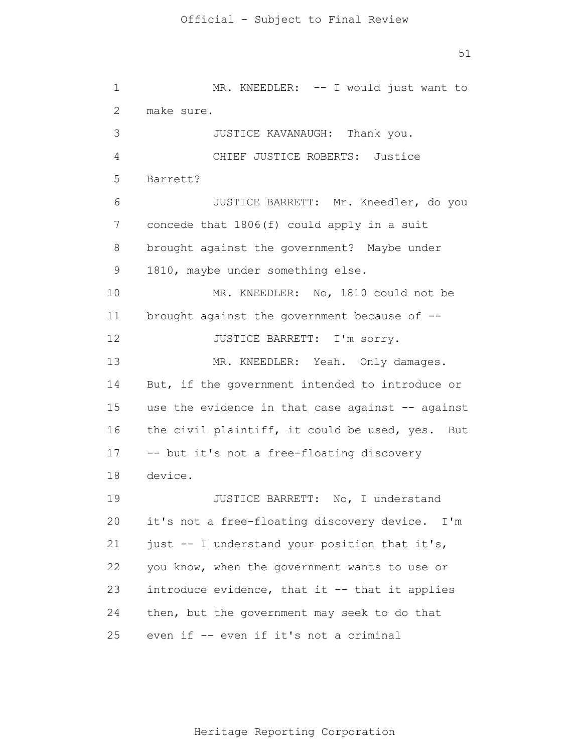MR. KNEEDLER: -- I would just want to make sure.

JUSTICE KAVANAUGH: Thank you.

CHIEF JUSTICE ROBERTS: Justice Barrett?

JUSTICE BARRETT: Mr. Kneedler, do you concede that 1806(f) could apply in a suit brought against the government? Maybe under 1810, maybe under something else.

MR. KNEEDLER: No, 1810 could not be brought against the government because of --

JUSTICE BARRETT: I'm sorry.

MR. KNEEDLER: Yeah. Only damages. But, if the government intended to introduce or use the evidence in that case against -- against the civil plaintiff, it could be used, yes. But -- but it's not a free-floating discovery device.

JUSTICE BARRETT: No, I understand it's not a free-floating discovery device. I'm just -- I understand your position that it's, you know, when the government wants to use or introduce evidence, that it -- that it applies then, but the government may seek to do that even if -- even if it's not a criminal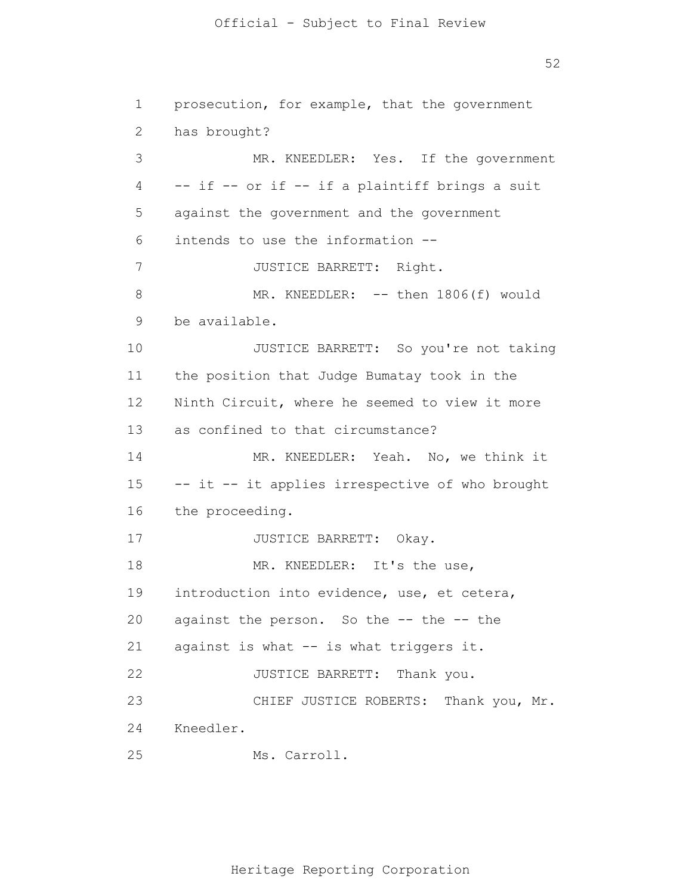prosecution, for example, that the government has brought?

MR. KNEEDLER: Yes. If the government -- if -- or if -- if a plaintiff brings a suit against the government and the government intends to use the information --

JUSTICE BARRETT: Right.

MR. KNEEDLER: -- then 1806(f) would be available.

JUSTICE BARRETT: So you're not taking the position that Judge Bumatay took in the Ninth Circuit, where he seemed to view it more as confined to that circumstance?

MR. KNEEDLER: Yeah. No, we think it -- it -- it applies irrespective of who brought the proceeding.

JUSTICE BARRETT: Okay.

MR. KNEEDLER: It's the use, introduction into evidence, use, et cetera, against the person. So the -- the -- the against is what -- is what triggers it.

JUSTICE BARRETT: Thank you.

CHIEF JUSTICE ROBERTS: Thank you, Mr. Kneedler.

Ms. Carroll.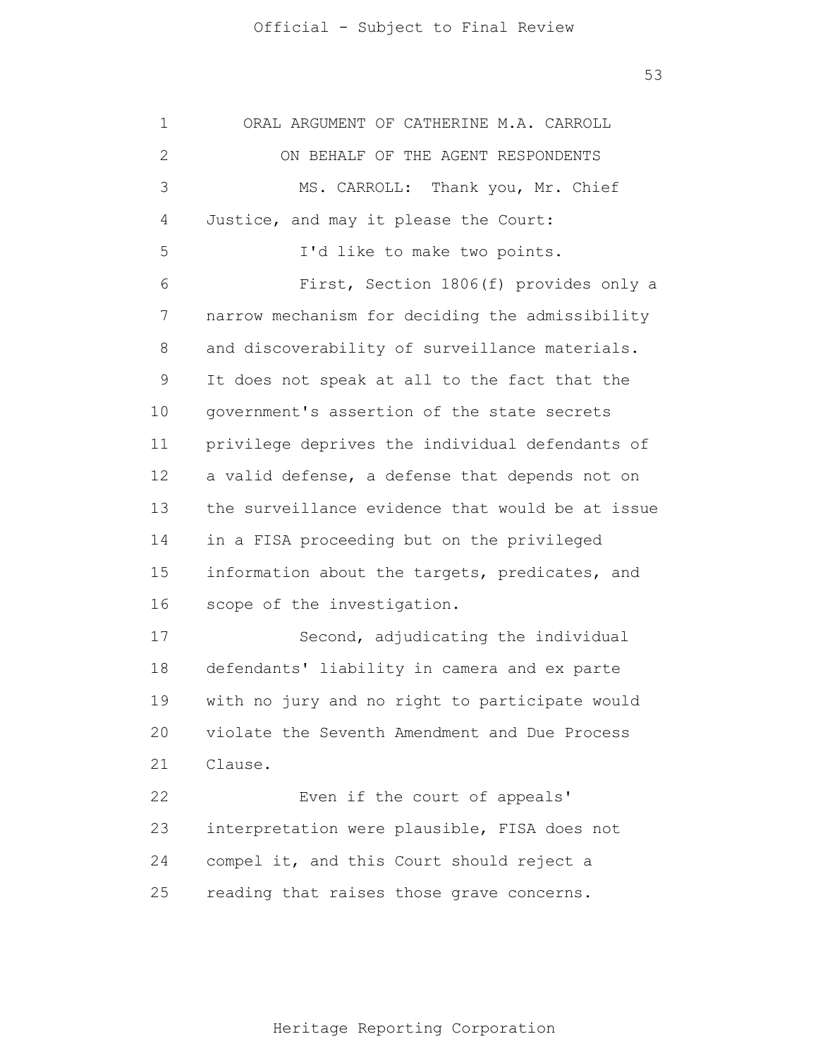ORAL ARGUMENT OF CATHERINE M.A. CARROLL

ON BEHALF OF THE AGENT RESPONDENTS

MS. CARROLL: Thank you, Mr. Chief Justice, and may it please the Court:

I'd like to make two points.

First, Section 1806(f) provides only a narrow mechanism for deciding the admissibility and discoverability of surveillance materials. It does not speak at all to the fact that the government's assertion of the state secrets privilege deprives the individual defendants of a valid defense, a defense that depends not on the surveillance evidence that would be at issue in a FISA proceeding but on the privileged information about the targets, predicates, and scope of the investigation.

Second, adjudicating the individual defendants' liability in camera and ex parte with no jury and no right to participate would violate the Seventh Amendment and Due Process Clause.

Even if the court of appeals' interpretation were plausible, FISA does not compel it, and this Court should reject a reading that raises those grave concerns.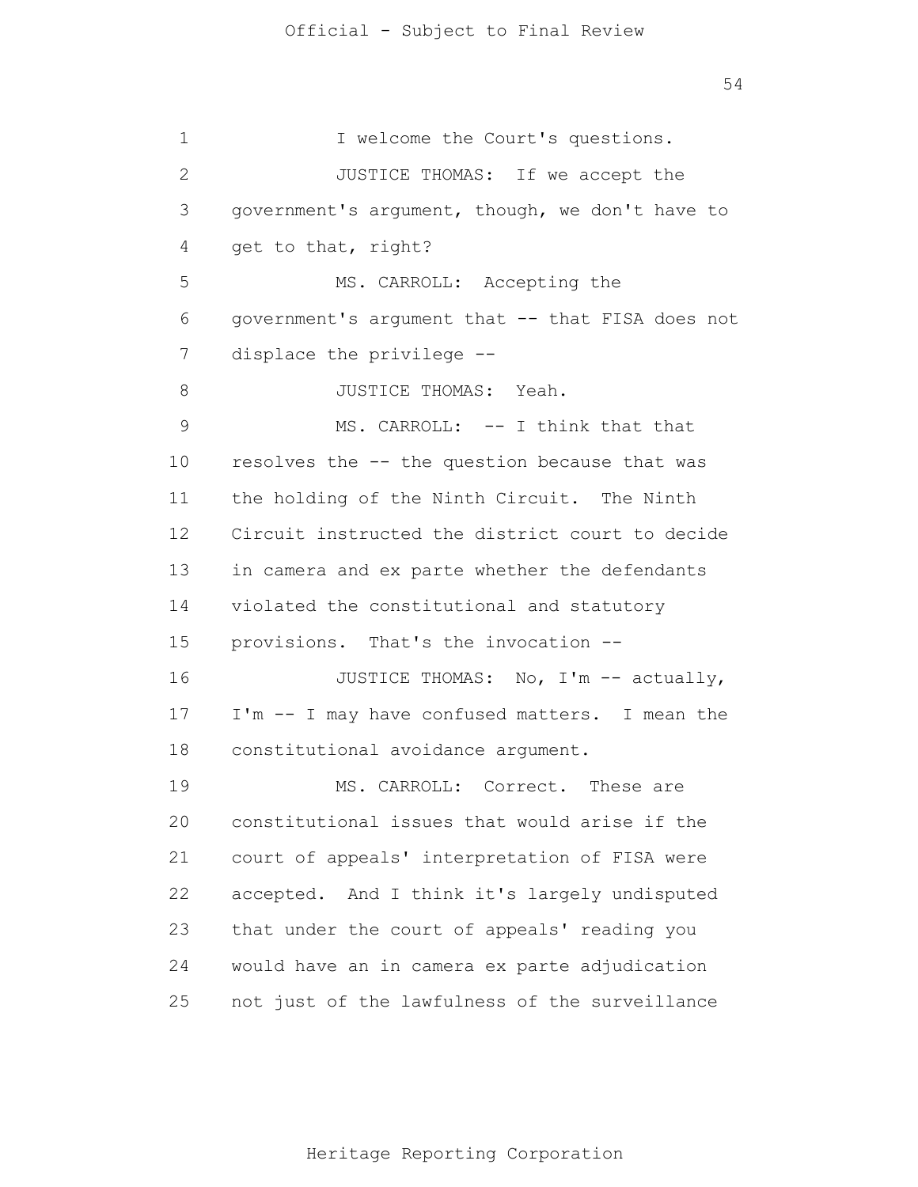1 I welcome the Court's questions.

2 JUSTICE THOMAS: If we accept the

3 government's argument, though, we don't have to

4 get to that, right?

5 MS. CARROLL: Accepting the

6 government's argument that -- that FISA does not

7 displace the privilege --

8 JUSTICE THOMAS: Yeah.

9 MS. CARROLL: -- I think that that

10 resolves the -- the question because that was

11 the holding of the Ninth Circuit. The Ninth

12 Circuit instructed the district court to decide

13 in camera and ex parte whether the defendants

14 violated the constitutional and statutory

15 provisions. That's the invocation --

16 JUSTICE THOMAS: No, I'm -- actually,

17 I'm -- I may have confused matters. I mean the

18 constitutional avoidance argument.

19 MS. CARROLL: Correct. These are

20 constitutional issues that would arise if the

21 court of appeals' interpretation of FISA were

22 accepted. And I think it's largely undisputed

23 that under the court of appeals' reading you

24 would have an in camera ex parte adjudication

25 not just of the lawfulness of the surveillance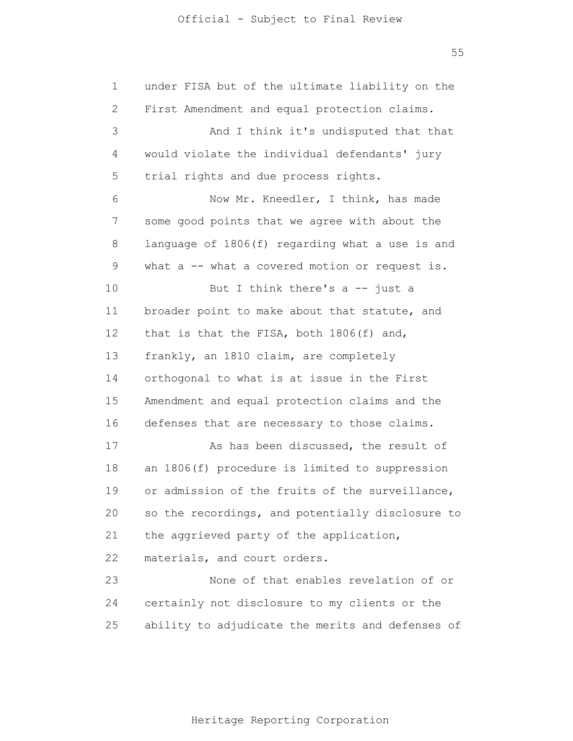under FISA but of the ultimate liability on the First Amendment and equal protection claims.

And I think it's undisputed that that would violate the individual defendants' jury trial rights and due process rights.

Now Mr. Kneedler, I think, has made some good points that we agree with about the language of 1806(f) regarding what a use is and what a -- what a covered motion or request is.

But I think there's a -- just a broader point to make about that statute, and that is that the FISA, both 1806(f) and, frankly, an 1810 claim, are completely orthogonal to what is at issue in the First Amendment and equal protection claims and the defenses that are necessary to those claims.

As has been discussed, the result of an 1806(f) procedure is limited to suppression or admission of the fruits of the surveillance, so the recordings, and potentially disclosure to the aggrieved party of the application, materials, and court orders.

None of that enables revelation of or certainly not disclosure to my clients or the ability to adjudicate the merits and defenses of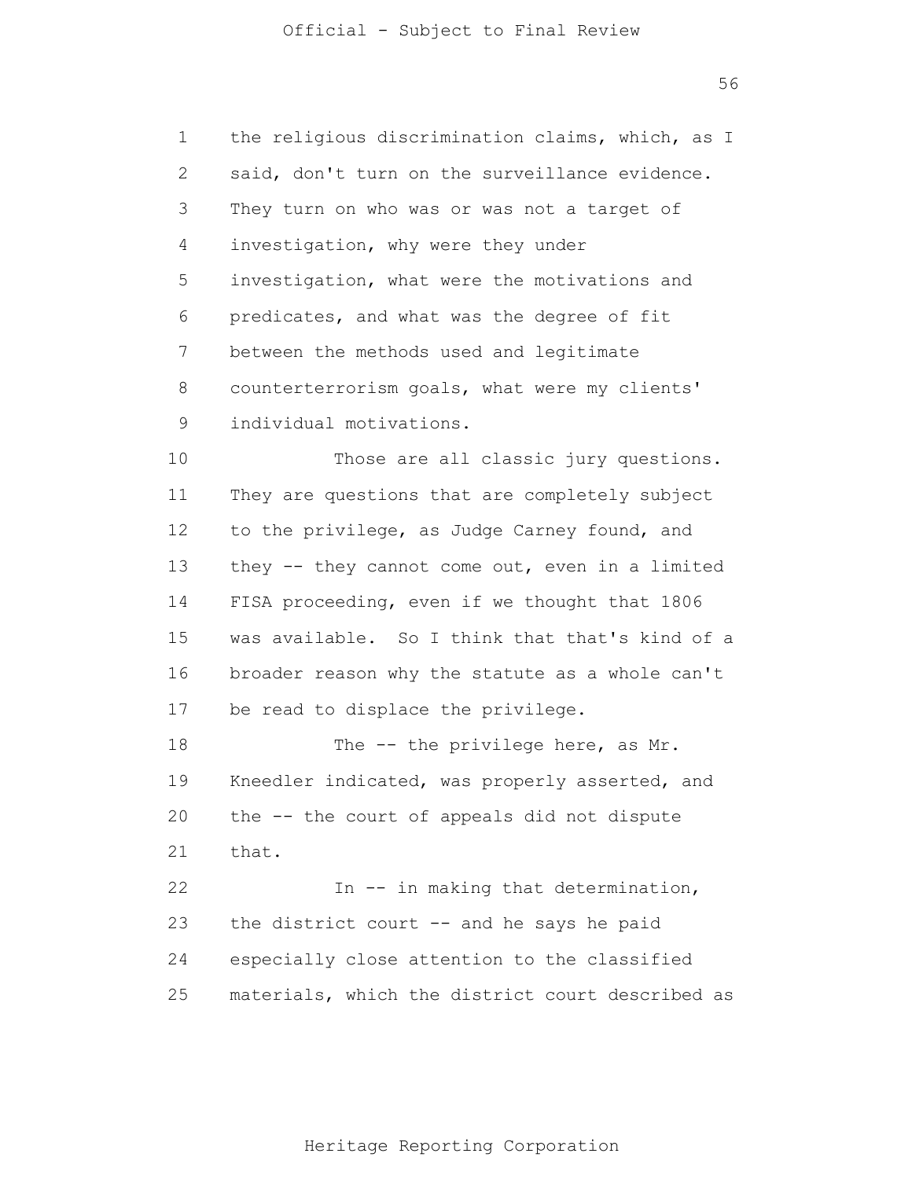the religious discrimination claims, which, as I said, don't turn on the surveillance evidence. They turn on who was or was not a target of investigation, why were they under investigation, what were the motivations and predicates, and what was the degree of fit between the methods used and legitimate counterterrorism goals, what were my clients' individual motivations.

Those are all classic jury questions. They are questions that are completely subject to the privilege, as Judge Carney found, and they -- they cannot come out, even in a limited FISA proceeding, even if we thought that 1806 was available. So I think that that's kind of a broader reason why the statute as a whole can't be read to displace the privilege.

The -- the privilege here, as Mr. Kneedler indicated, was properly asserted, and the -- the court of appeals did not dispute that.

In -- in making that determination, the district court -- and he says he paid especially close attention to the classified materials, which the district court described as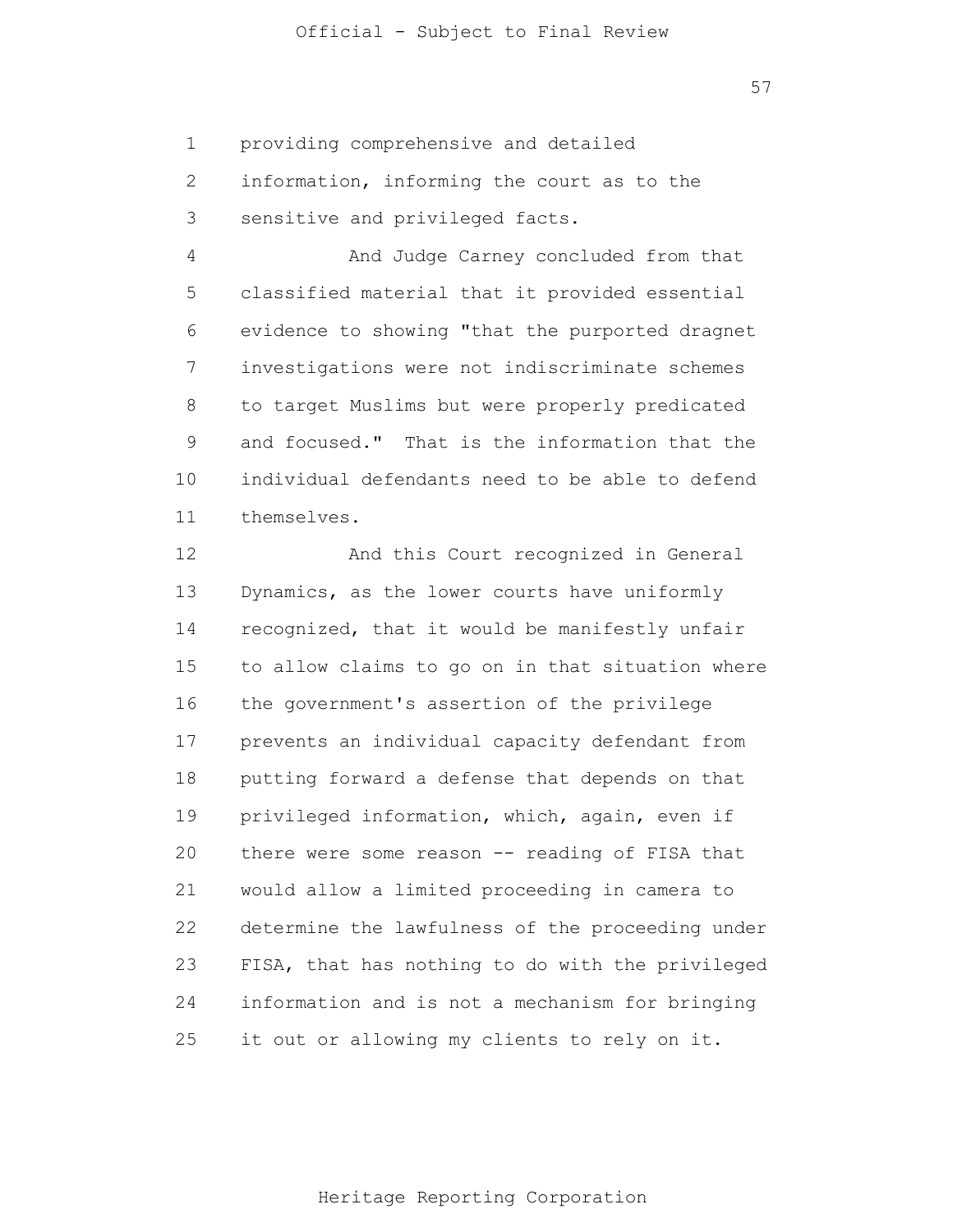providing comprehensive and detailed information, informing the court as to the sensitive and privileged facts.

And Judge Carney concluded from that classified material that it provided essential evidence to showing "that the purported dragnet investigations were not indiscriminate schemes to target Muslims but were properly predicated and focused." That is the information that the individual defendants need to be able to defend themselves.

And this Court recognized in General Dynamics, as the lower courts have uniformly recognized, that it would be manifestly unfair to allow claims to go on in that situation where the government's assertion of the privilege prevents an individual capacity defendant from putting forward a defense that depends on that privileged information, which, again, even if there were some reason -- reading of FISA that would allow a limited proceeding in camera to determine the lawfulness of the proceeding under FISA, that has nothing to do with the privileged information and is not a mechanism for bringing it out or allowing my clients to rely on it.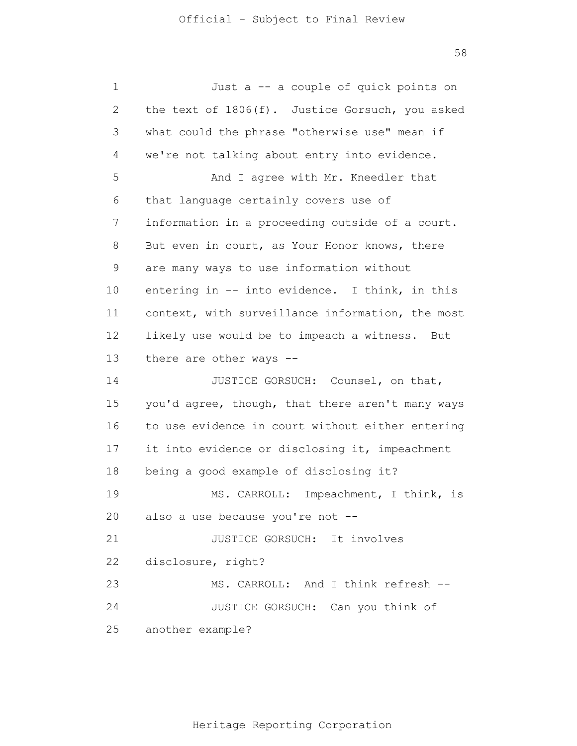Just a -- a couple of quick points on the text of 1806(f). Justice Gorsuch, you asked what could the phrase "otherwise use" mean if we're not talking about entry into evidence.

And I agree with Mr. Kneedler that that language certainly covers use of information in a proceeding outside of a court. But even in court, as Your Honor knows, there are many ways to use information without entering in -- into evidence. I think, in this context, with surveillance information, the most likely use would be to impeach a witness. But there are other ways --

JUSTICE GORSUCH: Counsel, on that, you'd agree, though, that there aren't many ways to use evidence in court without either entering it into evidence or disclosing it, impeachment being a good example of disclosing it?

MS. CARROLL: Impeachment, I think, is also a use because you're not --

JUSTICE GORSUCH: It involves disclosure, right?

MS. CARROLL: And I think refresh --

JUSTICE GORSUCH: Can you think of another example?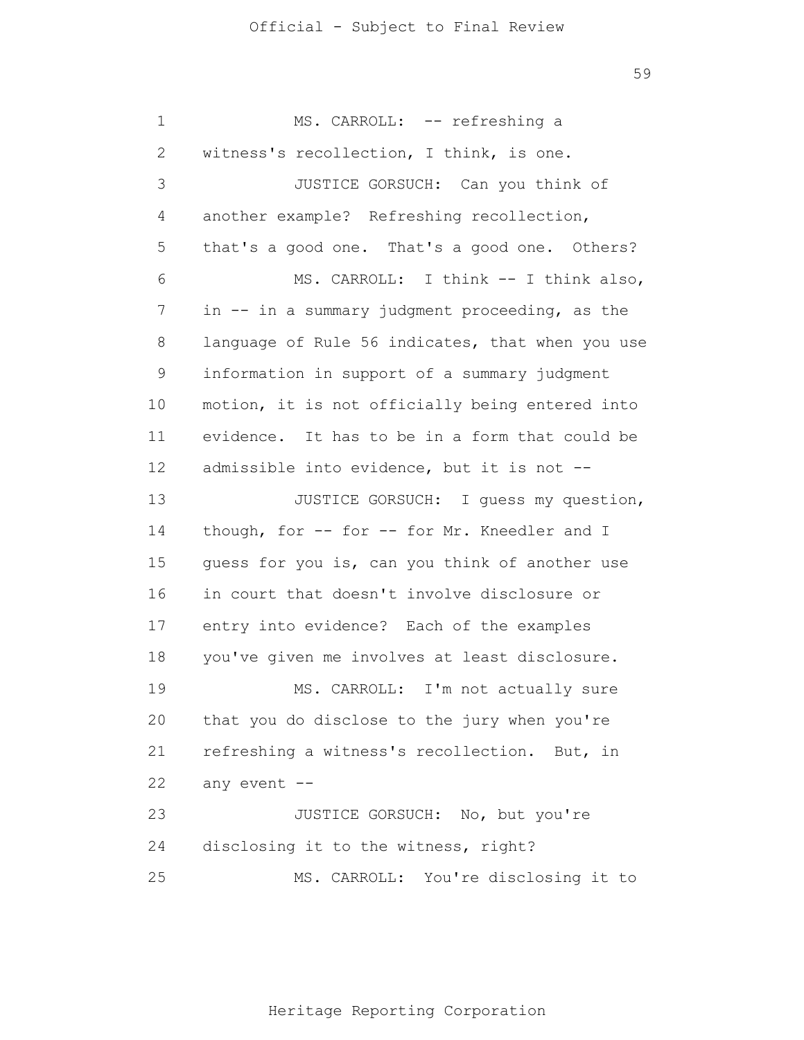MS. CARROLL: -- refreshing a witness's recollection, I think, is one.

JUSTICE GORSUCH: Can you think of another example? Refreshing recollection, that's a good one. That's a good one. Others?

MS. CARROLL: I think -- I think also, in -- in a summary judgment proceeding, as the language of Rule 56 indicates, that when you use information in support of a summary judgment motion, it is not officially being entered into evidence. It has to be in a form that could be admissible into evidence, but it is not --

JUSTICE GORSUCH: I guess my question, though, for -- for -- for Mr. Kneedler and I guess for you is, can you think of another use in court that doesn't involve disclosure or entry into evidence? Each of the examples you've given me involves at least disclosure.

MS. CARROLL: I'm not actually sure that you do disclose to the jury when you're refreshing a witness's recollection. But, in any event --

JUSTICE GORSUCH: No, but you're disclosing it to the witness, right?

MS. CARROLL: You're disclosing it to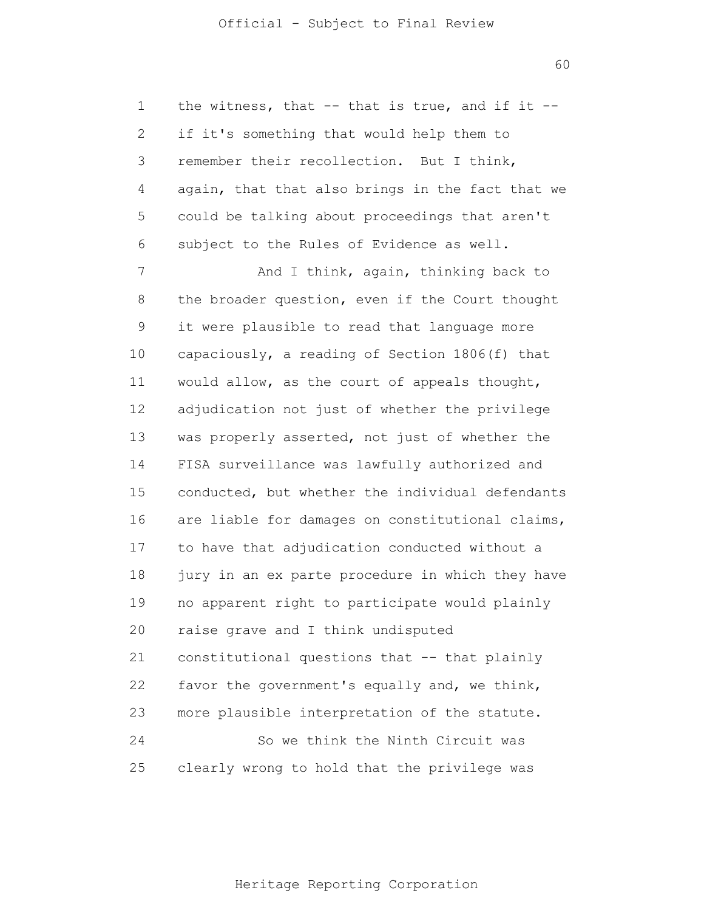the witness, that -- that is true, and if it -- if it's something that would help them to remember their recollection. But I think, again, that that also brings in the fact that we could be talking about proceedings that aren't subject to the Rules of Evidence as well.

And I think, again, thinking back to the broader question, even if the Court thought it were plausible to read that language more capaciously, a reading of Section 1806(f) that would allow, as the court of appeals thought, adjudication not just of whether the privilege was properly asserted, not just of whether the FISA surveillance was lawfully authorized and conducted, but whether the individual defendants are liable for damages on constitutional claims, to have that adjudication conducted without a jury in an ex parte procedure in which they have no apparent right to participate would plainly raise grave and I think undisputed constitutional questions that -- that plainly favor the government's equally and, we think, more plausible interpretation of the statute.

So we think the Ninth Circuit was clearly wrong to hold that the privilege was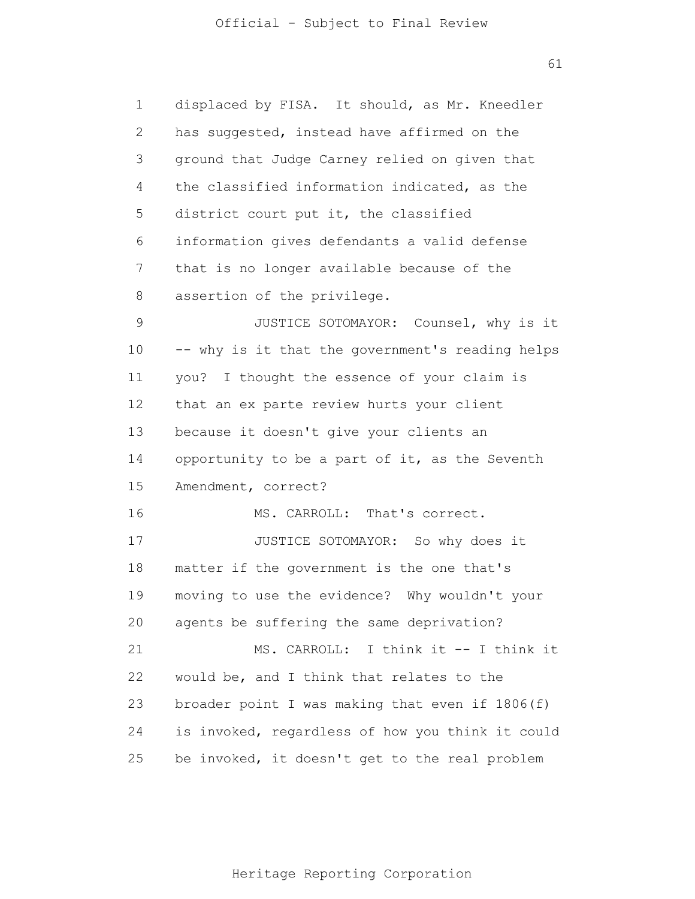displaced by FISA. It should, as Mr. Kneedler has suggested, instead have affirmed on the ground that Judge Carney relied on given that the classified information indicated, as the district court put it, the classified information gives defendants a valid defense that is no longer available because of the assertion of the privilege.

JUSTICE SOTOMAYOR: Counsel, why is it -- why is it that the government's reading helps you? I thought the essence of your claim is that an ex parte review hurts your client because it doesn't give your clients an opportunity to be a part of it, as the Seventh Amendment, correct?

MS. CARROLL: That's correct.

JUSTICE SOTOMAYOR: So why does it matter if the government is the one that's moving to use the evidence? Why wouldn't your agents be suffering the same deprivation?

MS. CARROLL: I think it -- I think it would be, and I think that relates to the broader point I was making that even if 1806(f) is invoked, regardless of how you think it could be invoked, it doesn't get to the real problem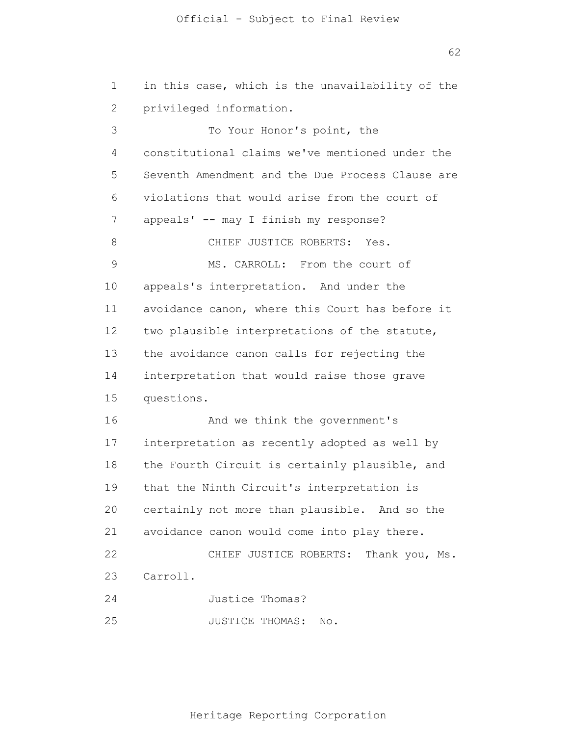in this case, which is the unavailability of the privileged information.

To Your Honor's point, the constitutional claims we've mentioned under the Seventh Amendment and the Due Process Clause are violations that would arise from the court of appeals' -- may I finish my response?

CHIEF JUSTICE ROBERTS: Yes.

MS. CARROLL: From the court of appeals's interpretation. And under the avoidance canon, where this Court has before it two plausible interpretations of the statute, the avoidance canon calls for rejecting the interpretation that would raise those grave questions.

And we think the government's interpretation as recently adopted as well by the Fourth Circuit is certainly plausible, and that the Ninth Circuit's interpretation is certainly not more than plausible. And so the avoidance canon would come into play there.

CHIEF JUSTICE ROBERTS: Thank you, Ms. Carroll.

Justice Thomas?

JUSTICE THOMAS: No.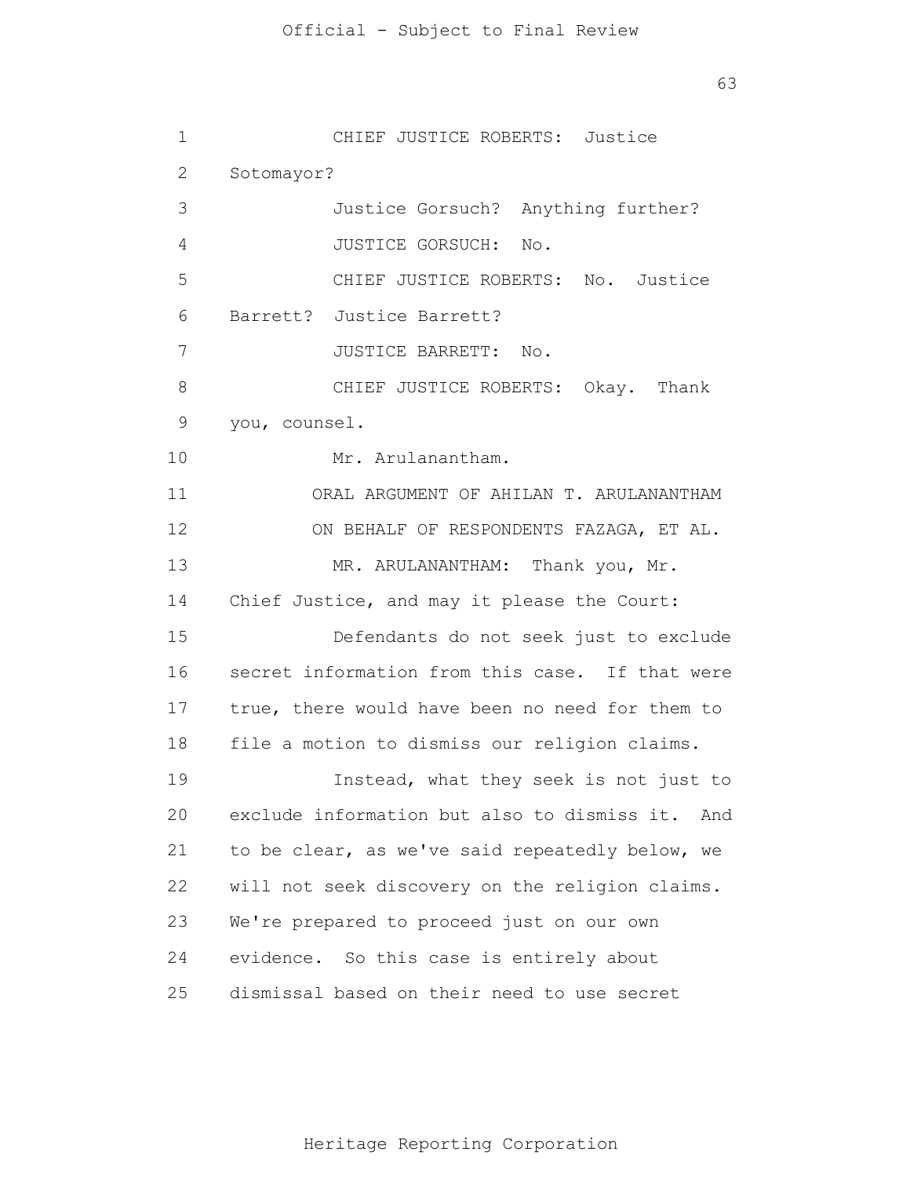CHIEF JUSTICE ROBERTS: Justice Sotomayor?

Justice Gorsuch? Anything further?

JUSTICE GORSUCH: No.

CHIEF JUSTICE ROBERTS: No. Justice Barrett? Justice Barrett?

JUSTICE BARRETT: No.

CHIEF JUSTICE ROBERTS: Okay. Thank you, counsel.

Mr. Arulanantham.

ORAL ARGUMENT OF AHILAN T. ARULANANTHAM
ON BEHALF OF RESPONDENTS FAZAGA, ET AL.

MR. ARULANANTHAM: Thank you, Mr. Chief Justice, and may it please the Court:

Defendants do not seek just to exclude secret information from this case. If that were true, there would have been no need for them to file a motion to dismiss our religion claims.

Instead, what they seek is not just to exclude information but also to dismiss it. And to be clear, as we've said repeatedly below, we will not seek discovery on the religion claims. We're prepared to proceed just on our own evidence. So this case is entirely about dismissal based on their need to use secret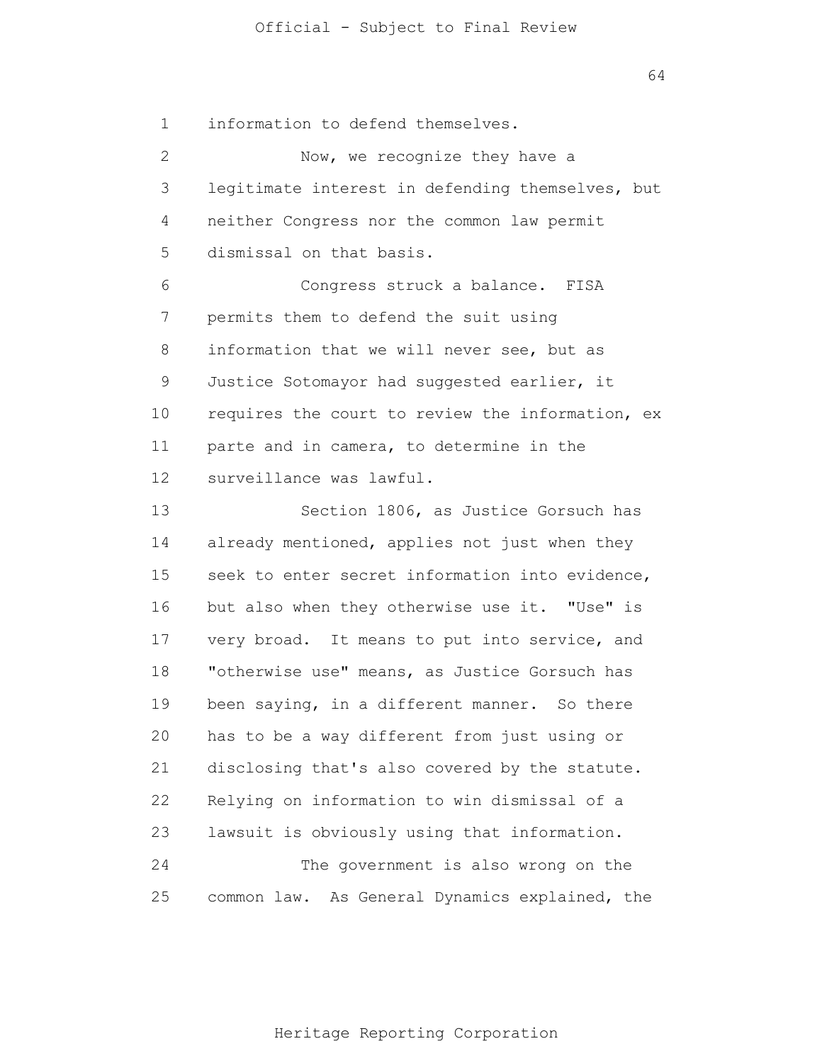information to defend themselves.

Now, we recognize they have a legitimate interest in defending themselves, but neither Congress nor the common law permit dismissal on that basis.

Congress struck a balance. FISA permits them to defend the suit using information that we will never see, but as Justice Sotomayor had suggested earlier, it requires the court to review the information, ex parte and in camera, to determine in the surveillance was lawful.

Section 1806, as Justice Gorsuch has already mentioned, applies not just when they seek to enter secret information into evidence, but also when they otherwise use it. "Use" is very broad. It means to put into service, and "otherwise use" means, as Justice Gorsuch has been saying, in a different manner. So there has to be a way different from just using or disclosing that's also covered by the statute. Relying on information to win dismissal of a lawsuit is obviously using that information.

The government is also wrong on the common law. As General Dynamics explained, the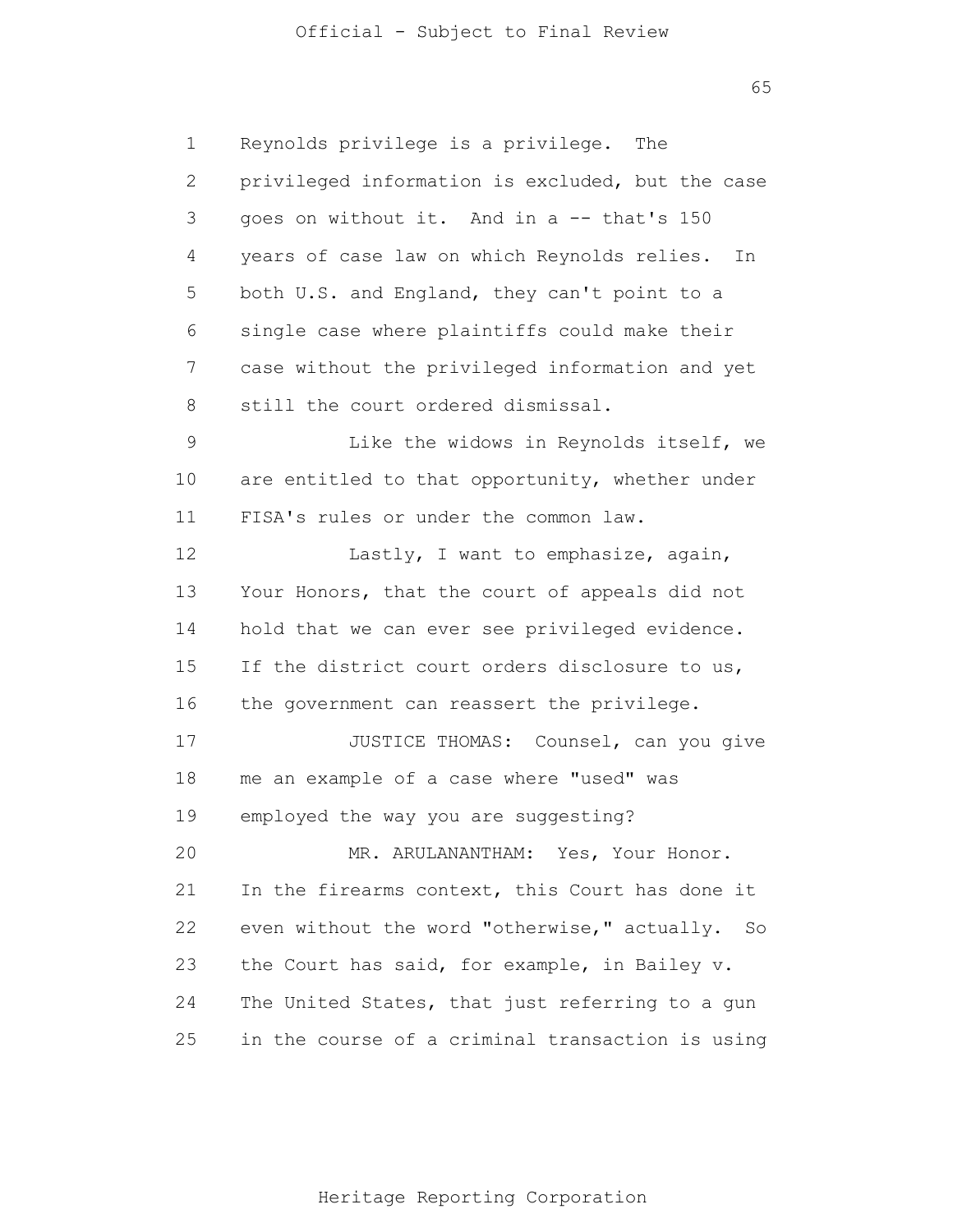Reynolds privilege is a privilege. The privileged information is excluded, but the case goes on without it. And in a -- that's 150 years of case law on which Reynolds relies. In both U.S. and England, they can't point to a single case where plaintiffs could make their case without the privileged information and yet still the court ordered dismissal.

Like the widows in Reynolds itself, we are entitled to that opportunity, whether under FISA's rules or under the common law.

Lastly, I want to emphasize, again, Your Honors, that the court of appeals did not hold that we can ever see privileged evidence. If the district court orders disclosure to us, the government can reassert the privilege.

JUSTICE THOMAS: Counsel, can you give me an example of a case where "used" was employed the way you are suggesting?

MR. ARULANANTHAM: Yes, Your Honor. In the firearms context, this Court has done it even without the word "otherwise," actually. So the Court has said, for example, in Bailey v. The United States, that just referring to a gun in the course of a criminal transaction is using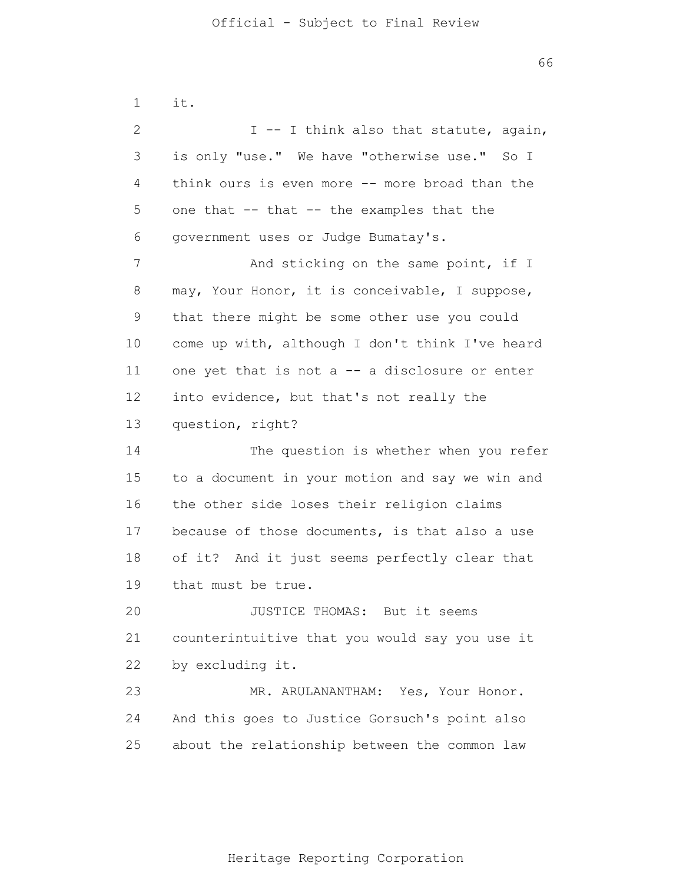it.

I -- I think also that statute, again, is only "use." We have "otherwise use." So I think ours is even more -- more broad than the one that -- that -- the examples that the government uses or Judge Bumatay's.

And sticking on the same point, if I may, Your Honor, it is conceivable, I suppose, that there might be some other use you could come up with, although I don't think I've heard one yet that is not a -- a disclosure or enter into evidence, but that's not really the question, right?

The question is whether when you refer to a document in your motion and say we win and the other side loses their religion claims because of those documents, is that also a use of it? And it just seems perfectly clear that that must be true.

JUSTICE THOMAS: But it seems counterintuitive that you would say you use it by excluding it.

MR. ARULANANTHAM: Yes, Your Honor. And this goes to Justice Gorsuch's point also about the relationship between the common law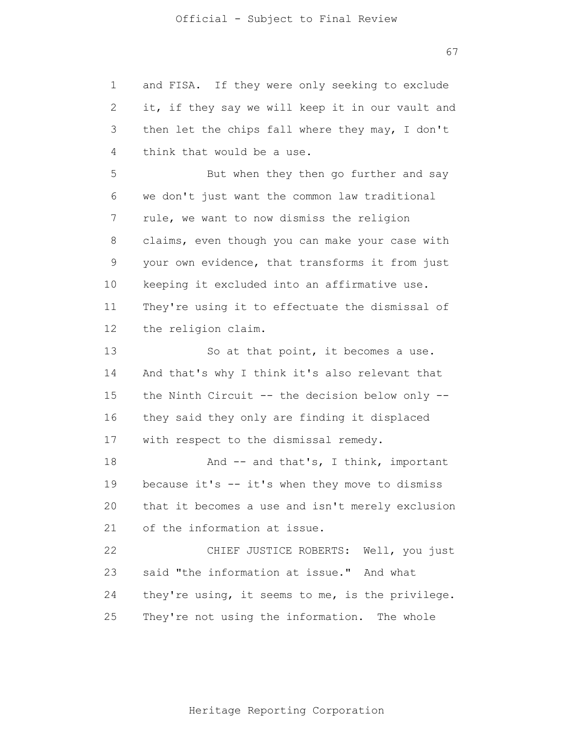and FISA. If they were only seeking to exclude it, if they say we will keep it in our vault and then let the chips fall where they may, I don't think that would be a use.

But when they then go further and say we don't just want the common law traditional rule, we want to now dismiss the religion claims, even though you can make your case with your own evidence, that transforms it from just keeping it excluded into an affirmative use. They're using it to effectuate the dismissal of the religion claim.

So at that point, it becomes a use. And that's why I think it's also relevant that the Ninth Circuit -- the decision below only -- they said they only are finding it displaced with respect to the dismissal remedy.

And -- and that's, I think, important because it's -- it's when they move to dismiss that it becomes a use and isn't merely exclusion of the information at issue.

CHIEF JUSTICE ROBERTS: Well, you just said "the information at issue." And what they're using, it seems to me, is the privilege. They're not using the information. The whole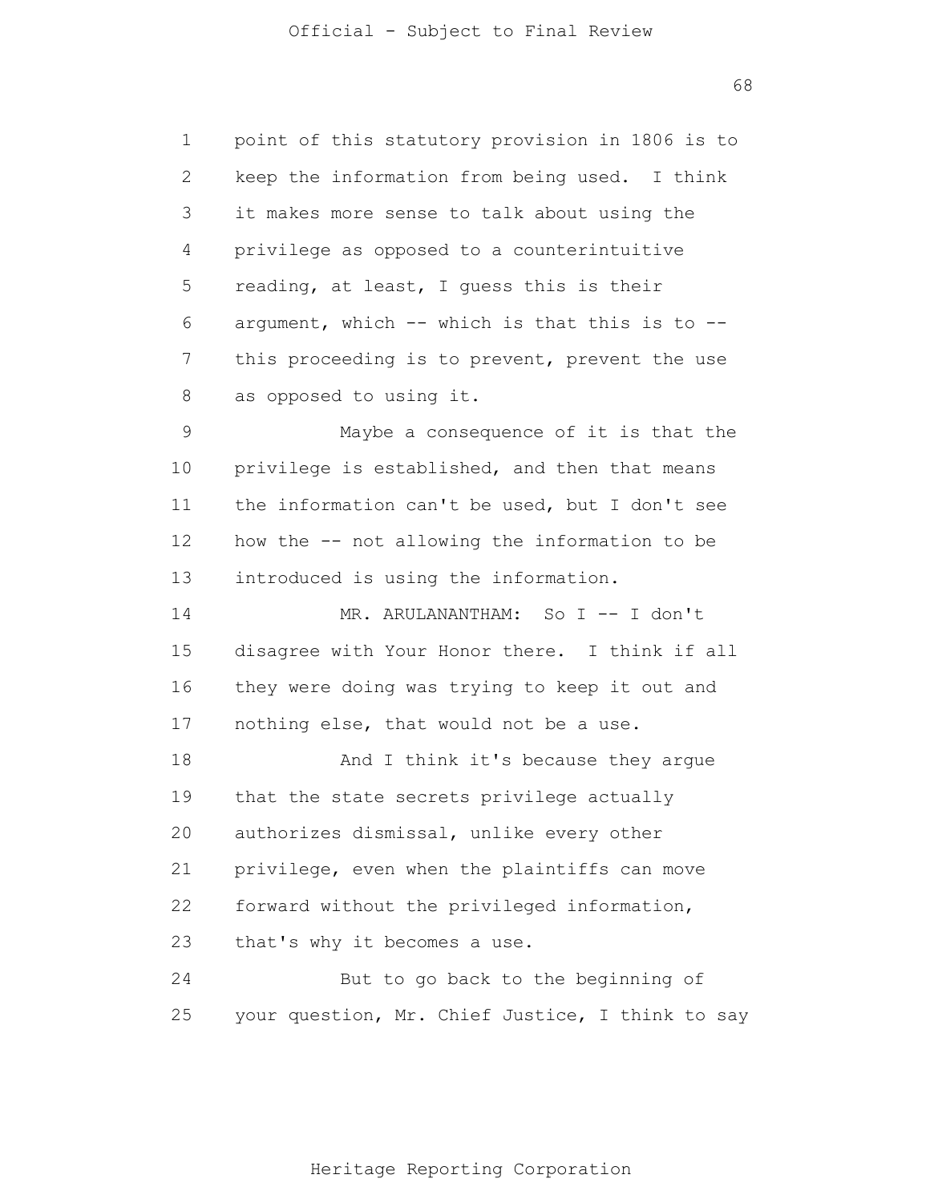point of this statutory provision in 1806 is to keep the information from being used. I think it makes more sense to talk about using the privilege as opposed to a counterintuitive reading, at least, I guess this is their argument, which -- which is that this is to -- this proceeding is to prevent, prevent the use as opposed to using it.

Maybe a consequence of it is that the privilege is established, and then that means the information can't be used, but I don't see how the -- not allowing the information to be introduced is using the information.

MR. ARULANANTHAM: So I -- I don't disagree with Your Honor there. I think if all they were doing was trying to keep it out and nothing else, that would not be a use.

And I think it's because they argue that the state secrets privilege actually authorizes dismissal, unlike every other privilege, even when the plaintiffs can move forward without the privileged information, that's why it becomes a use.

But to go back to the beginning of your question, Mr. Chief Justice, I think to say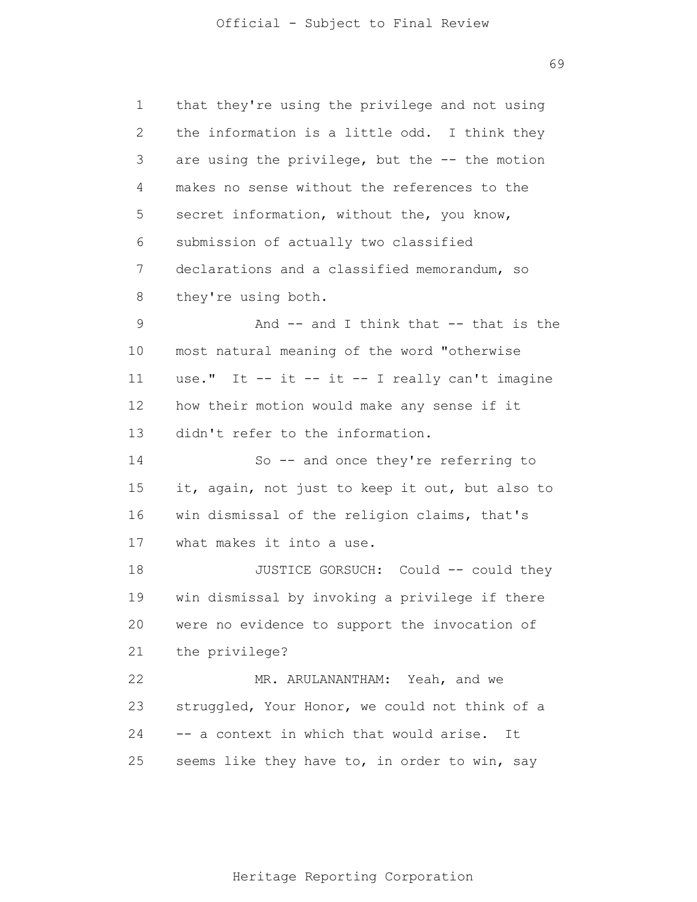that they're using the privilege and not using the information is a little odd. I think they are using the privilege, but the -- the motion makes no sense without the references to the secret information, without the, you know, submission of actually two classified declarations and a classified memorandum, so they're using both.

And -- and I think that -- that is the most natural meaning of the word "otherwise use." It -- it -- it -- I really can't imagine how their motion would make any sense if it didn't refer to the information.

So -- and once they're referring to it, again, not just to keep it out, but also to win dismissal of the religion claims, that's what makes it into a use.

JUSTICE GORSUCH: Could -- could they win dismissal by invoking a privilege if there were no evidence to support the invocation of the privilege?

MR. ARULANANTHAM: Yeah, and we struggled, Your Honor, we could not think of a -- a context in which that would arise. It seems like they have to, in order to win, say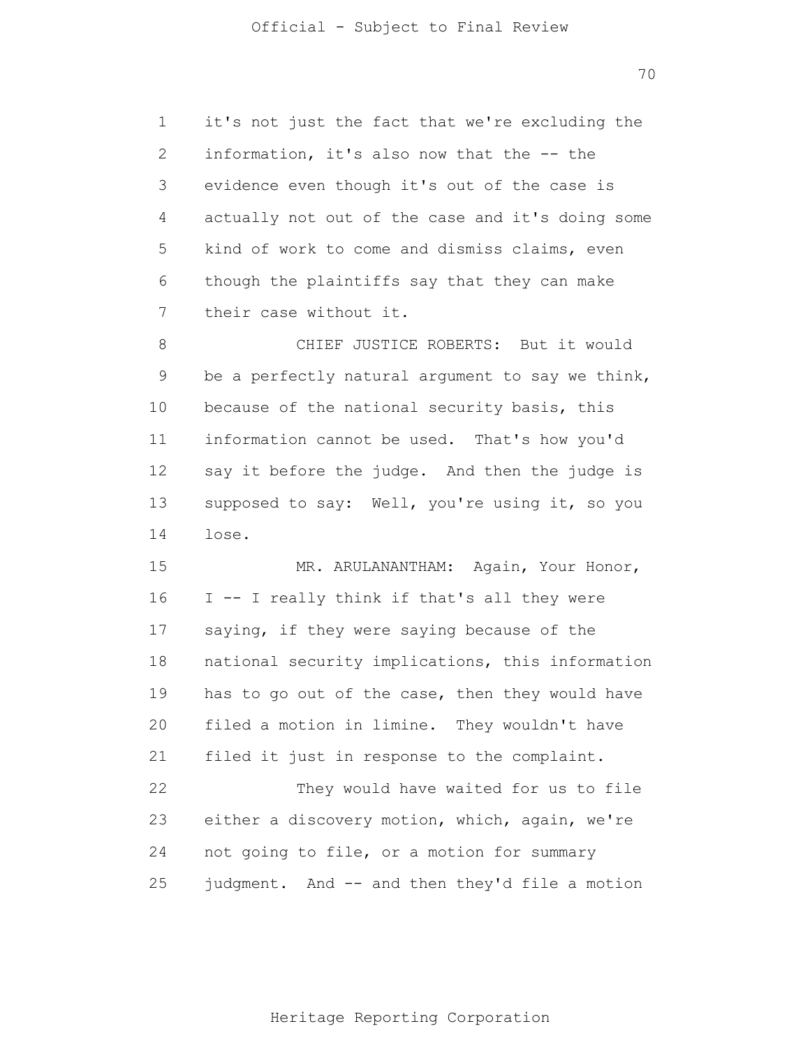it's not just the fact that we're excluding the information, it's also now that the -- the evidence even though it's out of the case is actually not out of the case and it's doing some kind of work to come and dismiss claims, even though the plaintiffs say that they can make their case without it.

CHIEF JUSTICE ROBERTS: But it would be a perfectly natural argument to say we think, because of the national security basis, this information cannot be used. That's how you'd say it before the judge. And then the judge is supposed to say: Well, you're using it, so you lose.

MR. ARULANANTHAM: Again, Your Honor, I -- I really think if that's all they were saying, if they were saying because of the national security implications, this information has to go out of the case, then they would have filed a motion in limine. They wouldn't have filed it just in response to the complaint.

They would have waited for us to file either a discovery motion, which, again, we're not going to file, or a motion for summary judgment. And -- and then they'd file a motion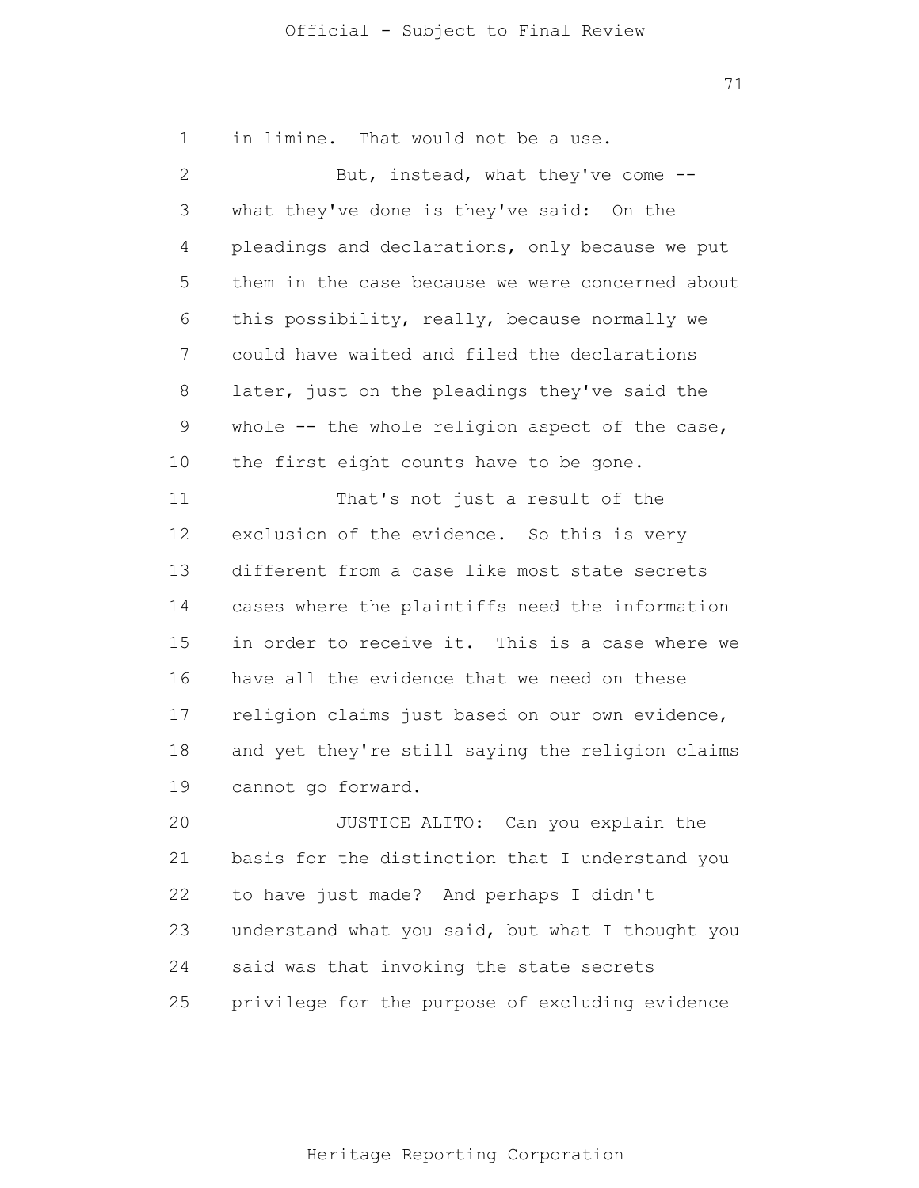in limine. That would not be a use.

But, instead, what they've come -- what they've done is they've said: On the pleadings and declarations, only because we put them in the case because we were concerned about this possibility, really, because normally we could have waited and filed the declarations later, just on the pleadings they've said the whole -- the whole religion aspect of the case, the first eight counts have to be gone.

That's not just a result of the exclusion of the evidence. So this is very different from a case like most state secrets cases where the plaintiffs need the information in order to receive it. This is a case where we have all the evidence that we need on these religion claims just based on our own evidence, and yet they're still saying the religion claims cannot go forward.

JUSTICE ALITO: Can you explain the basis for the distinction that I understand you to have just made? And perhaps I didn't understand what you said, but what I thought you said was that invoking the state secrets privilege for the purpose of excluding evidence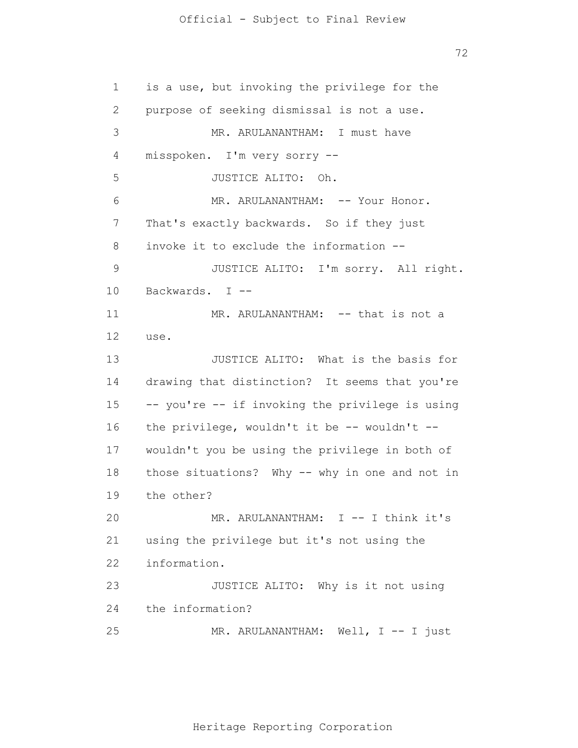is a use, but invoking the privilege for the purpose of seeking dismissal is not a use.

MR. ARULANANTHAM: I must have misspoken. I'm very sorry --

JUSTICE ALITO: Oh.

MR. ARULANANTHAM: -- Your Honor. That's exactly backwards. So if they just invoke it to exclude the information --

JUSTICE ALITO: I'm sorry. All right. Backwards. I --

MR. ARULANANTHAM: -- that is not a use.

JUSTICE ALITO: What is the basis for drawing that distinction? It seems that you're -- you're -- if invoking the privilege is using the privilege, wouldn't it be -- wouldn't -- wouldn't you be using the privilege in both of those situations? Why -- why in one and not in the other?

MR. ARULANANTHAM: I -- I think it's using the privilege but it's not using the information.

JUSTICE ALITO: Why is it not using the information?

MR. ARULANANTHAM: Well, I -- I just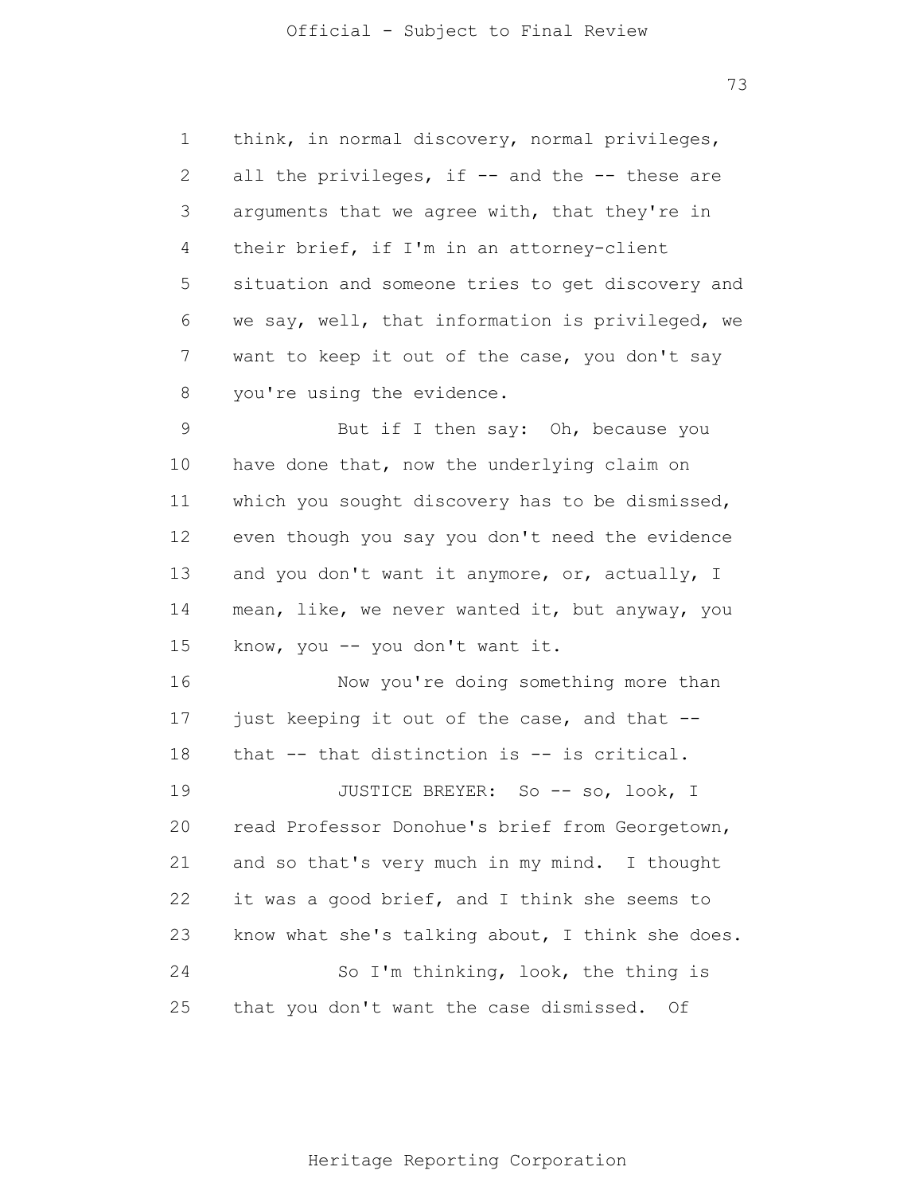think, in normal discovery, normal privileges, all the privileges, if -- and the -- these are arguments that we agree with, that they're in their brief, if I'm in an attorney-client situation and someone tries to get discovery and we say, well, that information is privileged, we want to keep it out of the case, you don't say you're using the evidence.

But if I then say: Oh, because you have done that, now the underlying claim on which you sought discovery has to be dismissed, even though you say you don't need the evidence and you don't want it anymore, or, actually, I mean, like, we never wanted it, but anyway, you know, you -- you don't want it.

Now you're doing something more than just keeping it out of the case, and that -- that -- that distinction is -- is critical.

JUSTICE BREYER: So -- so, look, I read Professor Donohue's brief from Georgetown, and so that's very much in my mind. I thought it was a good brief, and I think she seems to know what she's talking about, I think she does.

So I'm thinking, look, the thing is that you don't want the case dismissed. Of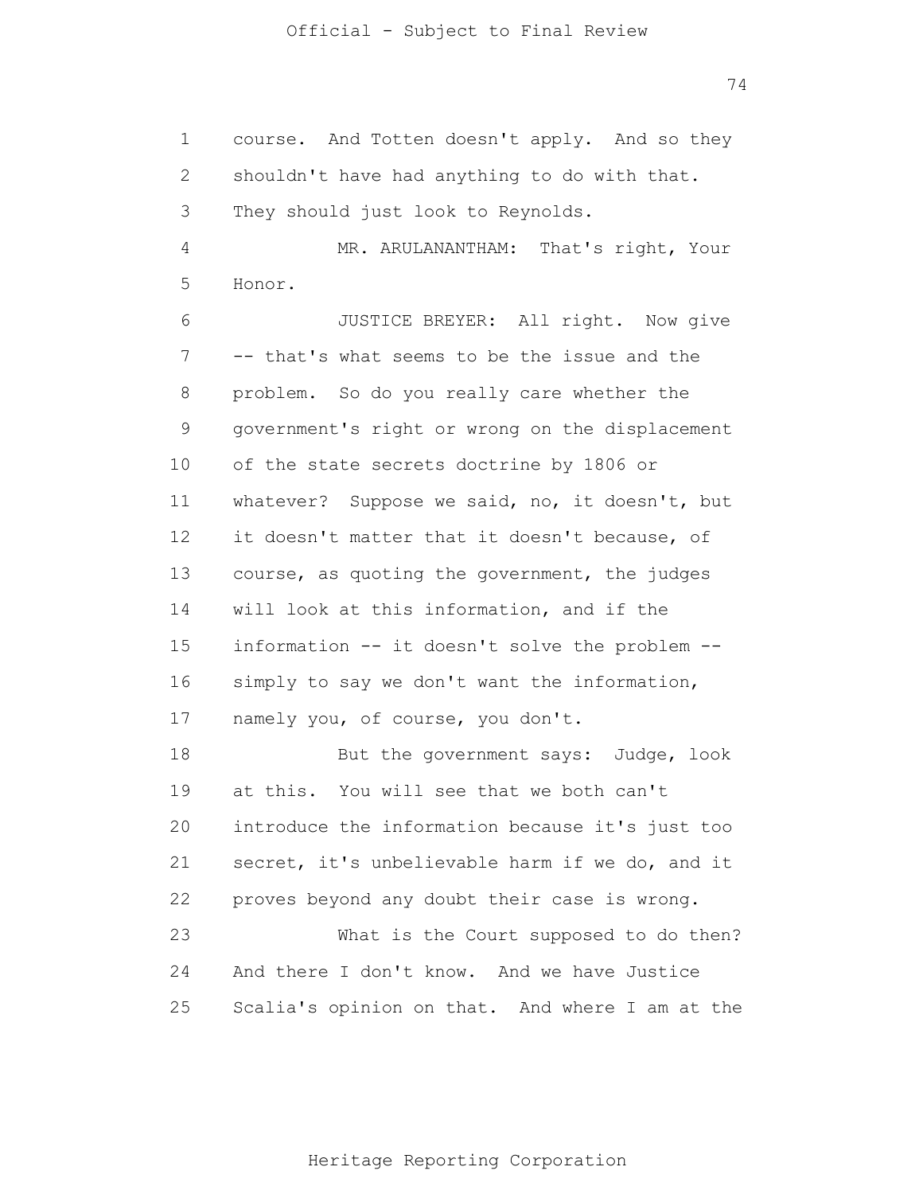course. And Totten doesn't apply. And so they shouldn't have had anything to do with that. They should just look to Reynolds.

MR. ARULANANTHAM: That's right, Your Honor.

JUSTICE BREYER: All right. Now give -- that's what seems to be the issue and the problem. So do you really care whether the government's right or wrong on the displacement of the state secrets doctrine by 1806 or whatever? Suppose we said, no, it doesn't, but it doesn't matter that it doesn't because, of course, as quoting the government, the judges will look at this information, and if the information -- it doesn't solve the problem -- simply to say we don't want the information, namely you, of course, you don't.

But the government says: Judge, look at this. You will see that we both can't introduce the information because it's just too secret, it's unbelievable harm if we do, and it proves beyond any doubt their case is wrong.

What is the Court supposed to do then? And there I don't know. And we have Justice Scalia's opinion on that. And where I am at the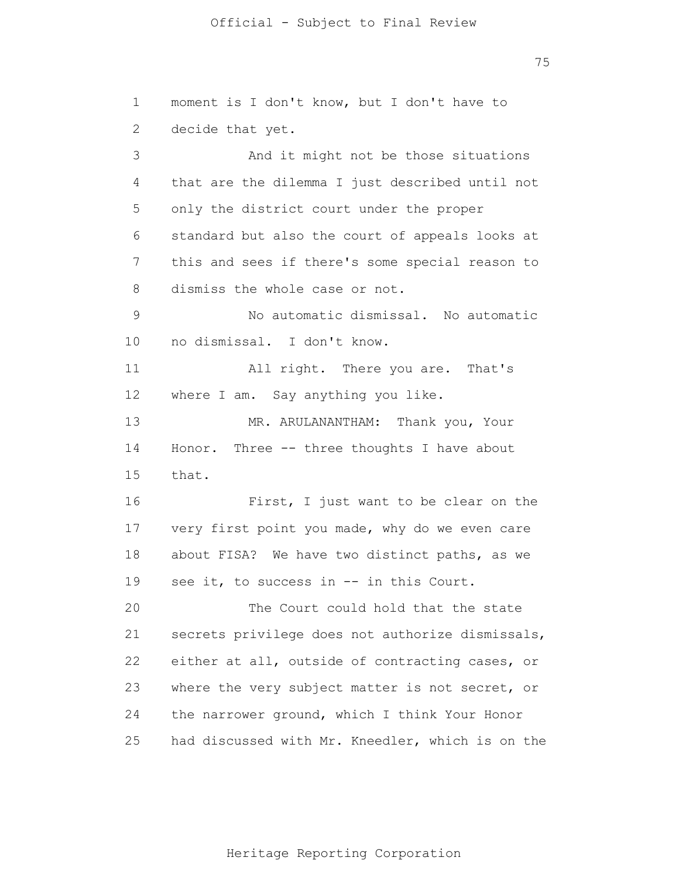moment is I don't know, but I don't have to decide that yet.

And it might not be those situations that are the dilemma I just described until not only the district court under the proper standard but also the court of appeals looks at this and sees if there's some special reason to dismiss the whole case or not.

No automatic dismissal. No automatic no dismissal. I don't know.

All right. There you are. That's where I am. Say anything you like.

MR. ARULANANTHAM: Thank you, Your Honor. Three -- three thoughts I have about that.

First, I just want to be clear on the very first point you made, why do we even care about FISA? We have two distinct paths, as we see it, to success in -- in this Court.

The Court could hold that the state secrets privilege does not authorize dismissals, either at all, outside of contracting cases, or where the very subject matter is not secret, or the narrower ground, which I think Your Honor had discussed with Mr. Kneedler, which is on the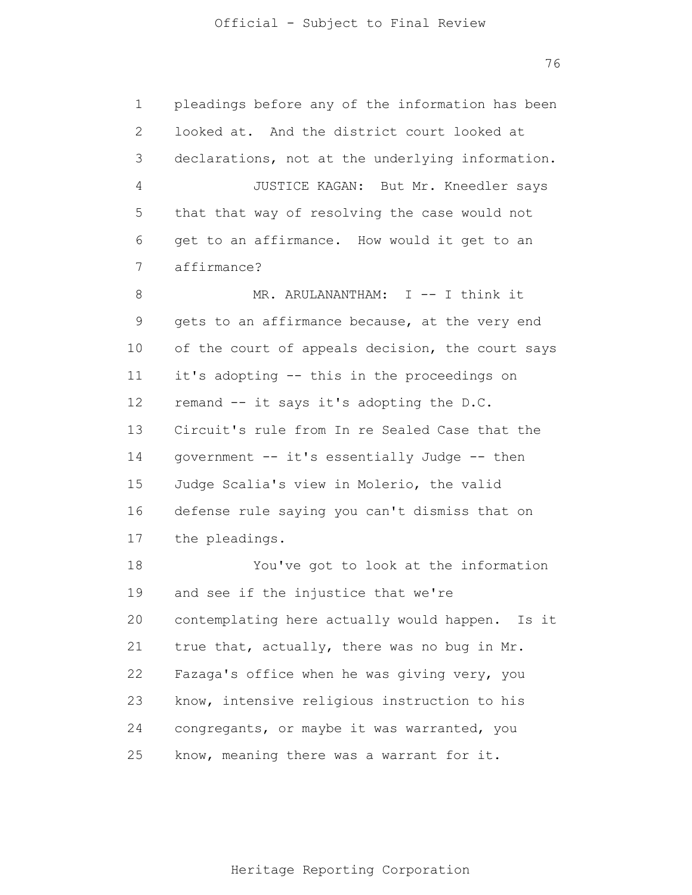pleadings before any of the information has been looked at. And the district court looked at declarations, not at the underlying information.

JUSTICE KAGAN: But Mr. Kneedler says that that way of resolving the case would not get to an affirmance. How would it get to an affirmance?

MR. ARULANANTHAM: I -- I think it gets to an affirmance because, at the very end of the court of appeals decision, the court says it's adopting -- this in the proceedings on remand -- it says it's adopting the D.C. Circuit's rule from In re Sealed Case that the government -- it's essentially Judge -- then Judge Scalia's view in Molerio, the valid defense rule saying you can't dismiss that on the pleadings.

You've got to look at the information and see if the injustice that we're contemplating here actually would happen. Is it true that, actually, there was no bug in Mr. Fazaga's office when he was giving very, you know, intensive religious instruction to his congregants, or maybe it was warranted, you know, meaning there was a warrant for it.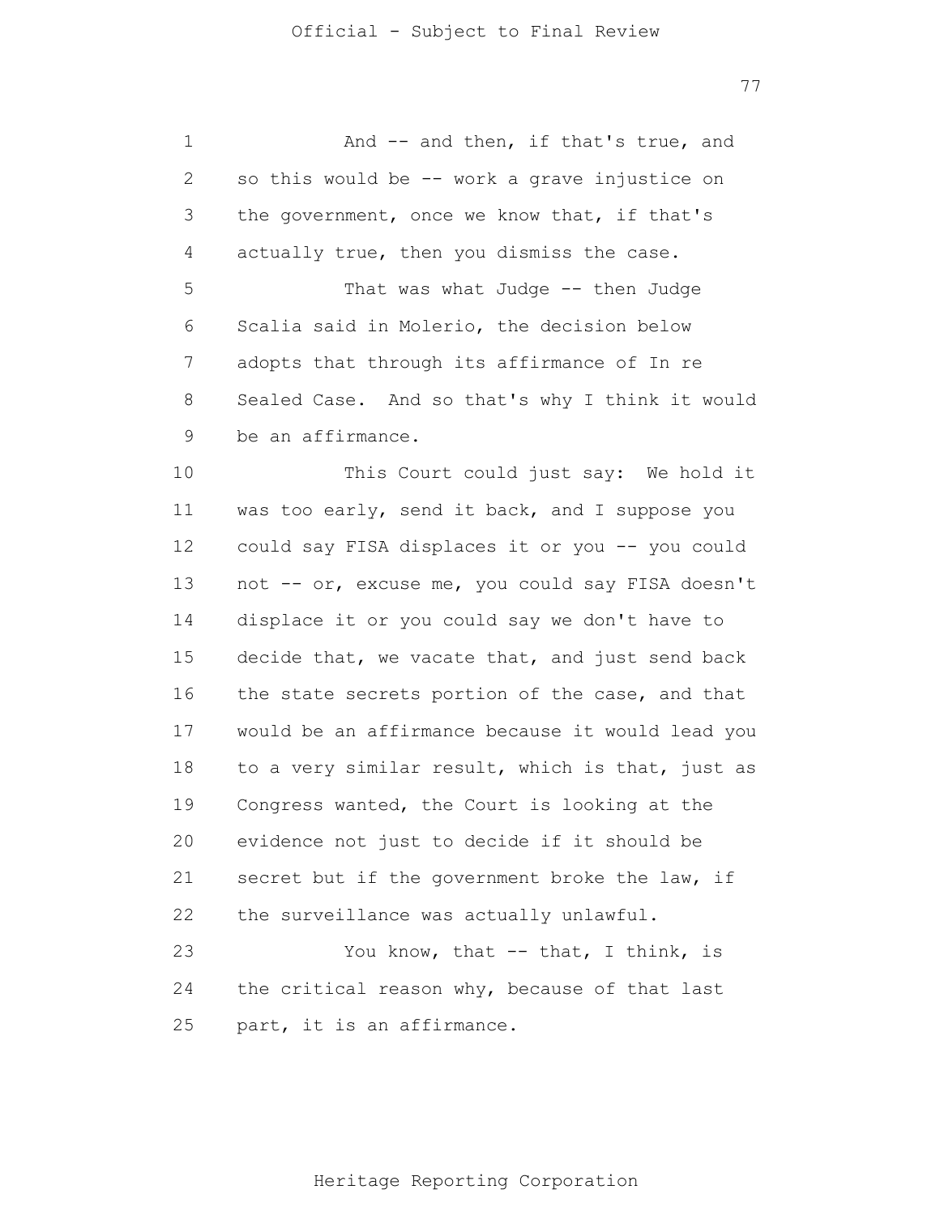And -- and then, if that's true, and so this would be -- work a grave injustice on the government, once we know that, if that's actually true, then you dismiss the case.

That was what Judge -- then Judge Scalia said in Molerio, the decision below adopts that through its affirmance of In re Sealed Case. And so that's why I think it would be an affirmance.

This Court could just say: We hold it was too early, send it back, and I suppose you could say FISA displaces it or you -- you could not -- or, excuse me, you could say FISA doesn't displace it or you could say we don't have to decide that, we vacate that, and just send back the state secrets portion of the case, and that would be an affirmance because it would lead you to a very similar result, which is that, just as Congress wanted, the Court is looking at the evidence not just to decide if it should be secret but if the government broke the law, if the surveillance was actually unlawful.

You know, that -- that, I think, is the critical reason why, because of that last part, it is an affirmance.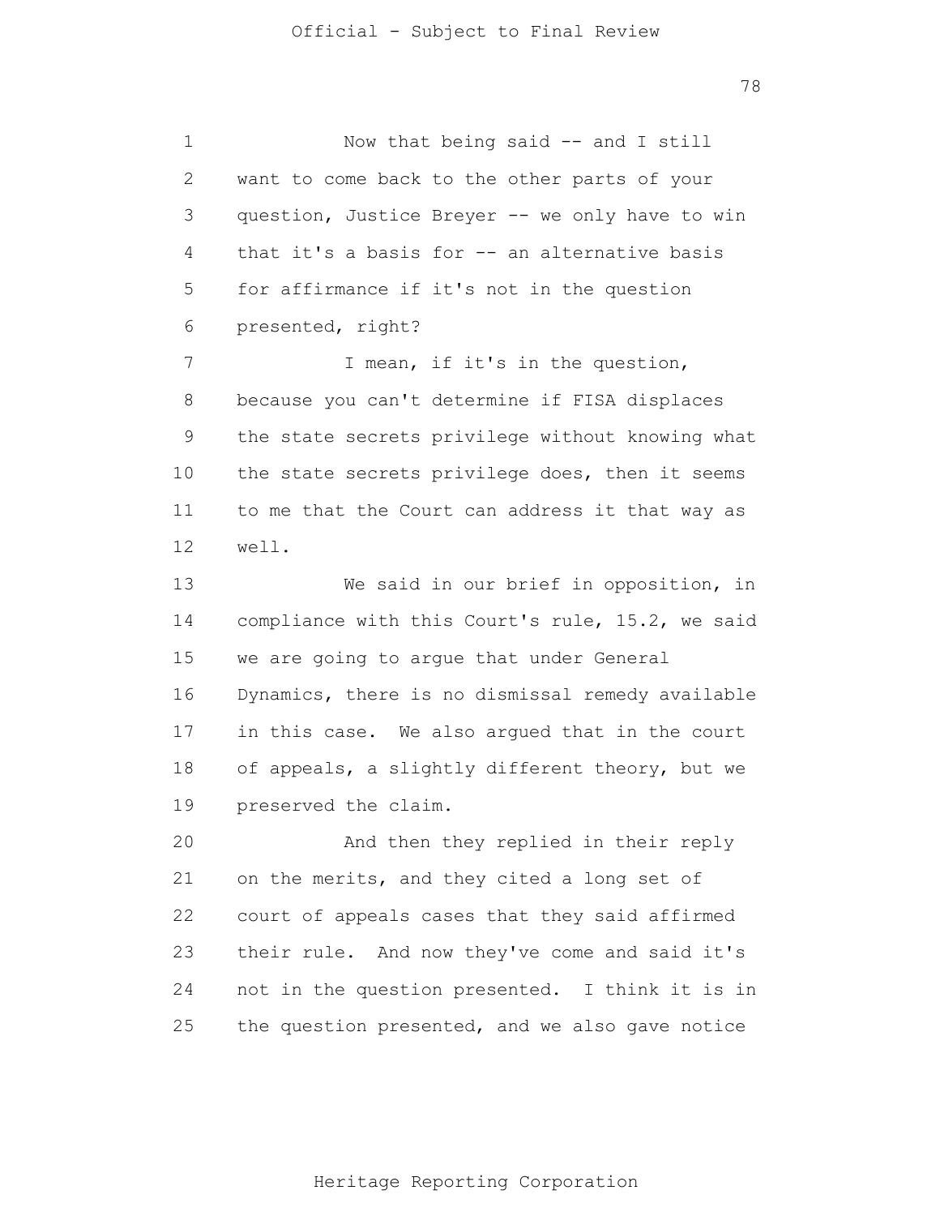Now that being said -- and I still want to come back to the other parts of your question, Justice Breyer -- we only have to win that it's a basis for -- an alternative basis for affirmance if it's not in the question presented, right?

I mean, if it's in the question, because you can't determine if FISA displaces the state secrets privilege without knowing what the state secrets privilege does, then it seems to me that the Court can address it that way as well.

We said in our brief in opposition, in compliance with this Court's rule, 15.2, we said we are going to argue that under General Dynamics, there is no dismissal remedy available in this case. We also argued that in the court of appeals, a slightly different theory, but we preserved the claim.

And then they replied in their reply on the merits, and they cited a long set of court of appeals cases that they said affirmed their rule. And now they've come and said it's not in the question presented. I think it is in the question presented, and we also gave notice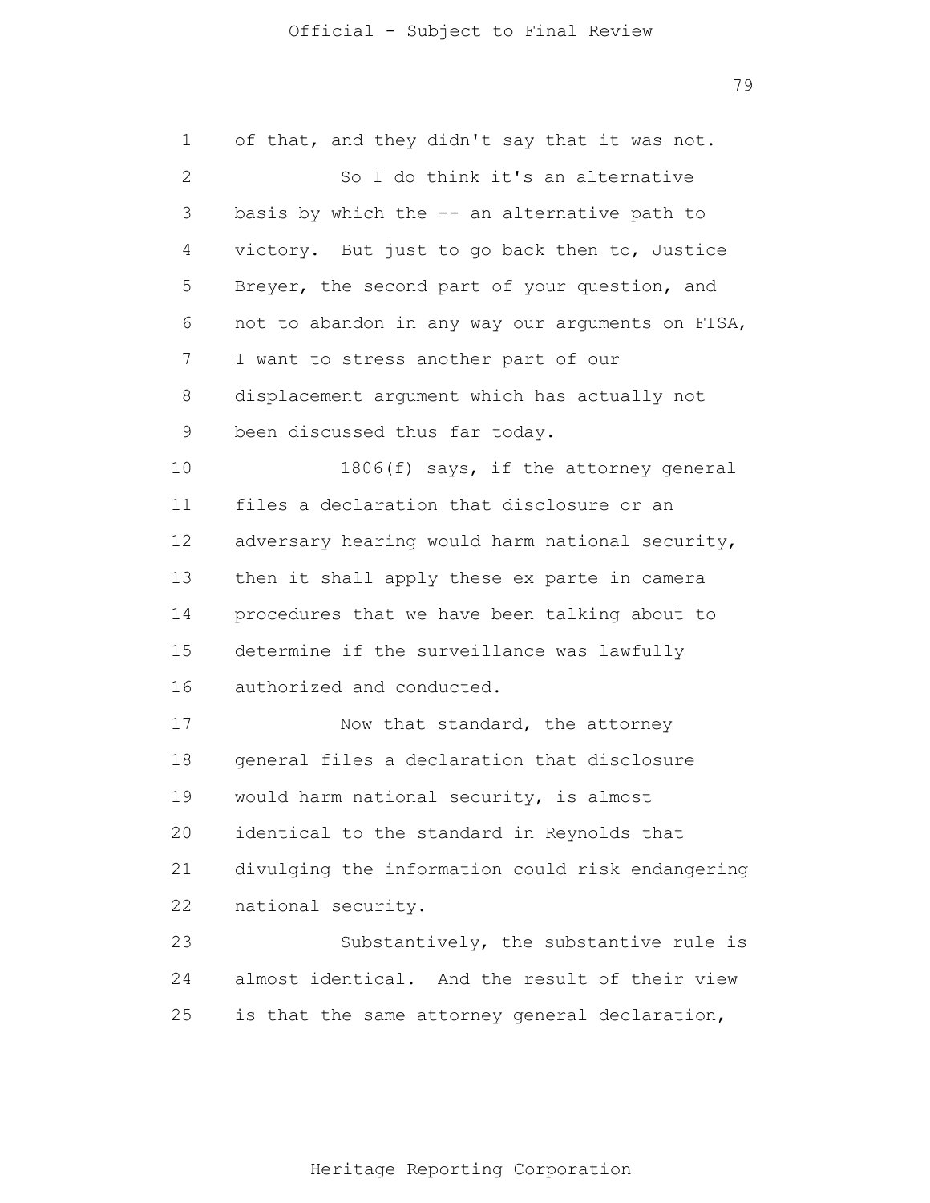of that, and they didn't say that it was not.

So I do think it's an alternative basis by which the -- an alternative path to victory. But just to go back then to, Justice Breyer, the second part of your question, and not to abandon in any way our arguments on FISA, I want to stress another part of our displacement argument which has actually not been discussed thus far today.

1806(f) says, if the attorney general files a declaration that disclosure or an adversary hearing would harm national security, then it shall apply these ex parte in camera procedures that we have been talking about to determine if the surveillance was lawfully authorized and conducted.

Now that standard, the attorney general files a declaration that disclosure would harm national security, is almost identical to the standard in Reynolds that divulging the information could risk endangering national security.

Substantively, the substantive rule is almost identical. And the result of their view is that the same attorney general declaration,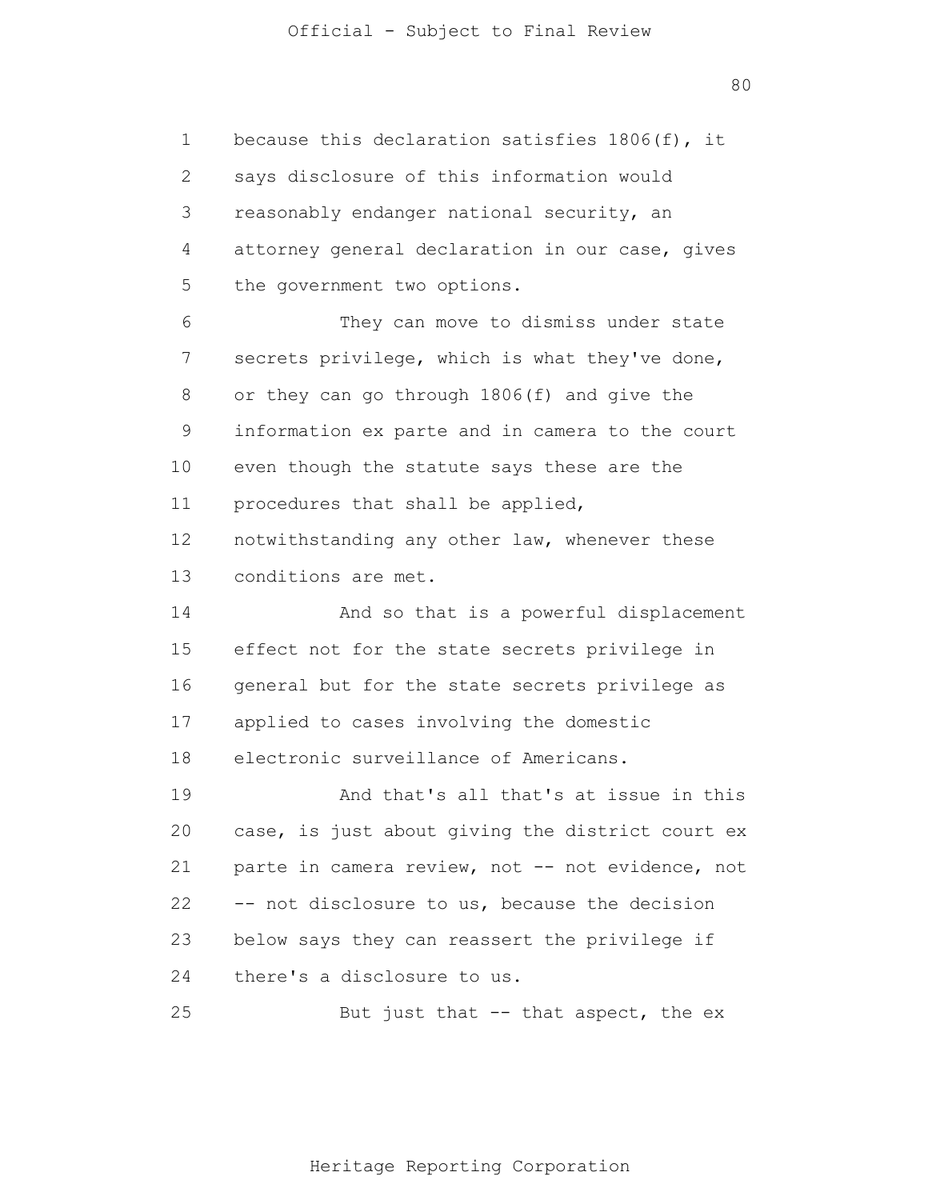because this declaration satisfies 1806(f), it says disclosure of this information would reasonably endanger national security, an attorney general declaration in our case, gives the government two options.

They can move to dismiss under state secrets privilege, which is what they've done, or they can go through 1806(f) and give the information ex parte and in camera to the court even though the statute says these are the procedures that shall be applied, notwithstanding any other law, whenever these conditions are met.

And so that is a powerful displacement effect not for the state secrets privilege in general but for the state secrets privilege as applied to cases involving the domestic electronic surveillance of Americans.

And that's all that's at issue in this case, is just about giving the district court ex parte in camera review, not -- not evidence, not -- not disclosure to us, because the decision below says they can reassert the privilege if there's a disclosure to us.

But just that -- that aspect, the ex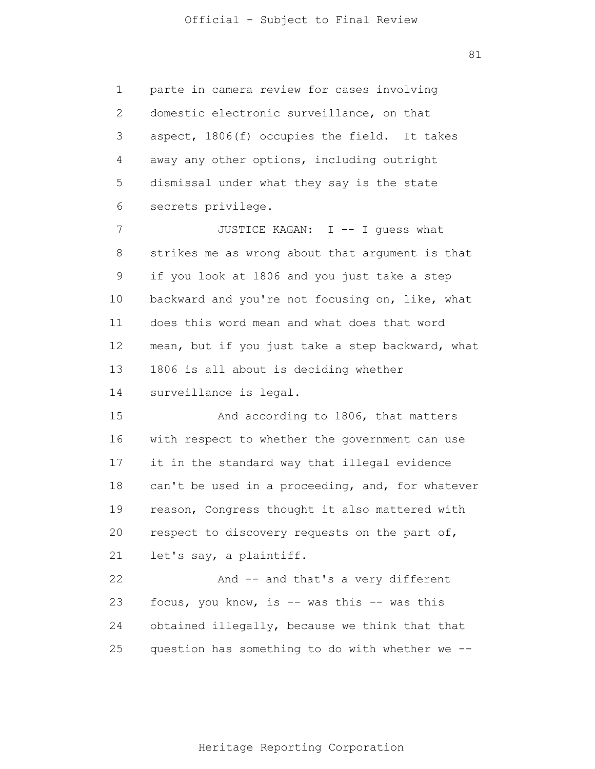parte in camera review for cases involving domestic electronic surveillance, on that aspect, 1806(f) occupies the field. It takes away any other options, including outright dismissal under what they say is the state secrets privilege.

JUSTICE KAGAN: I -- I guess what strikes me as wrong about that argument is that if you look at 1806 and you just take a step backward and you're not focusing on, like, what does this word mean and what does that word mean, but if you just take a step backward, what 1806 is all about is deciding whether surveillance is legal.

And according to 1806, that matters with respect to whether the government can use it in the standard way that illegal evidence can't be used in a proceeding, and, for whatever reason, Congress thought it also mattered with respect to discovery requests on the part of, let's say, a plaintiff.

And -- and that's a very different focus, you know, is -- was this -- was this obtained illegally, because we think that that question has something to do with whether we --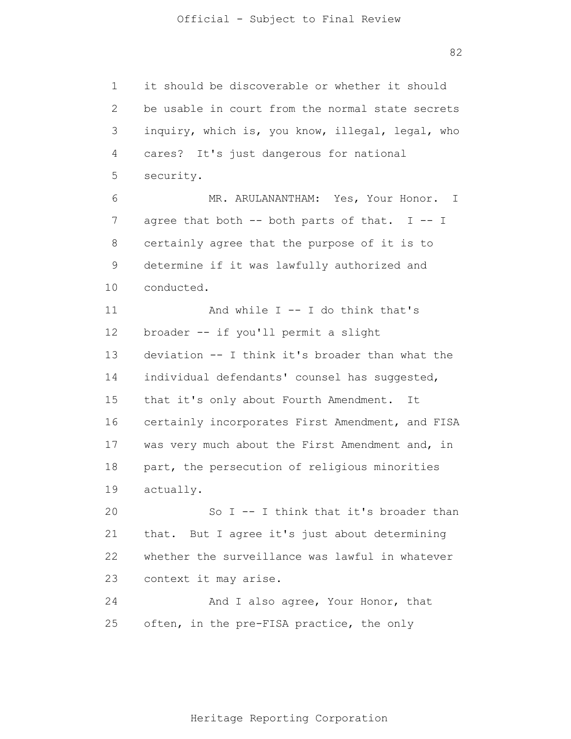it should be discoverable or whether it should be usable in court from the normal state secrets inquiry, which is, you know, illegal, legal, who cares? It's just dangerous for national security.

MR. ARULANANTHAM: Yes, Your Honor. I agree that both -- both parts of that. I -- I certainly agree that the purpose of it is to determine if it was lawfully authorized and conducted.

And while I -- I do think that's broader -- if you'll permit a slight deviation -- I think it's broader than what the individual defendants' counsel has suggested, that it's only about Fourth Amendment. It certainly incorporates First Amendment, and FISA was very much about the First Amendment and, in part, the persecution of religious minorities actually.

So I -- I think that it's broader than that. But I agree it's just about determining whether the surveillance was lawful in whatever context it may arise.

And I also agree, Your Honor, that often, in the pre-FISA practice, the only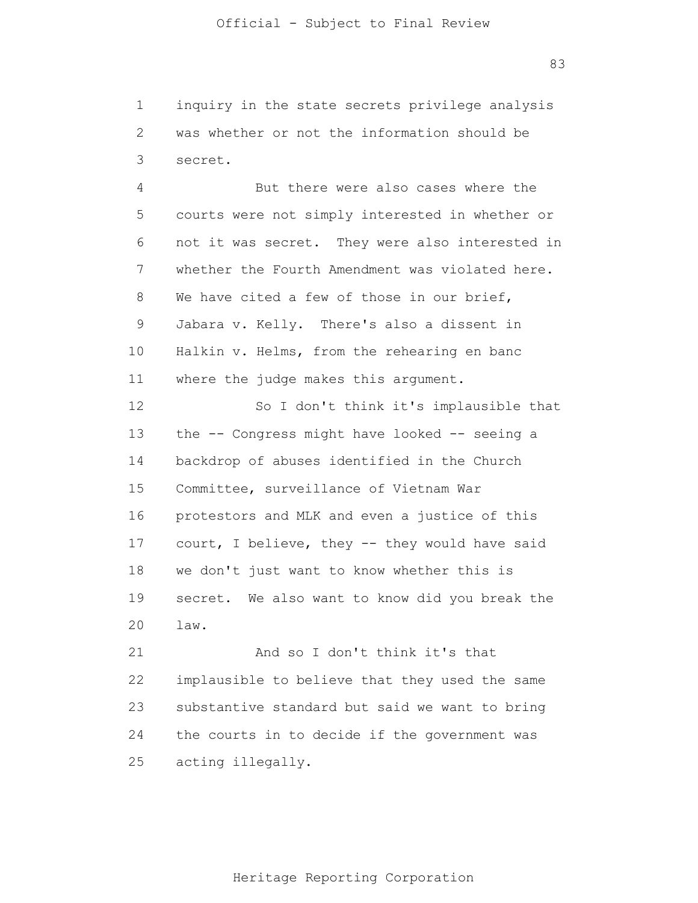inquiry in the state secrets privilege analysis was whether or not the information should be secret.

But there were also cases where the courts were not simply interested in whether or not it was secret. They were also interested in whether the Fourth Amendment was violated here. We have cited a few of those in our brief, Jabara v. Kelly. There's also a dissent in Halkin v. Helms, from the rehearing en banc where the judge makes this argument.

So I don't think it's implausible that the -- Congress might have looked -- seeing a backdrop of abuses identified in the Church Committee, surveillance of Vietnam War protestors and MLK and even a justice of this court, I believe, they -- they would have said we don't just want to know whether this is secret. We also want to know did you break the law.

And so I don't think it's that implausible to believe that they used the same substantive standard but said we want to bring the courts in to decide if the government was acting illegally.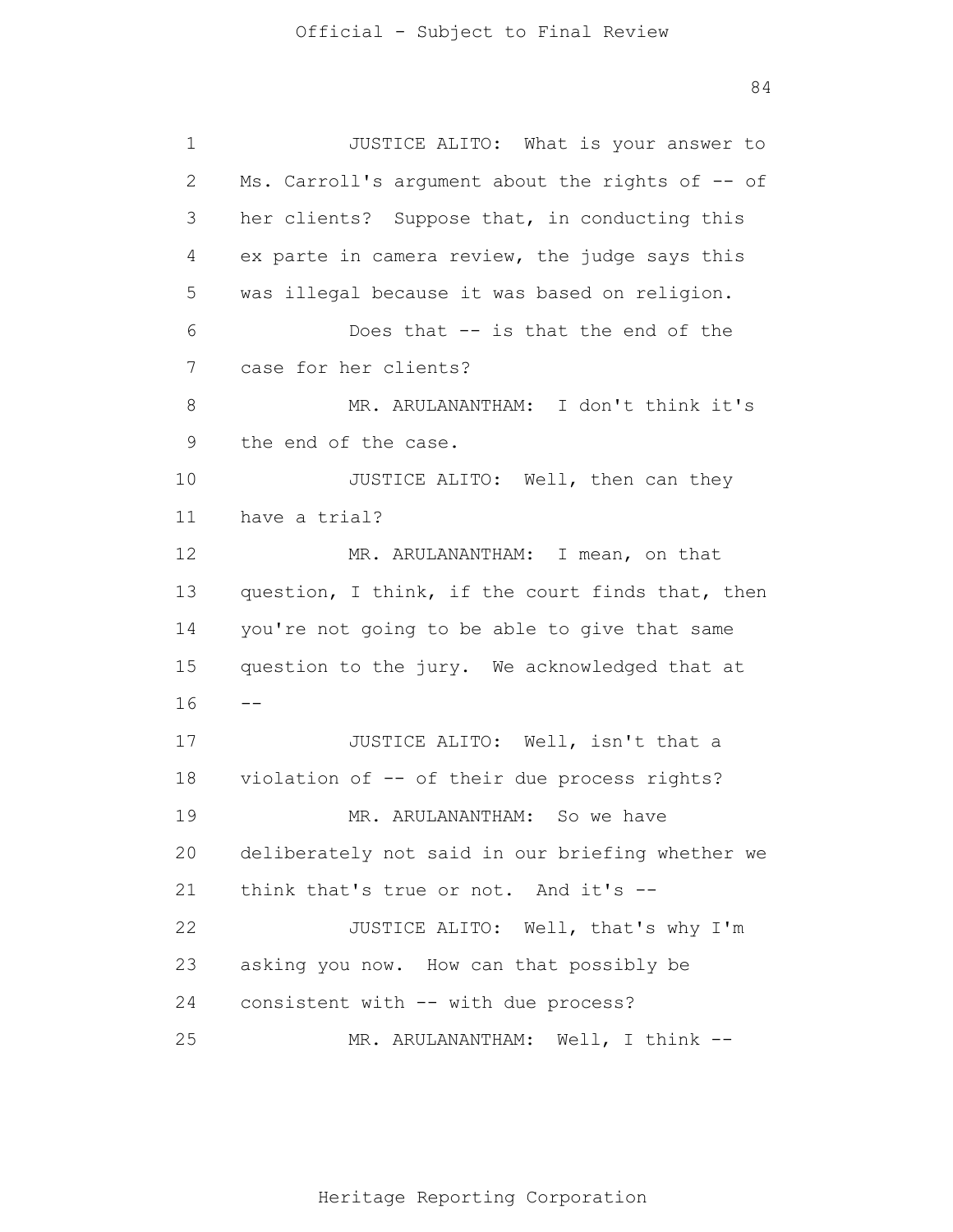JUSTICE ALITO: What is your answer to Ms. Carroll's argument about the rights of -- of her clients? Suppose that, in conducting this ex parte in camera review, the judge says this was illegal because it was based on religion.

Does that -- is that the end of the case for her clients?

MR. ARULANANTHAM: I don't think it's the end of the case.

JUSTICE ALITO: Well, then can they have a trial?

MR. ARULANANTHAM: I mean, on that question, I think, if the court finds that, then you're not going to be able to give that same question to the jury. We acknowledged that at --

JUSTICE ALITO: Well, isn't that a violation of -- of their due process rights?

MR. ARULANANTHAM: So we have deliberately not said in our briefing whether we think that's true or not. And it's --

JUSTICE ALITO: Well, that's why I'm asking you now. How can that possibly be consistent with -- with due process?

MR. ARULANANTHAM: Well, I think --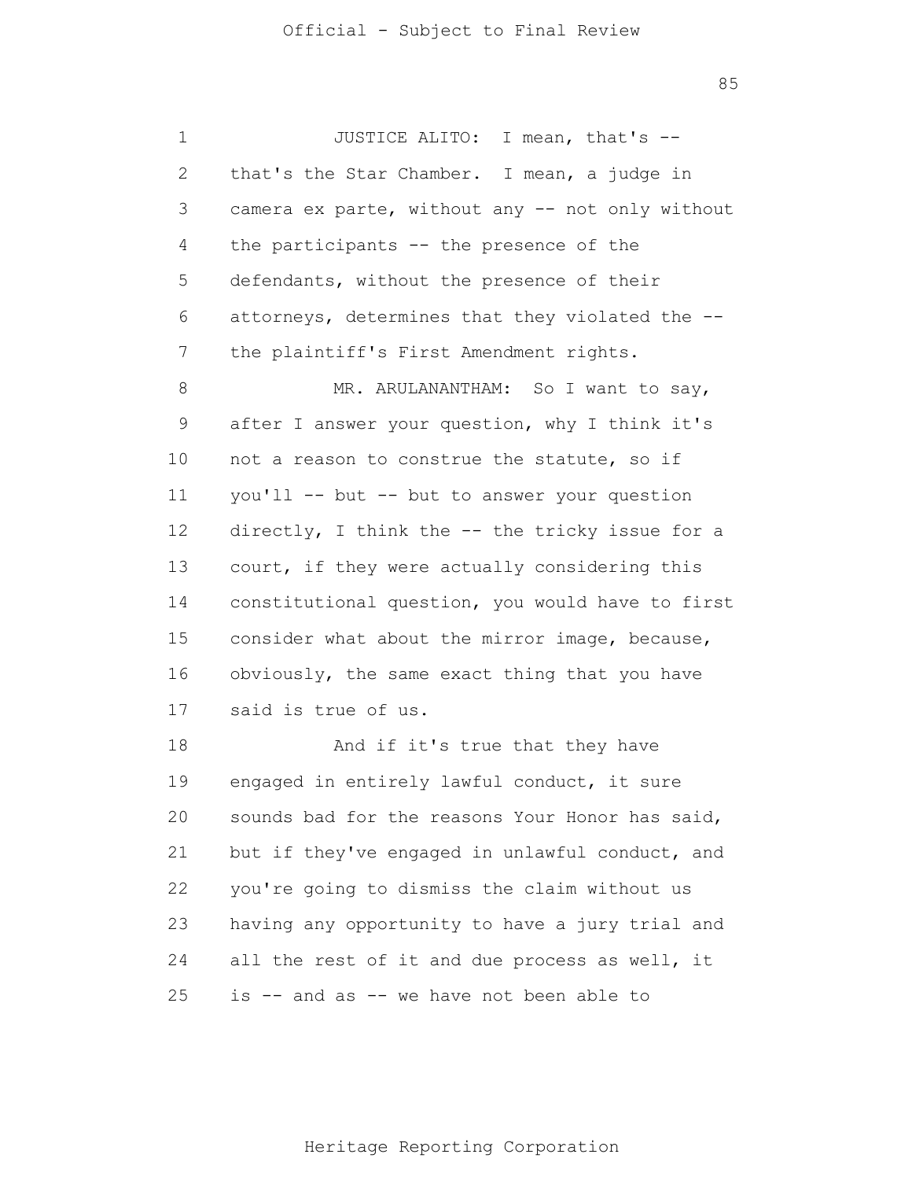JUSTICE ALITO: I mean, that's -- that's the Star Chamber. I mean, a judge in camera ex parte, without any -- not only without the participants -- the presence of the defendants, without the presence of their attorneys, determines that they violated the -- the plaintiff's First Amendment rights.

MR. ARULANANTHAM: So I want to say, after I answer your question, why I think it's not a reason to construe the statute, so if you'll -- but -- but to answer your question directly, I think the -- the tricky issue for a court, if they were actually considering this constitutional question, you would have to first consider what about the mirror image, because, obviously, the same exact thing that you have said is true of us.

And if it's true that they have engaged in entirely lawful conduct, it sure sounds bad for the reasons Your Honor has said, but if they've engaged in unlawful conduct, and you're going to dismiss the claim without us having any opportunity to have a jury trial and all the rest of it and due process as well, it is -- and as -- we have not been able to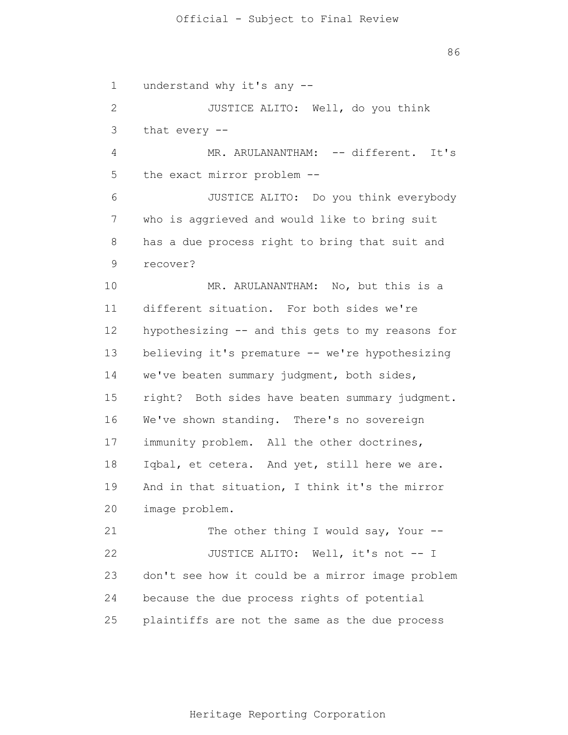understand why it's any --

JUSTICE ALITO: Well, do you think that every --

MR. ARULANANTHAM: -- different. It's the exact mirror problem --

JUSTICE ALITO: Do you think everybody who is aggrieved and would like to bring suit has a due process right to bring that suit and recover?

MR. ARULANANTHAM: No, but this is a different situation. For both sides we're hypothesizing -- and this gets to my reasons for believing it's premature -- we're hypothesizing we've beaten summary judgment, both sides, right? Both sides have beaten summary judgment. We've shown standing. There's no sovereign immunity problem. All the other doctrines, Iqbal, et cetera. And yet, still here we are. And in that situation, I think it's the mirror image problem.

The other thing I would say, Your --

JUSTICE ALITO: Well, it's not -- I don't see how it could be a mirror image problem because the due process rights of potential plaintiffs are not the same as the due process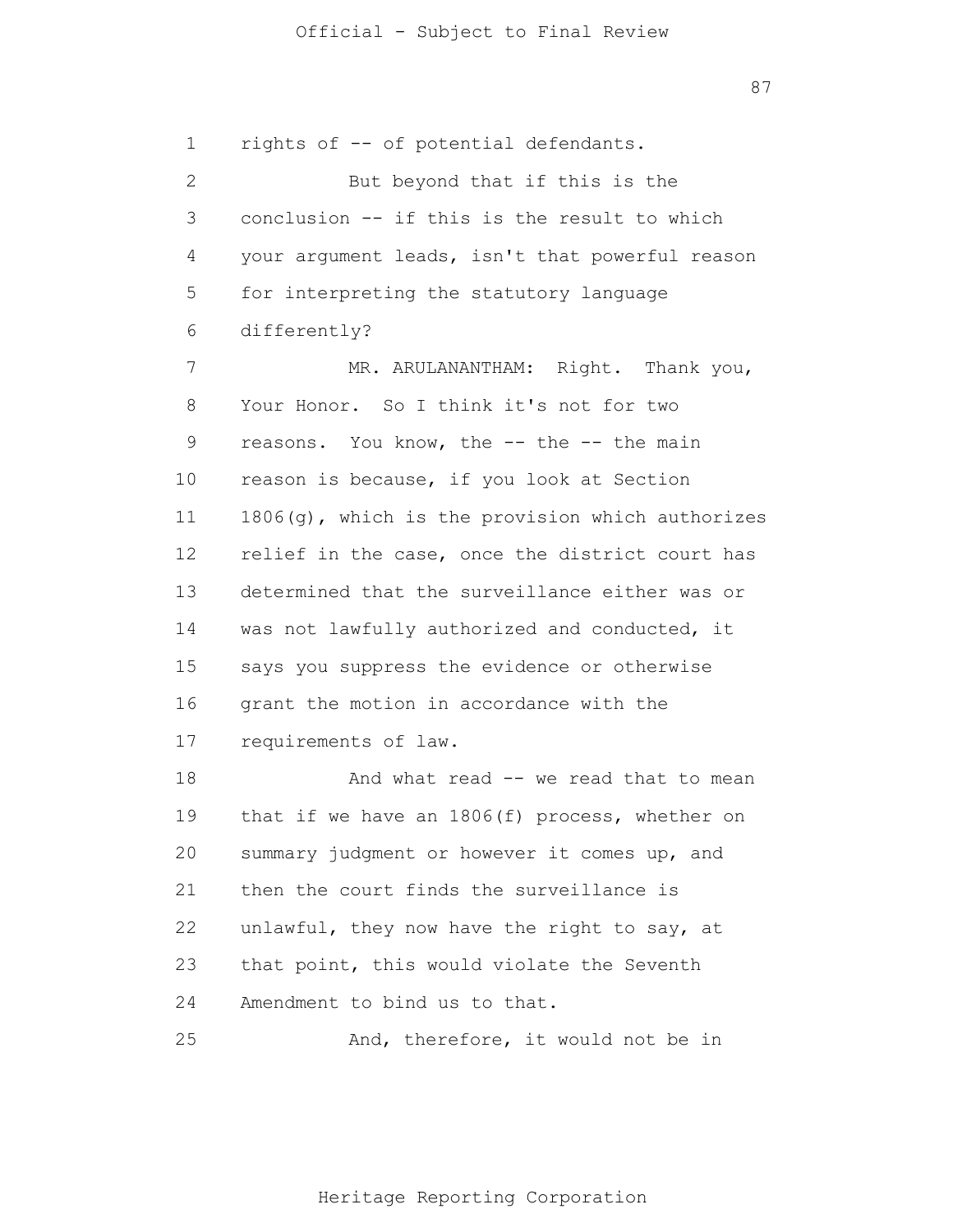rights of -- of potential defendants.

But beyond that if this is the conclusion -- if this is the result to which your argument leads, isn't that powerful reason for interpreting the statutory language differently?

MR. ARULANANTHAM: Right. Thank you, Your Honor. So I think it's not for two reasons. You know, the -- the -- the main reason is because, if you look at Section 1806(g), which is the provision which authorizes relief in the case, once the district court has determined that the surveillance either was or was not lawfully authorized and conducted, it says you suppress the evidence or otherwise grant the motion in accordance with the requirements of law.

And what read -- we read that to mean that if we have an 1806(f) process, whether on summary judgment or however it comes up, and then the court finds the surveillance is unlawful, they now have the right to say, at that point, this would violate the Seventh Amendment to bind us to that.

And, therefore, it would not be in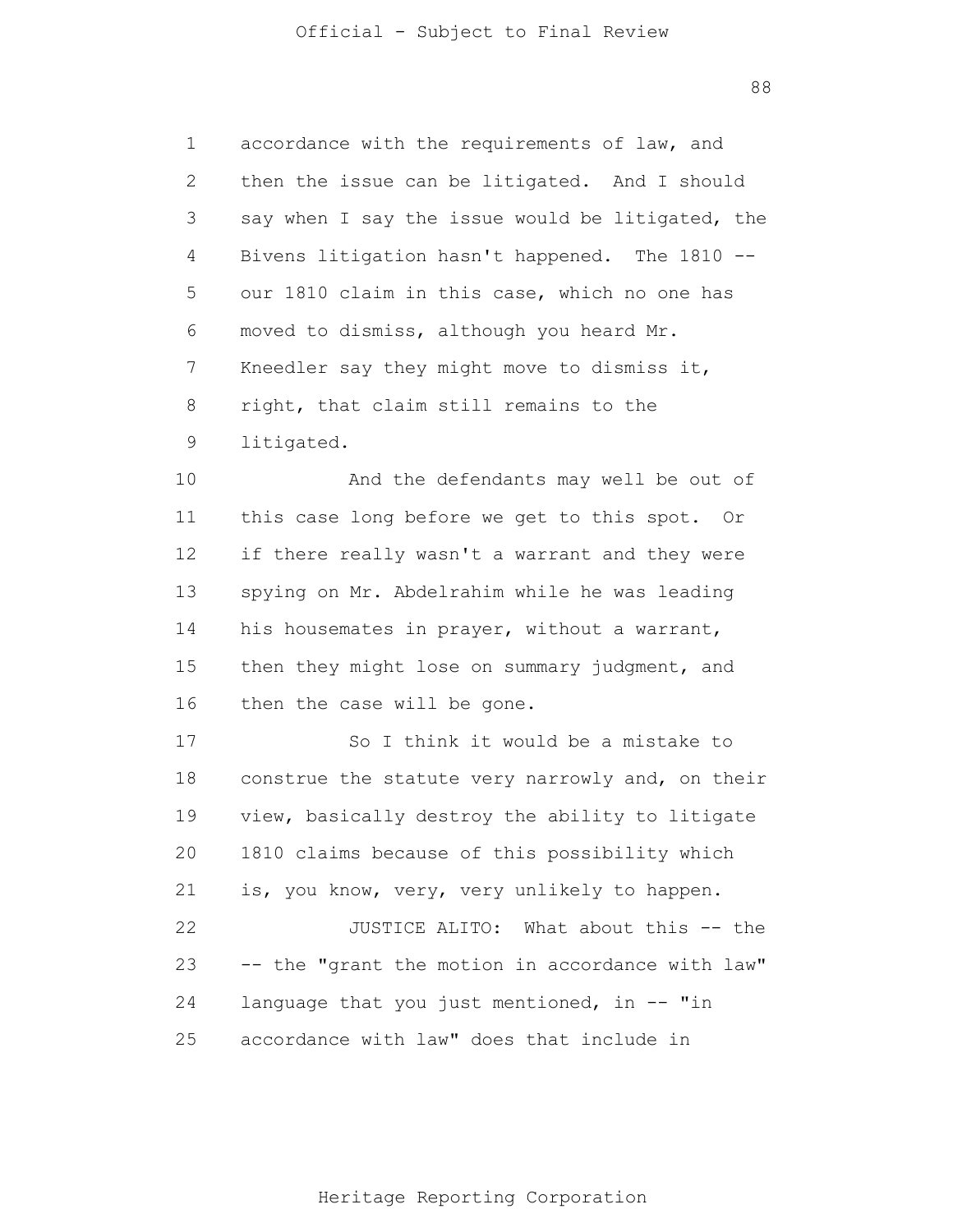accordance with the requirements of law, and then the issue can be litigated. And I should say when I say the issue would be litigated, the Bivens litigation hasn't happened. The 1810 -- our 1810 claim in this case, which no one has moved to dismiss, although you heard Mr. Kneedler say they might move to dismiss it, right, that claim still remains to the litigated.

And the defendants may well be out of this case long before we get to this spot. Or if there really wasn't a warrant and they were spying on Mr. Abdelrahim while he was leading his housemates in prayer, without a warrant, then they might lose on summary judgment, and then the case will be gone.

So I think it would be a mistake to construe the statute very narrowly and, on their view, basically destroy the ability to litigate 1810 claims because of this possibility which is, you know, very, very unlikely to happen.

JUSTICE ALITO: What about this -- the -- the "grant the motion in accordance with law" language that you just mentioned, in -- "in accordance with law" does that include in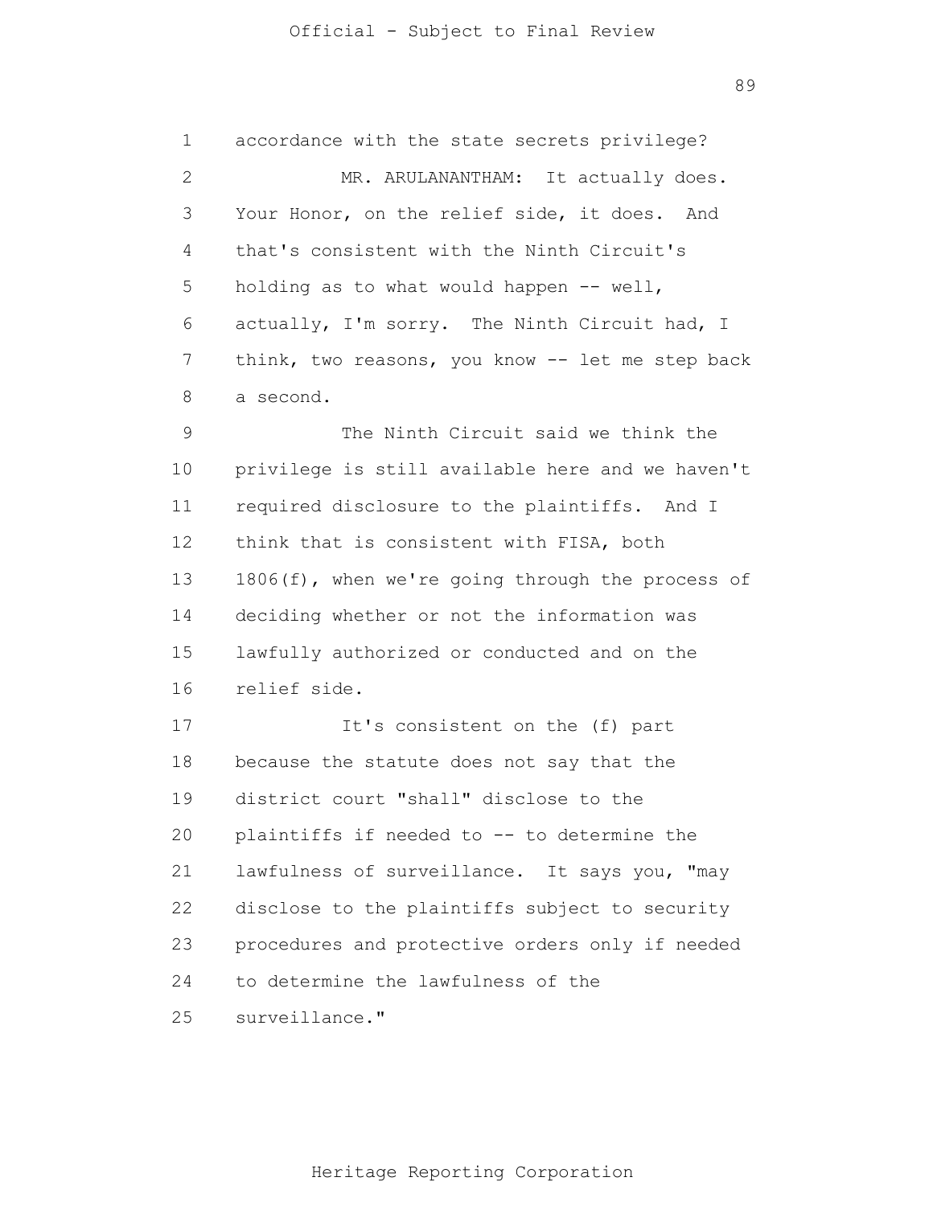accordance with the state secrets privilege?

MR. ARULANANTHAM: It actually does. Your Honor, on the relief side, it does. And that's consistent with the Ninth Circuit's holding as to what would happen -- well, actually, I'm sorry. The Ninth Circuit had, I think, two reasons, you know -- let me step back a second.

The Ninth Circuit said we think the privilege is still available here and we haven't required disclosure to the plaintiffs. And I think that is consistent with FISA, both 1806(f), when we're going through the process of deciding whether or not the information was lawfully authorized or conducted and on the relief side.

It's consistent on the (f) part because the statute does not say that the district court "shall" disclose to the plaintiffs if needed to -- to determine the lawfulness of surveillance. It says you, "may disclose to the plaintiffs subject to security procedures and protective orders only if needed to determine the lawfulness of the surveillance."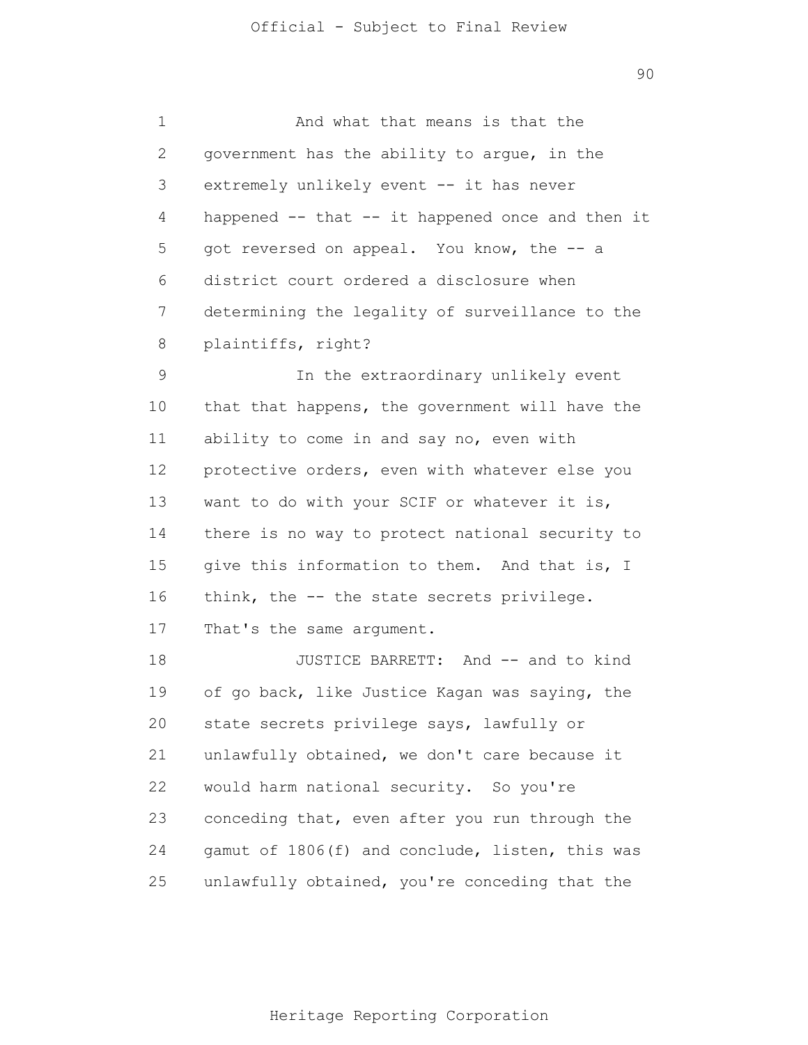And what that means is that the government has the ability to argue, in the extremely unlikely event -- it has never happened -- that -- it happened once and then it got reversed on appeal. You know, the -- a district court ordered a disclosure when determining the legality of surveillance to the plaintiffs, right?

In the extraordinary unlikely event that that happens, the government will have the ability to come in and say no, even with protective orders, even with whatever else you want to do with your SCIF or whatever it is, there is no way to protect national security to give this information to them. And that is, I think, the -- the state secrets privilege. That's the same argument.

JUSTICE BARRETT: And -- and to kind of go back, like Justice Kagan was saying, the state secrets privilege says, lawfully or unlawfully obtained, we don't care because it would harm national security. So you're conceding that, even after you run through the gamut of 1806(f) and conclude, listen, this was unlawfully obtained, you're conceding that the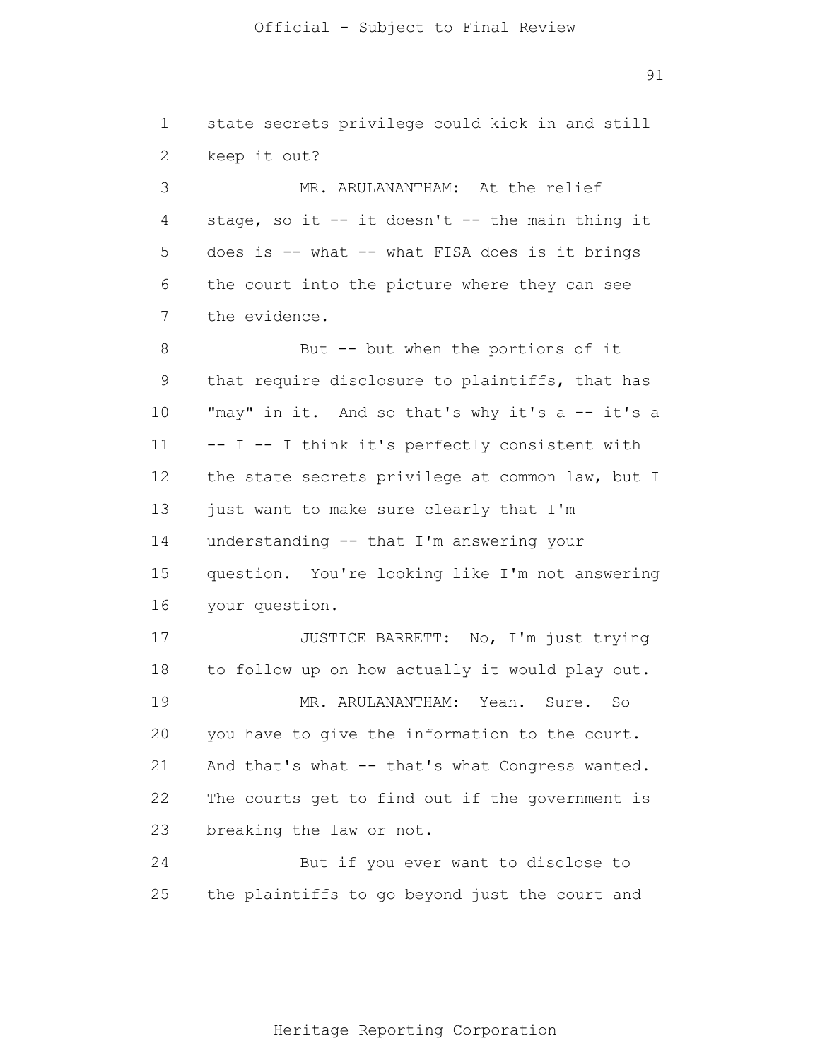state secrets privilege could kick in and still keep it out?

MR. ARULANANTHAM: At the relief stage, so it -- it doesn't -- the main thing it does is -- what -- what FISA does is it brings the court into the picture where they can see the evidence.

But -- but when the portions of it that require disclosure to plaintiffs, that has "may" in it. And so that's why it's a -- it's a -- I -- I think it's perfectly consistent with the state secrets privilege at common law, but I just want to make sure clearly that I'm understanding -- that I'm answering your question. You're looking like I'm not answering your question.

JUSTICE BARRETT: No, I'm just trying to follow up on how actually it would play out.

MR. ARULANANTHAM: Yeah. Sure. So you have to give the information to the court. And that's what -- that's what Congress wanted. The courts get to find out if the government is breaking the law or not.

But if you ever want to disclose to the plaintiffs to go beyond just the court and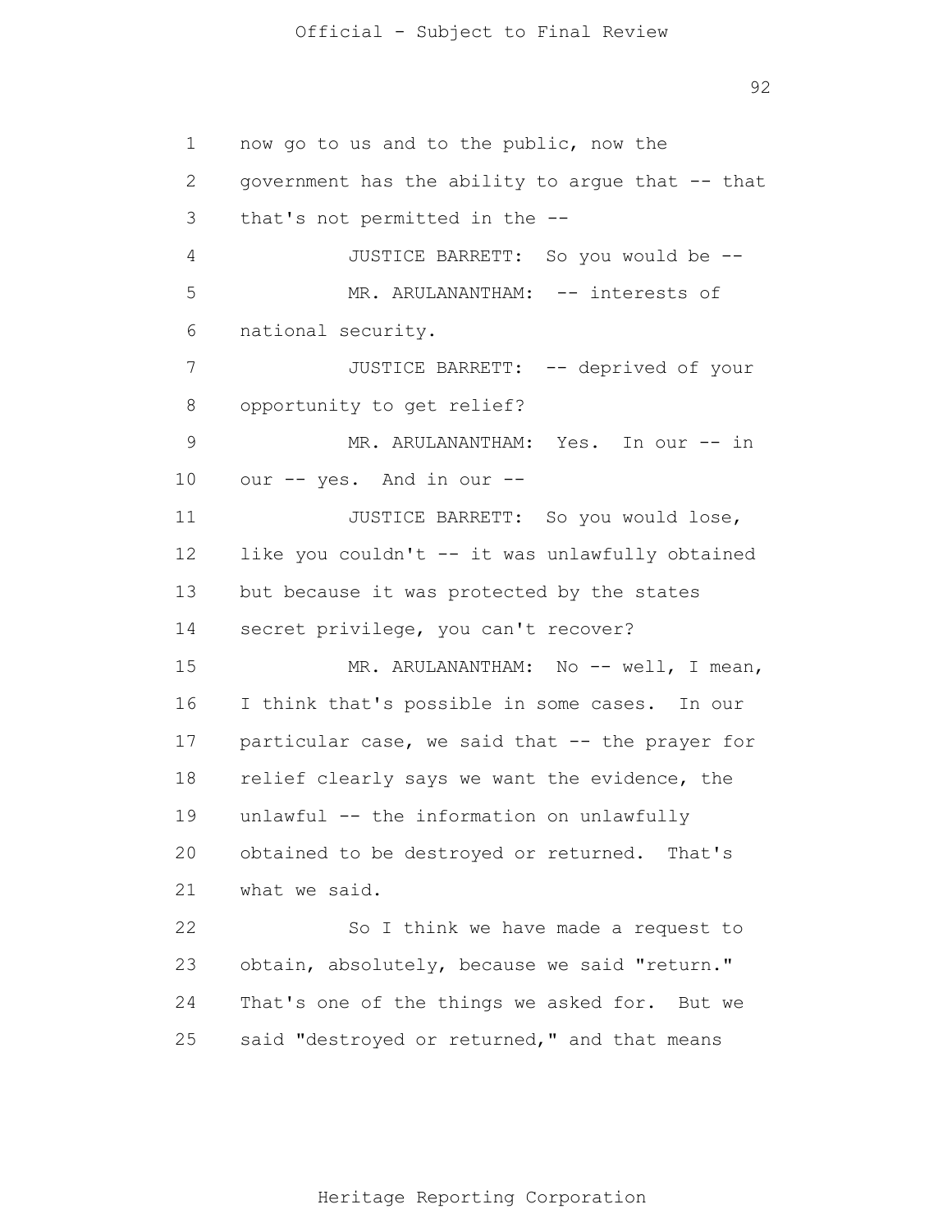now go to us and to the public, now the government has the ability to argue that -- that that's not permitted in the --

JUSTICE BARRETT: So you would be --

MR. ARULANANTHAM: -- interests of national security.

JUSTICE BARRETT: -- deprived of your opportunity to get relief?

MR. ARULANANTHAM: Yes. In our -- in our -- yes. And in our --

JUSTICE BARRETT: So you would lose, like you couldn't -- it was unlawfully obtained but because it was protected by the states secret privilege, you can't recover?

MR. ARULANANTHAM: No -- well, I mean, I think that's possible in some cases. In our particular case, we said that -- the prayer for relief clearly says we want the evidence, the unlawful -- the information on unlawfully obtained to be destroyed or returned. That's what we said.

So I think we have made a request to obtain, absolutely, because we said "return." That's one of the things we asked for. But we said "destroyed or returned," and that means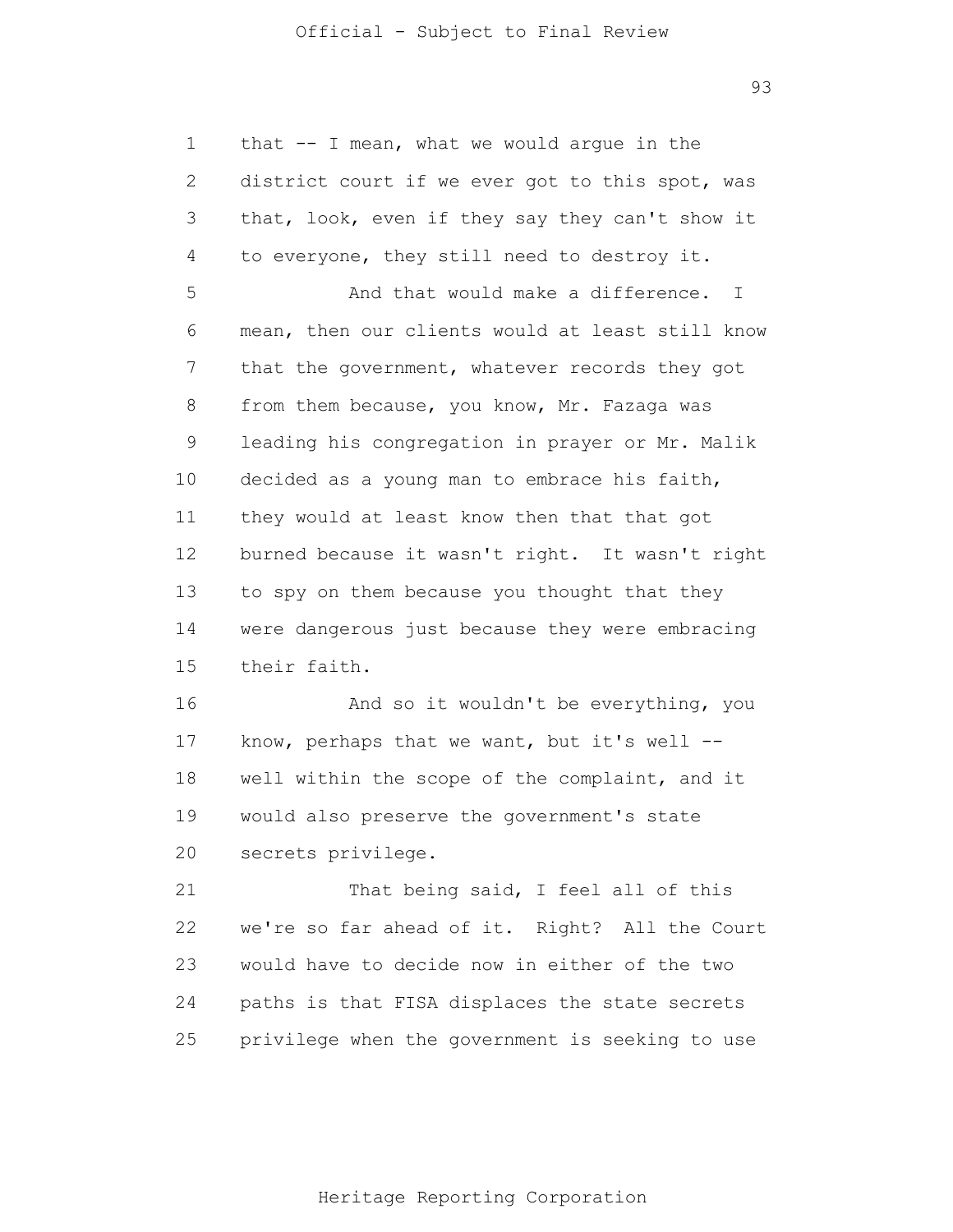that -- I mean, what we would argue in the district court if we ever got to this spot, was that, look, even if they say they can't show it to everyone, they still need to destroy it.

And that would make a difference. I mean, then our clients would at least still know that the government, whatever records they got from them because, you know, Mr. Fazaga was leading his congregation in prayer or Mr. Malik decided as a young man to embrace his faith, they would at least know then that that got burned because it wasn't right. It wasn't right to spy on them because you thought that they were dangerous just because they were embracing their faith.

And so it wouldn't be everything, you know, perhaps that we want, but it's well -- well within the scope of the complaint, and it would also preserve the government's state secrets privilege.

That being said, I feel all of this we're so far ahead of it. Right? All the Court would have to decide now in either of the two paths is that FISA displaces the state secrets privilege when the government is seeking to use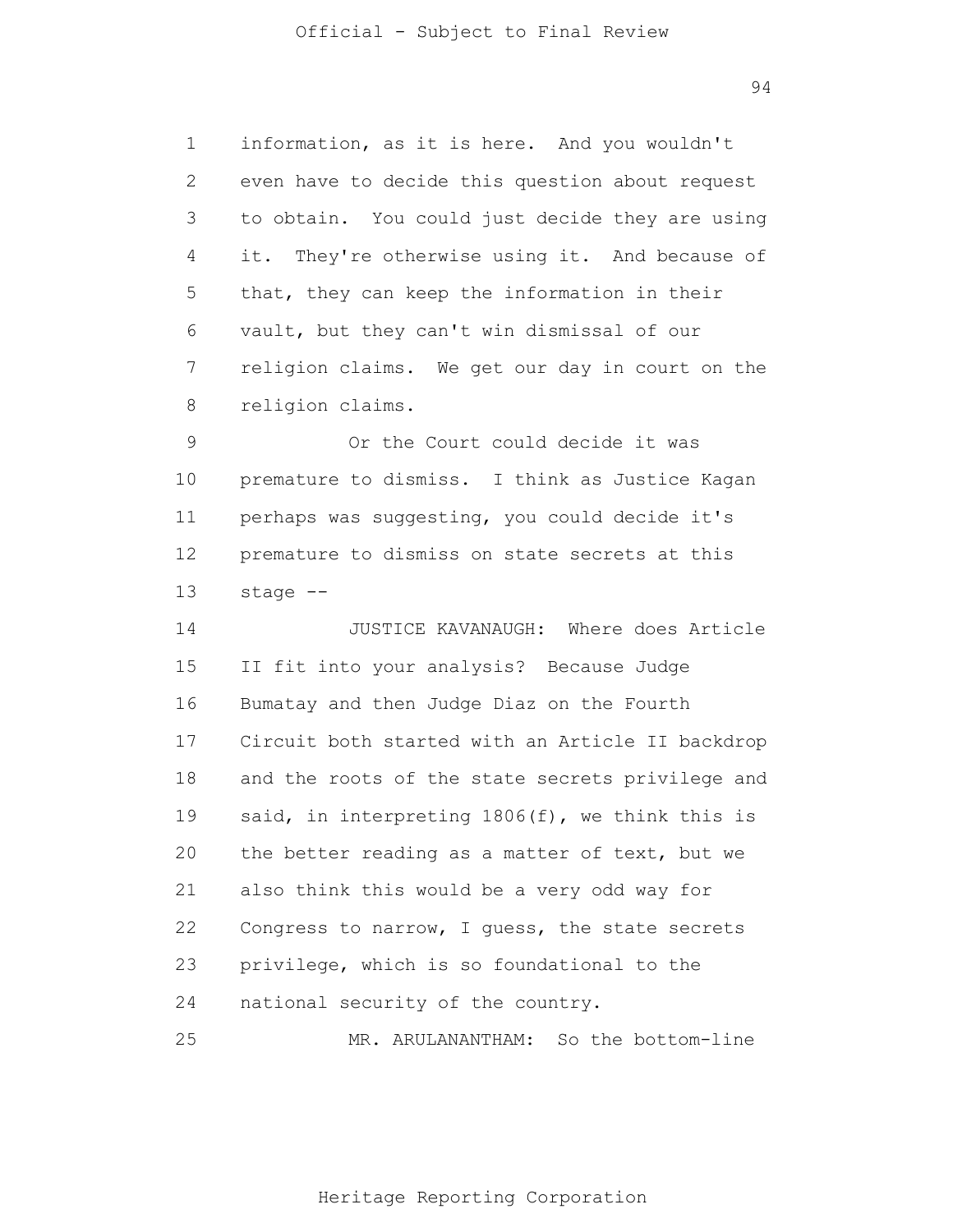information, as it is here. And you wouldn't even have to decide this question about request to obtain. You could just decide they are using it. They're otherwise using it. And because of that, they can keep the information in their vault, but they can't win dismissal of our religion claims. We get our day in court on the religion claims.

Or the Court could decide it was premature to dismiss. I think as Justice Kagan perhaps was suggesting, you could decide it's premature to dismiss on state secrets at this stage --

JUSTICE KAVANAUGH: Where does Article II fit into your analysis? Because Judge Bumatay and then Judge Diaz on the Fourth Circuit both started with an Article II backdrop and the roots of the state secrets privilege and said, in interpreting 1806(f), we think this is the better reading as a matter of text, but we also think this would be a very odd way for Congress to narrow, I guess, the state secrets privilege, which is so foundational to the national security of the country.

MR. ARULANANTHAM: So the bottom-line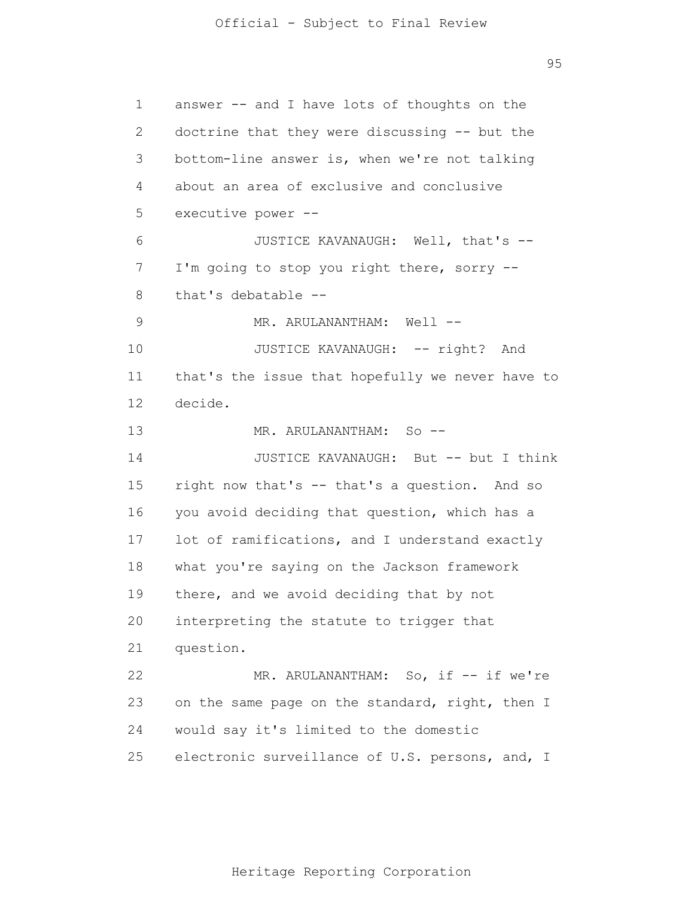answer -- and I have lots of thoughts on the doctrine that they were discussing -- but the bottom-line answer is, when we're not talking about an area of exclusive and conclusive executive power --

JUSTICE KAVANAUGH: Well, that's -- I'm going to stop you right there, sorry -- that's debatable --

MR. ARULANANTHAM: Well --

JUSTICE KAVANAUGH: -- right? And that's the issue that hopefully we never have to decide.

MR. ARULANANTHAM: So --

JUSTICE KAVANAUGH: But -- but I think right now that's -- that's a question. And so you avoid deciding that question, which has a lot of ramifications, and I understand exactly what you're saying on the Jackson framework there, and we avoid deciding that by not interpreting the statute to trigger that question.

MR. ARULANANTHAM: So, if -- if we're on the same page on the standard, right, then I would say it's limited to the domestic electronic surveillance of U.S. persons, and, I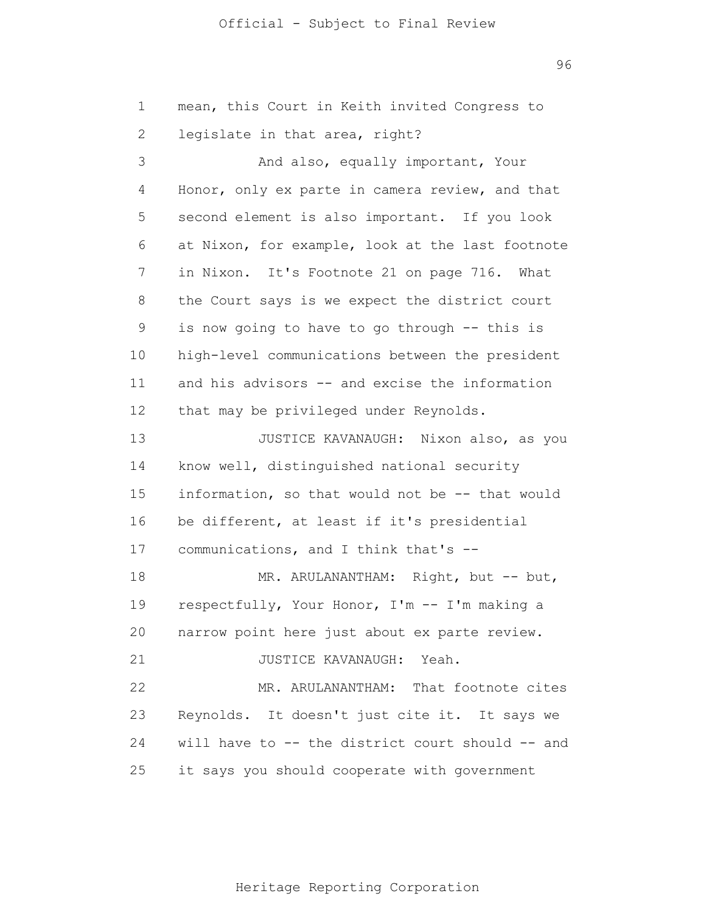mean, this Court in Keith invited Congress to legislate in that area, right?

And also, equally important, Your Honor, only ex parte in camera review, and that second element is also important. If you look at Nixon, for example, look at the last footnote in Nixon. It's Footnote 21 on page 716. What the Court says is we expect the district court is now going to have to go through -- this is high-level communications between the president and his advisors -- and excise the information that may be privileged under Reynolds.

JUSTICE KAVANAUGH: Nixon also, as you know well, distinguished national security information, so that would not be -- that would be different, at least if it's presidential communications, and I think that's --

MR. ARULANANTHAM: Right, but -- but, respectfully, Your Honor, I'm -- I'm making a narrow point here just about ex parte review.

JUSTICE KAVANAUGH: Yeah.

MR. ARULANANTHAM: That footnote cites Reynolds. It doesn't just cite it. It says we will have to -- the district court should -- and it says you should cooperate with government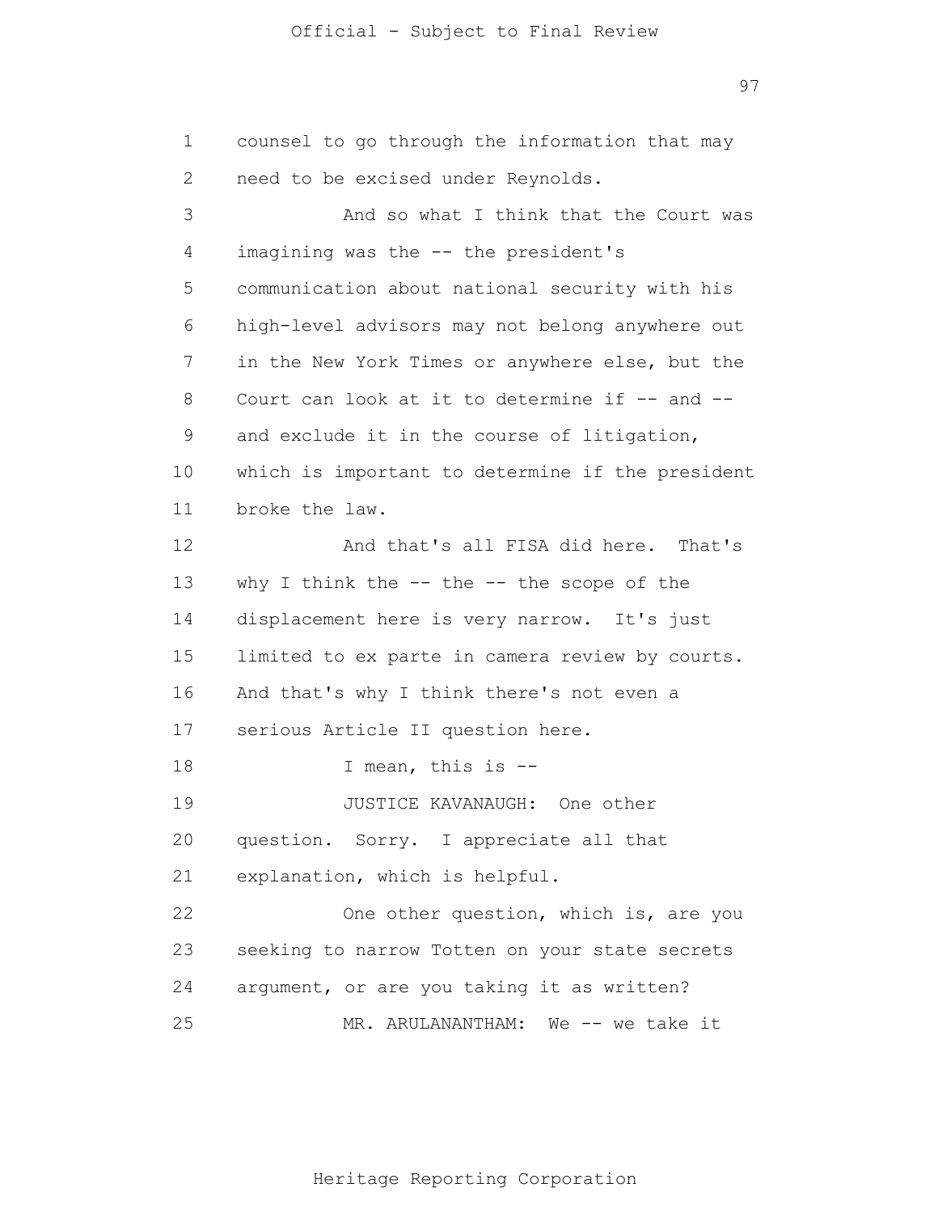counsel to go through the information that may need to be excised under Reynolds.

And so what I think that the Court was imagining was the -- the president's communication about national security with his high-level advisors may not belong anywhere out in the New York Times or anywhere else, but the Court can look at it to determine if -- and -- and exclude it in the course of litigation, which is important to determine if the president broke the law.

And that's all FISA did here. That's why I think the -- the -- the scope of the displacement here is very narrow. It's just limited to ex parte in camera review by courts. And that's why I think there's not even a serious Article II question here.

I mean, this is --

JUSTICE KAVANAUGH: One other question. Sorry. I appreciate all that explanation, which is helpful.

One other question, which is, are you seeking to narrow Totten on your state secrets argument, or are you taking it as written?

MR. ARULANANTHAM: We -- we take it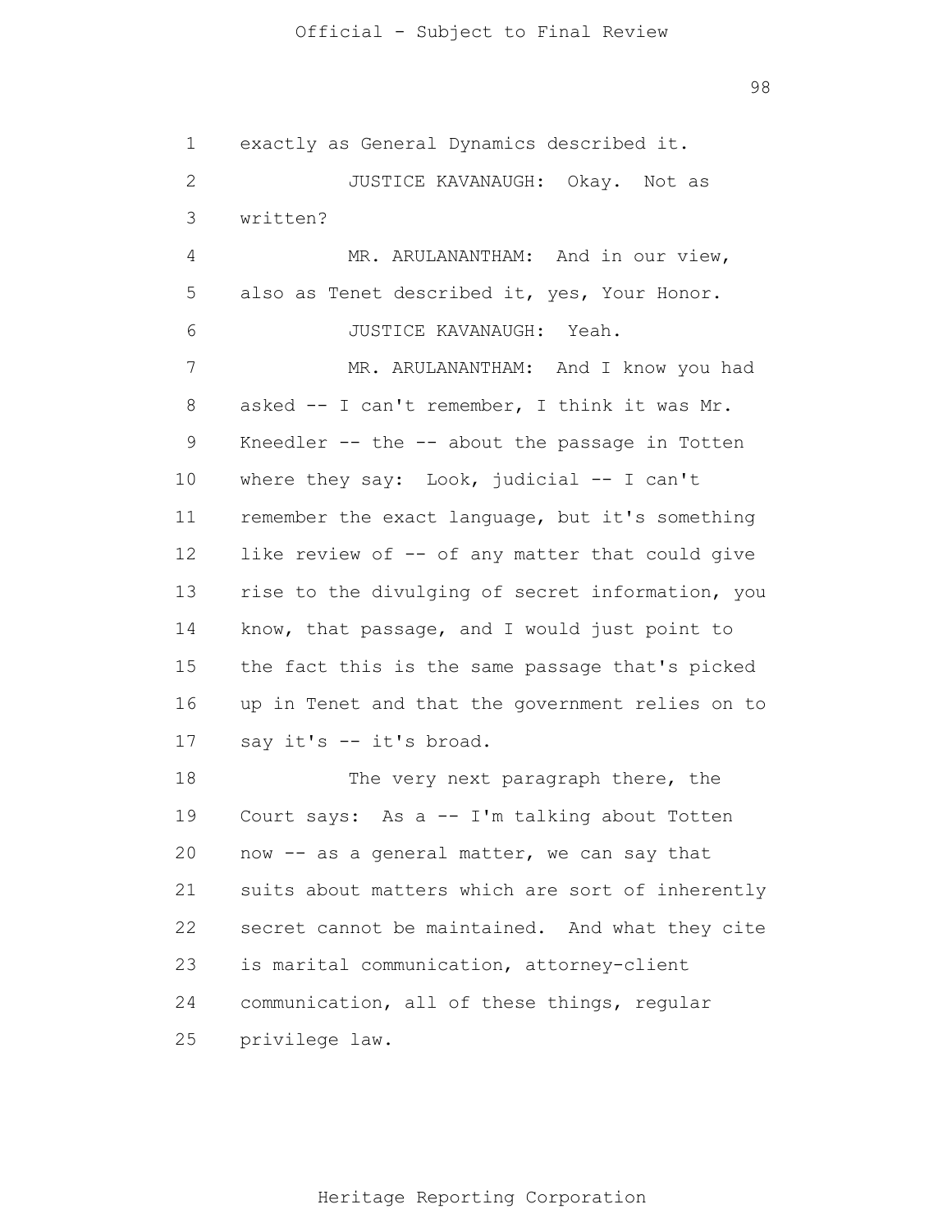exactly as General Dynamics described it.

JUSTICE KAVANAUGH: Okay. Not as written?

MR. ARULANANTHAM: And in our view, also as Tenet described it, yes, Your Honor.

JUSTICE KAVANAUGH: Yeah.

MR. ARULANANTHAM: And I know you had asked -- I can't remember, I think it was Mr. Kneedler -- the -- about the passage in Totten where they say: Look, judicial -- I can't remember the exact language, but it's something like review of -- of any matter that could give rise to the divulging of secret information, you know, that passage, and I would just point to the fact this is the same passage that's picked up in Tenet and that the government relies on to say it's -- it's broad.

The very next paragraph there, the Court says: As a -- I'm talking about Totten now -- as a general matter, we can say that suits about matters which are sort of inherently secret cannot be maintained. And what they cite is marital communication, attorney-client communication, all of these things, regular privilege law.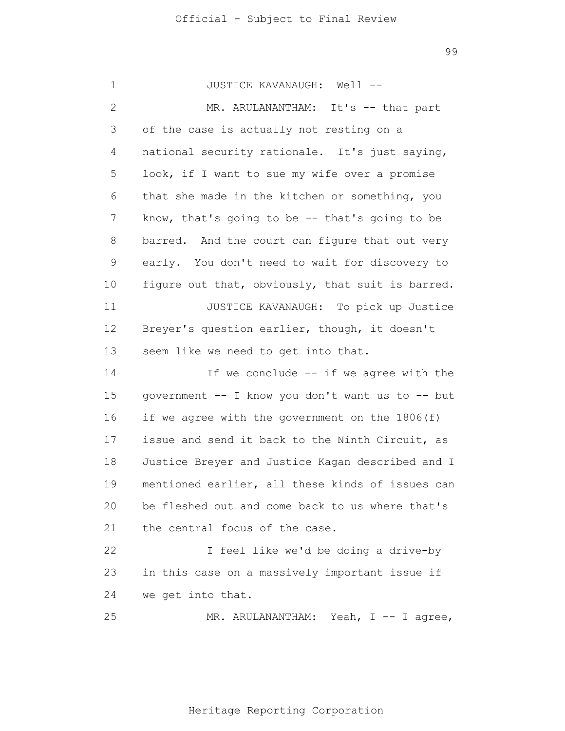JUSTICE KAVANAUGH: Well --

MR. ARULANANTHAM: It's -- that part of the case is actually not resting on a national security rationale. It's just saying, look, if I want to sue my wife over a promise that she made in the kitchen or something, you know, that's going to be -- that's going to be barred. And the court can figure that out very early. You don't need to wait for discovery to figure out that, obviously, that suit is barred.

JUSTICE KAVANAUGH: To pick up Justice Breyer's question earlier, though, it doesn't seem like we need to get into that.

If we conclude -- if we agree with the government -- I know you don't want us to -- but if we agree with the government on the 1806(f) issue and send it back to the Ninth Circuit, as Justice Breyer and Justice Kagan described and I mentioned earlier, all these kinds of issues can be fleshed out and come back to us where that's the central focus of the case.

I feel like we'd be doing a drive-by in this case on a massively important issue if we get into that.

MR. ARULANANTHAM: Yeah, I -- I agree,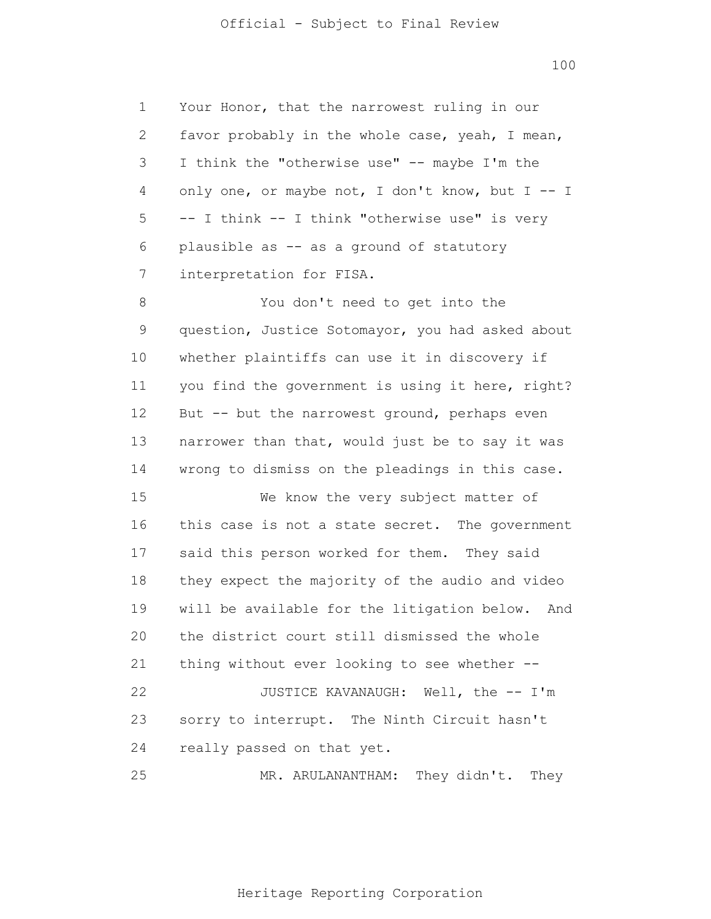Your Honor, that the narrowest ruling in our favor probably in the whole case, yeah, I mean, I think the "otherwise use" -- maybe I'm the only one, or maybe not, I don't know, but I -- I -- I think -- I think "otherwise use" is very plausible as -- as a ground of statutory interpretation for FISA.

You don't need to get into the question, Justice Sotomayor, you had asked about whether plaintiffs can use it in discovery if you find the government is using it here, right? But -- but the narrowest ground, perhaps even narrower than that, would just be to say it was wrong to dismiss on the pleadings in this case.

We know the very subject matter of this case is not a state secret. The government said this person worked for them. They said they expect the majority of the audio and video will be available for the litigation below. And the district court still dismissed the whole thing without ever looking to see whether --

JUSTICE KAVANAUGH: Well, the -- I'm sorry to interrupt. The Ninth Circuit hasn't really passed on that yet.

MR. ARULANANTHAM: They didn't. They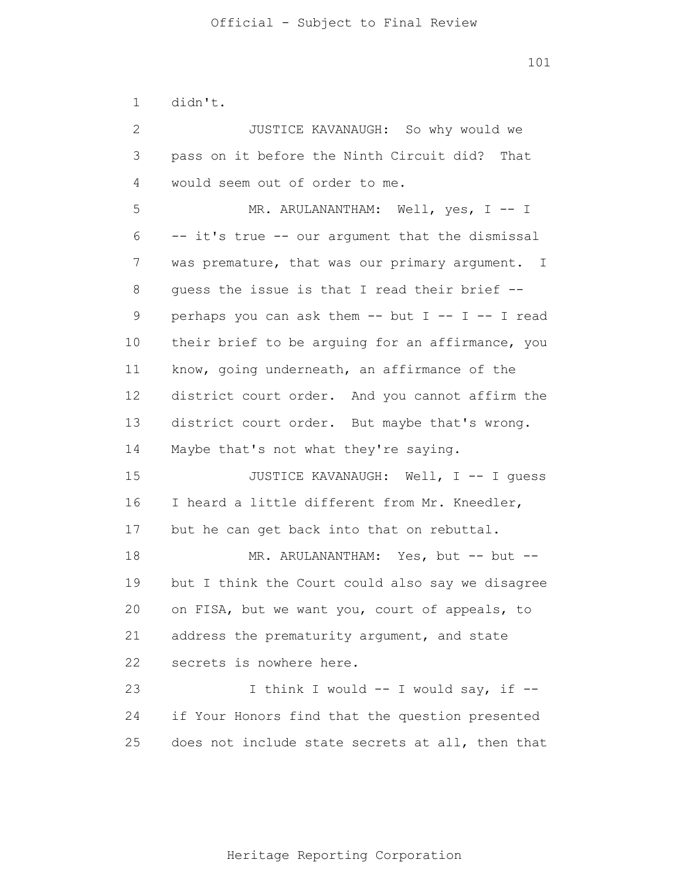didn't.

JUSTICE KAVANAUGH: So why would we pass on it before the Ninth Circuit did? That would seem out of order to me.

MR. ARULANANTHAM: Well, yes, I -- I -- it's true -- our argument that the dismissal was premature, that was our primary argument. I guess the issue is that I read their brief -- perhaps you can ask them -- but I -- I -- I read their brief to be arguing for an affirmance, you know, going underneath, an affirmance of the district court order. And you cannot affirm the district court order. But maybe that's wrong. Maybe that's not what they're saying.

JUSTICE KAVANAUGH: Well, I -- I guess I heard a little different from Mr. Kneedler, but he can get back into that on rebuttal.

MR. ARULANANTHAM: Yes, but -- but -- but I think the Court could also say we disagree on FISA, but we want you, court of appeals, to address the prematurity argument, and state secrets is nowhere here.

I think I would -- I would say, if -- if Your Honors find that the question presented does not include state secrets at all, then that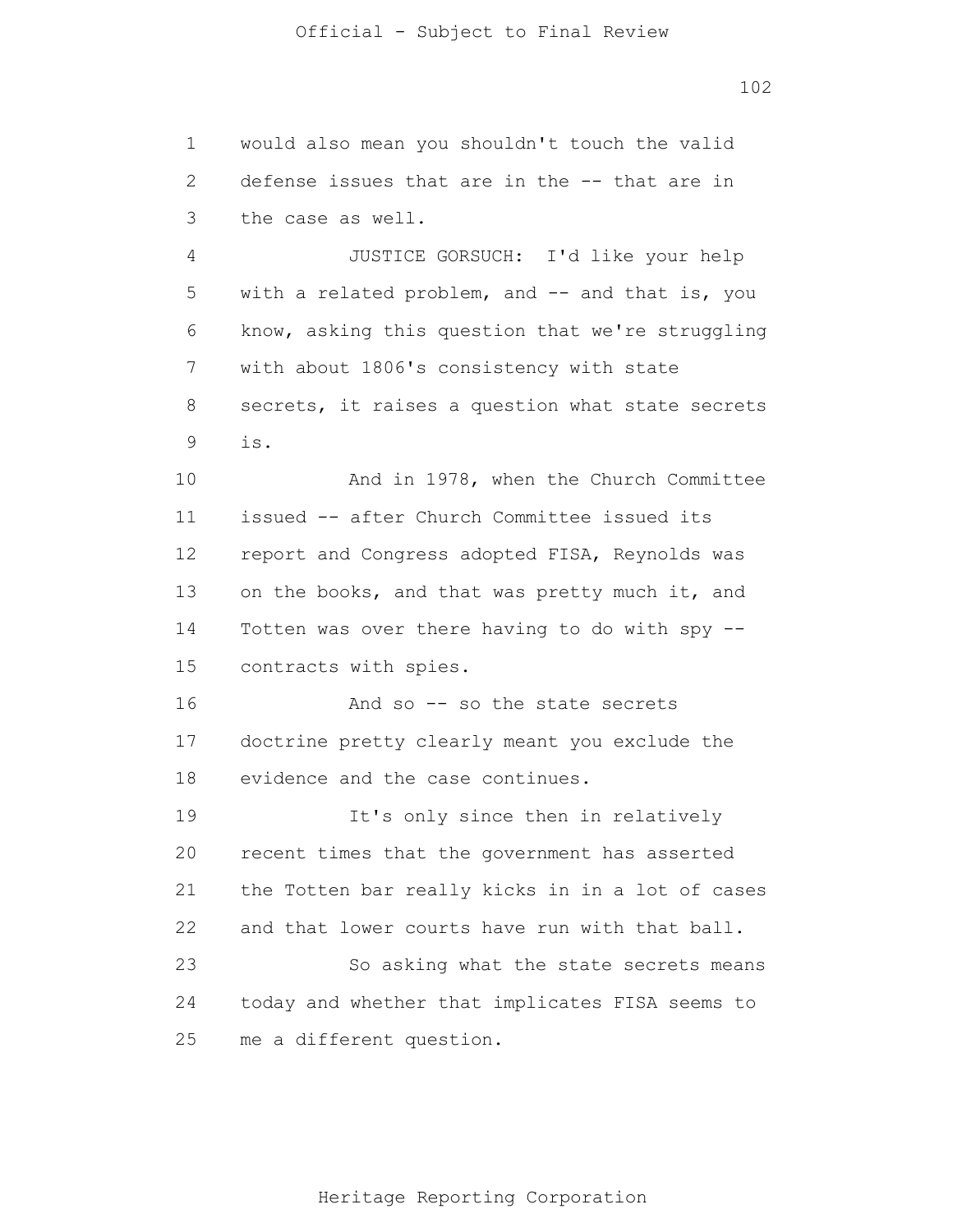would also mean you shouldn't touch the valid defense issues that are in the -- that are in the case as well.

JUSTICE GORSUCH: I'd like your help with a related problem, and -- and that is, you know, asking this question that we're struggling with about 1806's consistency with state secrets, it raises a question what state secrets is.

And in 1978, when the Church Committee issued -- after Church Committee issued its report and Congress adopted FISA, Reynolds was on the books, and that was pretty much it, and Totten was over there having to do with spy -- contracts with spies.

And so -- so the state secrets doctrine pretty clearly meant you exclude the evidence and the case continues.

It's only since then in relatively recent times that the government has asserted the Totten bar really kicks in in a lot of cases and that lower courts have run with that ball.

So asking what the state secrets means today and whether that implicates FISA seems to me a different question.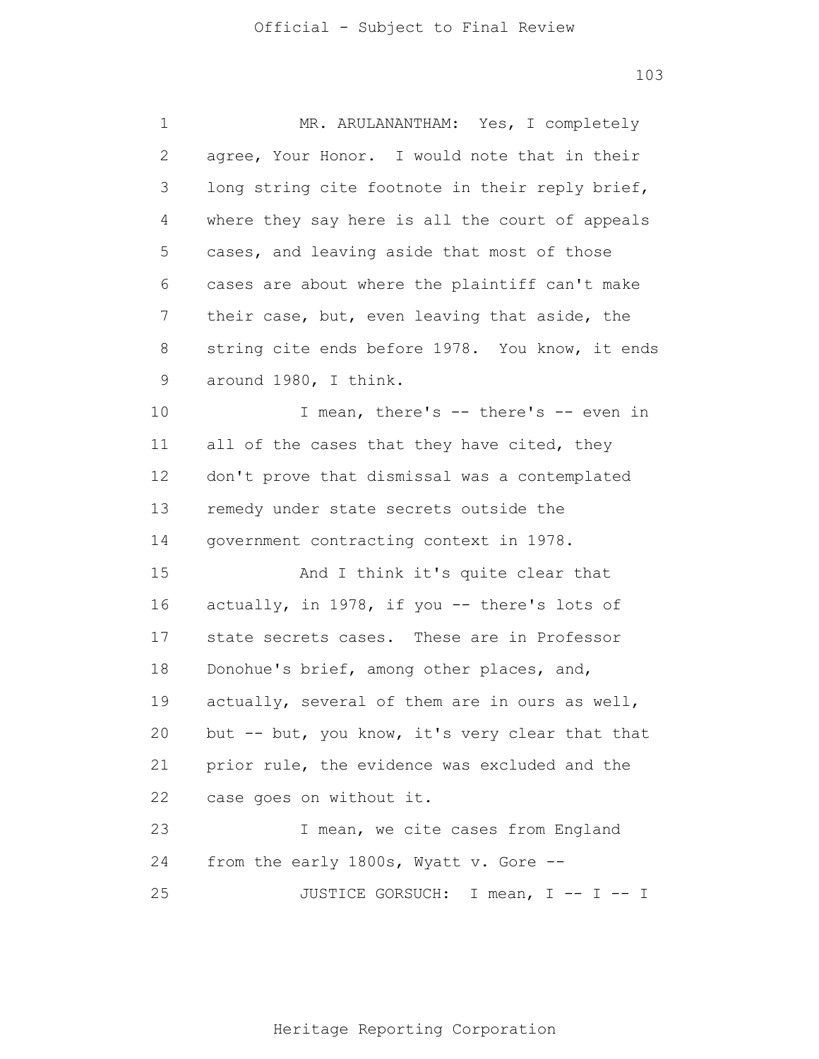MR. ARULANANTHAM: Yes, I completely agree, Your Honor. I would note that in their long string cite footnote in their reply brief, where they say here is all the court of appeals cases, and leaving aside that most of those cases are about where the plaintiff can't make their case, but, even leaving that aside, the string cite ends before 1978. You know, it ends around 1980, I think.

I mean, there's -- there's -- even in all of the cases that they have cited, they don't prove that dismissal was a contemplated remedy under state secrets outside the government contracting context in 1978.

And I think it's quite clear that actually, in 1978, if you -- there's lots of state secrets cases. These are in Professor Donohue's brief, among other places, and, actually, several of them are in ours as well, but -- but, you know, it's very clear that that prior rule, the evidence was excluded and the case goes on without it.

I mean, we cite cases from England from the early 1800s, Wyatt v. Gore --

JUSTICE GORSUCH: I mean, I -- I -- I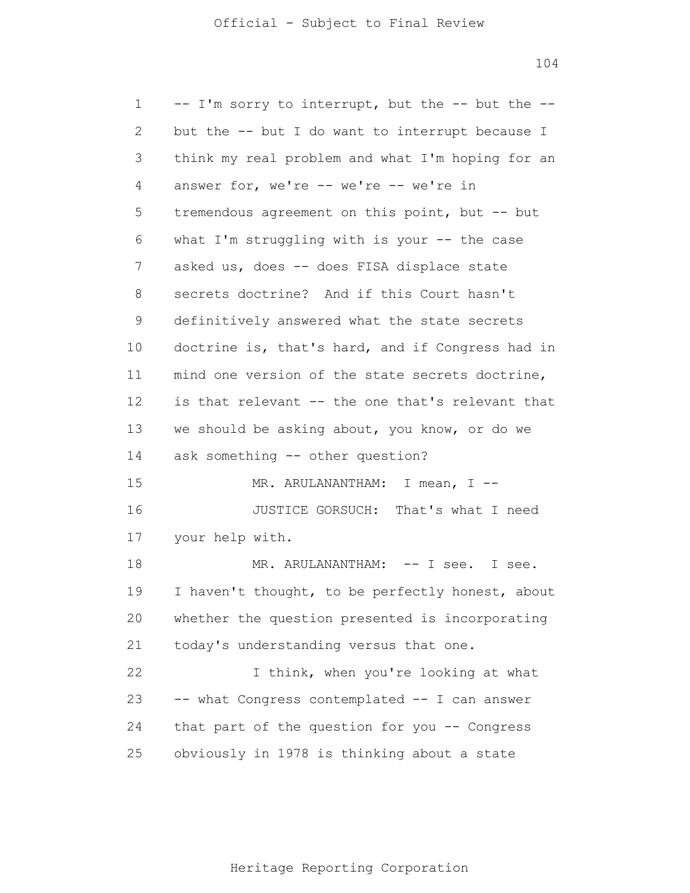-- I'm sorry to interrupt, but the -- but the -- but the -- but I do want to interrupt because I think my real problem and what I'm hoping for an answer for, we're -- we're -- we're in tremendous agreement on this point, but -- but what I'm struggling with is your -- the case asked us, does -- does FISA displace state secrets doctrine? And if this Court hasn't definitively answered what the state secrets doctrine is, that's hard, and if Congress had in mind one version of the state secrets doctrine, is that relevant -- the one that's relevant that we should be asking about, you know, or do we ask something -- other question?

MR. ARULANANTHAM: I mean, I --

JUSTICE GORSUCH: That's what I need your help with.

MR. ARULANANTHAM: -- I see. I see. I haven't thought, to be perfectly honest, about whether the question presented is incorporating today's understanding versus that one.

I think, when you're looking at what -- what Congress contemplated -- I can answer that part of the question for you -- Congress obviously in 1978 is thinking about a state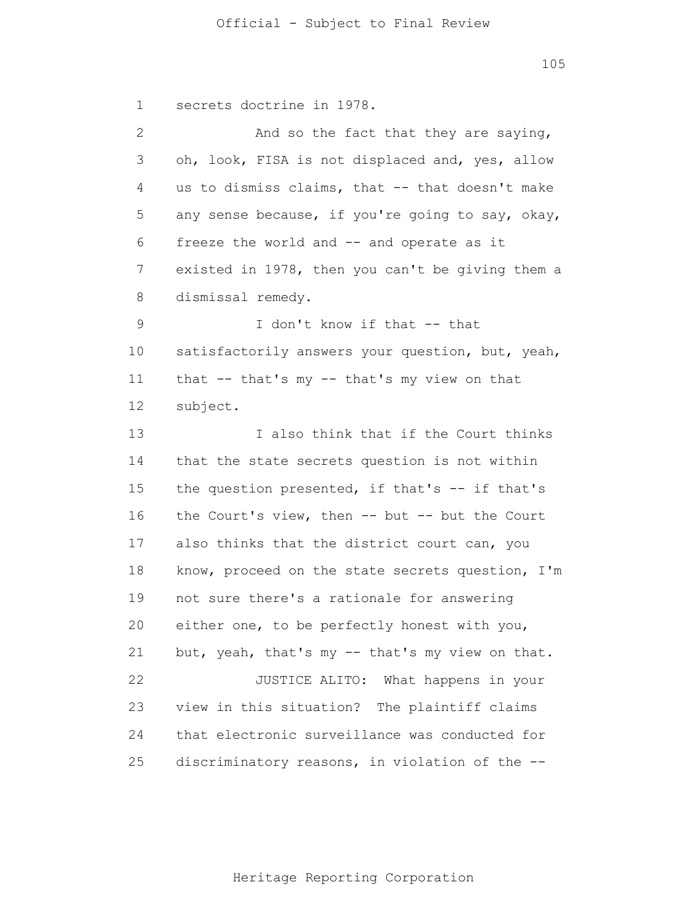secrets doctrine in 1978.

And so the fact that they are saying, oh, look, FISA is not displaced and, yes, allow us to dismiss claims, that -- that doesn't make any sense because, if you're going to say, okay, freeze the world and -- and operate as it existed in 1978, then you can't be giving them a dismissal remedy.

I don't know if that -- that satisfactorily answers your question, but, yeah, that -- that's my -- that's my view on that subject.

I also think that if the Court thinks that the state secrets question is not within the question presented, if that's -- if that's the Court's view, then -- but -- but the Court also thinks that the district court can, you know, proceed on the state secrets question, I'm not sure there's a rationale for answering either one, to be perfectly honest with you, but, yeah, that's my -- that's my view on that.

JUSTICE ALITO: What happens in your view in this situation? The plaintiff claims that electronic surveillance was conducted for discriminatory reasons, in violation of the --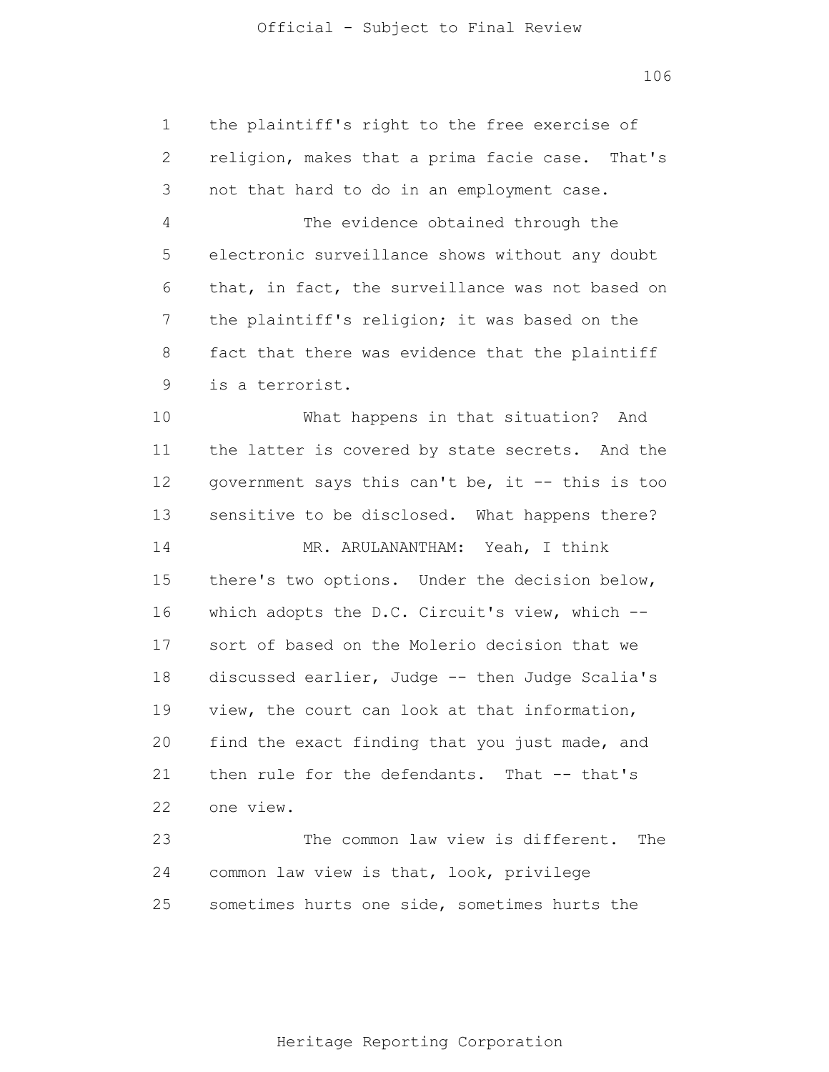the plaintiff's right to the free exercise of religion, makes that a prima facie case. That's not that hard to do in an employment case.

The evidence obtained through the electronic surveillance shows without any doubt that, in fact, the surveillance was not based on the plaintiff's religion; it was based on the fact that there was evidence that the plaintiff is a terrorist.

What happens in that situation? And the latter is covered by state secrets. And the government says this can't be, it -- this is too sensitive to be disclosed. What happens there?

MR. ARULANANTHAM: Yeah, I think there's two options. Under the decision below, which adopts the D.C. Circuit's view, which -- sort of based on the Molerio decision that we discussed earlier, Judge -- then Judge Scalia's view, the court can look at that information, find the exact finding that you just made, and then rule for the defendants. That -- that's one view.

The common law view is different. The common law view is that, look, privilege sometimes hurts one side, sometimes hurts the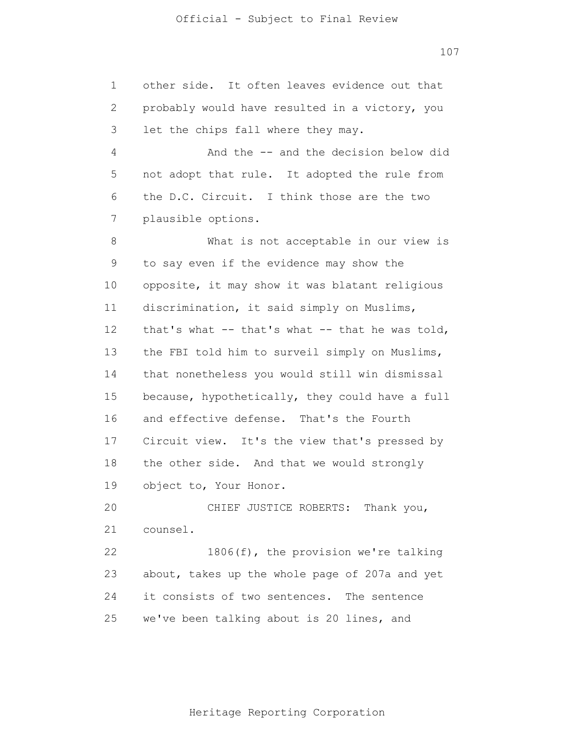other side. It often leaves evidence out that probably would have resulted in a victory, you let the chips fall where they may.

And the -- and the decision below did not adopt that rule. It adopted the rule from the D.C. Circuit. I think those are the two plausible options.

What is not acceptable in our view is to say even if the evidence may show the opposite, it may show it was blatant religious discrimination, it said simply on Muslims, that's what -- that's what -- that he was told, the FBI told him to surveil simply on Muslims, that nonetheless you would still win dismissal because, hypothetically, they could have a full and effective defense. That's the Fourth Circuit view. It's the view that's pressed by the other side. And that we would strongly object to, Your Honor.

CHIEF JUSTICE ROBERTS: Thank you, counsel.

1806(f), the provision we're talking about, takes up the whole page of 207a and yet it consists of two sentences. The sentence we've been talking about is 20 lines, and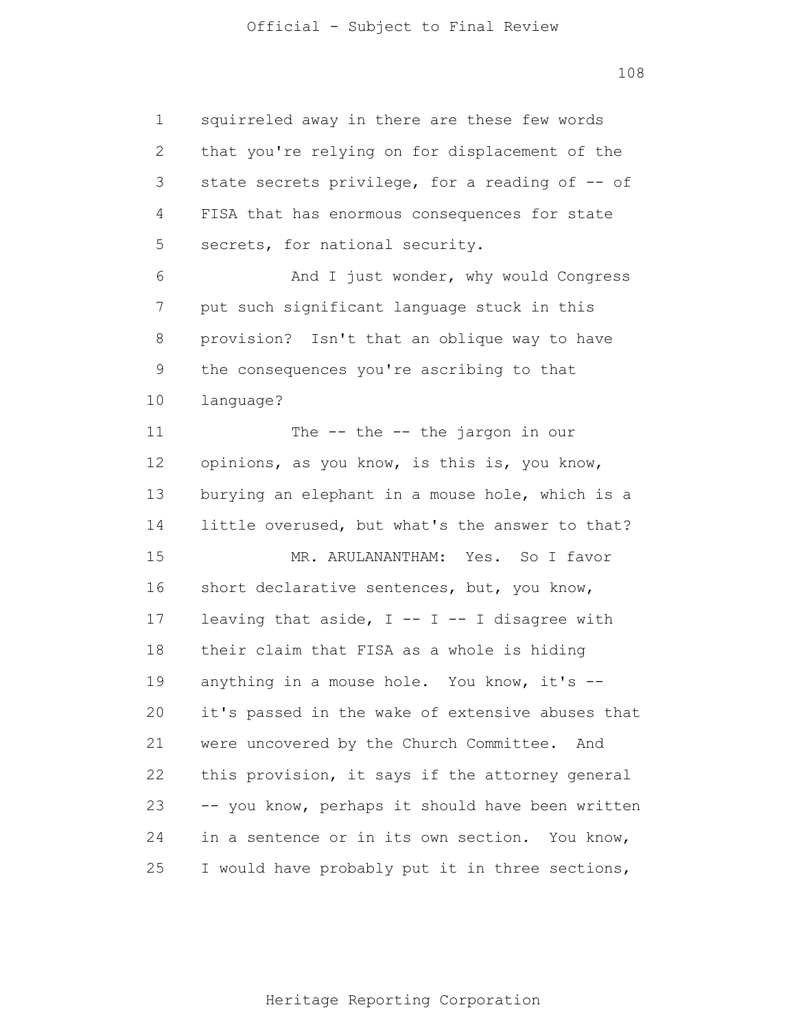squirreled away in there are these few words that you're relying on for displacement of the state secrets privilege, for a reading of -- of FISA that has enormous consequences for state secrets, for national security.

And I just wonder, why would Congress put such significant language stuck in this provision? Isn't that an oblique way to have the consequences you're ascribing to that language?

The -- the -- the jargon in our opinions, as you know, is this is, you know, burying an elephant in a mouse hole, which is a little overused, but what's the answer to that?

MR. ARULANANTHAM: Yes. So I favor short declarative sentences, but, you know, leaving that aside, I -- I -- I disagree with their claim that FISA as a whole is hiding anything in a mouse hole. You know, it's -- it's passed in the wake of extensive abuses that were uncovered by the Church Committee. And this provision, it says if the attorney general -- you know, perhaps it should have been written in a sentence or in its own section. You know, I would have probably put it in three sections,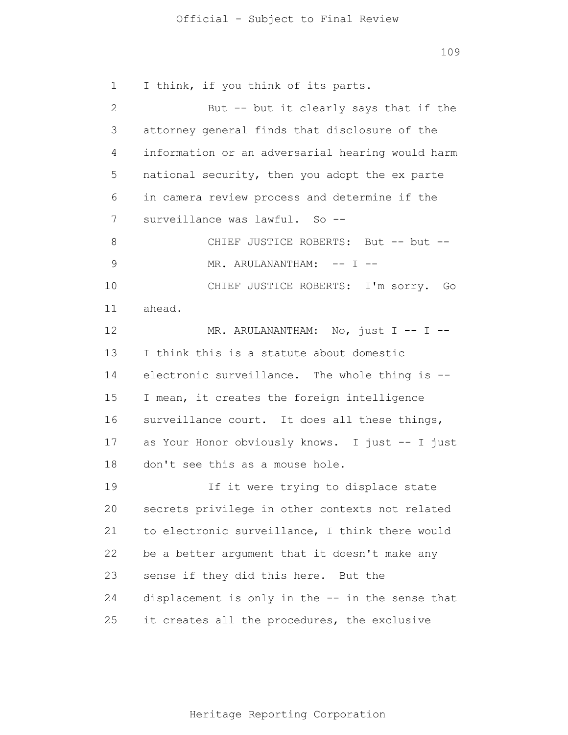I think, if you think of its parts.

But -- but it clearly says that if the attorney general finds that disclosure of the information or an adversarial hearing would harm national security, then you adopt the ex parte in camera review process and determine if the surveillance was lawful. So --

CHIEF JUSTICE ROBERTS: But -- but --

MR. ARULANANTHAM: -- I --

CHIEF JUSTICE ROBERTS: I'm sorry. Go ahead.

MR. ARULANANTHAM: No, just I -- I -- I think this is a statute about domestic electronic surveillance. The whole thing is -- I mean, it creates the foreign intelligence surveillance court. It does all these things, as Your Honor obviously knows. I just -- I just don't see this as a mouse hole.

If it were trying to displace state secrets privilege in other contexts not related to electronic surveillance, I think there would be a better argument that it doesn't make any sense if they did this here. But the displacement is only in the -- in the sense that it creates all the procedures, the exclusive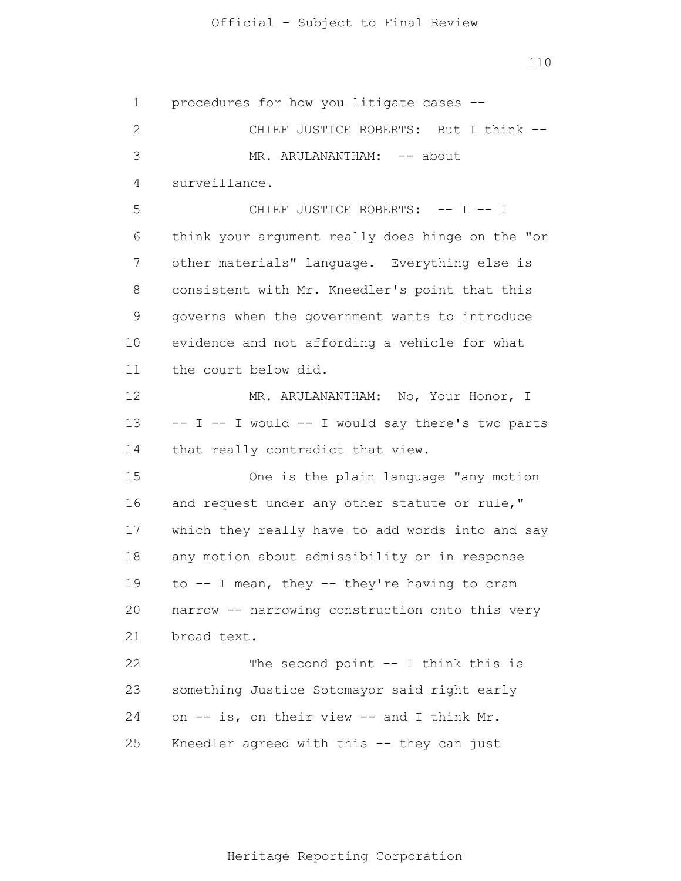procedures for how you litigate cases --

CHIEF JUSTICE ROBERTS: But I think --

MR. ARULANANTHAM: -- about surveillance.

CHIEF JUSTICE ROBERTS: -- I -- I think your argument really does hinge on the "or other materials" language. Everything else is consistent with Mr. Kneedler's point that this governs when the government wants to introduce evidence and not affording a vehicle for what the court below did.

MR. ARULANANTHAM: No, Your Honor, I -- I -- I would -- I would say there's two parts that really contradict that view.

One is the plain language "any motion and request under any other statute or rule," which they really have to add words into and say any motion about admissibility or in response to -- I mean, they -- they're having to cram narrow -- narrowing construction onto this very broad text.

The second point -- I think this is something Justice Sotomayor said right early on -- is, on their view -- and I think Mr. Kneedler agreed with this -- they can just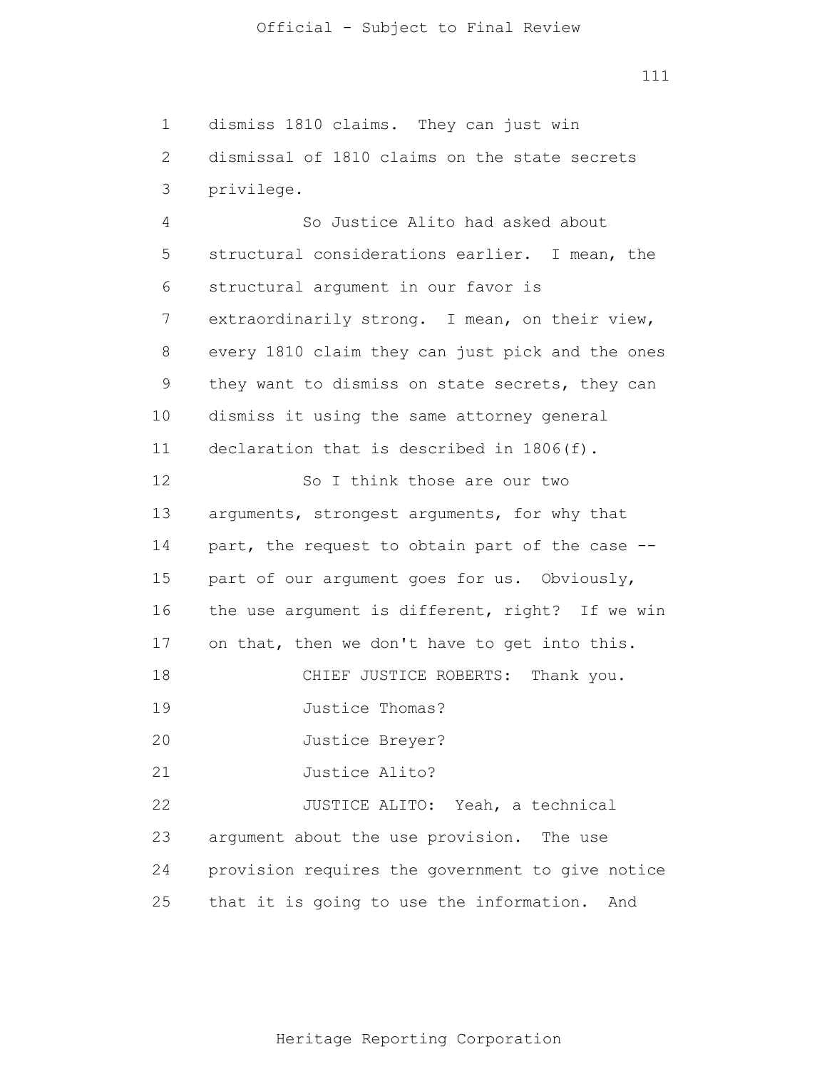dismiss 1810 claims. They can just win dismissal of 1810 claims on the state secrets privilege.

So Justice Alito had asked about structural considerations earlier. I mean, the structural argument in our favor is extraordinarily strong. I mean, on their view, every 1810 claim they can just pick and the ones they want to dismiss on state secrets, they can dismiss it using the same attorney general declaration that is described in 1806(f).

So I think those are our two arguments, strongest arguments, for why that part, the request to obtain part of the case -- part of our argument goes for us. Obviously, the use argument is different, right? If we win on that, then we don't have to get into this.

CHIEF JUSTICE ROBERTS: Thank you.

Justice Thomas?

Justice Breyer?

Justice Alito?

JUSTICE ALITO: Yeah, a technical argument about the use provision. The use provision requires the government to give notice that it is going to use the information. And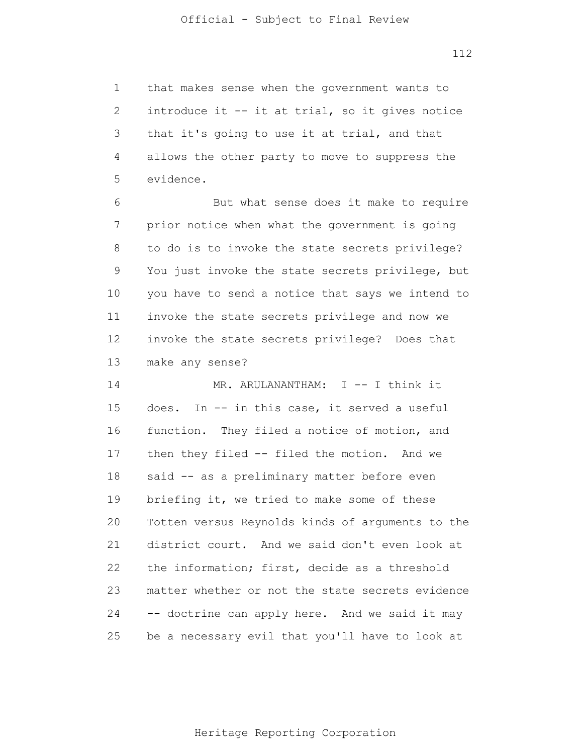that makes sense when the government wants to introduce it -- it at trial, so it gives notice that it's going to use it at trial, and that allows the other party to move to suppress the evidence.

But what sense does it make to require prior notice when what the government is going to do is to invoke the state secrets privilege? You just invoke the state secrets privilege, but you have to send a notice that says we intend to invoke the state secrets privilege and now we invoke the state secrets privilege? Does that make any sense?

MR. ARULANANTHAM: I -- I think it does. In -- in this case, it served a useful function. They filed a notice of motion, and then they filed -- filed the motion. And we said -- as a preliminary matter before even briefing it, we tried to make some of these Totten versus Reynolds kinds of arguments to the district court. And we said don't even look at the information; first, decide as a threshold matter whether or not the state secrets evidence -- doctrine can apply here. And we said it may be a necessary evil that you'll have to look at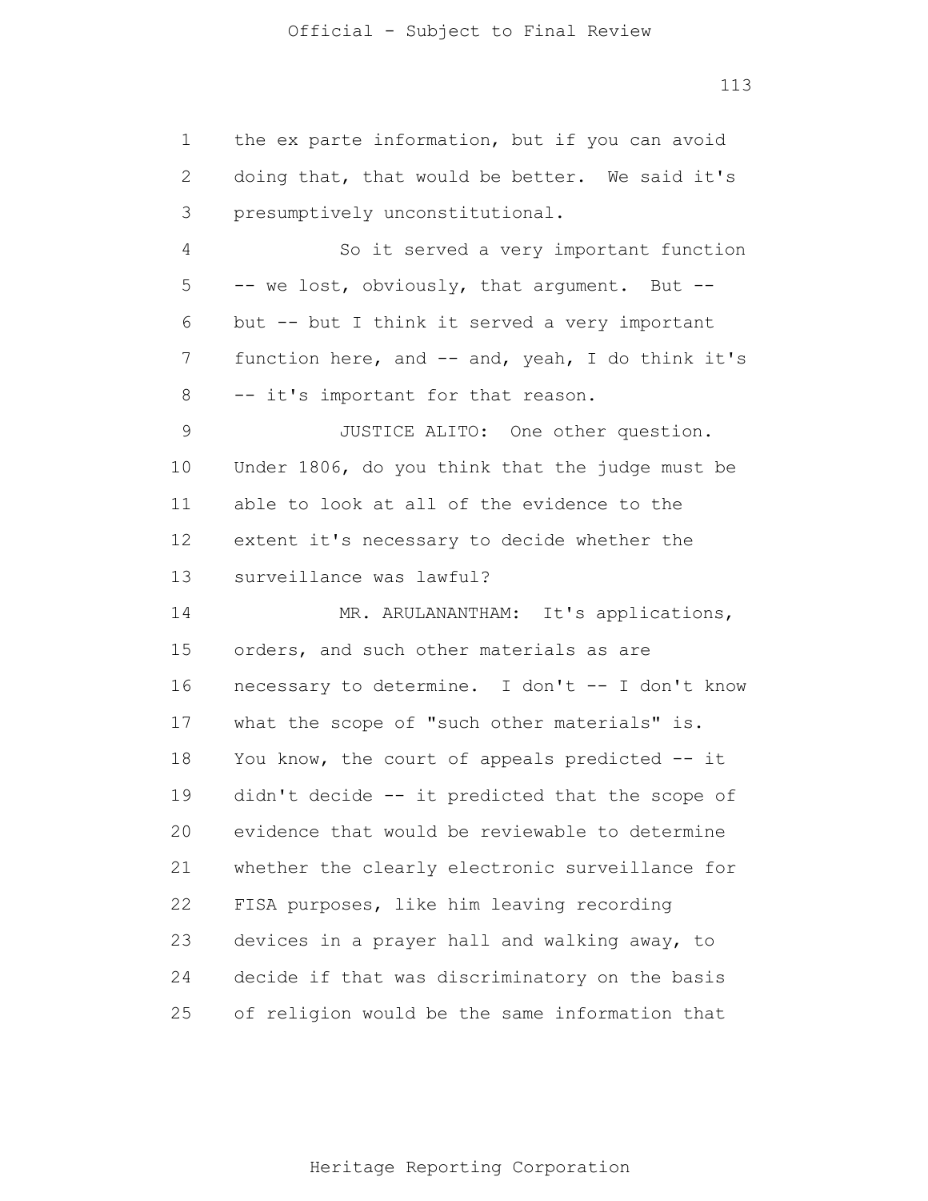the ex parte information, but if you can avoid doing that, that would be better. We said it's presumptively unconstitutional.

So it served a very important function -- we lost, obviously, that argument. But -- but -- but I think it served a very important function here, and -- and, yeah, I do think it's -- it's important for that reason.

JUSTICE ALITO: One other question. Under 1806, do you think that the judge must be able to look at all of the evidence to the extent it's necessary to decide whether the surveillance was lawful?

MR. ARULANANTHAM: It's applications, orders, and such other materials as are necessary to determine. I don't -- I don't know what the scope of "such other materials" is. You know, the court of appeals predicted -- it didn't decide -- it predicted that the scope of evidence that would be reviewable to determine whether the clearly electronic surveillance for FISA purposes, like him leaving recording devices in a prayer hall and walking away, to decide if that was discriminatory on the basis of religion would be the same information that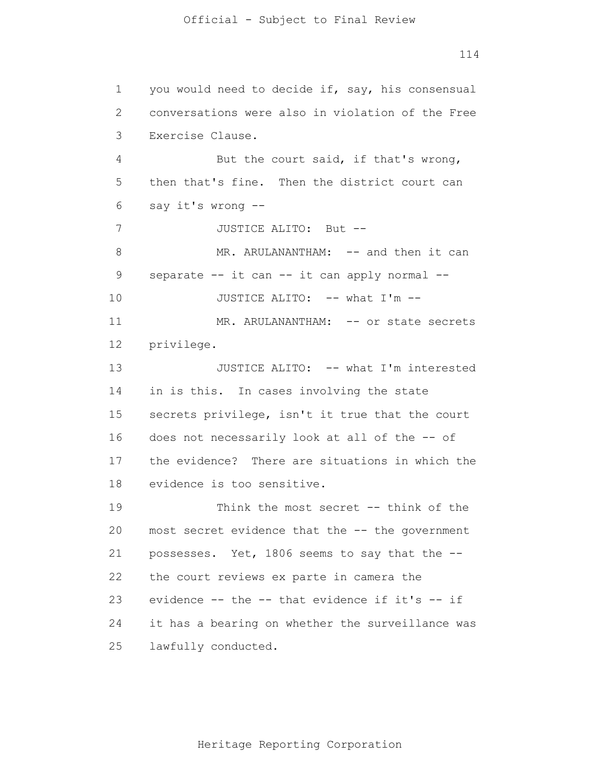you would need to decide if, say, his consensual conversations were also in violation of the Free Exercise Clause.

But the court said, if that's wrong, then that's fine. Then the district court can say it's wrong --

JUSTICE ALITO: But --

MR. ARULANANTHAM: -- and then it can separate -- it can -- it can apply normal --

JUSTICE ALITO: -- what I'm --

MR. ARULANANTHAM: -- or state secrets privilege.

JUSTICE ALITO: -- what I'm interested in is this. In cases involving the state secrets privilege, isn't it true that the court does not necessarily look at all of the -- of the evidence? There are situations in which the evidence is too sensitive.

Think the most secret -- think of the most secret evidence that the -- the government possesses. Yet, 1806 seems to say that the -- the court reviews ex parte in camera the evidence -- the -- that evidence if it's -- if it has a bearing on whether the surveillance was lawfully conducted.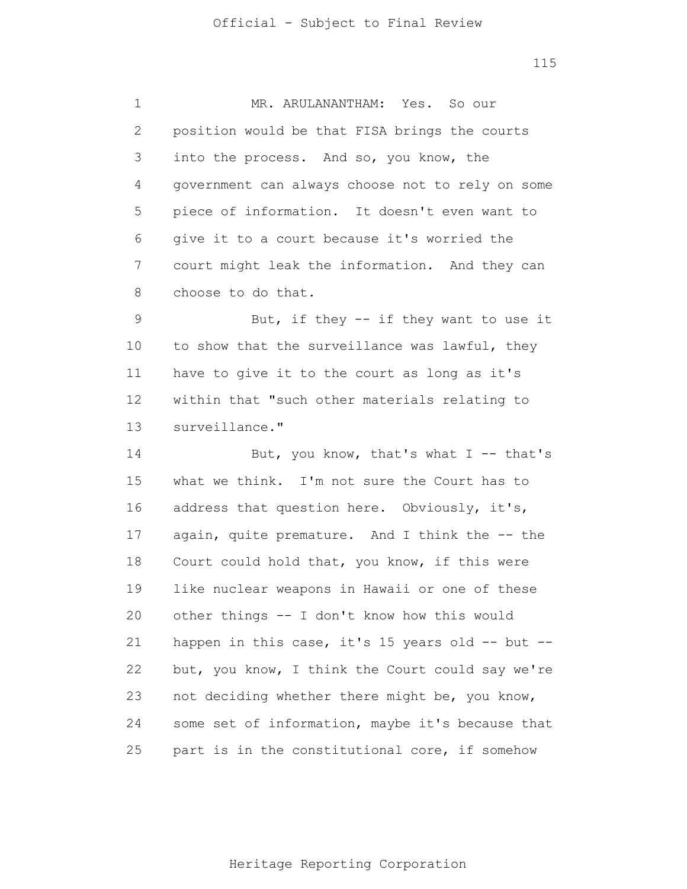MR. ARULANANTHAM: Yes. So our position would be that FISA brings the courts into the process. And so, you know, the government can always choose not to rely on some piece of information. It doesn't even want to give it to a court because it's worried the court might leak the information. And they can choose to do that.

But, if they -- if they want to use it to show that the surveillance was lawful, they have to give it to the court as long as it's within that "such other materials relating to surveillance."

But, you know, that's what I -- that's what we think. I'm not sure the Court has to address that question here. Obviously, it's, again, quite premature. And I think the -- the Court could hold that, you know, if this were like nuclear weapons in Hawaii or one of these other things -- I don't know how this would happen in this case, it's 15 years old -- but -- but, you know, I think the Court could say we're not deciding whether there might be, you know, some set of information, maybe it's because that part is in the constitutional core, if somehow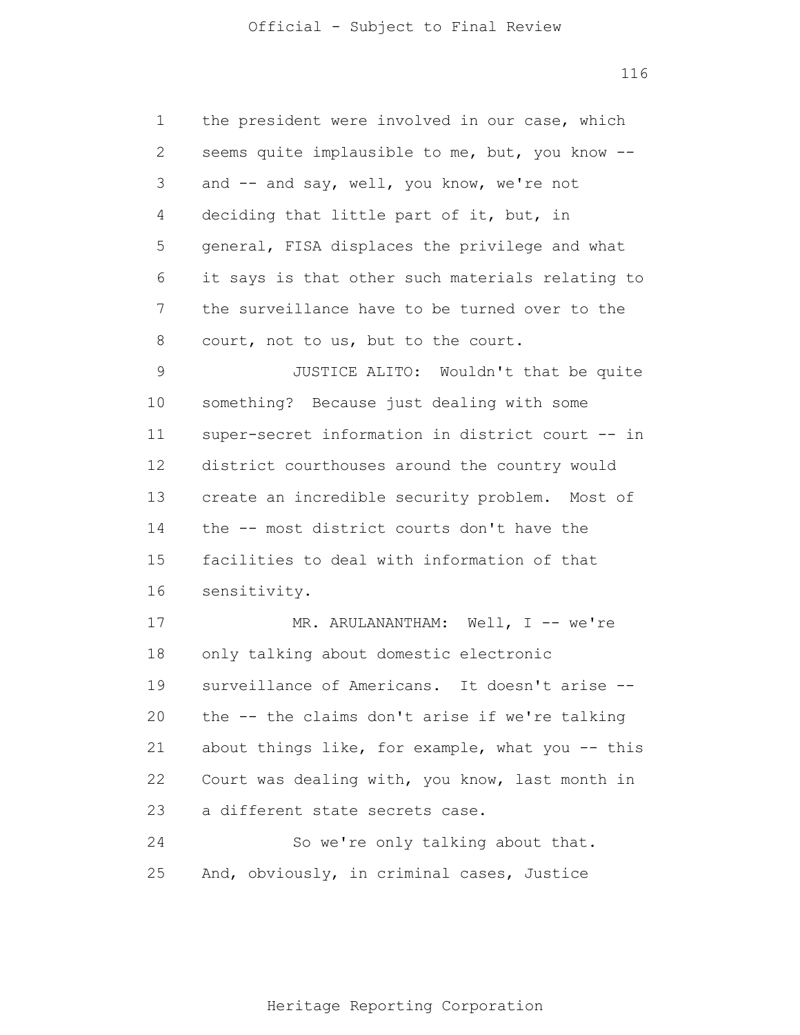the president were involved in our case, which seems quite implausible to me, but, you know -- and -- and say, well, you know, we're not deciding that little part of it, but, in general, FISA displaces the privilege and what it says is that other such materials relating to the surveillance have to be turned over to the court, not to us, but to the court.

JUSTICE ALITO: Wouldn't that be quite something? Because just dealing with some super-secret information in district court -- in district courthouses around the country would create an incredible security problem. Most of the -- most district courts don't have the facilities to deal with information of that sensitivity.

MR. ARULANANTHAM: Well, I -- we're only talking about domestic electronic surveillance of Americans. It doesn't arise -- the -- the claims don't arise if we're talking about things like, for example, what you -- this Court was dealing with, you know, last month in a different state secrets case.

So we're only talking about that. And, obviously, in criminal cases, Justice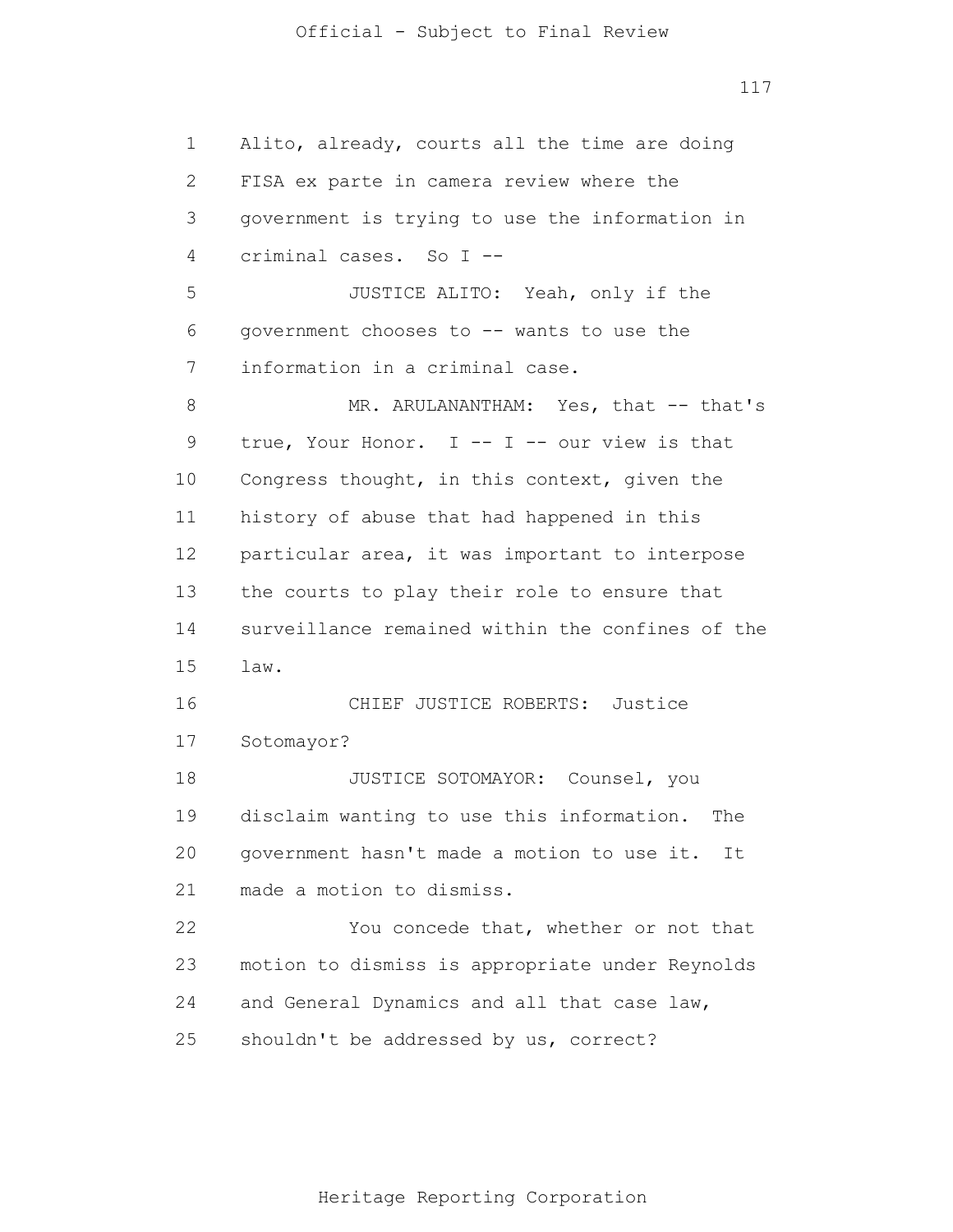Alito, already, courts all the time are doing FISA ex parte in camera review where the government is trying to use the information in criminal cases. So I --

JUSTICE ALITO: Yeah, only if the government chooses to -- wants to use the information in a criminal case.

MR. ARULANANTHAM: Yes, that -- that's true, Your Honor. I -- I -- our view is that Congress thought, in this context, given the history of abuse that had happened in this particular area, it was important to interpose the courts to play their role to ensure that surveillance remained within the confines of the law.

CHIEF JUSTICE ROBERTS: Justice Sotomayor?

JUSTICE SOTOMAYOR: Counsel, you disclaim wanting to use this information. The government hasn't made a motion to use it. It made a motion to dismiss.

You concede that, whether or not that motion to dismiss is appropriate under Reynolds and General Dynamics and all that case law, shouldn't be addressed by us, correct?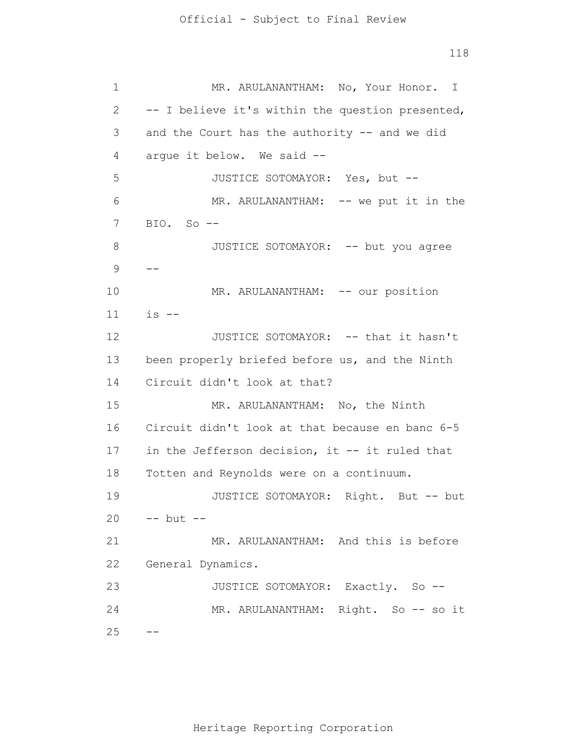MR. ARULANANTHAM: No, Your Honor. I -- I believe it's within the question presented, and the Court has the authority -- and we did argue it below. We said --

JUSTICE SOTOMAYOR: Yes, but --

MR. ARULANANTHAM: -- we put it in the BIO. So --

JUSTICE SOTOMAYOR: -- but you agree --

MR. ARULANANTHAM: -- our position is --

JUSTICE SOTOMAYOR: -- that it hasn't been properly briefed before us, and the Ninth Circuit didn't look at that?

MR. ARULANANTHAM: No, the Ninth Circuit didn't look at that because en banc 6-5 in the Jefferson decision, it -- it ruled that Totten and Reynolds were on a continuum.

JUSTICE SOTOMAYOR: Right. But -- but -- but --

MR. ARULANANTHAM: And this is before General Dynamics.

JUSTICE SOTOMAYOR: Exactly. So --

MR. ARULANANTHAM: Right. So -- so it --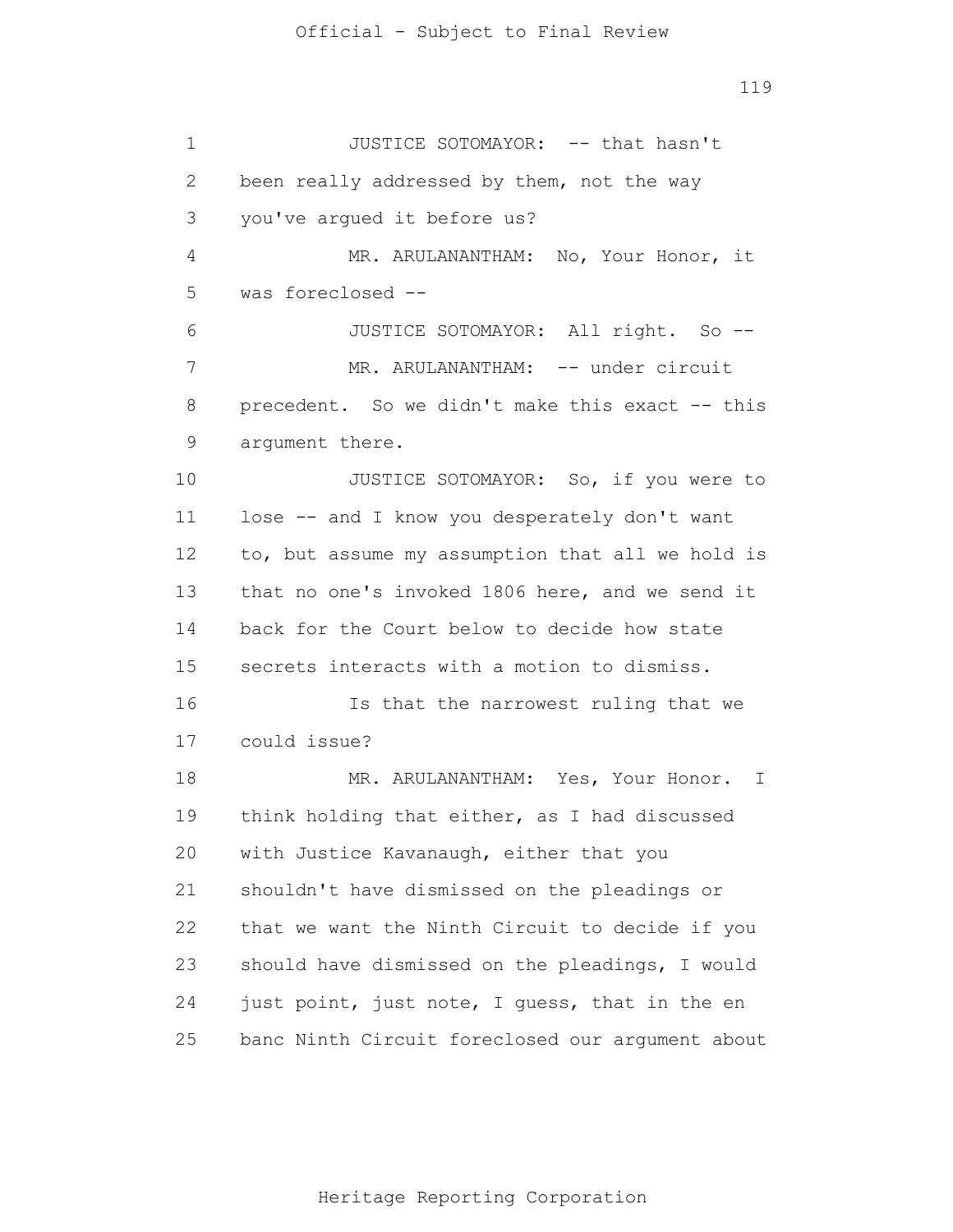JUSTICE SOTOMAYOR: -- that hasn't been really addressed by them, not the way you've argued it before us?

MR. ARULANANTHAM: No, Your Honor, it was foreclosed --

JUSTICE SOTOMAYOR: All right. So --

MR. ARULANANTHAM: -- under circuit precedent. So we didn't make this exact -- this argument there.

JUSTICE SOTOMAYOR: So, if you were to lose -- and I know you desperately don't want to, but assume my assumption that all we hold is that no one's invoked 1806 here, and we send it back for the Court below to decide how state secrets interacts with a motion to dismiss.

Is that the narrowest ruling that we could issue?

MR. ARULANANTHAM: Yes, Your Honor. I think holding that either, as I had discussed with Justice Kavanaugh, either that you shouldn't have dismissed on the pleadings or that we want the Ninth Circuit to decide if you should have dismissed on the pleadings, I would just point, just note, I guess, that in the en banc Ninth Circuit foreclosed our argument about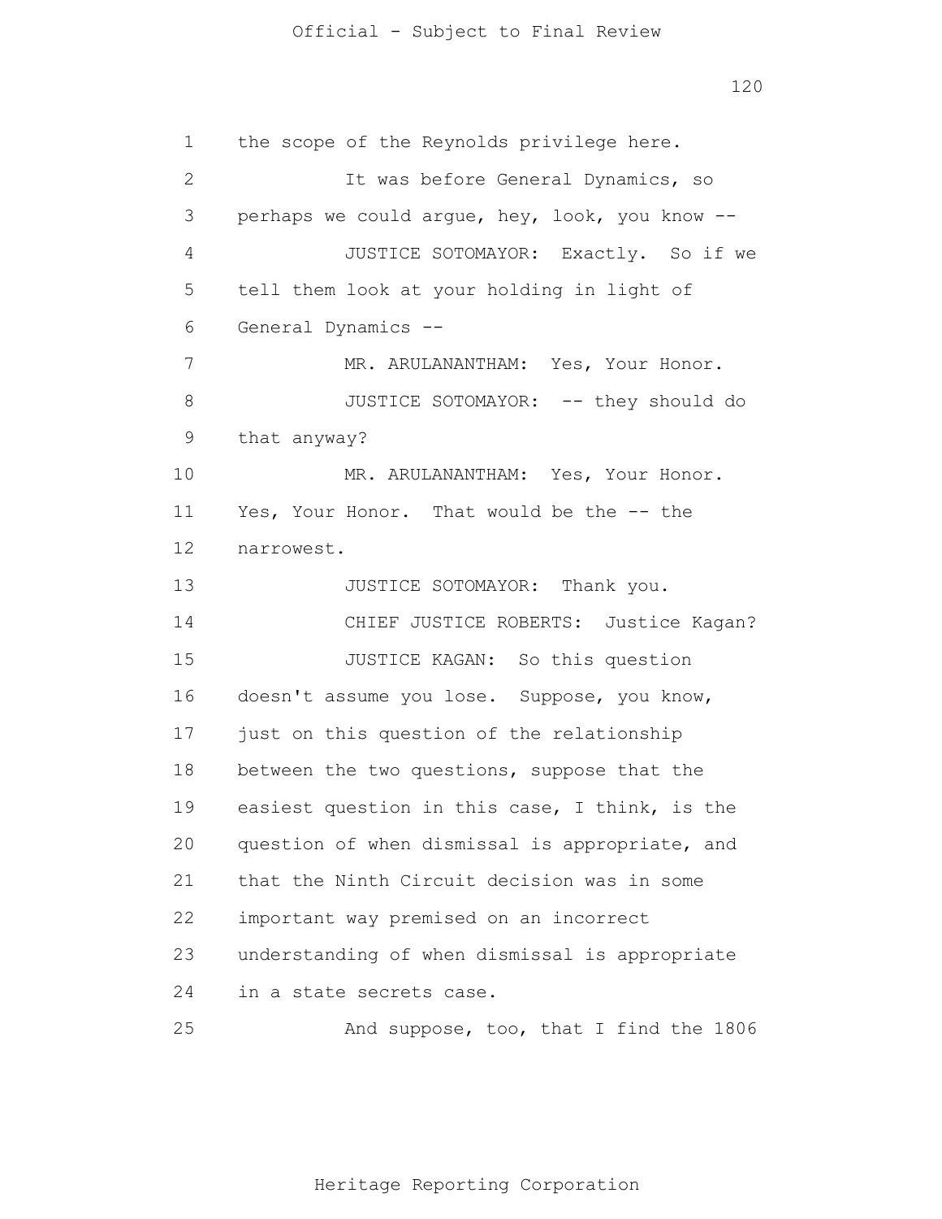the scope of the Reynolds privilege here.

It was before General Dynamics, so perhaps we could argue, hey, look, you know --

JUSTICE SOTOMAYOR: Exactly. So if we tell them look at your holding in light of General Dynamics --

MR. ARULANANTHAM: Yes, Your Honor.

JUSTICE SOTOMAYOR: -- they should do that anyway?

MR. ARULANANTHAM: Yes, Your Honor. Yes, Your Honor. That would be the -- the narrowest.

JUSTICE SOTOMAYOR: Thank you.

CHIEF JUSTICE ROBERTS: Justice Kagan?

JUSTICE KAGAN: So this question doesn't assume you lose. Suppose, you know, just on this question of the relationship between the two questions, suppose that the easiest question in this case, I think, is the question of when dismissal is appropriate, and that the Ninth Circuit decision was in some important way premised on an incorrect understanding of when dismissal is appropriate in a state secrets case.

And suppose, too, that I find the 1806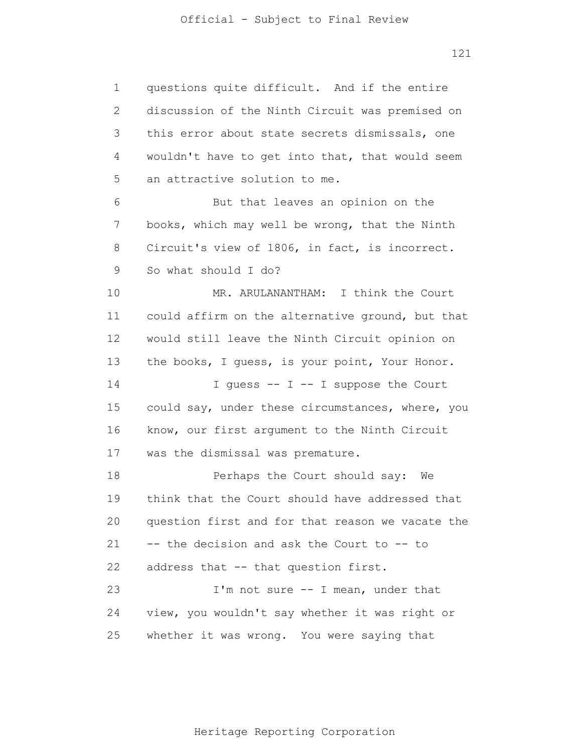questions quite difficult. And if the entire discussion of the Ninth Circuit was premised on this error about state secrets dismissals, one wouldn't have to get into that, that would seem an attractive solution to me.

But that leaves an opinion on the books, which may well be wrong, that the Ninth Circuit's view of 1806, in fact, is incorrect. So what should I do?

MR. ARULANANTHAM: I think the Court could affirm on the alternative ground, but that would still leave the Ninth Circuit opinion on the books, I guess, is your point, Your Honor.

I guess -- I -- I suppose the Court could say, under these circumstances, where, you know, our first argument to the Ninth Circuit was the dismissal was premature.

Perhaps the Court should say: We think that the Court should have addressed that question first and for that reason we vacate the -- the decision and ask the Court to -- to address that -- that question first.

I'm not sure -- I mean, under that view, you wouldn't say whether it was right or whether it was wrong. You were saying that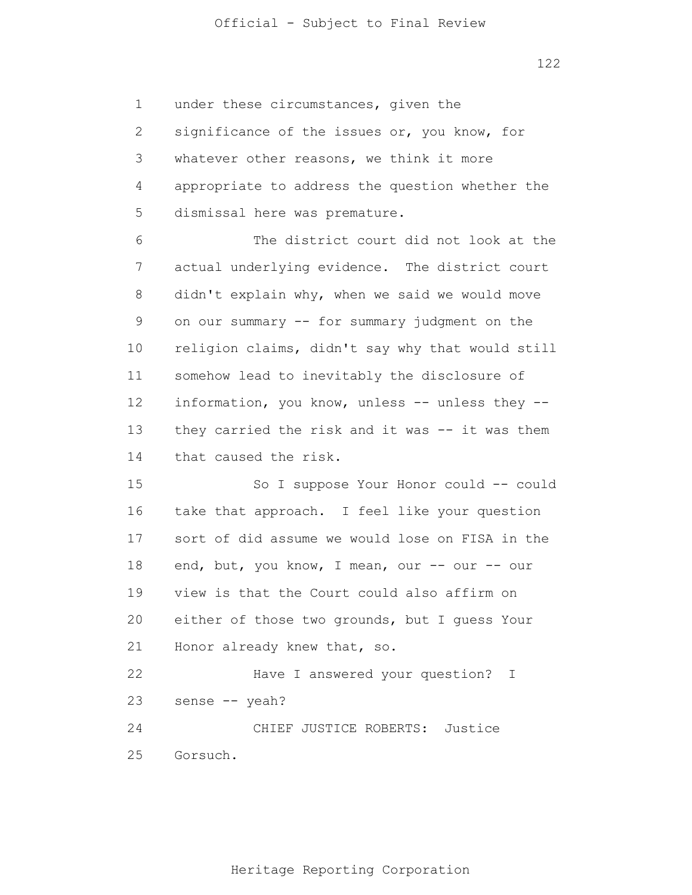under these circumstances, given the significance of the issues or, you know, for whatever other reasons, we think it more appropriate to address the question whether the dismissal here was premature.

The district court did not look at the actual underlying evidence. The district court didn't explain why, when we said we would move on our summary -- for summary judgment on the religion claims, didn't say why that would still somehow lead to inevitably the disclosure of information, you know, unless -- unless they -- they carried the risk and it was -- it was them that caused the risk.

So I suppose Your Honor could -- could take that approach. I feel like your question sort of did assume we would lose on FISA in the end, but, you know, I mean, our -- our -- our view is that the Court could also affirm on either of those two grounds, but I guess Your Honor already knew that, so.

Have I answered your question? I sense -- yeah?

CHIEF JUSTICE ROBERTS: Justice Gorsuch.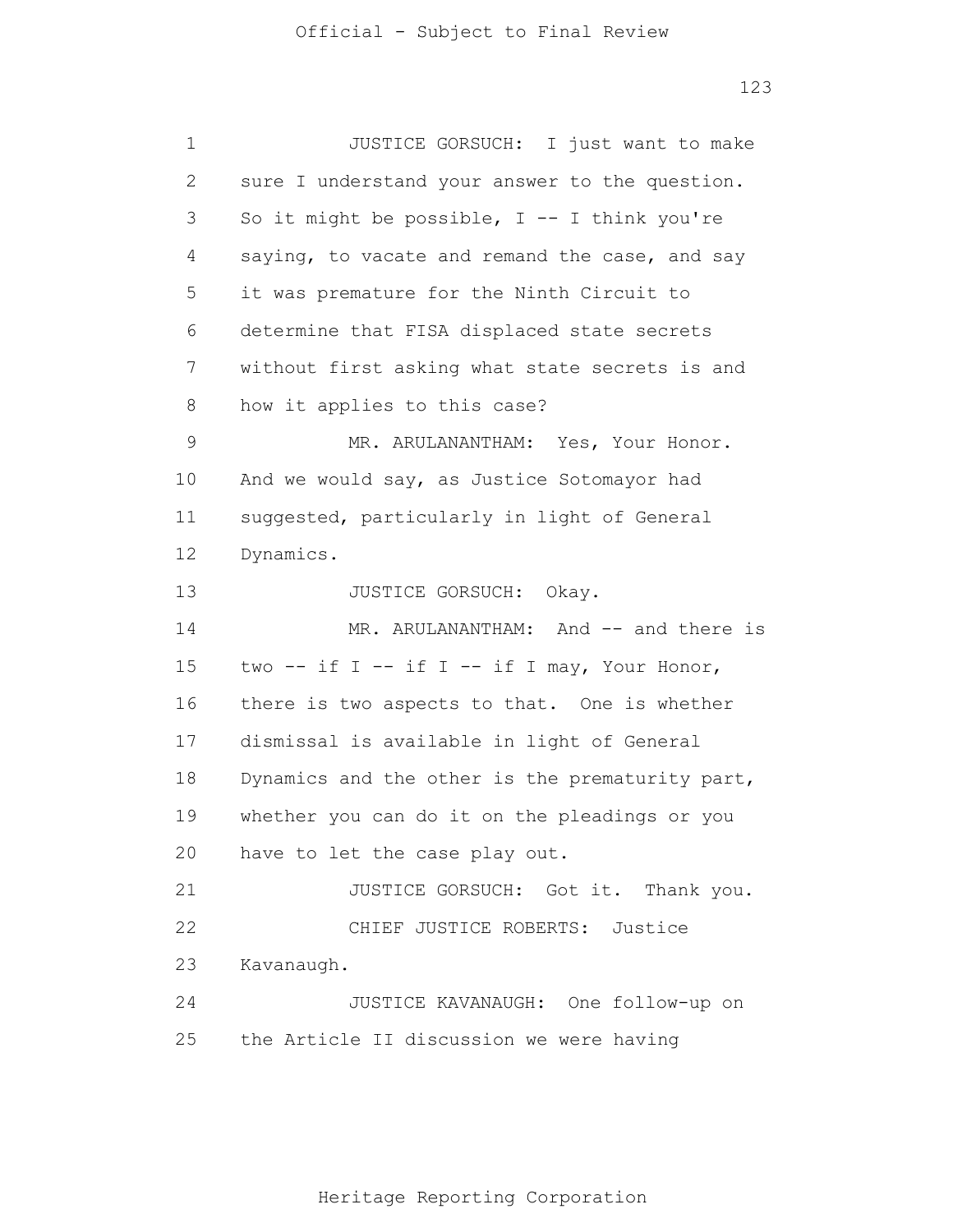JUSTICE GORSUCH: I just want to make sure I understand your answer to the question. So it might be possible, I -- I think you're saying, to vacate and remand the case, and say it was premature for the Ninth Circuit to determine that FISA displaced state secrets without first asking what state secrets is and how it applies to this case?

MR. ARULANANTHAM: Yes, Your Honor. And we would say, as Justice Sotomayor had suggested, particularly in light of General Dynamics.

JUSTICE GORSUCH: Okay.

MR. ARULANANTHAM: And -- and there is two -- if I -- if I -- if I may, Your Honor, there is two aspects to that. One is whether dismissal is available in light of General Dynamics and the other is the prematurity part, whether you can do it on the pleadings or you have to let the case play out.

JUSTICE GORSUCH: Got it. Thank you.

CHIEF JUSTICE ROBERTS: Justice Kavanaugh.

JUSTICE KAVANAUGH: One follow-up on the Article II discussion we were having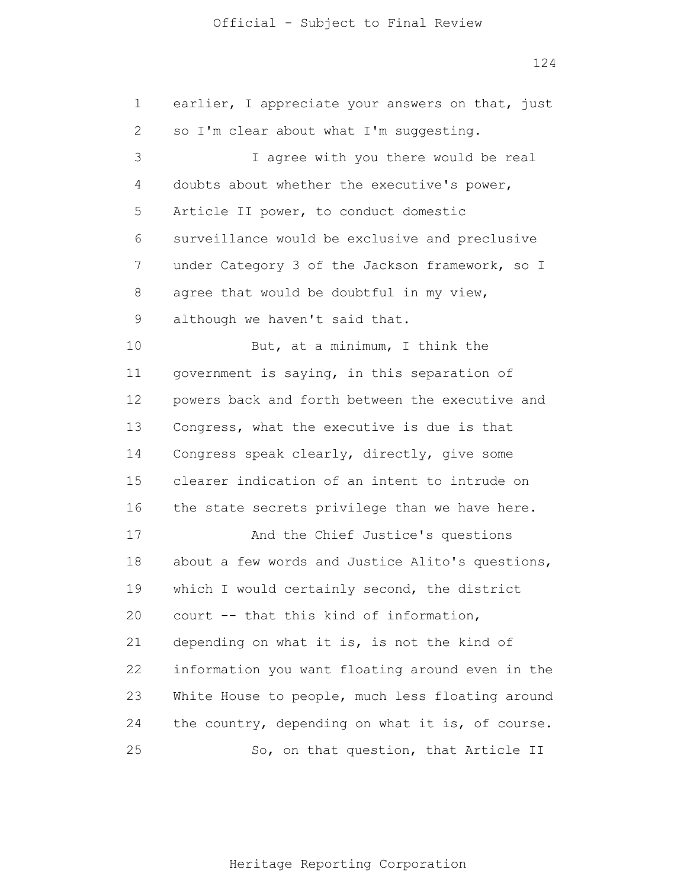earlier, I appreciate your answers on that, just so I'm clear about what I'm suggesting.

I agree with you there would be real doubts about whether the executive's power, Article II power, to conduct domestic surveillance would be exclusive and preclusive under Category 3 of the Jackson framework, so I agree that would be doubtful in my view, although we haven't said that.

But, at a minimum, I think the government is saying, in this separation of powers back and forth between the executive and Congress, what the executive is due is that Congress speak clearly, directly, give some clearer indication of an intent to intrude on the state secrets privilege than we have here.

And the Chief Justice's questions about a few words and Justice Alito's questions, which I would certainly second, the district court -- that this kind of information, depending on what it is, is not the kind of information you want floating around even in the White House to people, much less floating around the country, depending on what it is, of course.

So, on that question, that Article II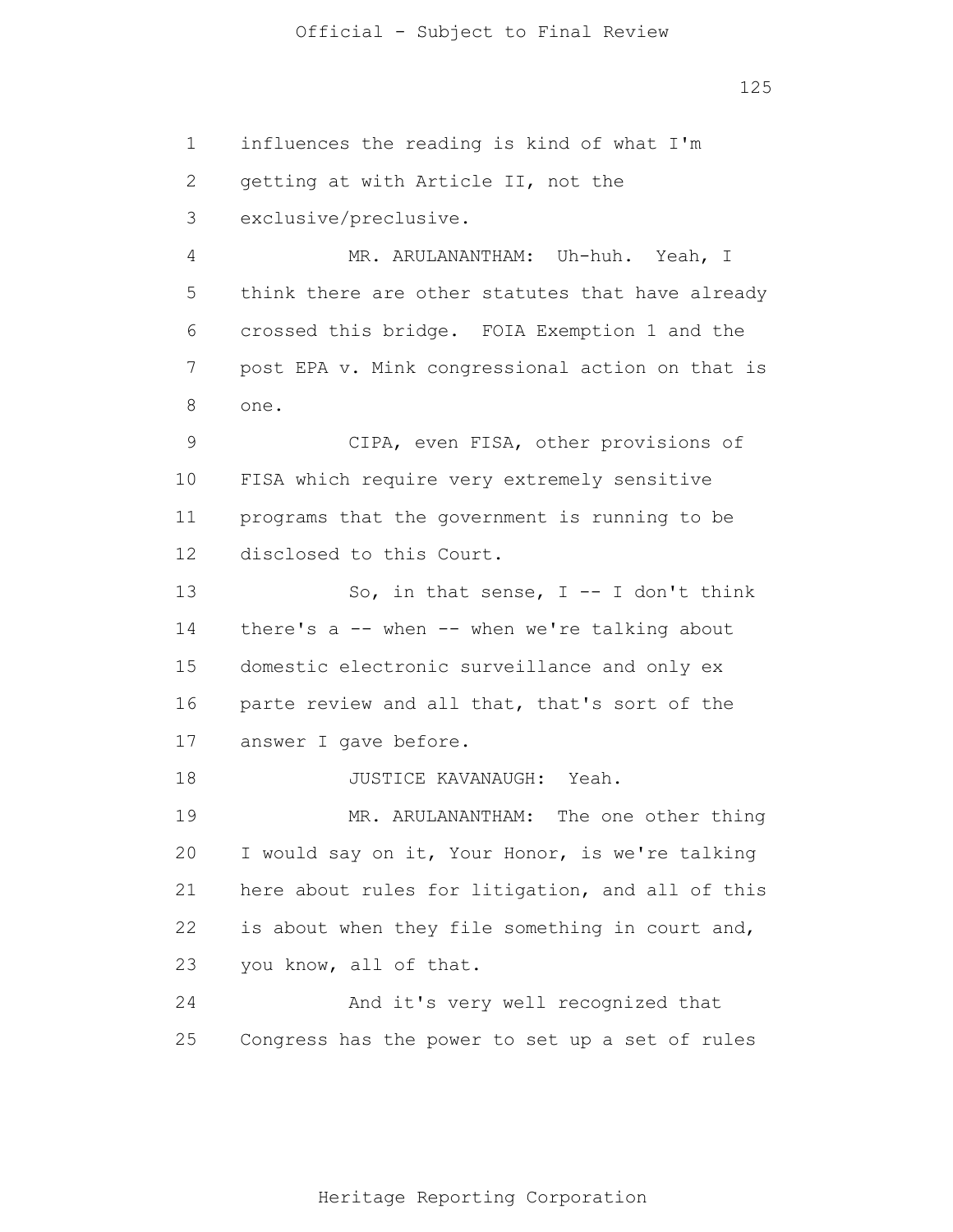influences the reading is kind of what I'm getting at with Article II, not the exclusive/preclusive.

MR. ARULANANTHAM: Uh-huh. Yeah, I think there are other statutes that have already crossed this bridge. FOIA Exemption 1 and the post EPA v. Mink congressional action on that is one.

CIPA, even FISA, other provisions of FISA which require very extremely sensitive programs that the government is running to be disclosed to this Court.

So, in that sense, I -- I don't think there's a -- when -- when we're talking about domestic electronic surveillance and only ex parte review and all that, that's sort of the answer I gave before.

JUSTICE KAVANAUGH: Yeah.

MR. ARULANANTHAM: The one other thing I would say on it, Your Honor, is we're talking here about rules for litigation, and all of this is about when they file something in court and, you know, all of that.

And it's very well recognized that Congress has the power to set up a set of rules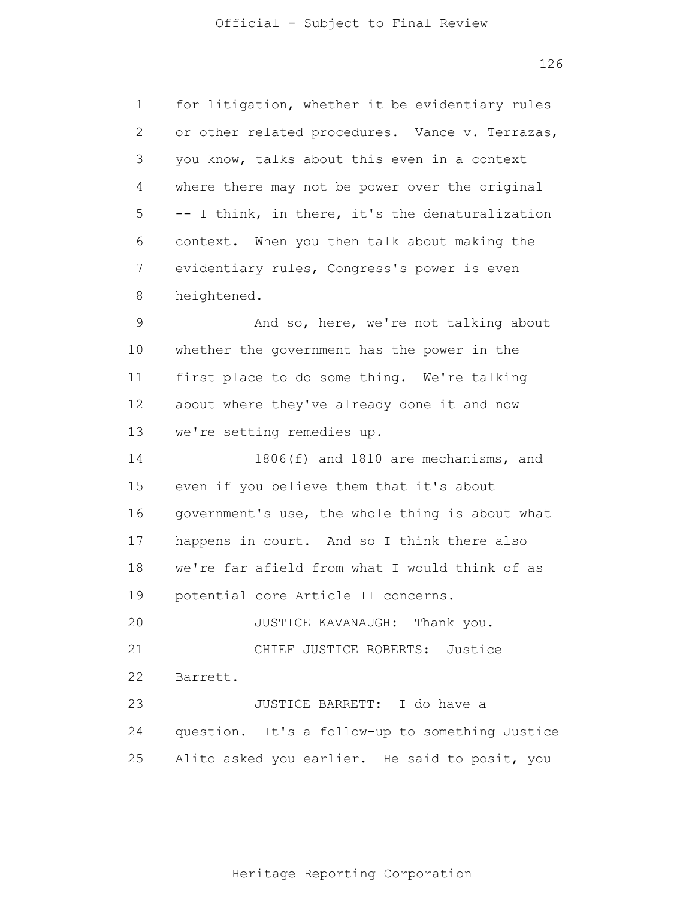for litigation, whether it be evidentiary rules or other related procedures. Vance v. Terrazas, you know, talks about this even in a context where there may not be power over the original -- I think, in there, it's the denaturalization context. When you then talk about making the evidentiary rules, Congress's power is even heightened.

And so, here, we're not talking about whether the government has the power in the first place to do some thing. We're talking about where they've already done it and now we're setting remedies up.

1806(f) and 1810 are mechanisms, and even if you believe them that it's about government's use, the whole thing is about what happens in court. And so I think there also we're far afield from what I would think of as potential core Article II concerns.

JUSTICE KAVANAUGH: Thank you.

CHIEF JUSTICE ROBERTS: Justice Barrett.

JUSTICE BARRETT: I do have a question. It's a follow-up to something Justice Alito asked you earlier. He said to posit, you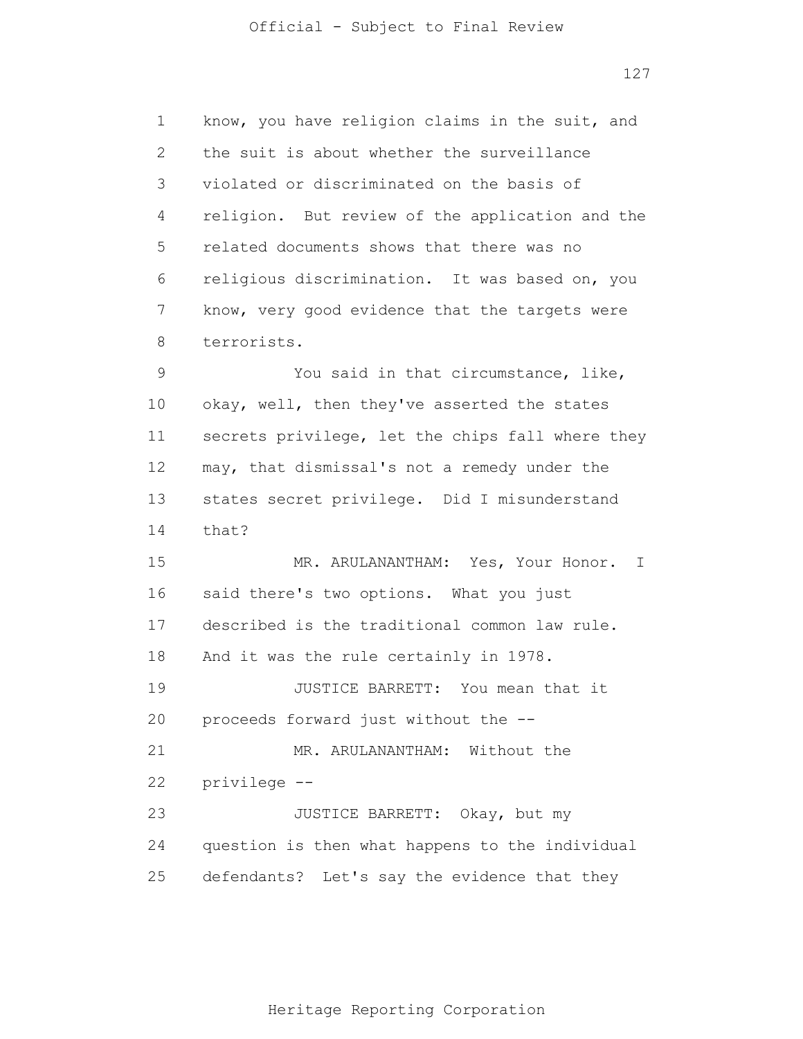know, you have religion claims in the suit, and the suit is about whether the surveillance violated or discriminated on the basis of religion. But review of the application and the related documents shows that there was no religious discrimination. It was based on, you know, very good evidence that the targets were terrorists.

You said in that circumstance, like, okay, well, then they've asserted the states secrets privilege, let the chips fall where they may, that dismissal's not a remedy under the states secret privilege. Did I misunderstand that?

MR. ARULANANTHAM: Yes, Your Honor. I said there's two options. What you just described is the traditional common law rule. And it was the rule certainly in 1978.

JUSTICE BARRETT: You mean that it proceeds forward just without the --

MR. ARULANANTHAM: Without the privilege --

JUSTICE BARRETT: Okay, but my question is then what happens to the individual defendants? Let's say the evidence that they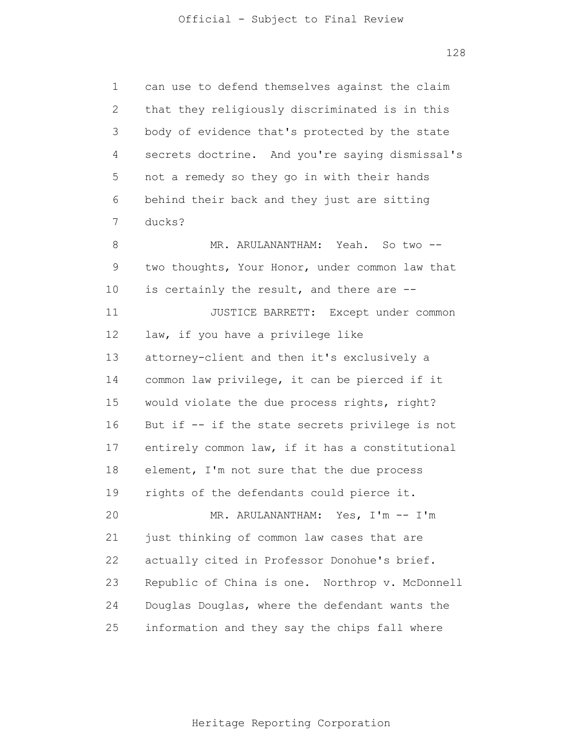can use to defend themselves against the claim that they religiously discriminated is in this body of evidence that's protected by the state secrets doctrine. And you're saying dismissal's not a remedy so they go in with their hands behind their back and they just are sitting ducks?

MR. ARULANANTHAM: Yeah. So two -- two thoughts, Your Honor, under common law that is certainly the result, and there are --

JUSTICE BARRETT: Except under common law, if you have a privilege like attorney-client and then it's exclusively a common law privilege, it can be pierced if it would violate the due process rights, right? But if -- if the state secrets privilege is not entirely common law, if it has a constitutional element, I'm not sure that the due process rights of the defendants could pierce it.

MR. ARULANANTHAM: Yes, I'm -- I'm just thinking of common law cases that are actually cited in Professor Donohue's brief. Republic of China is one. Northrop v. McDonnell Douglas Douglas, where the defendant wants the information and they say the chips fall where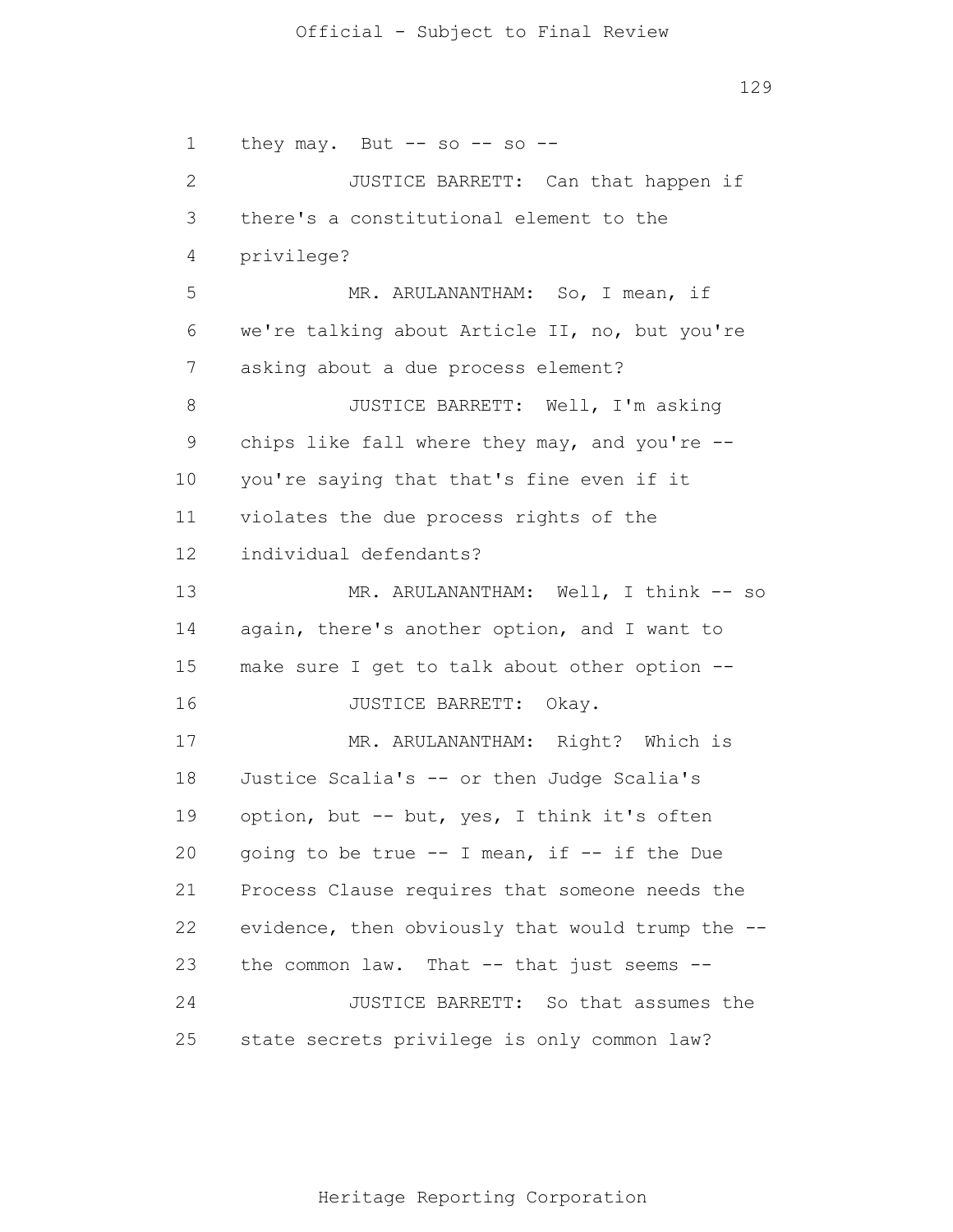they may. But -- so -- so --

JUSTICE BARRETT: Can that happen if there's a constitutional element to the privilege?

MR. ARULANANTHAM: So, I mean, if we're talking about Article II, no, but you're asking about a due process element?

JUSTICE BARRETT: Well, I'm asking chips like fall where they may, and you're -- you're saying that that's fine even if it violates the due process rights of the individual defendants?

MR. ARULANANTHAM: Well, I think -- so again, there's another option, and I want to make sure I get to talk about other option --

JUSTICE BARRETT: Okay.

MR. ARULANANTHAM: Right? Which is Justice Scalia's -- or then Judge Scalia's option, but -- but, yes, I think it's often going to be true -- I mean, if -- if the Due Process Clause requires that someone needs the evidence, then obviously that would trump the -- the common law. That -- that just seems --

JUSTICE BARRETT: So that assumes the state secrets privilege is only common law?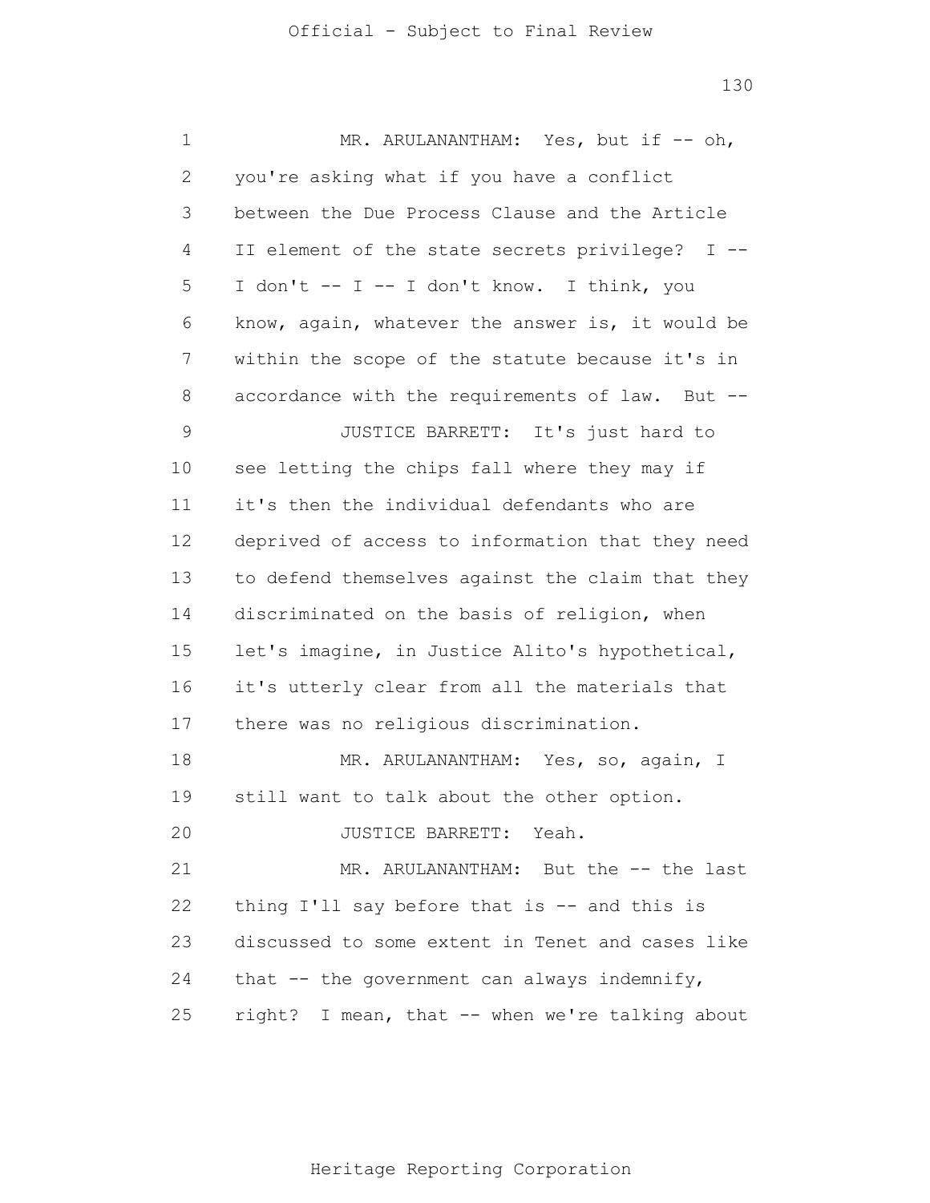MR. ARULANANTHAM: Yes, but if -- oh, you're asking what if you have a conflict between the Due Process Clause and the Article II element of the state secrets privilege? I -- I don't -- I -- I don't know. I think, you know, again, whatever the answer is, it would be within the scope of the statute because it's in accordance with the requirements of law. But --

JUSTICE BARRETT: It's just hard to see letting the chips fall where they may if it's then the individual defendants who are deprived of access to information that they need to defend themselves against the claim that they discriminated on the basis of religion, when let's imagine, in Justice Alito's hypothetical, it's utterly clear from all the materials that there was no religious discrimination.

MR. ARULANANTHAM: Yes, so, again, I still want to talk about the other option.

JUSTICE BARRETT: Yeah.

MR. ARULANANTHAM: But the -- the last thing I'll say before that is -- and this is discussed to some extent in Tenet and cases like that -- the government can always indemnify, right? I mean, that -- when we're talking about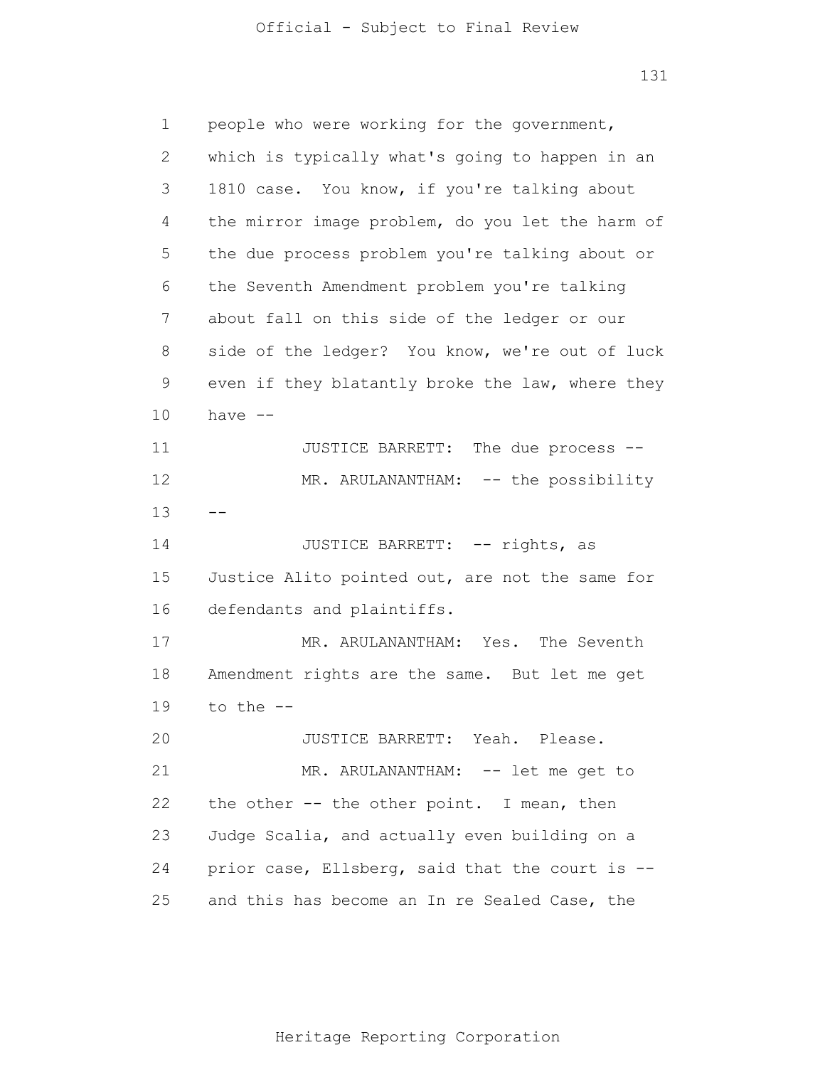people who were working for the government, which is typically what's going to happen in an 1810 case. You know, if you're talking about the mirror image problem, do you let the harm of the due process problem you're talking about or the Seventh Amendment problem you're talking about fall on this side of the ledger or our side of the ledger? You know, we're out of luck even if they blatantly broke the law, where they have --

JUSTICE BARRETT: The due process --

MR. ARULANANTHAM: -- the possibility --

JUSTICE BARRETT: -- rights, as Justice Alito pointed out, are not the same for defendants and plaintiffs.

MR. ARULANANTHAM: Yes. The Seventh Amendment rights are the same. But let me get to the --

JUSTICE BARRETT: Yeah. Please.

MR. ARULANANTHAM: -- let me get to the other -- the other point. I mean, then Judge Scalia, and actually even building on a prior case, Ellsberg, said that the court is -- and this has become an In re Sealed Case, the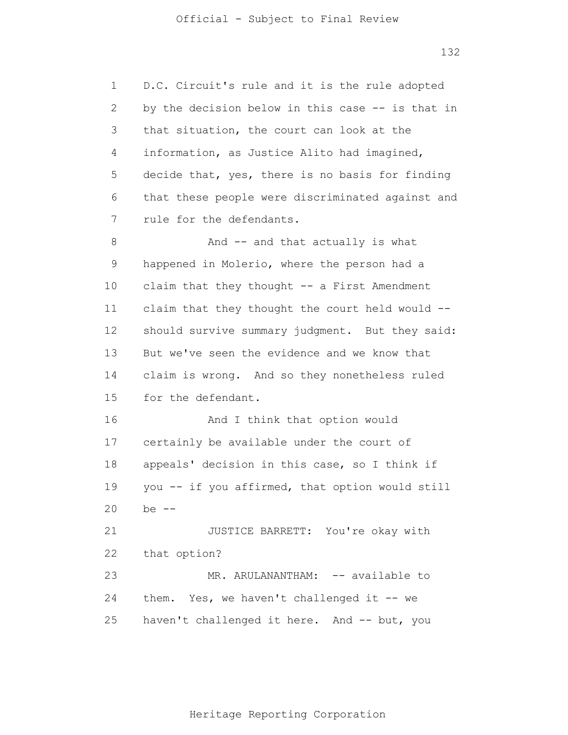D.C. Circuit's rule and it is the rule adopted by the decision below in this case -- is that in that situation, the court can look at the information, as Justice Alito had imagined, decide that, yes, there is no basis for finding that these people were discriminated against and rule for the defendants.

And -- and that actually is what happened in Molerio, where the person had a claim that they thought -- a First Amendment claim that they thought the court held would -- should survive summary judgment. But they said: But we've seen the evidence and we know that claim is wrong. And so they nonetheless ruled for the defendant.

And I think that option would certainly be available under the court of appeals' decision in this case, so I think if you -- if you affirmed, that option would still be --

JUSTICE BARRETT: You're okay with that option?

MR. ARULANANTHAM: -- available to them. Yes, we haven't challenged it -- we haven't challenged it here. And -- but, you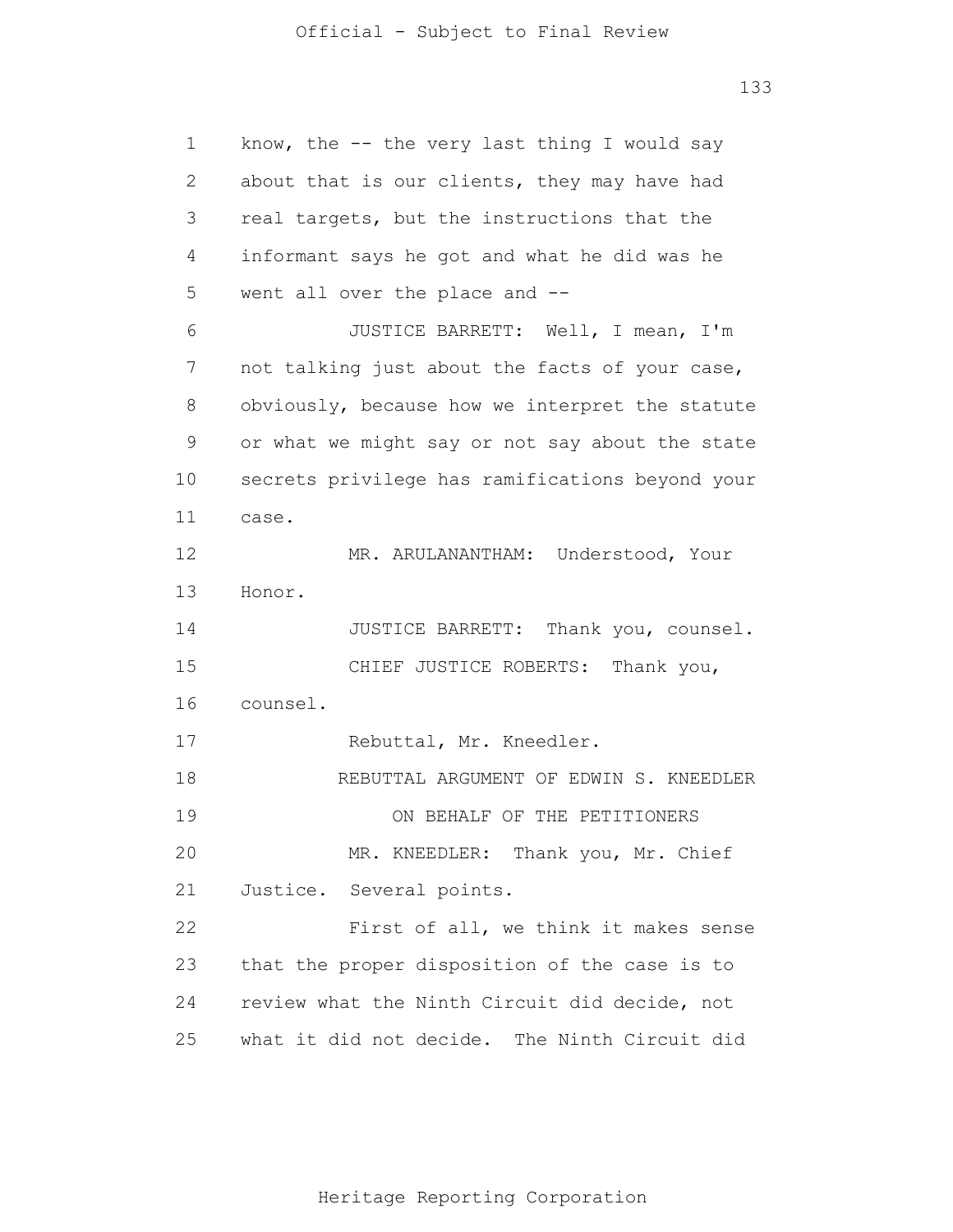know, the -- the very last thing I would say about that is our clients, they may have had real targets, but the instructions that the informant says he got and what he did was he went all over the place and --

JUSTICE BARRETT: Well, I mean, I'm not talking just about the facts of your case, obviously, because how we interpret the statute or what we might say or not say about the state secrets privilege has ramifications beyond your case.

MR. ARULANANTHAM: Understood, Your Honor.

JUSTICE BARRETT: Thank you, counsel.

CHIEF JUSTICE ROBERTS: Thank you, counsel.

Rebuttal, Mr. Kneedler.

REBUTTAL ARGUMENT OF EDWIN S. KNEEDLER

ON BEHALF OF THE PETITIONERS

MR. KNEEDLER: Thank you, Mr. Chief Justice. Several points.

First of all, we think it makes sense that the proper disposition of the case is to review what the Ninth Circuit did decide, not what it did not decide. The Ninth Circuit did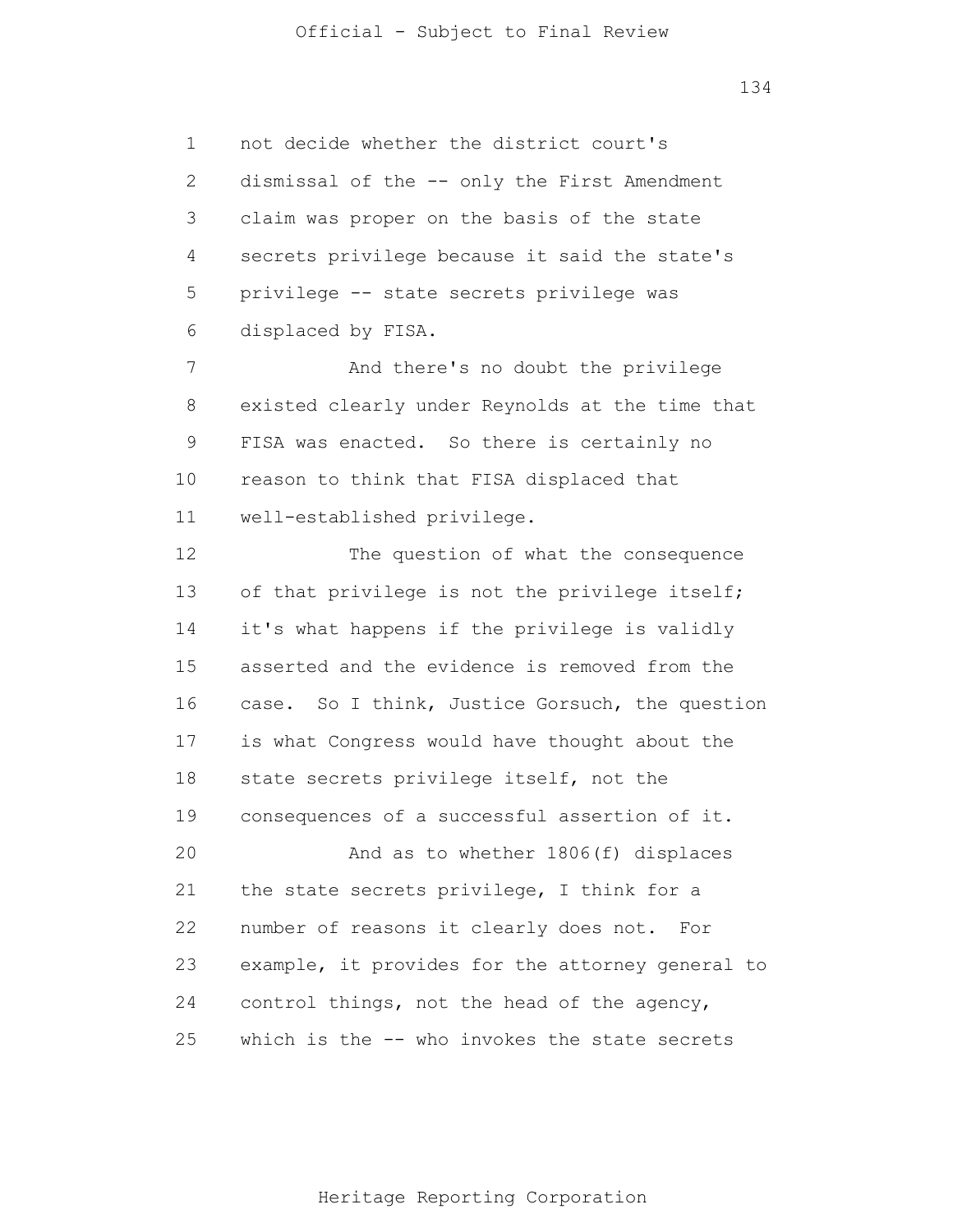not decide whether the district court's dismissal of the -- only the First Amendment claim was proper on the basis of the state secrets privilege because it said the state's privilege -- state secrets privilege was displaced by FISA.

And there's no doubt the privilege existed clearly under Reynolds at the time that FISA was enacted. So there is certainly no reason to think that FISA displaced that well-established privilege.

The question of what the consequence of that privilege is not the privilege itself; it's what happens if the privilege is validly asserted and the evidence is removed from the case. So I think, Justice Gorsuch, the question is what Congress would have thought about the state secrets privilege itself, not the consequences of a successful assertion of it.

And as to whether 1806(f) displaces the state secrets privilege, I think for a number of reasons it clearly does not. For example, it provides for the attorney general to control things, not the head of the agency, which is the -- who invokes the state secrets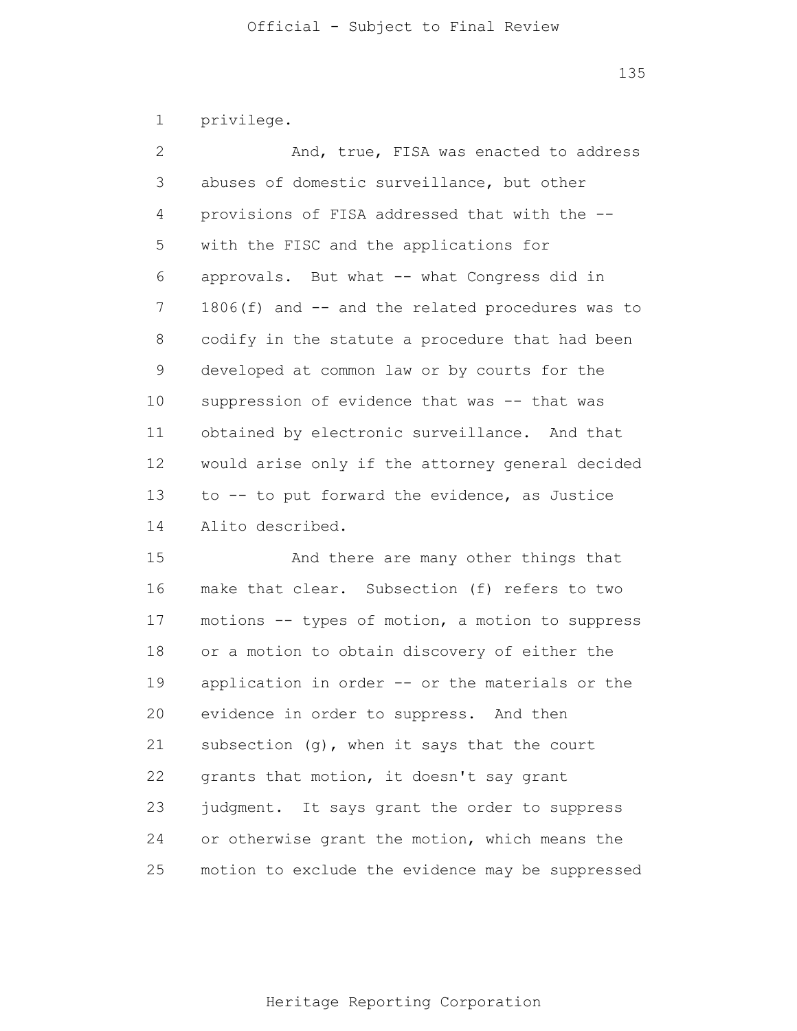privilege.

And, true, FISA was enacted to address abuses of domestic surveillance, but other provisions of FISA addressed that with the -- with the FISC and the applications for approvals. But what -- what Congress did in 1806(f) and -- and the related procedures was to codify in the statute a procedure that had been developed at common law or by courts for the suppression of evidence that was -- that was obtained by electronic surveillance. And that would arise only if the attorney general decided to -- to put forward the evidence, as Justice Alito described.

And there are many other things that make that clear. Subsection (f) refers to two motions -- types of motion, a motion to suppress or a motion to obtain discovery of either the application in order -- or the materials or the evidence in order to suppress. And then subsection (g), when it says that the court grants that motion, it doesn't say grant judgment. It says grant the order to suppress or otherwise grant the motion, which means the motion to exclude the evidence may be suppressed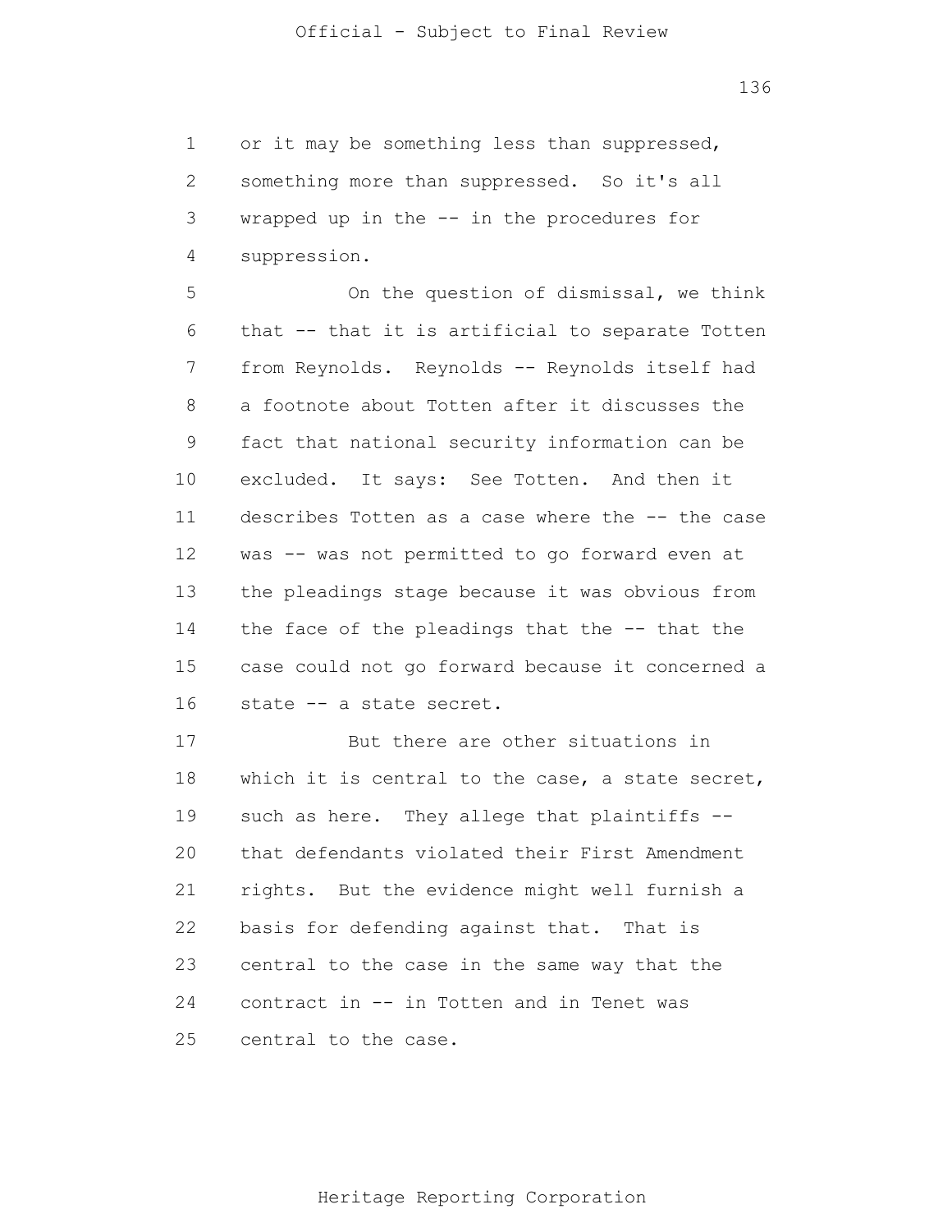or it may be something less than suppressed, something more than suppressed. So it's all wrapped up in the -- in the procedures for suppression.

On the question of dismissal, we think that -- that it is artificial to separate Totten from Reynolds. Reynolds -- Reynolds itself had a footnote about Totten after it discusses the fact that national security information can be excluded. It says: See Totten. And then it describes Totten as a case where the -- the case was -- was not permitted to go forward even at the pleadings stage because it was obvious from the face of the pleadings that the -- that the case could not go forward because it concerned a state -- a state secret.

But there are other situations in which it is central to the case, a state secret, such as here. They allege that plaintiffs -- that defendants violated their First Amendment rights. But the evidence might well furnish a basis for defending against that. That is central to the case in the same way that the contract in -- in Totten and in Tenet was central to the case.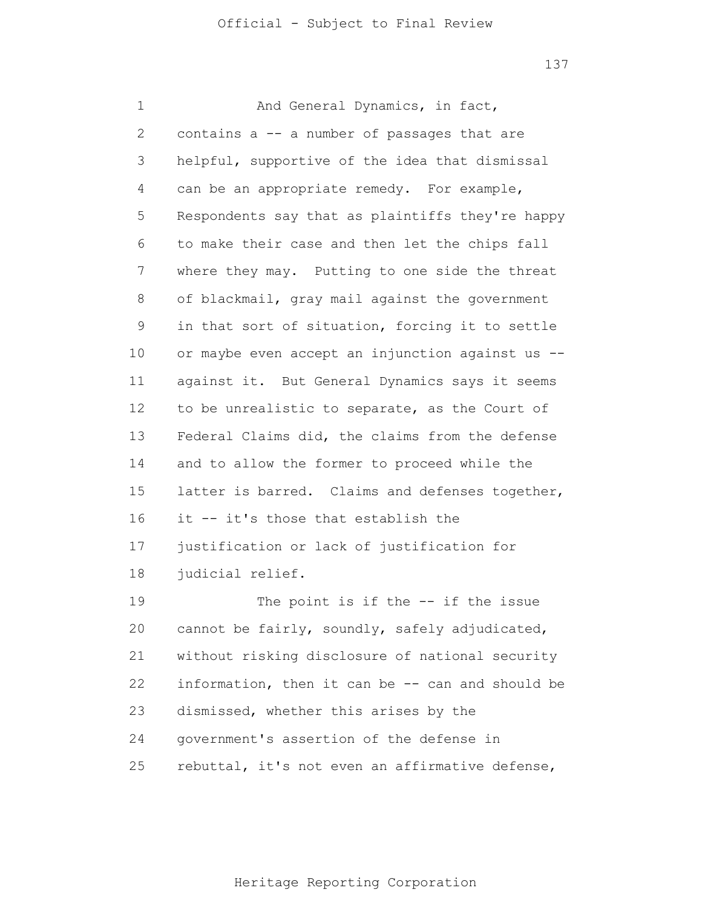And General Dynamics, in fact, contains a -- a number of passages that are helpful, supportive of the idea that dismissal can be an appropriate remedy. For example, Respondents say that as plaintiffs they're happy to make their case and then let the chips fall where they may. Putting to one side the threat of blackmail, gray mail against the government in that sort of situation, forcing it to settle or maybe even accept an injunction against us -- against it. But General Dynamics says it seems to be unrealistic to separate, as the Court of Federal Claims did, the claims from the defense and to allow the former to proceed while the latter is barred. Claims and defenses together, it -- it's those that establish the justification or lack of justification for judicial relief.

The point is if the -- if the issue cannot be fairly, soundly, safely adjudicated, without risking disclosure of national security information, then it can be -- can and should be dismissed, whether this arises by the government's assertion of the defense in rebuttal, it's not even an affirmative defense,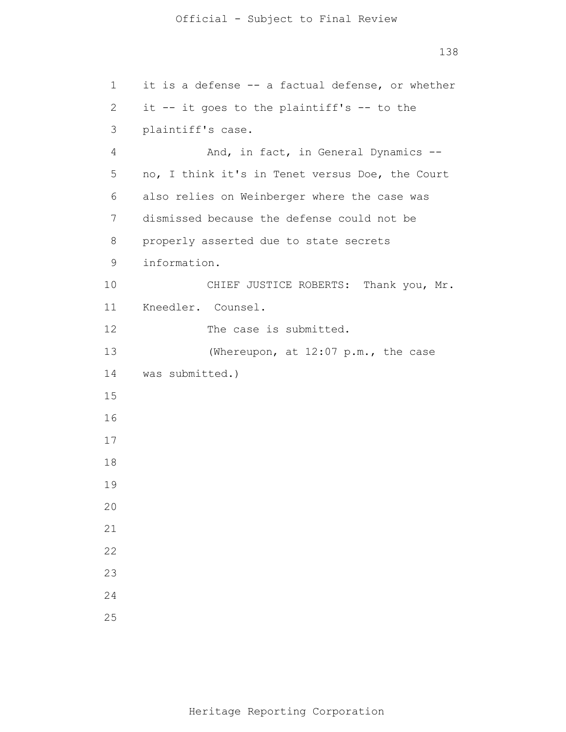it is a defense -- a factual defense, or whether it -- it goes to the plaintiff's -- to the plaintiff's case.

And, in fact, in General Dynamics -- no, I think it's in Tenet versus Doe, the Court also relies on Weinberger where the case was dismissed because the defense could not be properly asserted due to state secrets information.

CHIEF JUSTICE ROBERTS: Thank you, Mr. Kneedler. Counsel.

The case is submitted.

(Whereupon, at 12:07 p.m., the case was submitted.)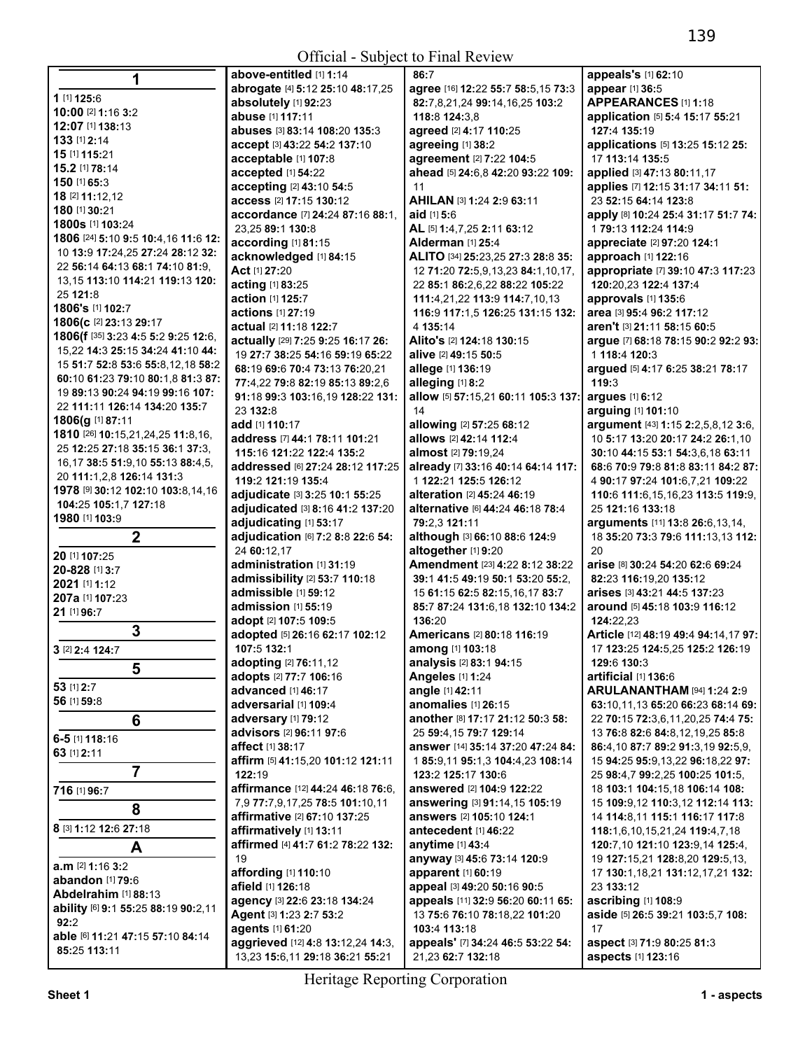**1**

**1** [1] **125:**6
**10:00** [2] **1:**16 **3:**2
**12:07** [1] **138:**13
**133** [1] **2:**14
**15** [1] **115:**21
**15.2** [1] **78:**14
**150** [1] **65:**3
**18** [2] **11:**12,12
**180** [1] **30:**21
**1800s** [1] **103:**24
**1806** [24] **5:**10 **9:**5 **10:**4,16 **11:**6 **12:**10 **13:**9 **17:**24,25 **27:**24 **28:**12 **32:**22 **56:**14 **64:**13 **68:**1 **74:**10 **81:**9,13,15 **113:**10 **114:**21 **119:**13 **120:**25 **121:**8
**1806's** [1] **102:**7
**1806(c** [2] **23:**13 **29:**17
**1806(f** [35] **3:**23 **4:**5 **5:**2 **9:**25 **12:**6,15,22 **14:**3 **25:**15 **34:**24 **41:**10 **44:**15 **51:**7 **52:**8 **53:**6 **55:**8,12,18 **58:**2 **60:**10 **61:**23 **79:**10 **80:**1,8 **81:**3 **87:**19 **89:**13 **90:**24 **94:**19 **99:**16 **107:**22 **111:**11 **126:**14 **134:**20 **135:**7
**1806(g** [1] **87:**11
**1810** [26] **10:**15,21,24,25 **11:**8,16,25 **12:**25 **27:**18 **35:**15 **36:**1 **37:**3,16,17 **38:**5 **51:**9,10 **55:**13 **88:**4,5,20 **111:**1,2,8 **126:**14 **131:**3
**1978** [9] **30:**12 **102:**10 **103:**8,14,16 **104:**25 **105:**1,7 **127:**18
**1980** [1] **103:**9

**2**

**20** [1] **107:**25
**20-828** [1] **3:**7
**2021** [1] **1:**12
**207a** [1] **107:**23
**21** [1] **96:**7

**3**

**3** [2] **2:**4 **124:**7

**5**

**53** [1] **2:**7
**56** [1] **59:**8

**6**

**6-5** [1] **118:**16
**63** [1] **2:**11

**7**

**716** [1] **96:**7

**8**

**8** [3] **1:**12 **12:**6 **27:**18

**A**

**a.m** [2] **1:**16 **3:**2
**abandon** [1] **79:**6
**Abdelrahim** [1] **88:**13
**ability** [6] **9:**1 **55:**25 **88:**19 **90:**2,11 **92:**2
**able** [6] **11:**21 **47:**15 **57:**10 **84:**14 **85:**25 **113:**11
**above-entitled** [1] **1:**14
**abrogate** [4] **5:**12 **25:**10 **48:**17,25
**absolutely** [1] **92:**23
**abuse** [1] **117:**11
**abuses** [3] **83:**14 **108:**20 **135:**3
**accept** [3] **43:**22 **54:**2 **137:**10
**acceptable** [1] **107:**8
**accepted** [1] **54:**22
**accepting** [2] **43:**10 **54:**5
**access** [2] **17:**15 **130:**12
**accordance** [7] **24:**24 **87:**16 **88:**1,23,25 **89:**1 **130:**8
**according** [1] **81:**15
**acknowledged** [1] **84:**15
**Act** [1] **27:**20
**acting** [1] **83:**25
**action** [1] **125:**7
**actions** [1] **27:**19
**actual** [2] **11:**18 **122:**7
**actually** [29] **7:**25 **9:**25 **16:**17 **26:**19 **27:**7 **38:**25 **54:**16 **59:**19 **65:**22 **68:**19 **69:**6 **70:**4 **73:**13 **76:**20,21 **77:**4,22 **79:**8 **82:**19 **85:**13 **89:**2,6 **91:**18 **99:**3 **103:**16,19 **128:**22 **131:**23 **132:**8
**add** [1] **110:**17
**address** [7] **44:**1 **78:**11 **101:**21 **115:**16 **121:**22 **122:**4 **135:**2
**addressed** [6] **27:**24 **28:**12 **117:**25 **119:**2 **121:**19 **135:**4
**adjudicate** [3] **3:**25 **10:**1 **55:**25
**adjudicated** [3] **8:**16 **41:**2 **137:**20
**adjudicating** [1] **53:**17
**adjudication** [6] **7:**2 **8:**8 **22:**6 **54:**24 **60:**12,17
**administration** [1] **31:**19
**admissibility** [2] **53:**7 **110:**18
**admissible** [1] **59:**12
**admission** [1] **55:**19
**adopt** [2] **107:**5 **109:**5
**adopted** [5] **26:**16 **62:**17 **102:**12 **107:**5 **132:**1
**adopting** [2] **76:**11,12
**adopts** [2] **77:**7 **106:**16
**advanced** [1] **46:**17
**adversarial** [1] **109:**4
**adversary** [1] **79:**12
**advisors** [2] **96:**11 **97:**6
**affect** [1] **38:**17
**affirm** [5] **41:**15,20 **101:**12 **121:**11 **122:**19
**affirmance** [12] **44:**24 **46:**18 **76:**6,7,9 **77:**7,9,17,25 **78:**5 **101:**10,11
**affirmative** [2] **67:**10 **137:**25
**affirmatively** [1] **13:**11
**affirmed** [4] **41:**7 **61:**2 **78:**22 **132:**19
**affording** [1] **110:**10
**afield** [1] **126:**18
**agency** [3] **22:**6 **23:**18 **134:**24
**Agent** [3] **1:**23 **2:**7 **53:**2
**agents** [1] **61:**20
**aggrieved** [12] **4:**8 **13:**12,24 **14:**3,13,23 **15:**6,11 **29:**18 **36:**21 **55:**21 **86:**7
**agree** [16] **12:**22 **55:**7 **58:**5,15 **73:**3 **82:**7,8,21,24 **99:**14,16,25 **103:**2 **118:**8 **124:**3,8
**agreed** [2] **4:**17 **110:**25
**agreeing** [1] **38:**2
**agreement** [2] **7:**22 **104:**5
**ahead** [5] **24:**6,8 **42:**20 **93:**22 **109:**11
**AHILAN** [3] **1:**24 **2:**9 **63:**11
**aid** [1] **5:**6
**AL** [5] **1:**4,7,25 **2:**11 **63:**12
**Alderman** [1] **25:**4
**ALITO** [34] **25:**23,25 **27:**3 **28:**8 **35:**12 **71:**20 **72:**5,9,13,23 **84:**1,10,17,22 **85:**1 **86:**2,6,22 **88:**22 **105:**22 **111:**4,21,22 **113:**9 **114:**7,10,13 **116:**9 **117:**1,5 **126:**25 **131:**15 **132:**4 **135:**14
**Alito's** [2] **124:**18 **130:**15
**alive** [2] **49:**15 **50:**5
**allege** [1] **136:**19
**alleging** [1] **8:**2
**allow** [5] **57:**15,21 **60:**11 **105:**3 **137:**14
**allowing** [2] **57:**25 **68:**12
**allows** [2] **42:**14 **112:**4
**almost** [2] **79:**19,24
**already** [7] **33:**16 **40:**14 **64:**14 **117:**1 **122:**21 **125:**5 **126:**12
**alteration** [2] **45:**24 **46:**19
**alternative** [6] **44:**24 **46:**18 **78:**4 **79:**2,3 **121:**11
**although** [3] **66:**10 **88:**6 **124:**9
**altogether** [1] **9:**20
**Amendment** [23] **4:**22 **8:**12 **38:**22 **39:**1 **41:**5 **49:**19 **50:**1 **53:**20 **55:**2,15 **61:**15 **62:**5 **82:**15,16,17 **83:**7 **85:**7 **87:**24 **131:**6,18 **132:**10 **134:**2 **136:**20
**Americans** [2] **80:**18 **116:**19
**among** [1] **103:**18
**analysis** [2] **83:**1 **94:**15
**Angeles** [1] **1:**24
**angle** [1] **42:**11
**anomalies** [1] **26:**15
**another** [8] **17:**17 **21:**12 **50:**3 **58:**25 **59:**4,15 **79:**7 **129:**14
**answer** [14] **35:**14 **37:**20 **47:**24 **84:**1 **85:**9,11 **95:**1,3 **104:**4,23 **108:**14 **123:**2 **125:**17 **130:**6
**answered** [2] **104:**9 **122:**22
**answering** [3] **91:**14,15 **105:**19
**answers** [2] **105:**10 **124:**1
**antecedent** [1] **46:**22
**anytime** [1] **43:**4
**anyway** [3] **45:**6 **73:**14 **120:**9
**apparent** [1] **60:**19
**appeal** [3] **49:**20 **50:**16 **90:**5
**appeals** [11] **32:**9 **56:**20 **60:**11 **65:**13 **75:**6 **76:**10 **78:**18,22 **101:**20 **103:**4 **113:**18
**appeals'** [7] **34:**24 **46:**5 **53:**22 **54:**21,23 **62:**7 **132:**18
**appeals's** [1] **62:**10
**appear** [1] **36:**5
**APPEARANCES** [1] **1:**18
**application** [5] **5:**4 **15:**17 **55:**21 **127:**4 **135:**19
**applications** [5] **13:**25 **15:**12 **25:**17 **113:**14 **135:**5
**applied** [3] **47:**13 **80:**11,17
**applies** [7] **12:**15 **31:**17 **34:**11 **51:**23 **52:**15 **64:**14 **123:**8
**apply** [8] **10:**24 **25:**4 **31:**17 **51:**7 **74:**1 **79:**13 **112:**24 **114:**9
**appreciate** [2] **97:**20 **124:**1
**approach** [1] **122:**16
**appropriate** [7] **39:**10 **47:**3 **117:**23 **120:**20,23 **122:**4 **137:**4
**approvals** [1] **135:**6
**area** [3] **95:**4 **96:**2 **117:**12
**aren't** [3] **21:**11 **58:**15 **60:**5
**argue** [7] **68:**18 **78:**15 **90:**2 **92:**2 **93:**1 **118:**4 **120:**3
**argued** [5] **4:**17 **6:**25 **38:**21 **78:**17 **119:**3
**argues** [1] **6:**12
**arguing** [1] **101:**10
**argument** [43] **1:**15 **2:**2,5,8,12 **3:**6,10 **5:**17 **13:**20 **20:**17 **24:**2 **26:**1,10 **30:**10 **44:**15 **53:**1 **54:**3,6,18 **63:**11 **68:**6 **70:**9 **79:**8 **81:**8 **83:**11 **84:**2 **87:**4 **90:**17 **97:**24 **101:**6,7,21 **109:**22 **110:**6 **111:**6,15,16,23 **113:**5 **119:**9,25 **121:**16 **133:**18
**arguments** [11] **13:**8 **26:**6,13,14,18 **35:**20 **73:**3 **79:**6 **111:**13,13 **112:**20
**arise** [8] **30:**24 **54:**20 **62:**6 **69:**24 **82:**23 **116:**19,20 **135:**12
**arises** [3] **43:**21 **44:**5 **137:**23
**around** [5] **45:**18 **103:**9 **116:**12 **124:**22,23
**Article** [12] **48:**19 **49:**4 **94:**14,17 **97:**17 **123:**25 **124:**5,25 **125:**2 **126:**19 **129:**6 **130:**3
**artificial** [1] **136:**6
**ARULANANTHAM** [94] **1:**24 **2:**9 **63:**10,11,13 **65:**20 **66:**23 **68:**14 **69:**22 **70:**15 **72:**3,6,11,20,25 **74:**4 **75:**13 **76:**8 **82:**6 **84:**8,12,19,25 **85:**8 **86:**4,10 **87:**7 **89:**2 **91:**3,19 **92:**5,9,15 **94:**25 **95:**9,13,22 **96:**18,22 **97:**25 **98:**4,7 **99:**2,25 **100:**25 **101:**5,18 **103:**1 **104:**15,18 **106:**14 **108:**15 **109:**9,12 **110:**3,12 **112:**14 **113:**14 **114:**8,11 **115:**1 **116:**17 **117:**8 **118:**1,6,10,15,21,24 **119:**4,7,18 **120:**7,10 **121:**10 **123:**9,14 **125:**4,19 **127:**15,21 **128:**8,20 **129:**5,13,17 **130:**1,18,21 **131:**12,17,21 **132:**23 **133:**12
**ascribing** [1] **108:**9
**aside** [5] **26:**5 **39:**21 **103:**5,7 **108:**17
**aspect** [3] **71:**9 **80:**25 **81:**3
**aspects** [1] **123:**16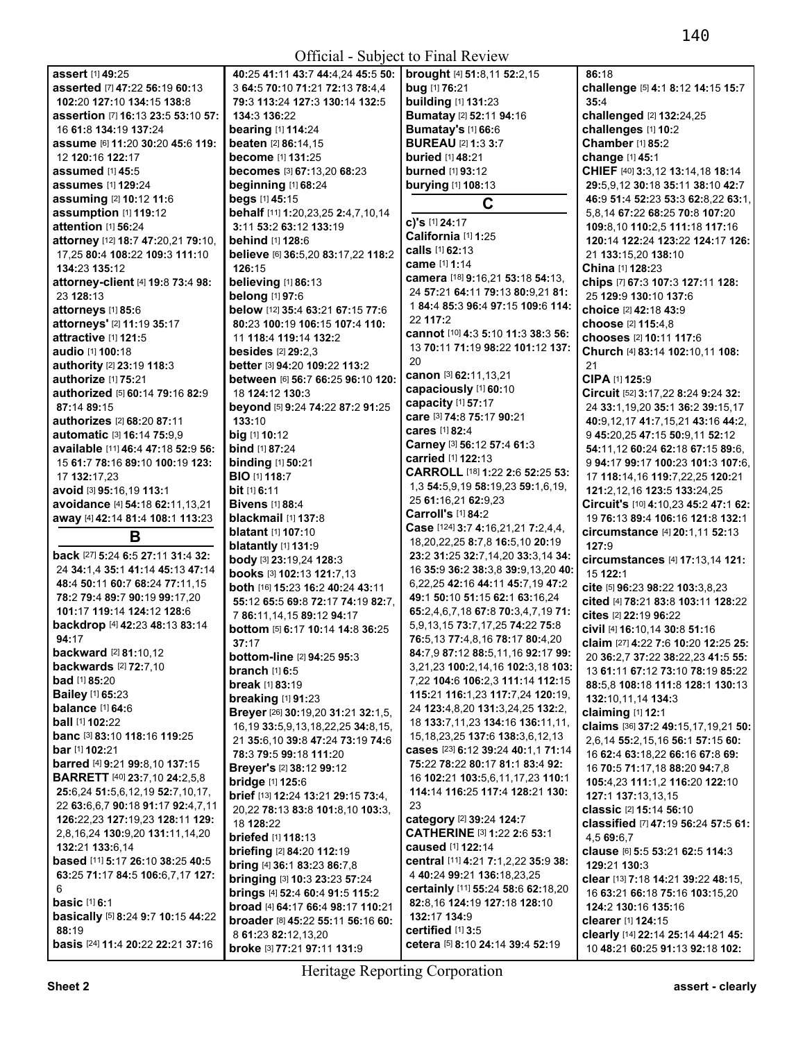Official - Subject to Final Review

**assert** [1] **49:**25
**asserted** [7] **47:**22 **56:**19 **60:**13 **102:**20 **127:**10 **134:**15 **138:**8
**assertion** [7] **16:**13 **23:**5 **53:**10 **57:**16 **61:**8 **134:**19 **137:**24
**assume** [6] **11:**20 **30:**20 **45:**6 **119:**12 **120:**16 **122:**17
**assumed** [1] **45:**5
**assumes** [1] **129:**24
**assuming** [2] **10:**12 **11:**6
**assumption** [1] **119:**12
**attention** [1] **56:**24
**attorney** [12] **18:**7 **47:**20,21 **79:**10,17,25 **80:**4 **108:**22 **109:**3 **111:**10 **134:**23 **135:**12
**attorney-client** [4] **19:**8 **73:**4 **98:**23 **128:**13
**attorneys** [1] **85:**6
**attorneys'** [2] **11:**19 **35:**17
**attractive** [1] **121:**5
**audio** [1] **100:**18
**authority** [2] **23:**19 **118:**3
**authorize** [1] **75:**21
**authorized** [5] **60:**14 **79:**16 **82:**9 **87:**14 **89:**15
**authorizes** [2] **68:**20 **87:**11
**automatic** [3] **16:**14 **75:**9,9
**available** [11] **46:**4 **47:**18 **52:**9 **56:**15 **61:**7 **78:**16 **89:**10 **100:**19 **123:**17 **132:**17,23
**avoid** [3] **95:**16,19 **113:**1
**avoidance** [4] **54:**18 **62:**11,13,21
**away** [4] **42:**14 **81:**4 **108:**1 **113:**23

## B

**back** [27] **5:**24 **6:**5 **27:**11 **31:**4 **32:**24 **34:**1,4 **35:**1 **41:**14 **45:**13 **47:**14 **48:**4 **50:**11 **60:**7 **68:**24 **77:**11,15 **78:**2 **79:**4 **89:**7 **90:**19 **99:**17,20 **101:**17 **119:**14 **124:**12 **128:**6
**backdrop** [4] **42:**23 **48:**13 **83:**14 **94:**17
**backward** [2] **81:**10,12
**backwards** [2] **72:**7,10
**bad** [1] **85:**20
**Bailey** [1] **65:**23
**balance** [1] **64:**6
**ball** [1] **102:**22
**banc** [3] **83:**10 **118:**16 **119:**25
**bar** [1] **102:**21
**barred** [4] **9:**21 **99:**8,10 **137:**15
**BARRETT** [40] **23:**7,10 **24:**2,5,8 **25:**6,24 **51:**5,6,12,19 **52:**7,10,17,22 **63:**6,6,7 **90:**18 **91:**17 **92:**4,7,11 **126:**22,23 **127:**19,23 **128:**11 **129:**2,8,16,24 **130:**9,20 **131:**11,14,20 **132:**21 **133:**6,14
**based** [11] **5:**17 **26:**10 **38:**25 **40:**5 **63:**25 **71:**17 **84:**5 **106:**6,7,17 **127:**6
**basic** [1] **6:**1
**basically** [5] **8:**24 **9:**7 **10:**15 **44:**22 **88:**19
**basis** [24] **11:**4 **20:**22 **22:**21 **37:**16 **40:**25 **41:**11 **43:**7 **44:**4,24 **45:**5 **50:**3 **64:**5 **70:**10 **71:**21 **72:**13 **78:**4,4 **79:**3 **113:**24 **127:**3 **130:**14 **132:**5 **134:**3 **136:**22
**bearing** [1] **114:**24
**beaten** [2] **86:**14,15
**become** [1] **131:**25
**becomes** [3] **67:**13,20 **68:**23
**beginning** [1] **68:**24
**begs** [1] **45:**15
**behalf** [11] **1:**20,23,25 **2:**4,7,10,14 **3:**11 **53:**2 **63:**12 **133:**19
**behind** [1] **128:**6
**believe** [6] **36:**5,20 **83:**17,22 **118:**2 **126:**15
**believing** [1] **86:**13
**belong** [1] **97:**6
**below** [12] **35:**4 **63:**21 **67:**15 **77:**6 **80:**23 **100:**19 **106:**15 **107:**4 **110:**11 **118:**4 **119:**14 **132:**2
**besides** [2] **29:**2,3
**better** [3] **94:**20 **109:**22 **113:**2
**between** [6] **56:**7 **66:**25 **96:**10 **120:**18 **124:**12 **130:**3
**beyond** [5] **9:**24 **74:**22 **87:**2 **91:**25 **133:**10
**big** [1] **10:**12
**bind** [1] **87:**24
**binding** [1] **50:**21
**BIO** [1] **118:**7
**bit** [1] **6:**11
**Bivens** [1] **88:**4
**blackmail** [1] **137:**8
**blatant** [1] **107:**10
**blatantly** [1] **131:**9
**body** [3] **23:**19,24 **128:**3
**books** [3] **102:**13 **121:**7,13
**both** [16] **15:**23 **16:**2 **40:**24 **43:**11 **55:**12 **65:**5 **69:**8 **72:**17 **74:**19 **82:**7,7 **86:**11,14,15 **89:**12 **94:**17
**bottom** [5] **6:**17 **10:**14 **14:**8 **36:**25 **37:**17
**bottom-line** [2] **94:**25 **95:**3
**branch** [1] **6:**5
**break** [1] **83:**19
**breaking** [1] **91:**23
**Breyer** [26] **30:**19,20 **31:**21 **32:**1,5,16,19 **33:**5,9,13,18,22,25 **34:**8,15,21 **35:**6,10 **39:**8 **47:**24 **73:**19 **74:**6 **78:**3 **79:**5 **99:**18 **111:**20
**Breyer's** [2] **38:**12 **99:**12
**bridge** [1] **125:**6
**brief** [13] **12:**24 **13:**21 **29:**15 **73:**4,20,22 **78:**13 **83:**8 **101:**8,10 **103:**3,18 **128:**22
**briefed** [1] **118:**13
**briefing** [2] **84:**20 **112:**19
**bring** [4] **36:**1 **83:**23 **86:**7,8
**bringing** [3] **10:**3 **23:**23 **57:**24
**brings** [4] **52:**4 **60:**4 **91:**5 **115:**2
**broad** [4] **64:**17 **66:**4 **98:**17 **110:**21
**broader** [8] **45:**22 **55:**11 **56:**16 **60:**8 **61:**23 **82:**12,13,20
**broke** [3] **77:**21 **97:**11 **131:**9
**brought** [4] **51:**8,11 **52:**2,15
**bug** [1] **76:**21
**building** [1] **131:**23
**Bumatay** [2] **52:**11 **94:**16
**Bumatay's** [1] **66:**6
**BUREAU** [2] **1:**3 **3:**7
**buried** [1] **48:**21
**burned** [1] **93:**12
**burying** [1] **108:**13

## C

**c)'s** [1] **24:**17
**California** [1] **1:**25
**calls** [1] **62:**13
**came** [1] **1:**14
**camera** [18] **9:**16,21 **53:**18 **54:**13,24 **57:**21 **64:**11 **79:**13 **80:**9,21 **81:**1 **84:**4 **85:**3 **96:**4 **97:**15 **109:**6 **114:**22 **117:**2
**cannot** [10] **4:**3 **5:**10 **11:**3 **38:**3 **56:**13 **70:**11 **71:**19 **98:**22 **101:**12 **137:**20
**canon** [3] **62:**11,13,21
**capaciously** [1] **60:**10
**capacity** [1] **57:**17
**care** [3] **74:**8 **75:**17 **90:**21
**cares** [1] **82:**4
**Carney** [3] **56:**12 **57:**4 **61:**3
**carried** [1] **122:**13
**CARROLL** [18] **1:**22 **2:**6 **52:**25 **53:**1,3 **54:**5,9,19 **58:**19,23 **59:**1,6,19,25 **61:**16,21 **62:**9,23
**Carroll's** [1] **84:**2
**Case** [124] **3:**7 **4:**16,21,21 **7:**2,4,4,18,20,22,25 **8:**7,8 **16:**5,10 **20:**19 **23:**2 **31:**25 **32:**7,14,20 **33:**3,14 **34:**16 **35:**9 **36:**2 **38:**3,8 **39:**9,13,20 **40:**6,22,25 **42:**16 **44:**11 **45:**7,19 **47:**2 **49:**1 **50:**10 **51:**15 **62:**1 **63:**16,24 **65:**2,4,6,7,18 **67:**8 **70:**3,4,7,19 **71:**5,9,13,15 **73:**7,17,25 **74:**22 **75:**8 **76:**5,13 **77:**4,8,16 **78:**17 **80:**4,20 **84:**7,9 **87:**12 **88:**5,11,16 **92:**17 **99:**3,21,23 **100:**2,14,16 **102:**3,18 **103:**7,22 **104:**6 **106:**2,3 **111:**14 **112:**15 **115:**21 **116:**1,23 **117:**7,24 **120:**19,24 **123:**4,8,20 **131:**3,24,25 **132:**2,18 **133:**7,11,23 **134:**16 **136:**11,11,15,18,23,25 **137:**6 **138:**3,6,12,13
**cases** [23] **6:**12 **39:**24 **40:**1,1 **71:**14 **75:**22 **78:**22 **80:**17 **81:**1 **83:**4 **92:**16 **102:**21 **103:**5,6,11,17,23 **110:**1 **114:**14 **116:**25 **117:**4 **128:**21 **130:**23
**category** [2] **39:**24 **124:**7
**CATHERINE** [3] **1:**22 **2:**6 **53:**1
**caused** [1] **122:**14
**central** [11] **4:**21 **7:**1,2,22 **35:**9 **38:**4 **40:**24 **99:**21 **136:**18,23,25
**certainly** [11] **55:**24 **58:**6 **62:**18,20 **82:**8,16 **124:**19 **127:**18 **128:**10 **132:**17 **134:**9
**certified** [1] **3:**5
**cetera** [5] **8:**10 **24:**14 **39:**4 **52:**19 **86:**18
**challenge** [5] **4:**1 **8:**12 **14:**15 **15:**7 **35:**4
**challenged** [2] **132:**24,25
**challenges** [1] **10:**2
**Chamber** [1] **85:**2
**change** [1] **45:**1
**CHIEF** [40] **3:**3,12 **13:**14,18 **18:**14 **29:**5,9,12 **30:**18 **35:**11 **38:**10 **42:**7 **46:**9 **51:**4 **52:**23 **53:**3 **62:**8,22 **63:**1,5,8,14 **67:**22 **68:**25 **70:**8 **107:**20 **109:**8,10 **110:**2,5 **111:**18 **117:**16 **120:**14 **122:**24 **123:**22 **124:**17 **126:**21 **133:**15,20 **138:**10
**China** [1] **128:**23
**chips** [7] **67:**3 **107:**3 **127:**11 **128:**25 **129:**9 **130:**13 **137:**6
**choice** [2] **42:**18 **43:**9
**choose** [2] **115:**4,8
**chooses** [2] **10:**11 **117:**6
**Church** [4] **83:**14 **102:**10,11 **108:**21
**CIPA** [1] **125:**9
**Circuit** [52] **3:**17,22 **8:**24 **9:**24 **32:**24 **33:**1,19,20 **35:**1 **36:**2 **39:**15,17 **40:**9,12,17 **41:**7,15,21 **43:**16 **44:**2,9 **45:**20,25 **47:**15 **50:**9,11 **52:**12 **54:**11,12 **60:**24 **62:**18 **67:**15 **89:**6,9 **94:**17 **99:**17 **100:**23 **101:**3 **107:**6,17 **118:**14,16 **119:**7,22,25 **120:**21 **121:**2,12,16 **123:**5 **133:**24,25
**Circuit's** [10] **4:**10,23 **45:**2 **47:**1 **62:**19 **76:**13 **89:**4 **106:**16 **121:**8 **132:**1
**circumstance** [4] **20:**1,11 **52:**13 **127:**9
**circumstances** [4] **17:**13,14 **121:**15 **122:**1
**cite** [5] **96:**23 **98:**22 **103:**3,8,23
**cited** [4] **78:**21 **83:**8 **103:**11 **128:**22
**cites** [2] **22:**19 **96:**22
**civil** [4] **16:**10,14 **30:**8 **51:**16
**claim** [27] **4:**22 **7:**6 **10:**20 **12:**25 **25:**20 **36:**2,7 **37:**22 **38:**22,23 **41:**5 **55:**13 **61:**11 **67:**12 **73:**10 **78:**19 **85:**22 **88:**5,8 **108:**18 **111:**8 **128:**1 **130:**13 **132:**10,11,14 **134:**3
**claiming** [1] **12:**1
**claims** [36] **37:**2 **49:**15,17,19,21 **50:**2,6,14 **55:**2,15,16 **56:**1 **57:**15 **60:**16 **62:**4 **63:**18,22 **66:**16 **67:**8 **69:**16 **70:**5 **71:**17,18 **88:**20 **94:**7,8 **105:**4,23 **111:**1,2 **116:**20 **122:**10 **127:**1 **137:**13,13,15
**classic** [2] **15:**14 **56:**10
**classified** [7] **47:**19 **56:**24 **57:**5 **61:**4,5 **69:**6,7
**clause** [6] **5:**5 **53:**21 **62:**5 **114:**3 **129:**21 **130:**3
**clear** [13] **7:**18 **14:**21 **39:**22 **48:**15,16 **63:**21 **66:**18 **75:**16 **103:**15,20 **124:**2 **130:**16 **135:**16
**clearer** [1] **124:**15
**clearly** [14] **22:**14 **25:**14 **44:**21 **45:**10 **48:**21 **60:**25 **91:**13 **92:**18 **102:**

Heritage Reporting Corporation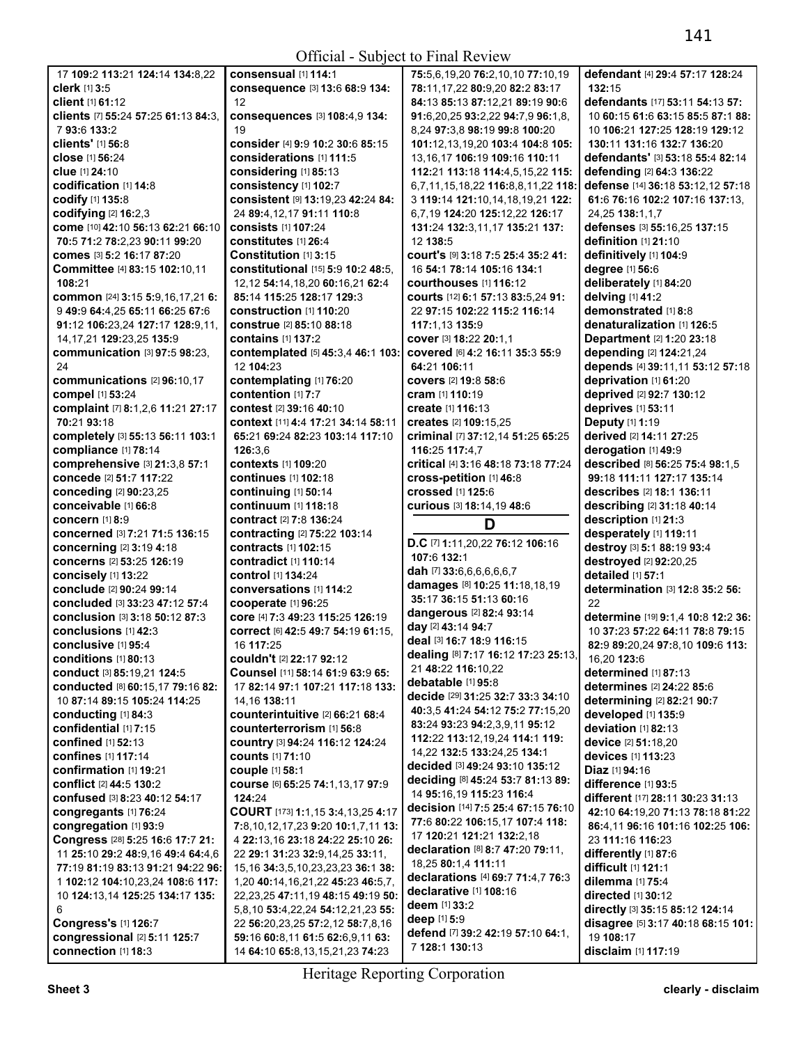17 **109:**2 **113:**21 **124:**14 **134:**8,22
**clerk** [1] **3:**5
**client** [1] **61:**12
**clients** [7] **55:**24 **57:**25 **61:**13 **84:**3,7 **93:**6 **133:**2
**clients'** [1] **56:**8
**close** [1] **56:**24
**clue** [1] **24:**10
**codification** [1] **14:**8
**codify** [1] **135:**8
**codifying** [2] **16:**2,3
**come** [10] **42:**10 **56:**13 **62:**21 **66:**10 **70:**5 **71:**2 **78:**2,23 **90:**11 **99:**20
**comes** [3] **5:**2 **16:**17 **87:**20
**Committee** [4] **83:**15 **102:**10,11 **108:**21
**common** [24] **3:**15 **5:**9,16,17,21 **6:**9 **49:**9 **64:**4,25 **65:**11 **66:**25 **67:**6 **91:**12 **106:**23,24 **127:**17 **128:**9,11,14,17,21 **129:**23,25 **135:**9
**communication** [3] **97:**5 **98:**23,24
**communications** [2] **96:**10,17
**compel** [1] **53:**24
**complaint** [7] **8:**1,2,6 **11:**21 **27:**17 **70:**21 **93:**18
**completely** [3] **55:**13 **56:**11 **103:**1
**compliance** [1] **78:**14
**comprehensive** [3] **21:**3,8 **57:**1
**concede** [2] **51:**7 **117:**22
**conceding** [2] **90:**23,25
**conceivable** [1] **66:**8
**concern** [1] **8:**9
**concerned** [3] **7:**21 **71:**5 **136:**15
**concerning** [2] **3:**19 **4:**18
**concerns** [2] **53:**25 **126:**19
**concisely** [1] **13:**22
**conclude** [2] **90:**24 **99:**14
**concluded** [3] **33:**23 **47:**12 **57:**4
**conclusion** [3] **3:**18 **50:**12 **87:**3
**conclusions** [1] **42:**3
**conclusive** [1] **95:**4
**conditions** [1] **80:**13
**conduct** [3] **85:**19,21 **124:**5
**conducted** [8] **60:**15,17 **79:**16 **82:**10 **87:**14 **89:**15 **105:**24 **114:**25
**conducting** [1] **84:**3
**confidential** [1] **7:**15
**confined** [1] **52:**13
**confines** [1] **117:**14
**confirmation** [1] **19:**21
**conflict** [2] **44:**5 **130:**2
**confused** [3] **8:**23 **40:**12 **54:**17
**congregants** [1] **76:**24
**congregation** [1] **93:**9
**Congress** [28] **5:**25 **16:**6 **17:**7 **21:**11 **25:**10 **29:**2 **48:**9,16 **49:**4 **64:**4,6 **77:**19 **81:**19 **83:**13 **91:**21 **94:**22 **96:**1 **102:**12 **104:**10,23,24 **108:**6 **117:**10 **124:**13,14 **125:**25 **134:**17 **135:**6
**Congress's** [1] **126:**7
**congressional** [2] **5:**11 **125:**7
**connection** [1] **18:**3
**consensual** [1] **114:**1
**consequence** [3] **13:**6 **68:**9 **134:**12
**consequences** [3] **108:**4,9 **134:**19
**consider** [4] **9:**9 **10:**2 **30:**6 **85:**15
**considerations** [1] **111:**5
**considering** [1] **85:**13
**consistency** [1] **102:**7
**consistent** [9] **13:**19,23 **42:**24 **84:**24 **89:**4,12,17 **91:**11 **110:**8
**consists** [1] **107:**24
**constitutes** [1] **26:**4
**Constitution** [1] **3:**15
**constitutional** [15] **5:**9 **10:**2 **48:**5,12,12 **54:**14,18,20 **60:**16,21 **62:**4 **85:**14 **115:**25 **128:**17 **129:**3
**construction** [1] **110:**20
**construe** [2] **85:**10 **88:**18
**contains** [1] **137:**2
**contemplated** [5] **45:**3,4 **46:**1 **103:**12 **104:**23
**contemplating** [1] **76:**20
**contention** [1] **7:**7
**contest** [2] **39:**16 **40:**10
**context** [11] **4:**4 **17:**21 **34:**14 **58:**11 **65:**21 **69:**24 **82:**23 **103:**14 **117:**10 **126:**3,6
**contexts** [1] **109:**20
**continues** [1] **102:**18
**continuing** [1] **50:**14
**continuum** [1] **118:**18
**contract** [2] **7:**8 **136:**24
**contracting** [2] **75:**22 **103:**14
**contracts** [1] **102:**15
**contradict** [1] **110:**14
**control** [1] **134:**24
**conversations** [1] **114:**2
**cooperate** [1] **96:**25
**core** [4] **7:**3 **49:**23 **115:**25 **126:**19
**correct** [6] **42:**5 **49:**7 **54:**19 **61:**15,16 **117:**25
**couldn't** [2] **22:**17 **92:**12
**Counsel** [11] **58:**14 **61:**9 **63:**9 **65:**17 **82:**14 **97:**1 **107:**21 **117:**18 **133:**14,16 **138:**11
**counterintuitive** [2] **66:**21 **68:**4
**counterterrorism** [1] **56:**8
**country** [3] **94:**24 **116:**12 **124:**24
**counts** [1] **71:**10
**couple** [1] **58:**1
**course** [6] **65:**25 **74:**1,13,17 **97:**9 **124:**24
**COURT** [173] **1:**1,15 **3:**4,13,25 **4:**17 **7:**8,10,12,17,23 **9:**20 **10:**1,7,11 **13:**4 **22:**13,16 **23:**18 **24:**22 **25:**10 **26:**22 **29:**1 **31:**23 **32:**9,14,25 **33:**11,15,16 **34:**3,5,10,23,23,23 **36:**1 **38:**1,20 **40:**14,16,21,22 **45:**23 **46:**5,7,22,23,25 **47:**11,19 **48:**15 **49:**19 **50:**5,8,10 **53:**4,22,24 **54:**12,21,23 **55:**22 **56:**20,23,25 **57:**2,12 **58:**7,8,16 **59:**16 **60:**8,11 **61:**5 **62:**6,9,11 **63:**14 **64:**10 **65:**8,13,15,21,23 **74:**23
**75:**5,6,19,20 **76:**2,10,10 **77:**10,19 **78:**11,17,22 **80:**9,20 **82:**2 **83:**17 **84:**13 **85:**13 **87:**12,21 **89:**19 **90:**6 **91:**6,20,25 **93:**2,22 **94:**7,9 **96:**1,8,24 **97:**3,8 **98:**19 **99:**8 **100:**20 **101:**12,13,19,20 **103:**4 **104:**8 **105:**13,16,17 **106:**19 **109:**16 **110:**11 **112:**21 **113:**18 **114:**4,5,15,22 **115:**6,7,11,15,18,22 **116:**8,8,11,22 **118:**3 **119:**14 **121:**10,14,18,19,21 **122:**6,7,19 **124:**20 **125:**12,22 **126:**17 **131:**24 **132:**3,11,17 **135:**21 **137:**12 **138:**5
**court's** [9] **3:**18 **7:**5 **25:**4 **35:**2 **41:**16 **54:**1 **78:**14 **105:**16 **134:**1
**courthouses** [1] **116:**12
**courts** [12] **6:**1 **57:**13 **83:**5,24 **91:**22 **97:**15 **102:**22 **115:**2 **116:**14 **117:**1,13 **135:**9
**cover** [3] **18:**22 **20:**1,1
**covered** [6] **4:**2 **16:**11 **35:**3 **55:**9 **64:**21 **106:**11
**covers** [2] **19:**8 **58:**6
**cram** [1] **110:**19
**create** [1] **116:**13
**creates** [2] **109:**15,25
**criminal** [7] **37:**12,14 **51:**25 **65:**25 **116:**25 **117:**4,7
**critical** [4] **3:**16 **48:**18 **73:**18 **77:**24
**cross-petition** [1] **46:**8
**crossed** [1] **125:**6
**curious** [3] **18:**14,19 **48:**6

## D

**D.C** [7] **1:**11,20,22 **76:**12 **106:**16 **107:**6 **132:**1
**dah** [7] **33:**6,6,6,6,6,6,7
**damages** [8] **10:**25 **11:**18,18,19 **35:**17 **36:**15 **51:**13 **60:**16
**dangerous** [2] **82:**4 **93:**14
**day** [2] **43:**14 **94:**7
**deal** [3] **16:**7 **18:**9 **116:**15
**dealing** [8] **7:**17 **16:**12 **17:**23 **25:**13,21 **48:**22 **116:**10,22
**debatable** [1] **95:**8
**decide** [29] **31:**25 **32:**7 **33:**3 **34:**10 **40:**3,5 **41:**24 **54:**12 **75:**2 **77:**15,20 **83:**24 **93:**23 **94:**2,3,9,11 **95:**12 **112:**22 **113:**12,19,24 **114:**1 **119:**14,22 **132:**5 **133:**24,25 **134:**1
**decided** [3] **49:**24 **93:**10 **135:**12
**deciding** [8] **45:**24 **53:**7 **81:**13 **89:**14 **95:**16,19 **115:**23 **116:**4
**decision** [14] **7:**5 **25:**4 **67:**15 **76:**10 **77:**6 **80:**22 **106:**15,17 **107:**4 **118:**17 **120:**21 **121:**21 **132:**2,18
**declaration** [8] **8:**7 **47:**20 **79:**11,18,25 **80:**1,4 **111:**11
**declarations** [4] **69:**7 **71:**4,7 **76:**3
**declarative** [1] **108:**16
**deem** [1] **33:**2
**deep** [1] **5:**9
**defend** [7] **39:**2 **42:**19 **57:**10 **64:**1,7 **128:**1 **130:**13
**defendant** [4] **29:**4 **57:**17 **128:**24 **132:**15
**defendants** [17] **53:**11 **54:**13 **57:**10 **60:**15 **61:**6 **63:**15 **85:**5 **87:**1 **88:**10 **106:**21 **127:**25 **128:**19 **129:**12 **130:**11 **131:**16 **132:**7 **136:**20
**defendants'** [3] **53:**18 **55:**4 **82:**14
**defending** [2] **64:**3 **136:**22
**defense** [14] **36:**18 **53:**12,12 **57:**18 **61:**6 **76:**16 **102:**2 **107:**16 **137:**13,24,25 **138:**1,1,7
**defenses** [3] **55:**16,25 **137:**15
**definition** [1] **21:**10
**definitively** [1] **104:**9
**degree** [1] **56:**6
**deliberately** [1] **84:**20
**delving** [1] **41:**2
**demonstrated** [1] **8:**8
**denaturalization** [1] **126:**5
**Department** [2] **1:**20 **23:**18
**depending** [2] **124:**21,24
**depends** [4] **39:**11,11 **53:**12 **57:**18
**deprivation** [1] **61:**20
**deprived** [2] **92:**7 **130:**12
**deprives** [1] **53:**11
**Deputy** [1] **1:**19
**derived** [2] **14:**11 **27:**25
**derogation** [1] **49:**9
**described** [8] **56:**25 **75:**4 **98:**1,5 **99:**18 **111:**11 **127:**17 **135:**14
**describes** [2] **18:**1 **136:**11
**describing** [2] **31:**18 **40:**14
**description** [1] **21:**3
**desperately** [1] **119:**11
**destroy** [3] **5:**1 **88:**19 **93:**4
**destroyed** [2] **92:**20,25
**detailed** [1] **57:**1
**determination** [3] **12:**8 **35:**2 **56:**22
**determine** [19] **9:**1,4 **10:**8 **12:**2 **36:**10 **37:**23 **57:**22 **64:**11 **78:**8 **79:**15 **82:**9 **89:**20,24 **97:**8,10 **109:**6 **113:**16,20 **123:**6
**determined** [1] **87:**13
**determines** [2] **24:**22 **85:**6
**determining** [2] **82:**21 **90:**7
**developed** [1] **135:**9
**deviation** [1] **82:**13
**device** [2] **51:**18,20
**devices** [1] **113:**23
**Diaz** [1] **94:**16
**difference** [1] **93:**5
**different** [17] **28:**11 **30:**23 **31:**13 **42:**10 **64:**19,20 **71:**13 **78:**18 **81:**22 **86:**4,11 **96:**16 **101:**16 **102:**25 **106:**23 **111:**16 **116:**23
**differently** [1] **87:**6
**difficult** [1] **121:**1
**dilemma** [1] **75:**4
**directed** [1] **30:**12
**directly** [3] **35:**15 **85:**12 **124:**14
**disagree** [5] **3:**17 **40:**18 **68:**15 **101:**19 **108:**17
**disclaim** [1] **117:**19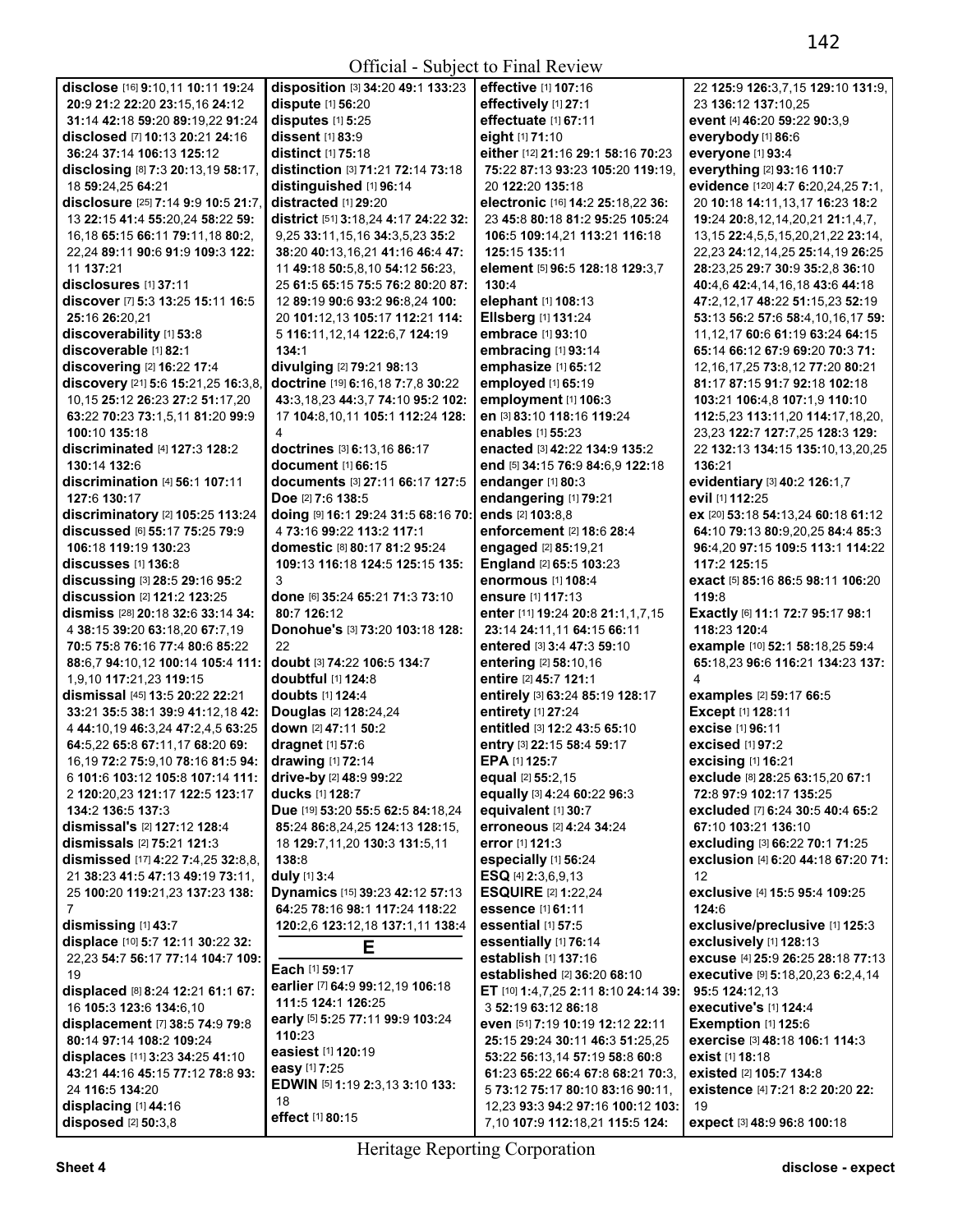Official - Subject to Final Review

**disclose** [16] **9**:10,11 **10**:11 **19**:24 **20**:9 **21**:2 **22**:20 **23**:15,16 **24**:12 **31**:14 **42**:18 **59**:20 **89**:19,22 **91**:24
**disclosed** [7] **10**:13 **20**:21 **24**:16 **36**:24 **37**:14 **106**:13 **125**:12
**disclosing** [8] **7**:3 **20**:13,19 **58**:17,18 **59**:24,25 **64**:21
**disclosure** [25] **7**:14 **9**:9 **10**:5 **21**:7,13 **22**:15 **41**:4 **55**:20,24 **58**:22 **59**:16,18 **65**:15 **66**:11 **79**:11,18 **80**:2,22,24 **89**:11 **90**:6 **91**:9 **109**:3 **122**:11 **137**:21
**disclosures** [1] **37**:11
**discover** [7] **5**:3 **13**:25 **15**:11 **16**:5 **25**:16 **26**:20,21
**discoverability** [1] **53**:8
**discoverable** [1] **82**:1
**discovering** [2] **16**:22 **17**:4
**discovery** [21] **5**:6 **15**:21,25 **16**:3,8,10,15 **25**:12 **26**:23 **27**:2 **51**:17,20 **63**:22 **70**:23 **73**:1,5,11 **81**:20 **99**:9 **100**:10 **135**:18
**discriminated** [4] **127**:3 **128**:2 **130**:14 **132**:6
**discrimination** [4] **56**:1 **107**:11 **127**:6 **130**:17
**discriminatory** [2] **105**:25 **113**:24
**discussed** [6] **55**:17 **75**:25 **79**:9 **106**:18 **119**:19 **130**:23
**discusses** [1] **136**:8
**discussing** [3] **28**:5 **29**:16 **95**:2
**discussion** [2] **121**:2 **123**:25
**dismiss** [28] **20**:18 **32**:6 **33**:14 **34**:4 **38**:15 **39**:20 **63**:18,20 **67**:7,19 **70**:5 **75**:8 **76**:16 **77**:4 **80**:6 **85**:22 **88**:6,7 **94**:10,12 **100**:14 **105**:4 **111**:1,9,10 **117**:21,23 **119**:15
**dismissal** [45] **13**:5 **20**:22 **22**:21 **33**:21 **35**:5 **38**:1 **39**:9 **41**:12,18 **42**:4 **44**:10,19 **46**:3,24 **47**:2,4,5 **63**:25 **64**:5,22 **65**:8 **67**:11,17 **68**:20 **69**:16,19 **72**:2 **75**:9,10 **78**:16 **81**:5 **94**:6 **101**:6 **103**:12 **105**:8 **107**:14 **111**:2 **120**:20,23 **121**:17 **122**:5 **123**:17 **134**:2 **136**:5 **137**:3
**dismissal's** [2] **127**:12 **128**:4
**dismissals** [2] **75**:21 **121**:3
**dismissed** [17] **4**:22 **7**:4,25 **32**:8,8,21 **38**:23 **41**:5 **47**:13 **49**:19 **73**:11,25 **100**:20 **119**:21,23 **137**:23 **138**:7
**dismissing** [1] **43**:7
**displace** [10] **5**:7 **12**:11 **30**:22 **32**:22,23 **54**:7 **56**:17 **77**:14 **104**:7 **109**:19
**displaced** [8] **8**:24 **12**:21 **61**:1 **67**:16 **105**:3 **123**:6 **134**:6,10
**displacement** [7] **38**:5 **74**:9 **79**:8 **80**:14 **97**:14 **108**:2 **109**:24
**displaces** [11] **3**:23 **34**:25 **41**:10 **43**:21 **44**:16 **45**:15 **77**:12 **78**:8 **93**:24 **116**:5 **134**:20
**displacing** [1] **44**:16
**disposed** [2] **50**:3,8
**disposition** [3] **34**:20 **49**:1 **133**:23
**dispute** [1] **56**:20
**disputes** [1] **5**:25
**dissent** [1] **83**:9
**distinct** [1] **75**:18
**distinction** [3] **71**:21 **72**:14 **73**:18
**distinguished** [1] **96**:14
**distracted** [1] **29**:20
**district** [51] **3**:18,24 **4**:17 **24**:22 **32**:9,25 **33**:11,15,16 **34**:3,5,23 **35**:2 **38**:20 **40**:13,16,21 **41**:16 **46**:4 **47**:11 **49**:18 **50**:5,8,10 **54**:12 **56**:23,25 **61**:5 **65**:15 **75**:5 **76**:2 **80**:20 **87**:12 **89**:19 **90**:6 **93**:2 **96**:8,24 **100**:20 **101**:12,13 **105**:17 **112**:21 **114**:5 **116**:11,12,14 **122**:6,7 **124**:19 **134**:1
**divulging** [2] **79**:21 **98**:13
**doctrine** [19] **6**:16,18 **7**:7,8 **30**:22 **43**:3,18,23 **44**:3,7 **74**:10 **95**:2 **102**:17 **104**:8,10,11 **105**:1 **112**:24 **128**:4
**doctrines** [3] **6**:13,16 **86**:17
**document** [1] **66**:15
**documents** [3] **27**:11 **66**:17 **127**:5
**Doe** [2] **7**:6 **138**:5
**doing** [9] **16**:1 **29**:24 **31**:5 **68**:16 **70**:4 **73**:16 **99**:22 **113**:2 **117**:1
**domestic** [8] **80**:17 **81**:2 **95**:24 **109**:13 **116**:18 **124**:5 **125**:15 **135**:3
**done** [6] **35**:24 **65**:21 **71**:3 **73**:10 **80**:7 **126**:12
**Donohue's** [3] **73**:20 **103**:18 **128**:22
**doubt** [3] **74**:22 **106**:5 **134**:7
**doubtful** [1] **124**:8
**doubts** [1] **124**:4
**Douglas** [2] **128**:24,24
**down** [2] **47**:11 **50**:2
**dragnet** [1] **57**:6
**drawing** [1] **72**:14
**drive-by** [2] **48**:9 **99**:22
**ducks** [1] **128**:7
**Due** [19] **53**:20 **55**:5 **62**:5 **84**:18,24 **85**:24 **86**:8,24,25 **124**:13 **128**:15,18 **129**:7,11,20 **130**:3 **131**:5,11 **138**:8
**duly** [1] **3**:4
**Dynamics** [15] **39**:23 **42**:12 **57**:13 **64**:25 **78**:16 **98**:1 **117**:24 **118**:22 **120**:2,6 **123**:12,18 **137**:1,11 **138**:4

## E

**Each** [1] **59**:17
**earlier** [7] **64**:9 **99**:12,19 **106**:18 **111**:5 **124**:1 **126**:25
**early** [5] **5**:25 **77**:11 **99**:9 **103**:24 **110**:23
**easiest** [1] **120**:19
**easy** [1] **7**:25
**EDWIN** [5] **1**:19 **2**:3,13 **3**:10 **133**:18
**effect** [1] **80**:15
**effective** [1] **107**:16
**effectively** [1] **27**:1
**effectuate** [1] **67**:11
**eight** [1] **71**:10
**either** [12] **21**:16 **29**:1 **58**:16 **70**:23 **75**:22 **87**:13 **93**:23 **105**:20 **119**:19,20 **122**:20 **135**:18
**electronic** [16] **14**:2 **25**:18,22 **36**:23 **45**:8 **80**:18 **81**:2 **95**:25 **105**:24 **106**:5 **109**:14,21 **113**:21 **116**:18 **125**:15 **135**:11
**element** [5] **96**:5 **128**:18 **129**:3,7 **130**:4
**elephant** [1] **108**:13
**Ellsberg** [1] **131**:24
**embrace** [1] **93**:10
**embracing** [1] **93**:14
**emphasize** [1] **65**:12
**employed** [1] **65**:19
**employment** [1] **106**:3
**en** [3] **83**:10 **118**:16 **119**:24
**enables** [1] **55**:23
**enacted** [3] **42**:22 **134**:9 **135**:2
**end** [5] **34**:15 **76**:9 **84**:6,9 **122**:18
**endanger** [1] **80**:3
**endangering** [1] **79**:21
**ends** [2] **103**:8,8
**enforcement** [2] **18**:6 **28**:4
**engaged** [2] **85**:19,21
**England** [2] **65**:5 **103**:23
**enormous** [1] **108**:4
**ensure** [1] **117**:13
**enter** [11] **19**:24 **20**:8 **21**:1,1,7,15 **23**:14 **24**:11,11 **64**:15 **66**:11
**entered** [3] **3**:4 **47**:3 **59**:10
**entering** [2] **58**:10,16
**entire** [2] **45**:7 **121**:1
**entirely** [3] **63**:24 **85**:19 **128**:17
**entirety** [1] **27**:24
**entitled** [3] **12**:2 **43**:5 **65**:10
**entry** [3] **22**:15 **58**:4 **59**:17
**EPA** [1] **125**:7
**equal** [2] **55**:2,15
**equally** [3] **4**:24 **60**:22 **96**:3
**equivalent** [1] **30**:7
**erroneous** [2] **4**:24 **34**:24
**error** [1] **121**:3
**especially** [1] **56**:24
**ESQ** [4] **2**:3,6,9,13
**ESQUIRE** [2] **1**:22,24
**essence** [1] **61**:11
**essential** [1] **57**:5
**essentially** [1] **76**:14
**establish** [1] **137**:16
**established** [2] **36**:20 **68**:10
**ET** [10] **1**:4,7,25 **2**:11 **8**:10 **24**:14 **39**:3 **52**:19 **63**:12 **86**:18
**even** [51] **7**:19 **10**:19 **12**:12 **22**:11 **25**:15 **29**:24 **30**:11 **46**:3 **51**:25,25 **53**:22 **56**:13,14 **57**:19 **58**:8 **60**:8 **61**:23 **65**:22 **66**:4 **67**:8 **68**:21 **70**:3,5 **73**:12 **75**:17 **80**:10 **83**:16 **90**:11,12,23 **93**:3 **94**:2 **97**:16 **100**:12 **103**:7,10 **107**:9 **112**:18,21 **115**:5 **124**:22 **125**:9 **126**:3,7,15 **129**:10 **131**:9,23 **136**:12 **137**:10,25
**event** [4] **46**:20 **59**:22 **90**:3,9
**everybody** [1] **86**:6
**everyone** [1] **93**:4
**everything** [2] **93**:16 **110**:7
**evidence** [120] **4**:7 **6**:20,24,25 **7**:1,20 **10**:18 **14**:11,13,17 **16**:23 **18**:2 **19**:24 **20**:8,12,14,20,21 **21**:1,4,7,13,15 **22**:4,5,5,15,20,21,22 **23**:14,22,23 **24**:12,14,25 **25**:14,19 **26**:25 **28**:23,25 **29**:7 **30**:9 **35**:2,8 **36**:10 **40**:4,6 **42**:4,14,16,18 **43**:6 **44**:18 **47**:2,12,17 **48**:22 **51**:15,23 **52**:19 **53**:13 **56**:2 **57**:6 **58**:4,10,16,17 **59**:11,12,17 **60**:6 **61**:19 **63**:24 **64**:15 **65**:14 **66**:12 **67**:9 **69**:20 **70**:3 **71**:12,16,17,25 **73**:8,12 **77**:20 **80**:21 **81**:17 **87**:15 **91**:7 **92**:18 **102**:18 **103**:21 **106**:4,8 **107**:1,9 **110**:10 **112**:5,23 **113**:11,20 **114**:17,18,20,23,23 **122**:7 **127**:7,25 **128**:3 **129**:22 **132**:13 **134**:15 **135**:10,13,20,25 **136**:21
**evidentiary** [3] **40**:2 **126**:1,7
**evil** [1] **112**:25
**ex** [20] **53**:18 **54**:13,24 **60**:18 **61**:12 **64**:10 **79**:13 **80**:9,20,25 **84**:4 **85**:3 **96**:4,20 **97**:15 **109**:5 **113**:1 **114**:22 **117**:2 **125**:15
**exact** [5] **85**:16 **86**:5 **98**:11 **106**:20 **119**:8
**Exactly** [6] **11**:1 **72**:7 **95**:17 **98**:1 **118**:23 **120**:4
**example** [10] **52**:1 **58**:18,25 **59**:4 **65**:18,23 **96**:6 **116**:21 **134**:23 **137**:4
**examples** [2] **59**:17 **66**:5
**Except** [1] **128**:11
**excise** [1] **96**:11
**excised** [1] **97**:2
**excising** [1] **16**:21
**exclude** [8] **28**:25 **63**:15,20 **67**:1 **72**:8 **97**:9 **102**:17 **135**:25
**excluded** [7] **6**:24 **30**:5 **40**:4 **65**:2 **67**:10 **103**:21 **136**:10
**excluding** [3] **66**:22 **70**:1 **71**:25
**exclusion** [4] **6**:20 **44**:18 **67**:20 **71**:12
**exclusive** [4] **15**:5 **95**:4 **109**:25 **124**:6
**exclusive/preclusive** [1] **125**:3
**exclusively** [1] **128**:13
**excuse** [4] **25**:9 **26**:25 **28**:18 **77**:13
**executive** [9] **5**:18,20,23 **6**:2,4,14 **95**:5 **124**:12,13
**executive's** [1] **124**:4
**Exemption** [1] **125**:6
**exercise** [3] **48**:18 **106**:1 **114**:3
**exist** [1] **18**:18
**existed** [2] **105**:7 **134**:8
**existence** [4] **7**:21 **8**:2 **20**:20 **22**:19
**expect** [3] **48**:9 **96**:8 **100**:18

Heritage Reporting Corporation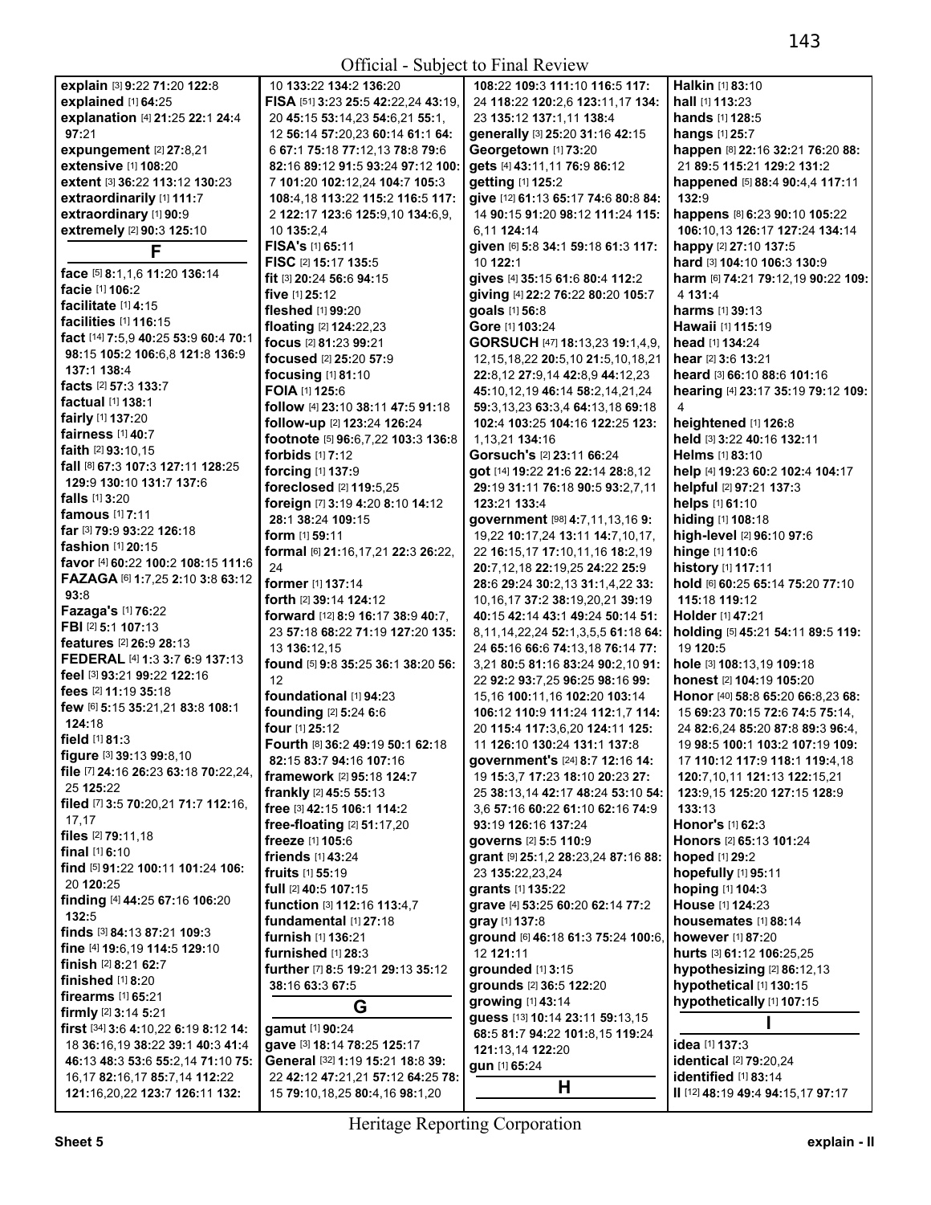**explain** [3] **9:**22 **71:**20 **122:**8
**explained** [1] **64:**25
**explanation** [4] **21:**25 **22:**1 **24:**4 **97:**21
**expungement** [2] **27:**8,21
**extensive** [1] **108:**20
**extent** [3] **36:**22 **113:**12 **130:**23
**extraordinarily** [1] **111:**7
**extraordinary** [1] **90:**9
**extremely** [2] **90:**3 **125:**10

## F

**face** [5] **8:**1,1,6 **11:**20 **136:**14
**facie** [1] **106:**2
**facilitate** [1] **4:**15
**facilities** [1] **116:**15
**fact** [14] **7:**5,9 **40:**25 **53:**9 **60:**4 **70:**1 **98:**15 **105:**2 **106:**6,8 **121:**8 **136:**9 **137:**1 **138:**4
**facts** [2] **57:**3 **133:**7
**factual** [1] **138:**1
**fairly** [1] **137:**20
**fairness** [1] **40:**7
**faith** [2] **93:**10,15
**fall** [8] **67:**3 **107:**3 **127:**11 **128:**25 **129:**9 **130:**10 **131:**7 **137:**6
**falls** [1] **3:**20
**famous** [1] **7:**11
**far** [3] **79:**9 **93:**22 **126:**18
**fashion** [1] **20:**15
**favor** [4] **60:**22 **100:**2 **108:**15 **111:**6
**FAZAGA** [6] **1:**7,25 **2:**10 **3:**8 **63:**12 **93:**8
**Fazaga's** [1] **76:**22
**FBI** [2] **5:**1 **107:**13
**features** [2] **26:**9 **28:**13
**FEDERAL** [4] **1:**3 **3:**7 **6:**9 **137:**13
**feel** [3] **93:**21 **99:**22 **122:**16
**fees** [2] **11:**19 **35:**18
**few** [6] **5:**15 **35:**21,21 **83:**8 **108:**1 **124:**18
**field** [1] **81:**3
**figure** [3] **39:**13 **99:**8,10
**file** [7] **24:**16 **26:**23 **63:**18 **70:**22,24, 25 **125:**22
**filed** [7] **3:**5 **70:**20,21 **71:**7 **112:**16, 17,17
**files** [2] **79:**11,18
**final** [1] **6:**10
**find** [5] **91:**22 **100:**11 **101:**24 **106:**20 **120:**25
**finding** [4] **44:**25 **67:**16 **106:**20 **132:**5
**finds** [3] **84:**13 **87:**21 **109:**3
**fine** [4] **19:**6,19 **114:**5 **129:**10
**finish** [2] **8:**21 **62:**7
**finished** [1] **8:**20
**firearms** [1] **65:**21
**firmly** [2] **3:**14 **5:**21
**first** [34] **3:**6 **4:**10,22 **6:**19 **8:**12 **14:**18 **36:**16,19 **38:**22 **39:**1 **40:**3 **41:**4 **46:**13 **48:**3 **53:**6 **55:**2,14 **71:**10 **75:**16,17 **82:**16,17 **85:**7,14 **112:**22 **121:**16,20,22 **123:**7 **126:**11 **132:**10 **133:**22 **134:**2 **136:**20
**FISA** [51] **3:**23 **25:**5 **42:**22,24 **43:**19, 20 **45:**15 **53:**14,23 **54:**6,21 **55:**1, 12 **56:**14 **57:**20,23 **60:**14 **61:**1 **64:**6 **67:**1 **75:**18 **77:**12,13 **78:**8 **79:**6 **82:**16 **89:**12 **91:**5 **93:**24 **97:**12 **100:**7 **101:**20 **102:**12,24 **104:**7 **105:**3 **108:**4,18 **113:**22 **115:**2 **116:**5 **117:**2 **122:**17 **123:**6 **125:**9,10 **134:**6,9, 10 **135:**2,4
**FISA's** [1] **65:**11
**FISC** [2] **15:**17 **135:**5
**fit** [3] **20:**24 **56:**6 **94:**15
**five** [1] **25:**12
**fleshed** [1] **99:**20
**floating** [2] **124:**22,23
**focus** [2] **81:**23 **99:**21
**focused** [2] **25:**20 **57:**9
**focusing** [1] **81:**10
**FOIA** [1] **125:**6
**follow** [4] **23:**10 **38:**11 **47:**5 **91:**18
**follow-up** [2] **123:**24 **126:**24
**footnote** [5] **96:**6,7,22 **103:**3 **136:**8
**forbids** [1] **7:**12
**forcing** [1] **137:**9
**foreclosed** [2] **119:**5,25
**foreign** [7] **3:**19 **4:**20 **8:**10 **14:**12 **28:**1 **38:**24 **109:**15
**form** [1] **59:**11
**formal** [6] **21:**16,17,21 **22:**3 **26:**22, 24
**former** [1] **137:**14
**forth** [2] **39:**14 **124:**12
**forward** [12] **8:**9 **16:**17 **38:**9 **40:**7, 23 **57:**18 **68:**22 **71:**19 **127:**20 **135:**13 **136:**12,15
**found** [5] **9:**8 **35:**25 **36:**1 **38:**20 **56:**12
**foundational** [1] **94:**23
**founding** [2] **5:**24 **6:**6
**four** [1] **25:**12
**Fourth** [8] **36:**2 **49:**19 **50:**1 **62:**18 **82:**15 **83:**7 **94:**16 **107:**16
**framework** [2] **95:**18 **124:**7
**frankly** [2] **45:**5 **55:**13
**free** [3] **42:**15 **106:**1 **114:**2
**free-floating** [2] **51:**17,20
**freeze** [1] **105:**6
**friends** [1] **43:**24
**fruits** [1] **55:**19
**full** [2] **40:**5 **107:**15
**function** [3] **112:**16 **113:**4,7
**fundamental** [1] **27:**18
**furnish** [1] **136:**21
**furnished** [1] **28:**3
**further** [7] **8:**5 **19:**21 **29:**13 **35:**12 **38:**16 **63:**3 **67:**5

## G

**gamut** [1] **90:**24
**gave** [3] **18:**14 **78:**25 **125:**17
**General** [32] **1:**19 **15:**21 **18:**3 **39:**22 **42:**13 **47:**21,21 **57:**12 **64:**25 **78:**15 **79:**10,18,25 **80:**4,16 **98:**1,20 **108:**22 **109:**3 **111:**10 **116:**5 **117:**24 **118:**22 **120:**2,6 **123:**11,17 **134:**23 **135:**12 **137:**1,11 **138:**4
**generally** [3] **25:**20 **31:**16 **42:**15
**Georgetown** [1] **73:**20
**gets** [4] **43:**11,11 **76:**9 **86:**12
**getting** [1] **125:**2
**give** [12] **61:**13 **65:**17 **74:**6 **80:**8 **84:**14 **90:**15 **91:**20 **98:**12 **111:**24 **115:**6,11 **124:**14
**given** [6] **5:**8 **34:**1 **59:**18 **61:**3 **117:**10 **122:**1
**gives** [4] **35:**15 **61:**6 **80:**4 **112:**2
**giving** [4] **22:**2 **76:**22 **80:**20 **105:**7
**goals** [1] **56:**8
**Gore** [1] **103:**24
**GORSUCH** [47] **18:**13,23 **19:**1,4,9, 12,15,18,22 **20:**5,10 **21:**5,10,18,21 **22:**8,12 **27:**9,14 **42:**8,9 **44:**12,23 **45:**10,12,19 **46:**14 **58:**2,14,21,24 **59:**3,13,23 **63:**3,4 **64:**13,18 **69:**18 **102:**4 **103:**25 **104:**16 **122:**25 **123:**1,13,21 **134:**16
**Gorsuch's** [2] **23:**11 **66:**24
**got** [14] **19:**22 **21:**6 **22:**14 **28:**8,12 **29:**19 **31:**11 **76:**18 **90:**5 **93:**2,7,11 **123:**21 **133:**4
**government** [98] **4:**7,11,13,16 **9:**19,22 **10:**17,24 **13:**11 **14:**7,10,17, 22 **16:**15,17 **17:**10,11,16 **18:**2,19 **20:**7,12,18 **22:**19,25 **24:**22 **25:**9 **28:**6 **29:**24 **30:**2,13 **31:**1,4,22 **33:**10,16,17 **37:**2 **38:**19,20,21 **39:**19 **40:**15 **42:**14 **43:**1 **49:**24 **50:**14 **51:**8,11,14,22,24 **52:**1,3,5,5 **61:**18 **64:**24 **65:**16 **66:**6 **74:**13,18 **76:**14 **77:**3,21 **80:**5 **81:**16 **83:**24 **90:**2,10 **91:**22 **92:**2 **93:**7,25 **96:**25 **98:**16 **99:**15,16 **100:**11,16 **102:**20 **103:**14 **106:**12 **110:**9 **111:**24 **112:**1,7 **114:**20 **115:**4 **117:**3,6,20 **124:**11 **125:**11 **126:**10 **130:**24 **131:**1 **137:**8
**government's** [24] **8:**7 **12:**16 **14:**19 **15:**3,7 **17:**23 **18:**20 **20:**23 **27:**25 **38:**13,14 **42:**17 **48:**24 **53:**10 **54:**3,6 **57:**16 **60:**22 **61:**10 **62:**16 **74:**9 **93:**19 **126:**16 **137:**24
**governs** [2] **5:**5 **110:**9
**grant** [9] **25:**1,2 **28:**23,24 **87:**16 **88:**23 **135:**22,23,24
**grants** [1] **135:**22
**grave** [4] **53:**25 **60:**20 **62:**14 **77:**2
**gray** [1] **137:**8
**ground** [6] **46:**18 **61:**3 **75:**24 **100:**6, 12 **121:**11
**grounded** [1] **3:**15
**grounds** [2] **36:**5 **122:**20
**growing** [1] **43:**14
**guess** [13] **10:**14 **23:**11 **59:**13,15 **68:**5 **81:**7 **94:**22 **101:**8,15 **119:**24 **121:**13,14 **122:**20
**gun** [1] **65:**24

## H

**Halkin** [1] **83:**10
**hall** [1] **113:**23
**hands** [1] **128:**5
**hangs** [1] **25:**7
**happen** [8] **22:**16 **32:**21 **76:**20 **88:**21 **89:**5 **115:**21 **129:**2 **131:**2
**happened** [5] **88:**4 **90:**4,4 **117:**11 **132:**9
**happens** [8] **6:**23 **90:**10 **105:**22 **106:**10,13 **126:**17 **127:**24 **134:**14
**happy** [2] **27:**10 **137:**5
**hard** [3] **104:**10 **106:**3 **130:**9
**harm** [6] **74:**21 **79:**12,19 **90:**22 **109:**4 **131:**4
**harms** [1] **39:**13
**Hawaii** [1] **115:**19
**head** [1] **134:**24
**hear** [2] **3:**6 **13:**21
**heard** [3] **66:**10 **88:**6 **101:**16
**hearing** [4] **23:**17 **35:**19 **79:**12 **109:**4
**heightened** [1] **126:**8
**held** [3] **3:**22 **40:**16 **132:**11
**Helms** [1] **83:**10
**help** [4] **19:**23 **60:**2 **102:**4 **104:**17
**helpful** [2] **97:**21 **137:**3
**helps** [1] **61:**10
**hiding** [1] **108:**18
**high-level** [2] **96:**10 **97:**6
**hinge** [1] **110:**6
**history** [1] **117:**11
**hold** [6] **60:**25 **65:**14 **75:**20 **77:**10 **115:**18 **119:**12
**Holder** [1] **47:**21
**holding** [5] **45:**21 **54:**11 **89:**5 **119:**19 **120:**5
**hole** [3] **108:**13,19 **109:**18
**honest** [2] **104:**19 **105:**20
**Honor** [40] **58:**8 **65:**20 **66:**8,23 **68:**15 **69:**23 **70:**15 **72:**6 **74:**5 **75:**14, 24 **82:**6,24 **85:**20 **87:**8 **89:**3 **96:**4, 19 **98:**5 **100:**1 **103:**2 **107:**19 **109:**17 **110:**12 **117:**9 **118:**1 **119:**4,18 **120:**7,10,11 **121:**13 **122:**15,21 **123:**9,15 **125:**20 **127:**15 **128:**9 **133:**13
**Honor's** [1] **62:**3
**Honors** [2] **65:**13 **101:**24
**hoped** [1] **29:**2
**hopefully** [1] **95:**11
**hoping** [1] **104:**3
**House** [1] **124:**23
**housemates** [1] **88:**14
**however** [1] **87:**20
**hurts** [3] **61:**12 **106:**25,25
**hypothesizing** [2] **86:**12,13
**hypothetical** [1] **130:**15
**hypothetically** [1] **107:**15

## I

**idea** [1] **137:**3
**identical** [2] **79:**20,24
**identified** [1] **83:**14
**II** [12] **48:**19 **49:**4 **94:**15,17 **97:**17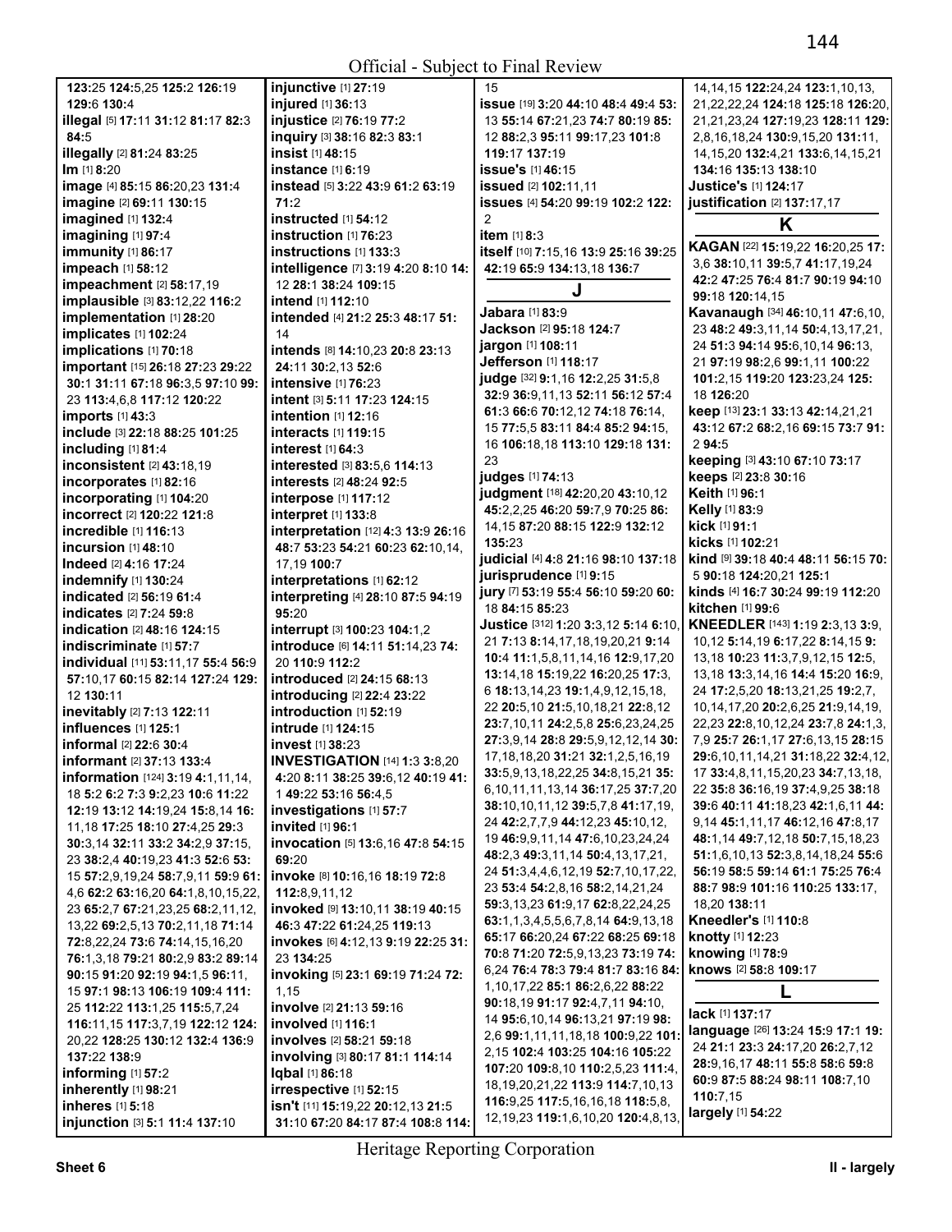123:25 124:5,25 125:2 126:19 129:6 130:4
**illegal** [5] 17:11 31:12 81:17 82:3 84:5
**illegally** [2] 81:24 83:25
**Im** [1] 8:20
**image** [4] 85:15 86:20,23 131:4
**imagine** [2] 69:11 130:15
**imagined** [1] 132:4
**imagining** [1] 97:4
**immunity** [1] 86:17
**impeach** [1] 58:12
**impeachment** [2] 58:17,19
**implausible** [3] 83:12,22 116:2
**implementation** [1] 28:20
**implicates** [1] 102:24
**implications** [1] 70:18
**important** [15] 26:18 27:23 29:22 30:1 31:11 67:18 96:3,5 97:10 99:23 113:4,6,8 117:12 120:22
**imports** [1] 43:3
**include** [3] 22:18 88:25 101:25
**including** [1] 81:4
**inconsistent** [2] 43:18,19
**incorporates** [1] 82:16
**incorporating** [1] 104:20
**incorrect** [2] 120:22 121:8
**incredible** [1] 116:13
**incursion** [1] 48:10
**Indeed** [2] 4:16 17:24
**indemnify** [1] 130:24
**indicated** [2] 56:19 61:4
**indicates** [2] 7:24 59:8
**indication** [2] 48:16 124:15
**indiscriminate** [1] 57:7
**individual** [11] 53:11,17 55:4 56:9 57:10,17 60:15 82:14 127:24 129:12 130:11
**inevitably** [2] 7:13 122:11
**influences** [1] 125:1
**informal** [2] 22:6 30:4
**informant** [2] 37:13 133:4
**information** [124] 3:19 4:1,11,14,18 5:2 6:2 7:3 9:2,23 10:6 11:22 12:19 13:12 14:19,24 15:8,14 16:11,18 17:25 18:10 27:4,25 29:3 30:3,14 32:11 33:2 34:2,9 37:15,23 38:2,4 40:19,23 41:3 52:6 53:15 57:2,9,19,24 58:7,9,11 59:9 61:4,6 62:2 63:16,20 64:1,8,10,15,22,23 65:2,7 67:21,23,25 68:2,11,12,13,22 69:2,5,13 70:2,11,18 71:14 72:8,22,24 73:6 74:14,15,16,20 76:1,3,18 79:21 80:2,9 83:2 89:14 90:15 91:20 92:19 94:1,5 96:11,15 97:1 98:13 106:19 109:4 111:25 112:22 113:1,25 115:5,7,24 116:11,15 117:3,7,19 122:12 124:20,22 128:25 130:12 132:4 136:9 137:22 138:9
**informing** [1] 57:2
**inherently** [1] 98:21
**inheres** [1] 5:18
**injunction** [3] 5:1 11:4 137:10
**injunctive** [1] 27:19
**injured** [1] 36:13
**injustice** [2] 76:19 77:2
**inquiry** [3] 38:16 82:3 83:1
**insist** [1] 48:15
**instance** [1] 6:19
**instead** [5] 3:22 43:9 61:2 63:19 71:2
**instructed** [1] 54:12
**instruction** [1] 76:23
**instructions** [1] 133:3
**intelligence** [7] 3:19 4:20 8:10 14:12 28:1 38:24 109:15
**intend** [1] 112:10
**intended** [4] 21:2 25:3 48:17 51:14
**intends** [8] 14:10,23 20:8 23:13 24:11 30:2,13 52:6
**intensive** [1] 76:23
**intent** [3] 5:11 17:23 124:15
**intention** [1] 12:16
**interacts** [1] 119:15
**interest** [1] 64:3
**interested** [3] 83:5,6 114:13
**interests** [2] 48:24 92:5
**interpose** [1] 117:12
**interpret** [1] 133:8
**interpretation** [12] 4:3 13:9 26:16 48:7 53:23 54:21 60:23 62:10,14,17,19 100:7
**interpretations** [1] 62:12
**interpreting** [4] 28:10 87:5 94:19 95:20
**interrupt** [3] 100:23 104:1,2
**introduce** [6] 14:11 51:14,23 74:20 110:9 112:2
**introduced** [2] 24:15 68:13
**introducing** [2] 22:4 23:22
**introduction** [1] 52:19
**intrude** [1] 124:15
**invest** [1] 38:23
**INVESTIGATION** [14] 1:3 3:8,20 4:20 8:11 38:25 39:6,12 40:19 41:1 49:22 53:16 56:4,5
**investigations** [1] 57:7
**invited** [1] 96:1
**invocation** [5] 13:6,16 47:8 54:15 69:20
**invoke** [8] 10:16,16 18:19 72:8 112:8,9,11,12
**invoked** [9] 13:10,11 38:19 40:15 46:3 47:22 61:24,25 119:13
**invokes** [6] 4:12,13 9:19 22:25 31:23 134:25
**invoking** [5] 23:1 69:19 71:24 72:1,15
**involve** [2] 21:13 59:16
**involved** [1] 116:1
**involves** [2] 58:21 59:18
**involving** [3] 80:17 81:1 114:14
**Iqbal** [1] 86:18
**irrespective** [1] 52:15
**isn't** [11] 15:19,22 20:12,13 21:5 31:10 67:20 84:17 87:4 108:8 114:15
**issue** [19] 3:20 44:10 48:4 49:4 53:13 55:14 67:21,23 74:7 80:19 85:12 88:2,3 95:11 99:17,23 101:8 119:17 137:19
**issue's** [1] 46:15
**issued** [2] 102:11,11
**issues** [4] 54:20 99:19 102:2 122:2
**item** [1] 8:3
**itself** [10] 7:15,16 13:9 25:16 39:25 42:19 65:9 134:13,18 136:7

## J

**Jabara** [1] 83:9
**Jackson** [2] 95:18 124:7
**jargon** [1] 108:11
**Jefferson** [1] 118:17
**judge** [32] 9:1,16 12:2,25 31:5,8 32:9 36:9,11,13 52:11 56:12 57:4 61:3 66:6 70:12,12 74:18 76:14,15 77:5,5 83:11 84:4 85:2 94:15,16 106:18,18 113:10 129:18 131:23
**judges** [1] 74:13
**judgment** [18] 42:20,20 43:10,12 45:2,2,25 46:20 59:7,9 70:25 86:14,15 87:20 88:15 122:9 132:12 135:23
**judicial** [4] 4:8 21:16 98:10 137:18
**jurisprudence** [1] 9:15
**jury** [7] 53:19 55:4 56:10 59:20 60:18 84:15 85:23
**Justice** [312] 1:20 3:3,12 5:14 6:10,21 7:13 8:14,17,18,19,20,21 9:14 10:4 11:1,5,8,11,14,16 12:9,17,20 13:14,18 15:19,22 16:20,25 17:3,6 18:13,14,23 19:1,4,9,12,15,18,22 20:5,10 21:5,10,18,21 22:8,12 23:7,10,11 24:2,5,8 25:6,23,24,25 27:3,9,14 28:8 29:5,9,12,14 30:17,18,18,20 31:21 32:1,2,5,16,19 33:5,9,13,18,22,25 34:8,15,21 35:6,10,11,11,13,14 36:17,25 37:7,20 38:10,10,11,12 39:5,7,8 41:17,19,24 42:2,7,7,9 44:12,23 45:10,12,19 46:9,9,11,14 47:6,10,23,24,24 48:2,3 49:3,11,14 50:4,13,17,21,24 51:3,4,4,6,12,19 52:7,10,17,22,23 53:4 54:2,8,16 58:2,14,21,24 59:3,13,23 61:9,17 62:8,22,24,25 63:1,1,3,4,5,5,6,7,8,14 64:9,13,18 65:17 66:20,24 67:22 68:25 69:18 70:8 71:20 72:5,9,13,23 73:19 74:6,24 76:4 78:3 79:4 81:7 83:16 84:1,10,17,22 85:1 86:2,6,22 88:22 90:18,19 91:17 92:4,7,11 94:10,14 95:6,10,14 96:13,21 97:19 98:2,6 99:1,11,11,18,18 100:9,22 101:2,15 102:4 103:25 104:16 105:22 107:20 109:8,10 110:2,5,23 111:4,18,19,20,21,22 113:9 114:7,10,13 116:9,25 117:5,16,16,18 118:5,8,12,19,23 119:1,6,10,20 120:4,8,13,14,14,15 122:24,24 123:1,10,13,21,22,22,24 124:18 125:18 126:20,21,21,23,24 127:19,23 128:11 129:2,8,16,18,24 130:9,15,20 131:11,14,15,20 132:4,21 133:6,14,15,21 134:16 135:13 138:10
**Justice's** [1] 124:17
**justification** [2] 137:17,17

## K

**KAGAN** [22] 15:19,22 16:20,25 17:3,6 38:10,11 39:5,7 41:17,19,24 42:2 47:25 76:4 81:7 90:19 94:10 99:18 120:14,15
**Kavanaugh** [34] 46:10,11 47:6,10,23 48:2 49:3,11,14 50:4,13,17,21,24 51:3 94:14 95:6,10,14 96:13,21 97:19 98:2,6 99:1,11 100:22 101:2,15 119:20 123:23,24 125:18 126:20
**keep** [13] 23:1 33:13 42:14,21,21 43:12 67:2 68:2,16 69:15 73:7 91:2 94:5
**keeping** [3] 43:10 67:10 73:17
**keeps** [2] 23:8 30:16
**Keith** [1] 96:1
**Kelly** [1] 83:9
**kick** [1] 91:1
**kicks** [1] 102:21
**kind** [9] 39:18 40:4 48:11 56:15 70:5 90:18 124:20,21 125:1
**kinds** [4] 16:7 30:24 99:19 112:20
**kitchen** [1] 99:6
**KNEEDLER** [143] 1:19 2:3,13 3:9,10,12 5:14,19 6:17,22 8:14,15 9:13,18 10:23 11:3,7,9,12,15 12:5,13,18 13:3,14,16 14:4 15:20 16:9,24 17:2,5,20 18:13,21,25 19:2,7,10,14,17,20 20:2,6,25 21:9,14,19,22,23 22:8,10,12,24 23:7,8 24:1,3,7,9 25:7 26:1,17 27:6,13,15 28:15 29:6,10,11,14,21 31:18,22 32:4,12,17 33:4,8,11,15,20,23 34:7,13,18,22 35:8 36:16,19 37:4,9,25 38:18 39:6 40:11 41:18,23 42:1,6,11 44:9,14 45:1,11,17 46:12,16 47:8,17 48:1,14 49:7,12,18 50:7,15,18,23 51:1,6,10,13 52:3,8,14,18,24 55:6 56:19 58:5 59:14 61:1 75:25 76:4 88:7 98:9 101:16 110:25 133:17,18,20 138:11
**Kneedler's** [1] 110:8
**knotty** [1] 12:23
**knowing** [1] 78:9
**knows** [2] 58:8 109:17

## L

**lack** [1] 137:17
**language** [26] 13:24 15:9 17:1 19:24 21:1 23:3 24:17,20 26:2,7,12 28:9,16,17 48:11 55:8 58:6 59:8 60:9 87:5 88:24 98:11 108:7,10 110:7,15
**largely** [1] 54:22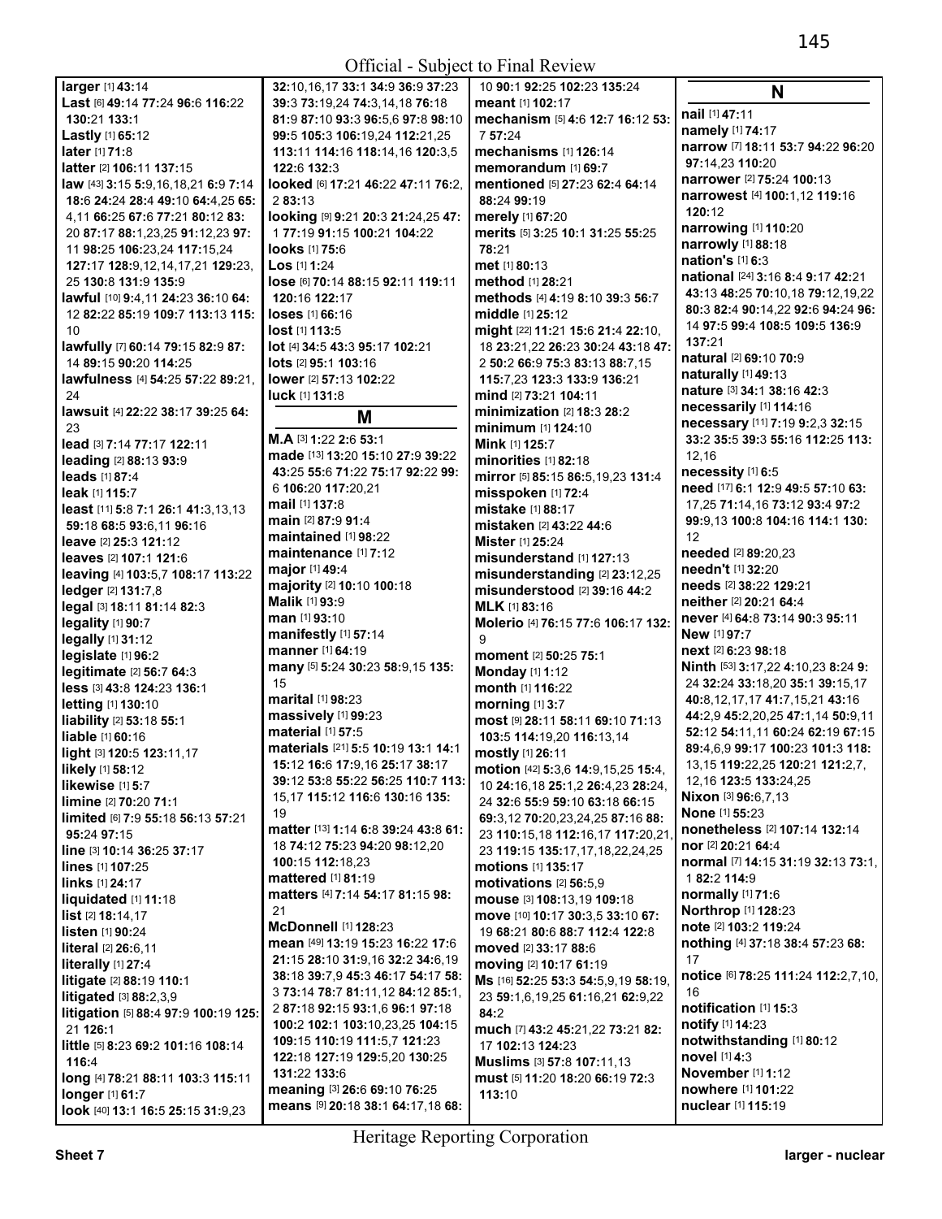**larger** [1] **43**:14
**Last** [6] **49**:14 **77**:24 **96**:6 **116**:22 **130**:21 **133**:1
**Lastly** [1] **65**:12
**later** [1] **71**:8
**latter** [2] **106**:11 **137**:15
**law** [43] **3**:15 **5**:9,16,18,21 **6**:9 **7**:14 **18**:6 **24**:24 **28**:4 **49**:10 **64**:4,25 **65**:4,11 **66**:25 **67**:6 **77**:21 **80**:12 **83**:20 **87**:17 **88**:1,23,25 **91**:12,23 **97**:11 **98**:25 **106**:23,24 **117**:15,24 **127**:17 **128**:9,12,14,17,21 **129**:23,25 **130**:8 **131**:9 **135**:9
**lawful** [10] **9**:4,11 **24**:23 **36**:10 **64**:12 **82**:22 **85**:19 **109**:7 **113**:13 **115**:10
**lawfully** [7] **60**:14 **79**:15 **82**:9 **87**:14 **89**:15 **90**:20 **114**:25
**lawfulness** [4] **54**:25 **57**:22 **89**:21,24
**lawsuit** [4] **22**:22 **38**:17 **39**:25 **64**:23
**lead** [3] **7**:14 **77**:17 **122**:11
**leading** [2] **88**:13 **93**:9
**leads** [1] **87**:4
**leak** [1] **115**:7
**least** [11] **5**:8 **7**:1 **26**:1 **41**:3,13,13 **59**:18 **68**:5 **93**:6,11 **96**:16
**leave** [2] **25**:3 **121**:12
**leaves** [2] **107**:1 **121**:6
**leaving** [4] **103**:5,7 **108**:17 **113**:22
**ledger** [2] **131**:7,8
**legal** [3] **18**:11 **81**:14 **82**:3
**legality** [1] **90**:7
**legally** [1] **31**:12
**legislate** [1] **96**:2
**legitimate** [2] **56**:7 **64**:3
**less** [3] **43**:8 **124**:23 **136**:1
**letting** [1] **130**:10
**liability** [2] **53**:18 **55**:1
**liable** [1] **60**:16
**light** [3] **120**:5 **123**:11,17
**likely** [1] **58**:12
**likewise** [1] **5**:7
**limine** [2] **70**:20 **71**:1
**limited** [6] **7**:9 **55**:18 **56**:13 **57**:21 **95**:24 **97**:15
**line** [3] **10**:14 **36**:25 **37**:17
**lines** [1] **107**:25
**links** [1] **24**:17
**liquidated** [1] **11**:18
**list** [2] **18**:14,17
**listen** [1] **90**:24
**literal** [2] **26**:6,11
**literally** [1] **27**:4
**litigate** [2] **88**:19 **110**:1
**litigated** [3] **88**:2,3,9
**litigation** [5] **88**:4 **97**:9 **100**:19 **125**:21 **126**:1
**little** [5] **8**:23 **69**:2 **101**:16 **108**:14 **116**:4
**long** [4] **78**:21 **88**:11 **103**:3 **115**:11
**longer** [1] **61**:7
**look** [40] **13**:1 **16**:5 **25**:15 **31**:9,23 **32**:10,16,17 **33**:1 **34**:9 **36**:9 **37**:23 **39**:3 **73**:19,24 **74**:3,14,18 **76**:18 **81**:9 **87**:10 **93**:3 **96**:5,6 **97**:8 **98**:10 **99**:5 **105**:3 **106**:19,24 **112**:21,25 **113**:11 **114**:16 **118**:14,16 **120**:3,5 **122**:6 **132**:3
**looked** [6] **17**:21 **46**:22 **47**:11 **76**:2,2 **83**:13
**looking** [9] **9**:21 **20**:3 **21**:24,25 **47**:1 **77**:19 **91**:15 **100**:21 **104**:22
**looks** [1] **75**:6
**Los** [1] **1**:24
**lose** [6] **70**:14 **88**:15 **92**:11 **119**:11 **120**:16 **122**:17
**loses** [1] **66**:16
**lost** [1] **113**:5
**lot** [4] **34**:5 **43**:3 **95**:17 **102**:21
**lots** [2] **95**:1 **103**:16
**lower** [2] **57**:13 **102**:22
**luck** [1] **131**:8

## M

**M.A** [3] **1**:22 **2**:6 **53**:1
**made** [13] **13**:20 **15**:10 **27**:9 **39**:22 **43**:25 **55**:6 **71**:22 **75**:17 **92**:22 **99**:6 **106**:20 **117**:20,21
**mail** [1] **137**:8
**main** [2] **87**:9 **91**:4
**maintained** [1] **98**:22
**maintenance** [1] **7**:12
**major** [1] **49**:4
**majority** [2] **10**:10 **100**:18
**Malik** [1] **93**:9
**man** [1] **93**:10
**manifestly** [1] **57**:14
**manner** [1] **64**:19
**many** [5] **5**:24 **30**:23 **58**:9,15 **135**:15
**marital** [1] **98**:23
**massively** [1] **99**:23
**material** [1] **57**:5
**materials** [21] **5**:5 **10**:19 **13**:1 **14**:1 **15**:12 **16**:6 **17**:9,16 **25**:17 **38**:17 **39**:12 **53**:8 **55**:22 **56**:25 **110**:7 **113**:15,17 **115**:12 **116**:6 **130**:16 **135**:19
**matter** [13] **1**:14 **6**:8 **39**:24 **43**:8 **61**:18 **74**:12 **75**:23 **94**:20 **98**:12,20 **100**:15 **112**:18,23
**mattered** [1] **81**:19
**matters** [4] **7**:14 **54**:17 **81**:15 **98**:21
**McDonnell** [1] **128**:23
**mean** [49] **13**:19 **15**:23 **16**:22 **17**:6 **21**:15 **28**:10 **31**:9,16 **32**:2 **34**:6,19 **38**:18 **39**:7,9 **45**:3 **46**:17 **54**:17 **58**:3 **73**:14 **78**:7 **81**:11,12 **84**:12 **85**:1,2 **87**:18 **92**:15 **93**:1,6 **96**:1 **97**:18 **100**:2 **102**:1 **103**:10,23,25 **104**:15 **109**:15 **110**:19 **111**:5,7 **121**:23 **122**:18 **127**:19 **129**:5,20 **130**:25 **131**:22 **133**:6
**meaning** [3] **26**:6 **69**:10 **76**:25
**means** [9] **20**:18 **38**:1 **64**:17,18 **68**:10 **90**:1 **92**:25 **102**:23 **135**:24
**meant** [1] **102**:17
**mechanism** [5] **4**:6 **12**:7 **16**:12 **53**:7 **57**:24
**mechanisms** [1] **126**:14
**memorandum** [1] **69**:7
**mentioned** [5] **27**:23 **62**:4 **64**:14 **88**:24 **99**:19
**merely** [1] **67**:20
**merits** [5] **3**:25 **10**:1 **31**:25 **55**:25 **78**:21
**met** [1] **80**:13
**method** [1] **28**:21
**methods** [4] **4**:19 **8**:10 **39**:3 **56**:7
**middle** [1] **25**:12
**might** [22] **11**:21 **15**:6 **21**:4 **22**:10,18 **23**:21,22 **26**:23 **30**:24 **43**:18 **47**:2 **50**:2 **66**:9 **75**:3 **83**:13 **88**:7,15 **115**:7,23 **123**:3 **133**:9 **136**:21
**mind** [2] **73**:21 **104**:11
**minimization** [2] **18**:3 **28**:2
**minimum** [1] **124**:10
**Mink** [1] **125**:7
**minorities** [1] **82**:18
**mirror** [5] **85**:15 **86**:5,19,23 **131**:4
**misspoken** [1] **72**:4
**mistake** [1] **88**:17
**mistaken** [2] **43**:22 **44**:6
**Mister** [1] **25**:24
**misunderstand** [1] **127**:13
**misunderstanding** [2] **23**:12,25
**misunderstood** [2] **39**:16 **44**:2
**MLK** [1] **83**:16
**Molerio** [4] **76**:15 **77**:6 **106**:17 **132**:9
**moment** [2] **50**:25 **75**:1
**Monday** [1] **1**:12
**month** [1] **116**:22
**morning** [1] **3**:7
**most** [9] **28**:11 **58**:11 **69**:10 **71**:13 **103**:5 **114**:19,20 **116**:13,14
**mostly** [1] **26**:11
**motion** [42] **5**:3,6 **14**:9,15,25 **15**:4,10 **24**:16,18 **25**:1,2 **26**:4,23 **28**:24,24 **32**:6 **55**:9 **59**:10 **63**:18 **66**:15 **69**:3,12 **70**:20,23,24,25 **87**:16 **88**:23 **110**:15,18 **112**:16,17 **117**:20,21,23 **119**:15 **135**:17,17,18,22,24,25
**motions** [1] **135**:17
**motivations** [2] **56**:5,9
**mouse** [3] **108**:13,19 **109**:18
**move** [10] **10**:17 **30**:3,5 **33**:10 **67**:19 **68**:21 **80**:6 **88**:7 **112**:4 **122**:8
**moved** [2] **33**:17 **88**:6
**moving** [2] **10**:17 **61**:19
**Ms** [16] **52**:25 **53**:3 **54**:5,9,19 **58**:19,23 **59**:1,6,19,25 **61**:16,21 **62**:9,22 **84**:2
**much** [7] **43**:2 **45**:21,22 **73**:21 **82**:17 **102**:13 **124**:23
**Muslims** [3] **57**:8 **107**:11,13
**must** [5] **11**:20 **18**:20 **66**:19 **72**:3 **113**:10

## N

**nail** [1] **47**:11
**namely** [1] **74**:17
**narrow** [7] **18**:11 **53**:7 **94**:22 **96**:20 **97**:14,23 **110**:20
**narrower** [2] **75**:24 **100**:13
**narrowest** [4] **100**:1,12 **119**:16 **120**:12
**narrowing** [1] **110**:20
**narrowly** [1] **88**:18
**nation's** [1] **6**:3
**national** [24] **3**:16 **8**:4 **9**:17 **42**:21 **43**:13 **48**:25 **70**:10,18 **79**:12,19,22 **80**:3 **82**:4 **90**:14,22 **92**:6 **94**:24 **96**:14 **97**:5 **99**:4 **108**:5 **109**:5 **136**:9 **137**:21
**natural** [2] **69**:10 **70**:9
**naturally** [1] **49**:13
**nature** [3] **34**:1 **38**:16 **42**:3
**necessarily** [1] **114**:16
**necessary** [11] **7**:19 **9**:2,3 **32**:15 **33**:2 **35**:5 **39**:3 **55**:16 **112**:25 **113**:12,16
**necessity** [1] **6**:5
**need** [17] **6**:1 **12**:9 **49**:5 **57**:10 **63**:17,25 **71**:14,16 **73**:12 **93**:4 **97**:2 **99**:9,13 **100**:8 **104**:16 **114**:1 **130**:12
**needed** [2] **89**:20,23
**needn't** [1] **32**:20
**needs** [2] **38**:22 **129**:21
**neither** [2] **20**:21 **64**:4
**never** [4] **64**:8 **73**:14 **90**:3 **95**:11
**New** [1] **97**:7
**next** [2] **6**:23 **98**:18
**Ninth** [53] **3**:17,22 **4**:10,23 **8**:24 **9**:24 **32**:24 **33**:18,20 **35**:1 **39**:15,17 **40**:8,12,17,17 **41**:7,15,21 **43**:16 **44**:2,9 **45**:2,20,25 **47**:1,14 **50**:9,11 **52**:12 **54**:11,11 **60**:24 **62**:19 **67**:15 **89**:4,6,9 **99**:17 **100**:23 **101**:3 **118**:13,15 **119**:22,25 **120**:21 **121**:2,7,12,16 **123**:5 **133**:24,25
**Nixon** [3] **96**:6,7,13
**None** [1] **55**:23
**nonetheless** [2] **107**:14 **132**:14
**nor** [2] **20**:21 **64**:4
**normal** [7] **14**:15 **31**:19 **32**:13 **73**:1,1 **82**:2 **114**:9
**normally** [1] **71**:6
**Northrop** [1] **128**:23
**note** [2] **103**:2 **119**:24
**nothing** [4] **37**:18 **38**:4 **57**:23 **68**:17
**notice** [6] **78**:25 **111**:24 **112**:2,7,10,16
**notification** [1] **15**:3
**notify** [1] **14**:23
**notwithstanding** [1] **80**:12
**novel** [1] **4**:3
**November** [1] **1**:12
**nowhere** [1] **101**:22
**nuclear** [1] **115**:19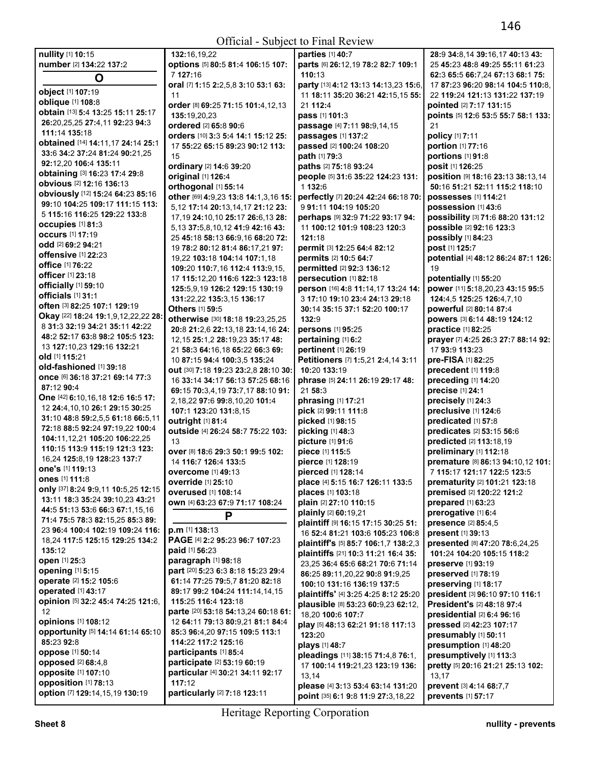**nullity** [1] **10:**15
**number** [2] **134:**22 **137:**2

## O

**object** [1] **107:**19
**oblique** [1] **108:**8
**obtain** [13] **5:**4 **13:**25 **15:**11 **25:**17 **26:**20,25,25 **27:**4,11 **92:**23 **94:**3 **111:**14 **135:**18
**obtained** [14] **14:**11,17 **24:**14 **25:**1 **33:**6 **34:**2 **37:**24 **81:**24 **90:**21,25 **92:**12,20 **106:**4 **135:**11
**obtaining** [3] **16:**23 **17:**4 **29:**8
**obvious** [2] **12:**16 **136:**13
**obviously** [12] **15:**24 **64:**23 **85:**16 **99:**10 **104:**25 **109:**17 **111:**15 **113:**5 **115:**16 **116:**25 **129:**22 **133:**8
**occupies** [1] **81:**3
**occurs** [1] **17:**19
**odd** [2] **69:**2 **94:**21
**offensive** [1] **22:**23
**office** [1] **76:**22
**officer** [1] **23:**18
**officially** [1] **59:**10
**officials** [1] **31:**1
**often** [3] **82:**25 **107:**1 **129:**19
**Okay** [22] **18:**24 **19:**1,9,12,22,22 **28:**8 **31:**3 **32:**19 **34:**21 **35:**11 **42:**22 **48:**2 **52:**17 **63:**8 **98:**2 **105:**5 **123:**13 **127:**10,23 **129:**16 **132:**21
**old** [1] **115:**21
**old-fashioned** [1] **39:**18
**once** [6] **36:**18 **37:**21 **69:**14 **77:**3 **87:**12 **90:**4
**One** [42] **6:**10,16,18 **12:**6 **16:**5 **17:**12 **24:**4,10,10 **26:**1 **29:**15 **30:**25 **31:**10 **48:**8 **59:**2,5,5 **61:**18 **66:**5,11 **72:**18 **88:**5 **92:**24 **97:**19,22 **100:**4 **104:**11,12,21 **105:**20 **106:**22,25 **110:**15 **113:**9 **115:**19 **121:**3 **123:**16,24 **125:**8,19 **128:**23 **137:**7
**one's** [1] **119:**13
**ones** [1] **111:**8
**only** [37] **8:**24 **9:**9,11 **10:**5,25 **12:**15 **13:**11 **18:**3 **35:**24 **39:**10,23 **43:**21 **44:**5 **51:**13 **53:**6 **66:**3 **67:**1,15,16 **71:**4 **75:**5 **78:**3 **82:**15,25 **85:**3 **89:**23 **96:**4 **100:**4 **102:**19 **109:**24 **116:**18,24 **117:**5 **125:**15 **129:**25 **134:**2 **135:**12
**open** [1] **25:**3
**opening** [1] **5:**15
**operate** [2] **15:**2 **105:**6
**operated** [1] **43:**17
**opinion** [5] **32:**2 **45:**4 **74:**25 **121:**6,12
**opinions** [1] **108:**12
**opportunity** [5] **14:**14 **61:**14 **65:**10 **85:**23 **92:**8
**oppose** [1] **50:**14
**opposed** [2] **68:**4,8
**opposite** [1] **107:**10
**opposition** [1] **78:**13
**option** [7] **129:**14,15,19 **130:**19 **132:**16,19,22
**options** [5] **80:**5 **81:**4 **106:**15 **107:**7 **127:**16
**oral** [7] **1:**15 **2:**2,5,8 **3:**10 **53:**1 **63:**11
**order** [8] **69:**25 **71:**15 **101:**4,12,13 **135:**19,20,23
**ordered** [2] **65:**8 **90:**6
**orders** [10] **3:**3 **5:**4 **14:**1 **15:**12 **25:**17 **55:**22 **65:**15 **89:**23 **90:**12 **113:**15
**ordinary** [2] **14:**6 **39:**20
**original** [1] **126:**4
**orthogonal** [1] **55:**14
**other** [69] **4:**9,23 **13:**8 **14:**1,3,16 **15:**5,12 **17:**14 **20:**13,14,17 **21:**12 **23:**17,19 **24:**10,10 **25:**17 **26:**6,13 **28:**5,13 **37:**5,8,10,12 **41:**9 **42:**16 **43:**25 **45:**18 **58:**13 **66:**9,16 **68:**20 **72:**19 **78:**2 **80:**12 **81:**4 **86:**17,21 **97:**19,22 **103:**18 **104:**14 **107:**1,18 **109:**20 **110:**7,16 **112:**4 **113:**9,15,17 **115:**12,20 **116:**6 **122:**3 **123:**18 **125:**5,9,19 **126:**2 **129:**15 **130:**19 **131:**22,22 **135:**3,15 **136:**17
**Others** [1] **59:**5
**otherwise** [30] **18:**18 **19:**23,25,25 **20:**8 **21:**2,6 **22:**13,18 **23:**14,16 **24:**12,15 **25:**1,2 **28:**19,23 **35:**17 **48:**21 **58:**3 **64:**16,18 **65:**22 **66:**3 **69:**10 **87:**15 **94:**4 **100:**3,5 **135:**24
**out** [30] **7:**18 **19:**23 **23:**2,8 **28:**10 **30:**16 **33:**14 **34:**17 **56:**13 **57:**25 **68:**16 **69:**15 **70:**3,4,19 **73:**7,17 **88:**10 **91:**2,18,22 **97:**6 **99:**8,10,20 **101:**4 **107:**1 **123:**20 **131:**8,15
**outright** [1] **81:**4
**outside** [4] **26:**24 **58:**7 **75:**22 **103:**13
**over** [8] **18:**6 **29:**3 **50:**1 **99:**5 **102:**14 **116:**7 **126:**4 **133:**5
**overcome** [1] **49:**13
**override** [1] **25:**10
**overused** [1] **108:**14
**own** [4] **63:**23 **67:**9 **71:**17 **108:**24

## P

**p.m** [1] **138:**13
**PAGE** [4] **2:**2 **95:**23 **96:**7 **107:**23
**paid** [1] **56:**23
**paragraph** [1] **98:**18
**part** [20] **5:**23 **6:**3 **8:**18 **15:**23 **29:**4 **61:**14 **77:**25 **79:**5,7 **81:**20 **82:**18 **89:**17 **99:**2 **104:**24 **111:**14,14,15 **115:**25 **116:**4 **123:**18
**parte** [20] **53:**18 **54:**13,24 **60:**18 **61:**12 **64:**11 **79:**13 **80:**9,21 **81:**1 **84:**4 **85:**3 **96:**4,20 **97:**15 **109:**5 **113:**1 **114:**22 **117:**2 **125:**16
**participants** [1] **85:**4
**participate** [2] **53:**19 **60:**19
**particular** [4] **30:**21 **34:**11 **92:**17 **117:**12
**particularly** [2] **7:**18 **123:**11
**parties** [1] **40:**7
**parts** [6] **26:**12,19 **78:**2 **82:**7 **109:**1 **110:**13
**party** [13] **4:**12 **13:**13 **14:**13,23 **15:**6,11 **18:**11 **35:**20 **36:**21 **42:**15,15 **55:**21 **112:**4
**pass** [1] **101:**3
**passage** [4] **7:**11 **98:**9,14,15
**passages** [1] **137:**2
**passed** [2] **100:**24 **108:**20
**path** [1] **79:**3
**paths** [2] **75:**18 **93:**24
**people** [5] **31:**6 **35:**22 **124:**23 **131:**1 **132:**6
**perfectly** [7] **20:**24 **42:**24 **66:**18 **70:**9 **91:**11 **104:**19 **105:**20
**perhaps** [9] **32:**9 **71:**22 **93:**17 **94:**11 **100:**12 **101:**9 **108:**23 **120:**3 **121:**18
**permit** [3] **12:**25 **64:**4 **82:**12
**permits** [2] **10:**5 **64:**7
**permitted** [2] **92:**3 **136:**12
**persecution** [1] **82:**18
**person** [16] **4:**8 **11:**14,17 **13:**24 **14:**3 **17:**10 **19:**10 **23:**4 **24:**13 **29:**18 **30:**14 **35:**15 **37:**1 **52:**20 **100:**17 **132:**9
**persons** [1] **95:**25
**pertaining** [1] **6:**2
**pertinent** [1] **26:**19
**Petitioners** [7] **1:**5,21 **2:**4,14 **3:**11 **10:**20 **133:**19
**phrase** [5] **24:**11 **26:**19 **29:**17 **48:**21 **58:**3
**phrasing** [1] **17:**21
**pick** [2] **99:**11 **111:**8
**picked** [1] **98:**15
**picking** [1] **48:**3
**picture** [1] **91:**6
**piece** [1] **115:**5
**pierce** [1] **128:**19
**pierced** [1] **128:**14
**place** [4] **5:**15 **16:**7 **126:**11 **133:**5
**places** [1] **103:**18
**plain** [2] **27:**10 **110:**15
**plainly** [2] **60:**19,21
**plaintiff** [9] **16:**15 **17:**15 **30:**25 **51:**16 **52:**4 **81:**21 **103:**6 **105:**23 **106:**8
**plaintiff's** [5] **85:**7 **106:**1,7 **138:**2,3
**plaintiffs** [21] **10:**3 **11:**21 **16:**4 **35:**23,25 **36:**4 **65:**6 **68:**21 **70:**6 **71:**14 **86:**25 **89:**11,20,22 **90:**8 **91:**9,25 **100:**10 **131:**16 **136:**19 **137:**5
**plaintiffs'** [4] **3:**25 **4:**25 **8:**12 **25:**20
**plausible** [8] **53:**23 **60:**9,23 **62:**12,18,20 **100:**6 **107:**7
**play** [5] **48:**13 **62:**21 **91:**18 **117:**13 **123:**20
**plays** [1] **48:**7
**pleadings** [11] **38:**15 **71:**4,8 **76:**1,17 **100:**14 **119:**21,23 **123:**19 **136:**13,14
**please** [4] **3:**13 **53:**4 **63:**14 **131:**20
**point** [35] **6:**1 **9:**8 **11:**9 **27:**3,18,22 **28:**9 **34:**8,14 **39:**16,17 **40:**13 **43:**25 **45:**23 **48:**8 **49:**25 **55:**11 **61:**23 **62:**3 **65:**5 **66:**7,24 **67:**13 **68:**1 **75:**17 **87:**23 **96:**20 **98:**14 **104:**5 **110:**8,22 **119:**24 **121:**13 **131:**22 **137:**19
**pointed** [2] **7:**17 **131:**15
**points** [5] **12:**6 **53:**5 **55:**7 **58:**1 **133:**21
**policy** [1] **7:**11
**portion** [1] **77:**16
**portions** [1] **91:**8
**posit** [1] **126:**25
**position** [9] **18:**16 **23:**13 **38:**13,14 **50:**16 **51:**21 **52:**11 **115:**2 **118:**10
**possesses** [1] **114:**21
**possession** [1] **43:**6
**possibility** [3] **71:**6 **88:**20 **131:**12
**possible** [2] **92:**16 **123:**3
**possibly** [1] **84:**23
**post** [1] **125:**7
**potential** [4] **48:**12 **86:**24 **87:**1 **126:**19
**potentially** [1] **55:**20
**power** [11] **5:**18,20,23 **43:**15 **95:**5 **124:**4,5 **125:**25 **126:**4,7,10
**powerful** [2] **80:**14 **87:**4
**powers** [3] **6:**14 **48:**19 **124:**12
**practice** [1] **82:**25
**prayer** [7] **4:**25 **26:**3 **27:**7 **88:**14 **92:**17 **93:**9 **113:**23
**pre-FISA** [1] **82:**25
**precedent** [1] **119:**8
**preceding** [1] **14:**20
**precise** [1] **24:**1
**precisely** [1] **24:**3
**preclusive** [1] **124:**6
**predicated** [1] **57:**8
**predicates** [2] **53:**15 **56:**6
**predicted** [2] **113:**18,19
**preliminary** [1] **112:**18
**premature** [8] **86:**13 **94:**10,12 **101:**7 **115:**17 **121:**17 **122:**5 **123:**5
**prematurity** [2] **101:**21 **123:**18
**premised** [2] **120:**22 **121:**2
**prepared** [1] **63:**23
**prerogative** [1] **6:**4
**presence** [2] **85:**4,5
**present** [1] **39:**13
**presented** [8] **47:**20 **78:**6,24,25 **101:**24 **104:**20 **105:**15 **118:**2
**preserve** [1] **93:**19
**preserved** [1] **78:**19
**preserving** [1] **18:**17
**president** [3] **96:**10 **97:**10 **116:**1
**President's** [2] **48:**18 **97:**4
**presidential** [2] **6:**4 **96:**16
**pressed** [2] **42:**23 **107:**17
**presumably** [1] **50:**11
**presumption** [1] **48:**20
**presumptively** [1] **113:**3
**pretty** [5] **20:**16 **21:**21 **25:**13 **102:**13,17
**prevent** [3] **4:**14 **68:**7,7
**prevents** [1] **57:**17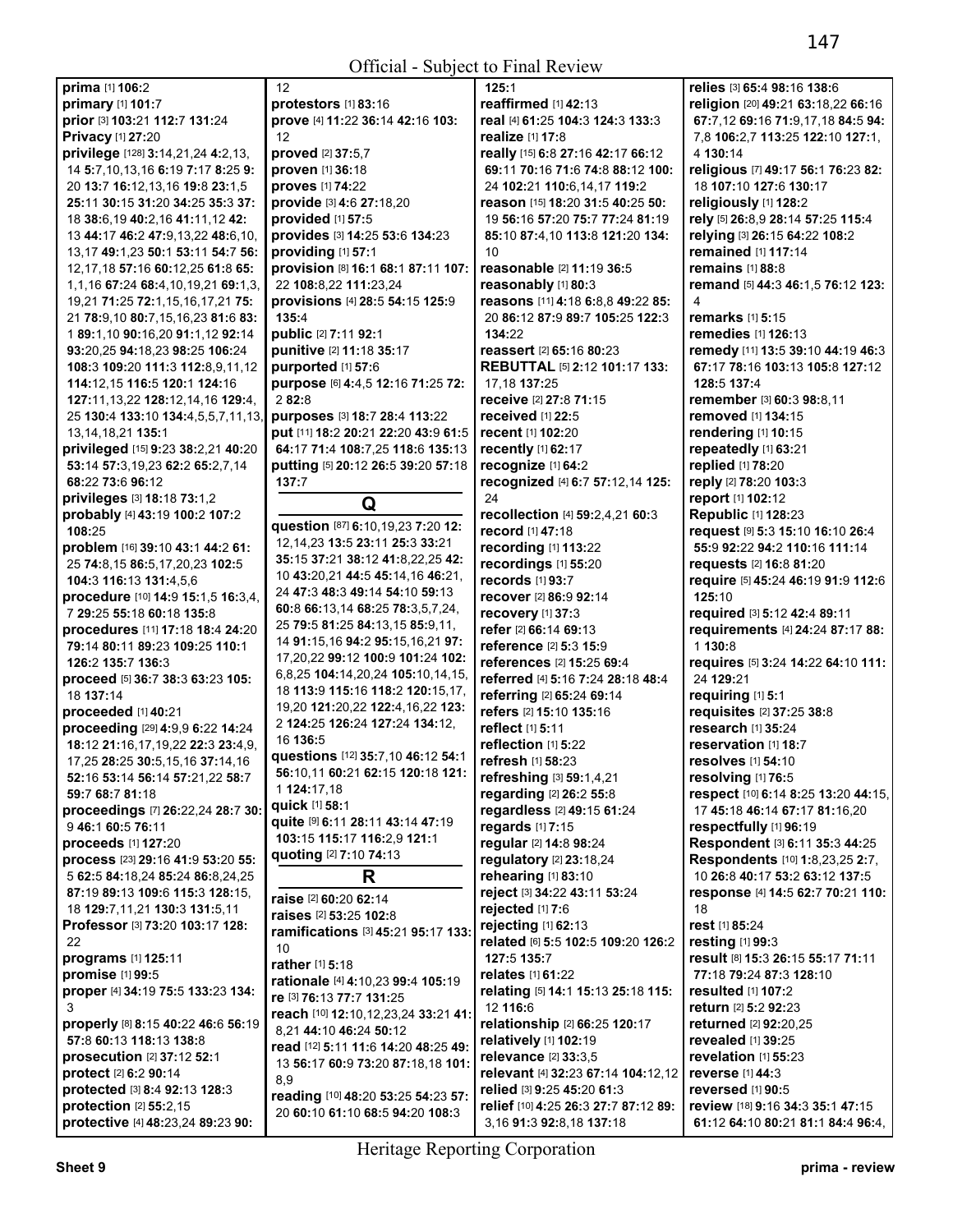**prima** [1] **106:**2
**primary** [1] **101:**7
**prior** [3] **103:**21 **112:**7 **131:**24
**Privacy** [1] **27:**20
**privilege** [128] **3:**14,21,24 **4:**2,13, 14 **5:**7,10,13,16 **6:**19 **7:**17 **8:**25 **9:** 20 **13:**7 **16:**12,13,16 **19:**8 **23:**1,5 **25:**11 **30:**15 **31:**20 **34:**25 **35:**3 **37:** 18 **38:**6,19 **40:**2,16 **41:**11,12 **42:** 13 **44:**17 **46:**2 **47:**9,13,22 **48:**6,10, 13,17 **49:**1,23 **50:**1 **53:**11 **54:**7 **56:** 12,17,18 **57:**16 **60:**12,25 **61:**8 **65:** 1,1,16 **67:**24 **68:**4,10,19,21 **69:**1,3, 19,21 **71:**25 **72:**1,15,16,17,21 **75:** 21 **78:**9,10 **80:**7,15,16,23 **81:**6 **83:** 1 **89:**1,10 **90:**16,20 **91:**1,12 **92:**14 **93:**20,25 **94:**18,23 **98:**25 **106:**24 **108:**3 **109:**20 **111:**3 **112:**8,9,11,12 **114:**12,15 **116:**5 **120:**1 **124:**16 **127:**11,13,22 **128:**12,14,16 **129:**4, 25 **130:**4 **133:**10 **134:**4,5,5,7,11,13, 13,14,18,21 **135:**1
**privileged** [15] **9:**23 **38:**2,21 **40:**20 **53:**14 **57:**3,19,23 **62:**2 **65:**2,7,14 **68:**22 **73:**6 **96:**12
**privileges** [3] **18:**18 **73:**1,2
**probably** [4] **43:**19 **100:**2 **107:**2 **108:**25
**problem** [16] **39:**10 **43:**1 **44:**2 **61:** 25 **74:**8,15 **86:**5,17,20,23 **102:**5 **104:**3 **116:**3 **131:**4,5,6
**procedure** [10] **14:**9 **15:**1,5 **16:**3,4, 7 **29:**25 **55:**18 **60:**18 **135:**8
**procedures** [11] **17:**18 **18:**4 **24:**20 **79:**14 **80:**11 **89:**23 **109:**25 **110:**1 **126:**2 **135:**7 **136:**3
**proceed** [5] **36:**7 **38:**3 **63:**23 **105:** 18 **137:**14
**proceeded** [1] **40:**21
**proceeding** [29] **4:**9,9 **6:**22 **14:**24 **18:**12 **21:**16,17,19,22 **22:**3 **23:**4,9, 17,25 **28:**25 **30:**5,15,16 **37:**14,16 **52:**16 **53:**14 **56:**14 **57:**21,22 **58:**7 **59:**7 **68:**7 **81:**18
**proceedings** [7] **26:**22,24 **28:**7 **30:** 9 **46:**1 **60:**5 **76:**11
**proceeds** [1] **127:**20
**process** [23] **29:**16 **41:**9 **53:**20 **55:** 5 **62:**5 **84:**18,24 **85:**24 **86:**8,24,25 **87:**19 **89:**13 **109:**6 **115:**3 **128:**15, 18 **129:**7,11,21 **130:**3 **131:**5,11
**Professor** [3] **73:**20 **103:**17 **128:** 22
**programs** [1] **125:**11
**promise** [1] **99:**5
**proper** [4] **34:**19 **75:**5 **133:**23 **134:** 3
**properly** [8] **8:**15 **40:**22 **46:**6 **56:**19 **57:**8 **60:**13 **118:**13 **138:**8
**prosecution** [2] **37:**12 **52:**1
**protect** [2] **6:**2 **90:**14
**protected** [3] **8:**4 **92:**13 **128:**3
**protection** [2] **55:**2,15
**protective** [4] **48:**23,24 **89:**23 **90:** 12
**protestors** [1] **83:**16
**prove** [4] **11:**22 **36:**14 **42:**16 **103:** 12
**proved** [2] **37:**5,7
**proven** [1] **36:**18
**proves** [1] **74:**22
**provide** [3] **4:**6 **27:**18,20
**provided** [1] **57:**5
**provides** [3] **14:**25 **53:**6 **134:**23
**providing** [1] **57:**1
**provision** [8] **16:**1 **68:**1 **87:**11 **107:** 22 **108:**8,22 **111:**23,24
**provisions** [4] **28:**5 **54:**15 **125:**9 **135:**4
**public** [2] **7:**11 **92:**1
**punitive** [2] **11:**18 **35:**17
**purported** [1] **57:**6
**purpose** [6] **4:**4,5 **12:**16 **71:**25 **72:** 2 **82:**8
**purposes** [3] **18:**7 **28:**4 **113:**22
**put** [11] **18:**2 **20:**21 **22:**20 **43:**9 **61:**5 **64:**17 **71:**4 **108:**7,25 **118:**6 **135:**13
**putting** [5] **20:**12 **26:**5 **39:**20 **57:**18 **137:**7

## Q

**question** [87] **6:**10,19,23 **7:**20 **12:** 12,14,23 **13:**5 **23:**11 **25:**3 **33:**21 **35:**15 **37:**21 **38:**12 **41:**8,22,25 **42:** 10 **43:**20,21 **44:**5 **45:**14,16 **46:**21, 24 **47:**3 **48:**3 **49:**14 **54:**10 **59:**13 **60:**8 **66:**13,14 **68:**25 **78:**3,5,7,24, 25 **79:**5 **81:**25 **84:**13,15 **85:**9,11, 14 **91:**15,16 **94:**2 **95:**15,16,21 **97:** 17,20,22 **99:**12 **100:**9 **101:**24 **102:** 6,8,25 **104:**14,20,24 **105:**10,14,15, 18 **113:**9 **115:**16 **118:**2 **120:**15,17, 19,20 **121:**20,22 **122:**4,16,22 **123:** 2 **124:**25 **126:**24 **127:**24 **134:**12, 16 **136:**5
**questions** [12] **35:**7,10 **46:**12 **54:**1 **56:**10,11 **60:**21 **62:**15 **120:**18 **121:** 1 **124:**17,18
**quick** [1] **58:**1
**quite** [9] **6:**11 **28:**11 **43:**14 **47:**19 **103:**15 **115:**17 **116:**2,9 **121:**1
**quoting** [2] **7:**10 **74:**13

## R

**raise** [2] **60:**20 **62:**14
**raises** [2] **53:**25 **102:**8
**ramifications** [3] **45:**21 **95:**17 **133:** 10
**rather** [1] **5:**18
**rationale** [4] **4:**10,23 **99:**4 **105:**19
**re** [3] **76:**13 **77:**7 **131:**25
**reach** [10] **12:**10,12,23,24 **33:**21 **41:** 8,21 **44:**10 **46:**24 **50:**12
**read** [12] **5:**11 **11:**6 **14:**20 **48:**25 **49:** 13 **56:**17 **60:**9 **73:**20 **87:**18,18 **101:** 8,9
**reading** [10] **48:**20 **53:**25 **54:**23 **57:** 20 **60:**10 **61:**10 **68:**5 **94:**20 **108:**3 **125:**1
**reaffirmed** [1] **42:**13
**real** [4] **61:**25 **104:**3 **124:**3 **133:**3
**realize** [1] **17:**8
**really** [15] **6:**8 **27:**16 **42:**17 **66:**12 **69:**11 **70:**16 **71:**6 **74:**8 **88:**12 **100:** 24 **102:**21 **110:**6,14,17 **119:**2
**reason** [15] **18:**20 **31:**5 **40:**25 **50:** 19 **56:**16 **57:**20 **75:**7 **77:**24 **81:**19 **85:**10 **87:**4,10 **113:**8 **121:**20 **134:** 10
**reasonable** [2] **11:**19 **36:**5
**reasonably** [1] **80:**3
**reasons** [11] **4:**18 **6:**8,8 **49:**22 **85:** 20 **86:**12 **87:**9 **89:**7 **105:**25 **122:**3 **134:**22
**reassert** [2] **65:**16 **80:**23
**REBUTTAL** [5] **2:**12 **101:**17 **133:** 17,18 **137:**25
**receive** [2] **27:**8 **71:**15
**received** [1] **22:**5
**recent** [1] **102:**20
**recently** [1] **62:**17
**recognize** [1] **64:**2
**recognized** [4] **6:**7 **57:**12,14 **125:** 24
**recollection** [4] **59:**2,4,21 **60:**3
**record** [1] **47:**18
**recording** [1] **113:**22
**recordings** [1] **55:**20
**records** [1] **93:**7
**recover** [2] **86:**9 **92:**14
**recovery** [1] **37:**3
**refer** [2] **66:**14 **69:**13
**reference** [2] **5:**3 **15:**9
**references** [2] **15:**25 **69:**4
**referred** [4] **5:**16 **7:**24 **28:**18 **48:**4
**referring** [2] **65:**24 **69:**14
**refers** [2] **15:**10 **135:**16
**reflect** [1] **5:**11
**reflection** [1] **5:**22
**refresh** [1] **58:**23
**refreshing** [3] **59:**1,4,21
**regarding** [2] **26:**2 **55:**8
**regardless** [2] **49:**15 **61:**24
**regards** [1] **7:**15
**regular** [2] **14:**8 **98:**24
**regulatory** [2] **23:**18,24
**rehearing** [1] **83:**10
**reject** [3] **34:**22 **43:**11 **53:**24
**rejected** [1] **7:**6
**rejecting** [1] **62:**13
**related** [6] **5:**5 **102:**5 **109:**20 **126:**2 **127:**5 **135:**7
**relates** [1] **61:**22
**relating** [5] **14:**1 **15:**13 **25:**18 **115:** 12 **116:**6
**relationship** [2] **66:**25 **120:**17
**relatively** [1] **102:**19
**relevance** [2] **33:**3,5
**relevant** [4] **32:**23 **67:**14 **104:**12,12
**relied** [3] **9:**25 **45:**20 **61:**3
**relief** [10] **4:**25 **26:**3 **27:**7 **87:**12 **89:** 3,16 **91:**3 **92:**8,18 **137:**18
**relies** [3] **65:**4 **98:**16 **138:**6
**religion** [20] **49:**21 **63:**18,22 **66:**16 **67:**7,12 **69:**16 **71:**9,17,18 **84:**5 **94:** 7,8 **106:**2,7 **113:**25 **122:**10 **127:**1, 4 **130:**14
**religious** [7] **49:**17 **56:**1 **76:**23 **82:** 18 **107:**10 **127:**6 **130:**17
**religiously** [1] **128:**2
**rely** [5] **26:**8,9 **28:**14 **57:**25 **115:**4
**relying** [3] **26:**15 **64:**22 **108:**2
**remained** [1] **117:**14
**remains** [1] **88:**8
**remand** [5] **44:**3 **46:**1,5 **76:**12 **123:** 4
**remarks** [1] **5:**15
**remedies** [1] **126:**13
**remedy** [11] **13:**5 **39:**10 **44:**19 **46:**3 **67:**17 **78:**16 **103:**13 **105:**8 **127:**12 **128:**5 **137:**4
**remember** [3] **60:**3 **98:**8,11
**removed** [1] **134:**15
**rendering** [1] **10:**15
**repeatedly** [1] **63:**21
**replied** [1] **78:**20
**reply** [2] **78:**20 **103:**3
**report** [1] **102:**12
**Republic** [1] **128:**23
**request** [9] **5:**3 **15:**10 **16:**10 **26:**4 **55:**9 **92:**22 **94:**2 **110:**16 **111:**14
**requests** [2] **16:**8 **81:**20
**require** [5] **45:**24 **46:**19 **91:**9 **112:**6 **125:**10
**required** [3] **5:**12 **42:**4 **89:**11
**requirements** [4] **24:**24 **87:**17 **88:** 1 **130:**8
**requires** [5] **3:**24 **14:**22 **64:**10 **111:** 24 **129:**21
**requiring** [1] **5:**1
**requisites** [2] **37:**25 **38:**8
**research** [1] **35:**24
**reservation** [1] **18:**7
**resolves** [1] **54:**10
**resolving** [1] **76:**5
**respect** [10] **6:**14 **8:**25 **13:**20 **44:**15, 17 **45:**18 **46:**14 **67:**17 **81:**16,20
**respectfully** [1] **96:**19
**Respondent** [3] **6:**11 **35:**3 **44:**25
**Respondents** [10] **1:**8,23,25 **2:**7, 10 **26:**8 **40:**17 **53:**2 **63:**12 **137:**5
**response** [4] **14:**5 **62:**7 **70:**21 **110:** 18
**rest** [1] **85:**24
**resting** [1] **99:**3
**result** [8] **15:**3 **26:**15 **55:**17 **71:**11 **77:**18 **79:**24 **87:**3 **128:**10
**resulted** [1] **107:**2
**return** [2] **5:**2 **92:**23
**returned** [2] **92:**20,25
**revealed** [1] **39:**25
**revelation** [1] **55:**23
**reverse** [1] **44:**3
**reversed** [1] **90:**5
**review** [18] **9:**16 **34:**3 **35:**1 **47:**15 **61:**12 **64:**10 **80:**21 **81:**1 **84:**4 **96:**4,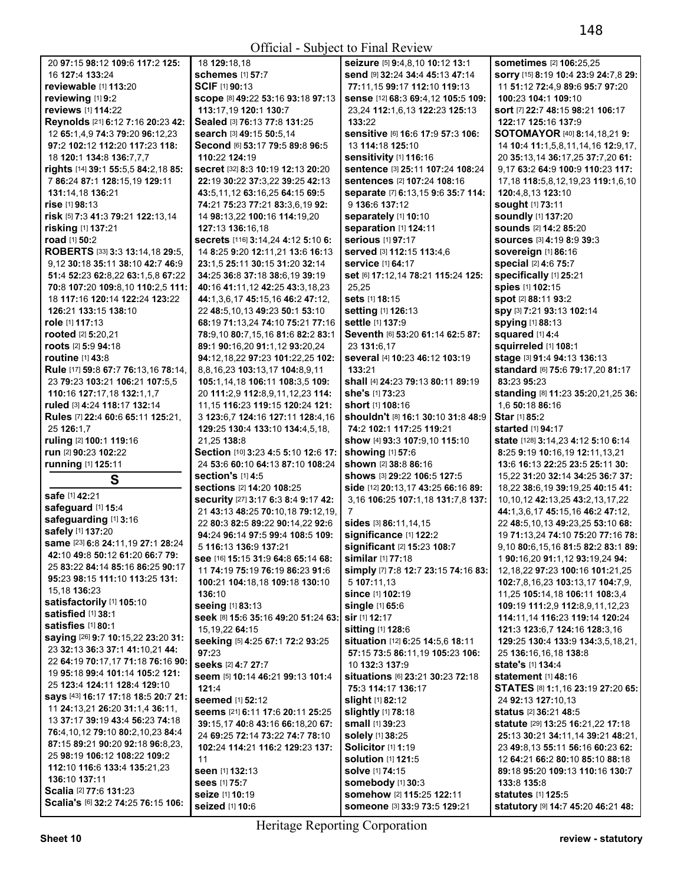20 **97:**15 **98:**12 **109:**6 **117:**2 **125:**16 **127:**4 **133:**24
**reviewable** [1] **113:**20
**reviewing** [1] **9:**2
**reviews** [1] **114:**22
**Reynolds** [21] **6:**12 **7:**16 **20:**23 **42:**12 **65:**1,4,9 **74:**3 **79:**20 **96:**12,23 **97:**2 **102:**12 **112:**20 **117:**23 **118:**18 **120:**1 **134:**8 **136:**7,7,7
**rights** [14] **39:**1 **55:**5,5 **84:**2,18 **85:**7 **86:**24 **87:**1 **128:**15,19 **129:**11 **131:**14,18 **136:**21
**rise** [1] **98:**13
**risk** [5] **7:**3 **41:**3 **79:**21 **122:**13,14
**risking** [1] **137:**21
**road** [1] **50:**2
**ROBERTS** [33] **3:**3 **13:**14,18 **29:**5,9,12 **30:**18 **35:**11 **38:**10 **42:**7 **46:**9 **51:**4 **52:**23 **62:**8,22 **63:**1,5,8 **67:**22 **70:**8 **107:**20 **109:**8,10 **110:**2,5 **111:**18 **117:**16 **120:**14 **122:**24 **123:**22 **126:**21 **133:**15 **138:**10
**role** [1] **117:**13
**rooted** [2] **5:**20,21
**roots** [2] **5:**9 **94:**18
**routine** [1] **43:**8
**Rule** [17] **59:**8 **67:**7 **76:**13,16 **78:**14,23 **79:**23 **103:**21 **106:**21 **107:**5,5 **110:**16 **127:**17,18 **132:**1,1,7
**ruled** [3] **4:**24 **118:**17 **132:**14
**Rules** [7] **22:**4 **60:**6 **65:**11 **125:**21,25 **126:**1,7
**ruling** [2] **100:**1 **119:**16
**run** [2] **90:**23 **102:**22
**running** [1] **125:**11

## S

**safe** [1] **42:**21
**safeguard** [1] **15:**4
**safeguarding** [1] **3:**16
**safely** [1] **137:**20
**same** [23] **6:**8 **24:**11,19 **27:**1 **28:**24 **42:**10 **49:**8 **50:**12 **61:**20 **66:**7 **79:**25 **83:**22 **84:**14 **85:**16 **86:**25 **90:**17 **95:**23 **98:**15 **111:**10 **113:**25 **131:**15,18 **136:**23
**satisfactorily** [1] **105:**10
**satisfied** [1] **38:**1
**satisfies** [1] **80:**1
**saying** [26] **9:**7 **10:**15,22 **23:**20 **31:**23 **32:**13 **36:**3 **37:**1 **41:**10,21 **44:**22 **64:**19 **70:**17,17 **71:**18 **76:**16 **90:**19 **95:**18 **99:**4 **101:**14 **105:**2 **121:**25 **123:**4 **124:**11 **128:**4 **129:**10
**says** [43] **16:**17 **17:**18 **18:**5 **20:**7 **21:**11 **24:**13,21 **26:**20 **31:**1,4 **36:**11,13 **37:**17 **39:**19 **43:**4 **56:**23 **74:**18 **76:**4,10,12 **79:**10 **80:**2,10,23 **84:**4 **87:**15 **89:**21 **90:**20 **92:**18 **96:**8,23,25 **98:**19 **106:**12 **108:**22 **109:**2 **112:**10 **116:**6 **133:**4 **135:**21,23 **136:**10 **137:**11
**Scalia** [2] **77:**6 **131:**23
**Scalia's** [6] **32:**2 **74:**25 **76:**15 **106:**18 **129:**18,18
**schemes** [1] **57:**7
**SCIF** [1] **90:**13
**scope** [8] **49:**22 **53:**16 **93:**18 **97:**13 **113:**17,19 **120:**1 **130:**7
**Sealed** [3] **76:**13 **77:**8 **131:**25
**search** [3] **49:**15 **50:**5,14
**Second** [6] **53:**17 **79:**5 **89:**8 **96:**5 **110:**22 **124:**19
**secret** [32] **8:**3 **10:**19 **12:**13 **20:**20 **22:**19 **30:**22 **37:**3,22 **39:**25 **42:**13 **43:**5,11,12 **63:**16,25 **64:**15 **69:**5 **74:**21 **75:**23 **77:**21 **83:**3,6,19 **92:**14 **98:**13,22 **100:**16 **114:**19,20 **127:**13 **136:**16,18
**secrets** [116] **3:**14,24 **4:**12 **5:**10 **6:**14 **8:**25 **9:**20 **12:**11,21 **13:**6 **16:**13 **23:**1,5 **25:**11 **30:**15 **31:**20 **32:**14 **34:**25 **36:**8 **37:**18 **38:**6,19 **39:**19 **40:**16 **41:**11,12 **42:**25 **43:**3,18,23 **44:**1,3,6,17 **45:**15,16 **46:**2 **47:**12,22 **48:**5,10,13 **49:**23 **50:**1 **53:**10 **68:**19 **71:**13,24 **74:**10 **75:**21 **77:**16 **78:**9,10 **80:**7,15,16 **81:**6 **82:**2 **83:**1 **89:**1 **90:**16,20 **91:**1,12 **93:**20,24 **94:**12,18,22 **97:**23 **101:**22,25 **102:**8,8,16,23 **103:**13,17 **104:**8,9,11 **105:**1,14,18 **106:**11 **108:**3,5 **109:**20 **111:**2,9 **112:**8,9,11,12,23 **114:**11,15 **116:**23 **119:**15 **120:**24 **121:**3 **123:**6,7 **124:**16 **127:**11 **128:**4,16 **129:**25 **130:**4 **133:**10 **134:**4,5,18,21,25 **138:**8
**Section** [10] **3:**23 **4:**5 **5:**10 **12:**6 **17:**24 **53:**6 **60:**10 **64:**13 **87:**10 **108:**24
**section's** [1] **4:**5
**sections** [2] **14:**20 **108:**25
**security** [27] **3:**17 **6:**3 **8:**4 **9:**17 **42:**21 **43:**13 **48:**25 **70:**10,18 **79:**12,19,22 **80:**3 **82:**5 **89:**22 **90:**14,22 **92:**6 **94:**24 **96:**14 **97:**5 **99:**4 **108:**5 **109:**5 **116:**13 **136:**9 **137:**21
**see** [16] **15:**15 **31:**9 **64:**8 **65:**14 **68:**11 **74:**19 **75:**19 **76:**19 **86:**23 **91:**6 **100:**21 **104:**18,18 **109:**18 **130:**10 **136:**10
**seeing** [1] **83:**13
**seek** [8] **15:**6 **35:**16 **49:**20 **51:**24 **63:**15,19,22 **64:**15
**seeking** [5] **4:**25 **67:**1 **72:**2 **93:**25 **97:**23
**seeks** [2] **4:**7 **27:**7
**seem** [5] **10:**14 **46:**21 **99:**13 **101:**4 **121:**4
**seemed** [1] **52:**12
**seems** [21] **6:**11 **17:**6 **20:**11 **25:**15 **39:**15,17 **40:**8 **43:**16 **66:**18,20 **67:**24 **69:**25 **72:**14 **73:**22 **74:**7 **78:**10 **102:**24 **114:**21 **116:**2 **129:**23 **137:**11
**seen** [1] **132:**13
**sees** [1] **75:**7
**seize** [1] **10:**19
**seized** [1] **10:**6
**seizure** [5] **9:**4,8,10 **10:**12 **13:**1
**send** [9] **32:**24 **34:**4 **45:**13 **47:**14 **77:**11,15 **99:**17 **112:**10 **119:**13
**sense** [12] **68:**3 **69:**4,12 **105:**5 **109:**23,24 **112:**1,6,13 **122:**23 **125:**13 **133:**22
**sensitive** [6] **16:**6 **17:**9 **57:**3 **106:**13 **114:**18 **125:**10
**sensitivity** [1] **116:**16
**sentence** [3] **25:**11 **107:**24 **108:**24
**sentences** [2] **107:**24 **108:**16
**separate** [7] **6:**13,15 **9:**6 **35:**7 **114:**9 **136:**6 **137:**12
**separately** [1] **10:**10
**separation** [1] **124:**11
**serious** [1] **97:**17
**served** [3] **112:**15 **113:**4,6
**service** [1] **64:**17
**set** [6] **17:**12,14 **78:**21 **115:**24 **125:**25,25
**sets** [1] **18:**15
**setting** [1] **126:**13
**settle** [1] **137:**9
**Seventh** [6] **53:**20 **61:**14 **62:**5 **87:**23 **131:**6,17
**several** [4] **10:**23 **46:**12 **103:**19 **133:**21
**shall** [4] **24:**23 **79:**13 **80:**11 **89:**19
**she's** [1] **73:**23
**short** [1] **108:**16
**shouldn't** [8] **16:**1 **30:**10 **31:**8 **48:**9 **74:**2 **102:**1 **117:**25 **119:**21
**show** [4] **93:**3 **107:**9,10 **115:**10
**showing** [1] **57:**6
**shown** [2] **38:**8 **86:**16
**shows** [3] **29:**22 **106:**5 **127:**5
**side** [12] **20:**13,17 **43:**25 **66:**16 **89:**3,16 **106:**25 **107:**1,18 **131:**7,8 **137:**7
**sides** [3] **86:**11,14,15
**significance** [1] **122:**2
**significant** [2] **15:**23 **108:**7
**similar** [1] **77:**18
**simply** [7] **7:**8 **12:**7 **23:**15 **74:**16 **83:**5 **107:**11,11
**since** [1] **102:**19
**single** [1] **65:**6
**sir** [1] **12:**17
**sitting** [1] **128:**6
**situation** [12] **6:**25 **14:**5,6 **18:**11 **57:**15 **73:**5 **86:**11,19 **105:**23 **106:**10 **132:**3 **137:**9
**situations** [6] **23:**21 **30:**23 **72:**18 **75:**3 **114:**17 **136:**17
**slight** [1] **82:**12
**slightly** [1] **78:**18
**small** [1] **39:**23
**solely** [1] **38:**25
**Solicitor** [1] **1:**19
**solution** [1] **121:**5
**solve** [1] **74:**15
**somebody** [1] **30:**3
**somehow** [2] **115:**25 **122:**11
**someone** [3] **33:**9 **73:**5 **129:**21
**sometimes** [2] **106:**25,25
**sorry** [15] **8:**19 **10:**4 **23:**9 **24:**7,8 **29:**11 **51:**12 **72:**4,9 **89:**6 **95:**7 **97:**20 **100:**23 **104:**1 **109:**10
**sort** [7] **22:**7 **48:**15 **98:**21 **106:**17 **122:**17 **125:**16 **137:**9
**SOTOMAYOR** [40] **8:**14,18,21 **9:**14 **10:**4 **11:**1,5,8,11,14,16 **12:**9,17,20 **35:**13,14 **36:**17,25 **37:**7,20 **61:**9,17 **63:**2 **64:**9 **100:**9 **110:**23 **117:**17,18 **118:**5,8,12,19,23 **119:**1,6,10 **120:**4,8,13 **123:**10
**sought** [1] **73:**11
**soundly** [1] **137:**20
**sounds** [2] **14:**2 **85:**20
**sources** [3] **4:**19 **8:**9 **39:**3
**sovereign** [1] **86:**16
**special** [2] **4:**6 **75:**7
**specifically** [1] **25:**21
**spies** [1] **102:**15
**spot** [2] **88:**11 **93:**2
**spy** [3] **7:**21 **93:**13 **102:**14
**spying** [1] **88:**13
**squared** [1] **4:**4
**squirreled** [1] **108:**1
**stage** [3] **91:**4 **94:**13 **136:**13
**standard** [6] **75:**6 **79:**17,20 **81:**17 **83:**23 **95:**23
**standing** [8] **11:**23 **35:**20,21,25 **36:**1,6 **50:**18 **86:**16
**Star** [1] **85:**2
**started** [1] **94:**17
**state** [128] **3:**14,23 **4:**12 **5:**10 **6:**14 **8:**25 **9:**19 **10:**16,19 **12:**11,13,21 **13:**6 **16:**13 **22:**25 **23:**5 **25:**11 **30:**15,22 **31:**20 **32:**14 **34:**25 **36:**7 **37:**18,22 **38:**6,19 **39:**19,25 **40:**15 **41:**10,10,12 **42:**13,25 **43:**2,13,17,22 **44:**1,3,6,17 **45:**15,16 **46:**2 **47:**12,22 **48:**5,10,13 **49:**23,25 **53:**10 **68:**19 **71:**13,24 **74:**10 **75:**20 **77:**16 **78:**9,10 **80:**6,15,16 **81:**5 **82:**2 **83:**1 **89:**1 **90:**16,20 **91:**1,12 **93:**19,24 **94:**12,18,22 **97:**23 **100:**16 **101:**21,25 **102:**7,8,16,23 **103:**13,17 **104:**7,9,11,25 **105:**14,18 **106:**11 **108:**3,4 **109:**19 **111:**2,9 **112:**8,9,11,12,23 **114:**11,14 **116:**23 **119:**14 **120:**24 **121:**3 **123:**6,7 **124:**16 **128:**3,16 **129:**25 **130:**4 **133:**9 **134:**3,5,18,21,25 **136:**16,16,18 **138:**8
**state's** [1] **134:**4
**statement** [1] **48:**16
**STATES** [8] **1:**1,16 **23:**19 **27:**20 **65:**24 **92:**13 **127:**10,13
**status** [2] **36:**21 **48:**5
**statute** [29] **13:**25 **16:**21,22 **17:**18 **25:**13 **30:**21 **34:**11,14 **39:**21 **48:**21,23 **49:**8,13 **55:**11 **56:**16 **60:**23 **62:**12 **64:**21 **66:**2 **80:**10 **85:**10 **88:**18 **89:**18 **95:**20 **109:**13 **110:**16 **130:**7 **133:**8 **135:**8
**statutes** [1] **125:**5
**statutory** [9] **14:**7 **45:**20 **46:**21 **48:**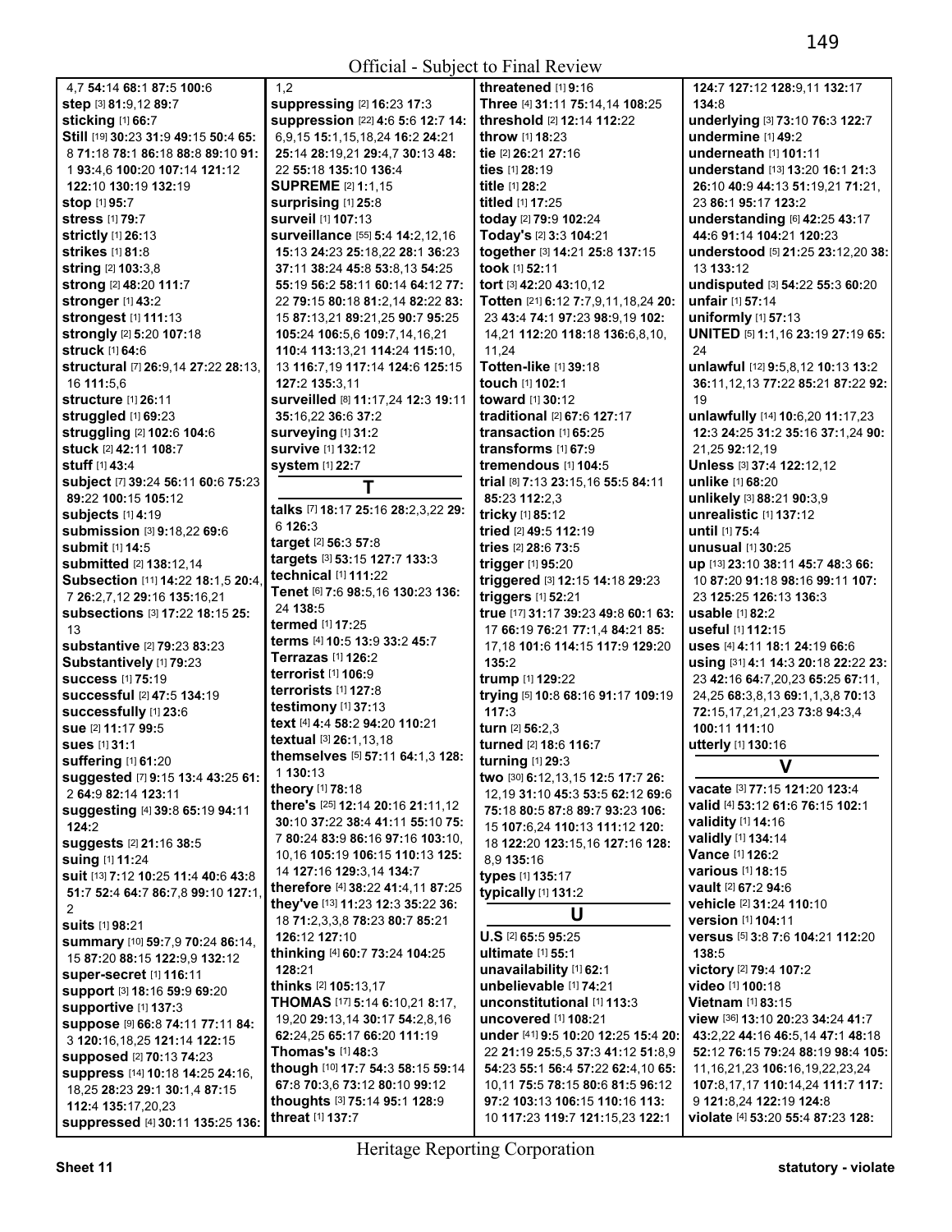4,7 **54:**14 **68:**1 **87:**5 **100:**6
**step** [3] **81:**9,12 **89:**7
**sticking** [1] **66:**7
**Still** [19] **30:**23 **31:**9 **49:**15 **50:**4 **65:**8 **71:**18 **78:**1 **86:**18 **88:**8 **89:**10 **91:**1 **93:**4,6 **100:**20 **107:**14 **121:**12 **122:**10 **130:**19 **132:**19
**stop** [1] **95:**7
**stress** [1] **79:**7
**strictly** [1] **26:**13
**strikes** [1] **81:**8
**string** [2] **103:**3,8
**strong** [2] **48:**20 **111:**7
**stronger** [1] **43:**2
**strongest** [1] **111:**13
**strongly** [2] **5:**20 **107:**18
**struck** [1] **64:**6
**structural** [7] **26:**9,14 **27:**22 **28:**13,16 **111:**5,6
**structure** [1] **26:**11
**struggled** [1] **69:**23
**struggling** [2] **102:**6 **104:**6
**stuck** [2] **42:**11 **108:**7
**stuff** [1] **43:**4
**subject** [7] **39:**24 **56:**11 **60:**6 **75:**23 **89:**22 **100:**15 **105:**12
**subjects** [1] **4:**19
**submission** [3] **9:**18,22 **69:**6
**submit** [1] **14:**5
**submitted** [2] **138:**12,14
**Subsection** [11] **14:**22 **18:**1,5 **20:**4,7 **26:**2,7,12 **29:**16 **135:**16,21
**subsections** [3] **17:**22 **18:**15 **25:**13
**substantive** [2] **79:**23 **83:**23
**Substantively** [1] **79:**23
**success** [1] **75:**19
**successful** [2] **47:**5 **134:**19
**successfully** [1] **23:**6
**sue** [2] **11:**17 **99:**5
**sues** [1] **31:**1
**suffering** [1] **61:**20
**suggested** [7] **9:**15 **13:**4 **43:**25 **61:**2 **64:**9 **82:**14 **123:**11
**suggesting** [4] **39:**8 **65:**19 **94:**11 **124:**2
**suggests** [2] **21:**16 **38:**5
**suing** [1] **11:**24
**suit** [13] **7:**12 **10:**25 **11:**4 **40:**6 **43:**8 **51:**7 **52:**4 **64:**7 **86:**7,8 **99:**10 **127:**1,2
**suits** [1] **98:**21
**summary** [10] **59:**7,9 **70:**24 **86:**14,15 **87:**20 **88:**15 **122:**9,9 **132:**12
**super-secret** [1] **116:**11
**support** [3] **18:**16 **59:**9 **69:**20
**supportive** [1] **137:**3
**suppose** [9] **66:**8 **74:**11 **77:**11 **84:**3 **120:**16,18,25 **121:**14 **122:**15
**supposed** [2] **70:**13 **74:**23
**suppress** [14] **10:**18 **14:**25 **24:**16,18,25 **28:**23 **29:**1 **30:**1,4 **87:**15 **112:**4 **135:**17,20,23
**suppressed** [4] **30:**11 **135:**25 **136:**1,2
**suppressing** [2] **16:**23 **17:**3
**suppression** [22] **4:**6 **5:**6 **12:**7 **14:**6,9,15 **15:**1,15,18,24 **16:**2 **24:**21 **25:**14 **28:**19,21 **29:**4,7 **30:**13 **48:**22 **55:**18 **135:**10 **136:**4
**SUPREME** [2] **1:**1,15
**surprising** [1] **25:**8
**surveil** [1] **107:**13
**surveillance** [55] **5:**4 **14:**2,12,16 **15:**13 **24:**23 **25:**18,22 **28:**1 **36:**23 **37:**11 **38:**24 **45:**8 **53:**8,13 **54:**25 **55:**19 **56:**2 **58:**11 **60:**14 **64:**12 **77:**22 **79:**15 **80:**18 **81:**2,14 **82:**22 **83:**15 **87:**13,21 **89:**21,25 **90:**7 **95:**25 **105:**24 **106:**5,6 **109:**7,14,16,21 **110:**4 **113:**13,21 **114:**24 **115:**10,13 **116:**7,19 **117:**14 **124:**6 **125:**15 **127:**2 **135:**3,11
**surveilled** [8] **11:**17,24 **12:**3 **19:**11 **35:**16,22 **36:**6 **37:**2
**surveying** [1] **31:**2
**survive** [1] **132:**12
**system** [1] **22:**7

## T

**talks** [7] **18:**17 **25:**16 **28:**2,3,22 **29:**6 **126:**3
**target** [2] **56:**3 **57:**8
**targets** [3] **53:**15 **127:**7 **133:**3
**technical** [1] **111:**22
**Tenet** [6] **7:**6 **98:**5,16 **130:**23 **136:**24 **138:**5
**termed** [1] **17:**25
**terms** [4] **10:**5 **13:**9 **33:**2 **45:**7
**Terrazas** [1] **126:**2
**terrorist** [1] **106:**9
**terrorists** [1] **127:**8
**testimony** [1] **37:**13
**text** [4] **4:**4 **58:**2 **94:**20 **110:**21
**textual** [3] **26:**1,13,18
**themselves** [5] **57:**11 **64:**1,3 **128:**1 **130:**13
**theory** [1] **78:**18
**there's** [25] **12:**14 **20:**16 **21:**11,12 **30:**10 **37:**22 **38:**4 **41:**11 **55:**10 **75:**7 **80:**24 **83:**9 **86:**16 **97:**16 **103:**10,10,16 **105:**19 **106:**15 **110:**13 **125:**14 **127:**16 **129:**3,14 **134:**7
**therefore** [4] **38:**22 **41:**4,11 **87:**25
**they've** [13] **11:**23 **12:**3 **35:**22 **36:**18 **71:**2,3,3,8 **78:**23 **80:**7 **85:**21 **126:**12 **127:**10
**thinking** [4] **60:**7 **73:**24 **104:**25 **128:**21
**thinks** [2] **105:**13,17
**THOMAS** [17] **5:**14 **6:**10,21 **8:**17,19,20 **29:**13,14 **30:**17 **54:**2,8,16 **62:**24,25 **65:**17 **66:**20 **111:**19
**Thomas's** [1] **48:**3
**though** [10] **17:**7 **54:**3 **58:**15 **59:**14 **67:**8 **70:**3,6 **73:**12 **80:**10 **99:**12
**thoughts** [3] **75:**14 **95:**1 **128:**9
**threat** [1] **137:**7
**threatened** [1] **9:**16
**Three** [4] **31:**11 **75:**14,14 **108:**25
**threshold** [2] **12:**14 **112:**22
**throw** [1] **18:**23
**tie** [2] **26:**21 **27:**16
**ties** [1] **28:**19
**title** [1] **28:**2
**titled** [1] **17:**25
**today** [2] **79:**9 **102:**24
**Today's** [2] **3:**3 **104:**21
**together** [3] **14:**21 **25:**8 **137:**15
**took** [1] **52:**11
**tort** [3] **42:**20 **43:**10,12
**Totten** [21] **6:**12 **7:**7,9,11,18,24 **20:**23 **43:**4 **74:**1 **97:**23 **98:**9,19 **102:**14,21 **112:**20 **118:**18 **136:**6,8,10,11,24
**Totten-like** [1] **39:**18
**touch** [1] **102:**1
**toward** [1] **30:**12
**traditional** [2] **67:**6 **127:**17
**transaction** [1] **65:**25
**transforms** [1] **67:**9
**tremendous** [1] **104:**5
**trial** [8] **7:**13 **23:**15,16 **55:**5 **84:**11 **85:**23 **112:**2,3
**tricky** [1] **85:**12
**tried** [2] **49:**5 **112:**19
**tries** [2] **28:**6 **73:**5
**trigger** [1] **95:**20
**triggered** [3] **12:**15 **14:**18 **29:**23
**triggers** [1] **52:**21
**true** [17] **31:**17 **39:**23 **49:**8 **60:**1 **63:**17 **66:**19 **76:**21 **77:**1,4 **84:**21 **85:**17,18 **101:**6 **114:**15 **117:**9 **129:**20 **135:**2
**trump** [1] **129:**22
**trying** [5] **10:**8 **68:**16 **91:**17 **109:**19 **117:**3
**turn** [2] **56:**2,3
**turned** [2] **18:**6 **116:**7
**turning** [1] **29:**3
**two** [30] **6:**12,13,15 **12:**5 **17:**7 **26:**12,19 **31:**10 **45:**3 **53:**5 **62:**12 **69:**6 **75:**18 **80:**5 **87:**8 **89:**7 **93:**23 **106:**15 **107:**6,24 **110:**13 **111:**12 **120:**18 **122:**20 **123:**15,16 **127:**16 **128:**8,9 **135:**16
**types** [1] **135:**17
**typically** [1] **131:**2

## U

**U.S** [2] **65:**5 **95:**25
**ultimate** [1] **55:**1
**unavailability** [1] **62:**1
**unbelievable** [1] **74:**21
**unconstitutional** [1] **113:**3
**uncovered** [1] **108:**21
**under** [41] **9:**5 **10:**20 **12:**25 **15:**4 **20:**22 **21:**19 **25:**5,5 **37:**3 **41:**12 **51:**8,9 **54:**23 **55:**1 **56:**4 **57:**22 **62:**4,10 **65:**10,11 **75:**5 **78:**15 **80:**6 **81:**5 **96:**12 **97:**2 **103:**13 **106:**15 **110:**16 **113:**10 **117:**23 **119:**7 **121:**15,23 **122:**1 **124:**7 **127:**12 **128:**9,11 **132:**17 **134:**8
**underlying** [3] **73:**10 **76:**3 **122:**7
**undermine** [1] **49:**2
**underneath** [1] **101:**11
**understand** [13] **13:**20 **16:**1 **21:**3 **26:**10 **40:**9 **44:**13 **51:**19,21 **71:**21,23 **86:**1 **95:**17 **123:**2
**understanding** [6] **42:**25 **43:**17 **44:**6 **91:**14 **104:**21 **120:**23
**understood** [5] **21:**25 **23:**12,20 **38:**13 **133:**12
**undisputed** [3] **54:**22 **55:**3 **60:**20
**unfair** [1] **57:**14
**uniformly** [1] **57:**13
**UNITED** [5] **1:**1,16 **23:**19 **27:**19 **65:**24
**unlawful** [12] **9:**5,8,12 **10:**13 **13:**2 **36:**11,12,13 **77:**22 **85:**21 **87:**22 **92:**19
**unlawfully** [14] **10:**6,20 **11:**17,23 **12:**3 **24:**25 **31:**2 **35:**16 **37:**1,24 **90:**21,25 **92:**12,19
**Unless** [3] **37:**4 **122:**12,12
**unlike** [1] **68:**20
**unlikely** [3] **88:**21 **90:**3,9
**unrealistic** [1] **137:**12
**until** [1] **75:**4
**unusual** [1] **30:**25
**up** [13] **23:**10 **38:**11 **45:**7 **48:**3 **66:**10 **87:**20 **91:**18 **98:**16 **99:**11 **107:**23 **125:**25 **126:**13 **136:**3
**usable** [1] **82:**2
**useful** [1] **112:**15
**uses** [4] **4:**11 **18:**1 **24:**19 **66:**6
**using** [31] **4:**1 **14:**3 **20:**18 **22:**22 **23:**23 **42:**16 **64:**7,20,23 **65:**25 **67:**11,24,25 **68:**3,8,13 **69:**1,1,3,8 **70:**13 **72:**15,17,21,21,23 **73:**8 **94:**3,4 **100:**11 **111:**10
**utterly** [1] **130:**16

## V

**vacate** [3] **77:**15 **121:**20 **123:**4
**valid** [4] **53:**12 **61:**6 **76:**15 **102:**1
**validity** [1] **14:**16
**validly** [1] **134:**14
**Vance** [1] **126:**2
**various** [1] **18:**15
**vault** [2] **67:**2 **94:**6
**vehicle** [2] **31:**24 **110:**10
**version** [1] **104:**11
**versus** [5] **3:**8 **7:**6 **104:**21 **112:**20 **138:**5
**victory** [2] **79:**4 **107:**2
**video** [1] **100:**18
**Vietnam** [1] **83:**15
**view** [36] **13:**10 **20:**23 **34:**24 **41:**7 **43:**2,22 **44:**16 **46:**5,14 **47:**1 **48:**18 **52:**12 **76:**15 **79:**24 **88:**19 **98:**4 **105:**11,16,21,23 **106:**16,19,22,23,24 **107:**8,17,17 **110:**14,24 **111:**7 **117:**9 **121:**8,24 **122:**19 **124:**8
**violate** [4] **53:**20 **55:**4 **87:**23 **128:**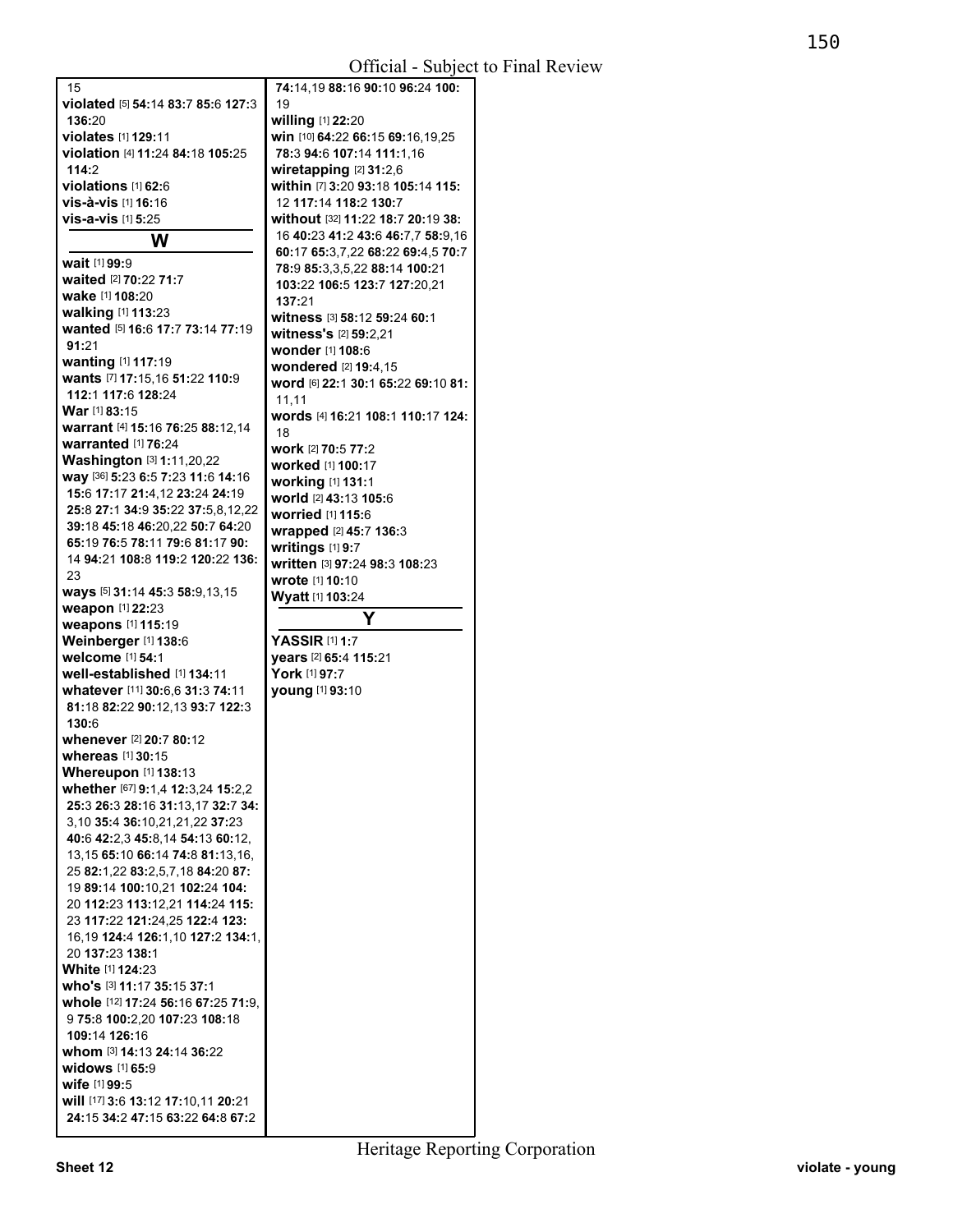15

**violated** [5] **54:**14 **83:**7 **85:**6 **127:**3 **136:**20

**violates** [1] **129:**11

**violation** [4] **11:**24 **84:**18 **105:**25 **114:**2

**violations** [1] **62:**6

**vis-à-vis** [1] **16:**16

**vis-a-vis** [1] **5:**25

## W

**wait** [1] **99:**9

**waited** [2] **70:**22 **71:**7

**wake** [1] **108:**20

**walking** [1] **113:**23

**wanted** [5] **16:**6 **17:**7 **73:**14 **77:**19 **91:**21

**wanting** [1] **117:**19

**wants** [7] **17:**15,16 **51:**22 **110:**9 **112:**1 **117:**6 **128:**24

**War** [1] **83:**15

**warrant** [4] **15:**16 **76:**25 **88:**12,14

**warranted** [1] **76:**24

**Washington** [3] **1:**11,20,22

**way** [36] **5:**23 **6:**5 **7:**23 **11:**6 **14:**16 **15:**6 **17:**17 **21:**4,12 **23:**24 **24:**19 **25:**8 **27:**1 **34:**9 **35:**22 **37:**5,8,12,22 **39:**18 **45:**18 **46:**20,22 **50:**7 **64:**20 **65:**19 **76:**5 **78:**11 **79:**6 **81:**17 **90:**14 **94:**21 **108:**8 **119:**2 **120:**22 **136:**23

**ways** [5] **31:**14 **45:**3 **58:**9,13,15

**weapon** [1] **22:**23

**weapons** [1] **115:**19

**Weinberger** [1] **138:**6

**welcome** [1] **54:**1

**well-established** [1] **134:**11

**whatever** [11] **30:**6,6 **31:**3 **74:**11 **81:**18 **82:**22 **90:**12,13 **93:**7 **122:**3 **130:**6

**whenever** [2] **20:**7 **80:**12

**whereas** [1] **30:**15

**Whereupon** [1] **138:**13

**whether** [67] **9:**1,4 **12:**3,24 **15:**2,2 **25:**3 **26:**3 **28:**16 **31:**13,17 **32:**7 **34:**3,10 **35:**4 **36:**10,21,21,22 **37:**23 **40:**6 **42:**2,3 **45:**8,14 **54:**13 **60:**12,13,15 **65:**10 **66:**14 **74:**8 **81:**13,16,25 **82:**1,22 **83:**2,5,7,18 **84:**20 **87:**19 **89:**14 **100:**10,21 **102:**24 **104:**20 **112:**23 **113:**12,21 **114:**24 **115:**23 **117:**22 **121:**24,25 **122:**4 **123:**16,19 **124:**4 **126:**1,10 **127:**2 **134:**1,20 **137:**23 **138:**1

**White** [1] **124:**23

**who's** [3] **11:**17 **35:**15 **37:**1

**whole** [12] **17:**24 **56:**16 **67:**25 **71:**9,9 **75:**8 **100:**2,20 **107:**23 **108:**18 **109:**14 **126:**16

**whom** [3] **14:**13 **24:**14 **36:**22

**widows** [1] **65:**9

**wife** [1] **99:**5

**will** [17] **3:**6 **13:**12 **17:**10,11 **20:**21 **24:**15 **34:**2 **47:**15 **63:**22 **64:**8 **67:**2 **74:**14,19 **88:**16 **90:**10 **96:**24 **100:**19

**willing** [1] **22:**20

**win** [10] **64:**22 **66:**15 **69:**16,19,25 **78:**3 **94:**6 **107:**14 **111:**1,16

**wiretapping** [2] **31:**2,6

**within** [7] **3:**20 **93:**18 **105:**14 **115:**12 **117:**14 **118:**2 **130:**7

**without** [32] **11:**22 **18:**7 **20:**19 **38:**16 **40:**23 **41:**2 **43:**6 **46:**7,7 **58:**9,16 **60:**17 **65:**3,7,22 **68:**22 **69:**4,5 **70:**7 **78:**9 **85:**3,3,5,22 **88:**14 **100:**21 **103:**22 **106:**5 **123:**7 **127:**20,21 **137:**21

**witness** [3] **58:**12 **59:**24 **60:**1

**witness's** [2] **59:**2,21

**wonder** [1] **108:**6

**wondered** [2] **19:**4,15

**word** [6] **22:**1 **30:**1 **65:**22 **69:**10 **81:**11,11

**words** [4] **16:**21 **108:**1 **110:**17 **124:**18

**work** [2] **70:**5 **77:**2

**worked** [1] **100:**17

**working** [1] **131:**1

**world** [2] **43:**13 **105:**6

**worried** [1] **115:**6

**wrapped** [2] **45:**7 **136:**3

**writings** [1] **9:**7

**written** [3] **97:**24 **98:**3 **108:**23

**wrote** [1] **10:**10

**Wyatt** [1] **103:**24

## Y

**YASSIR** [1] **1:**7

**years** [2] **65:**4 **115:**21

**York** [1] **97:**7

**young** [1] **93:**10